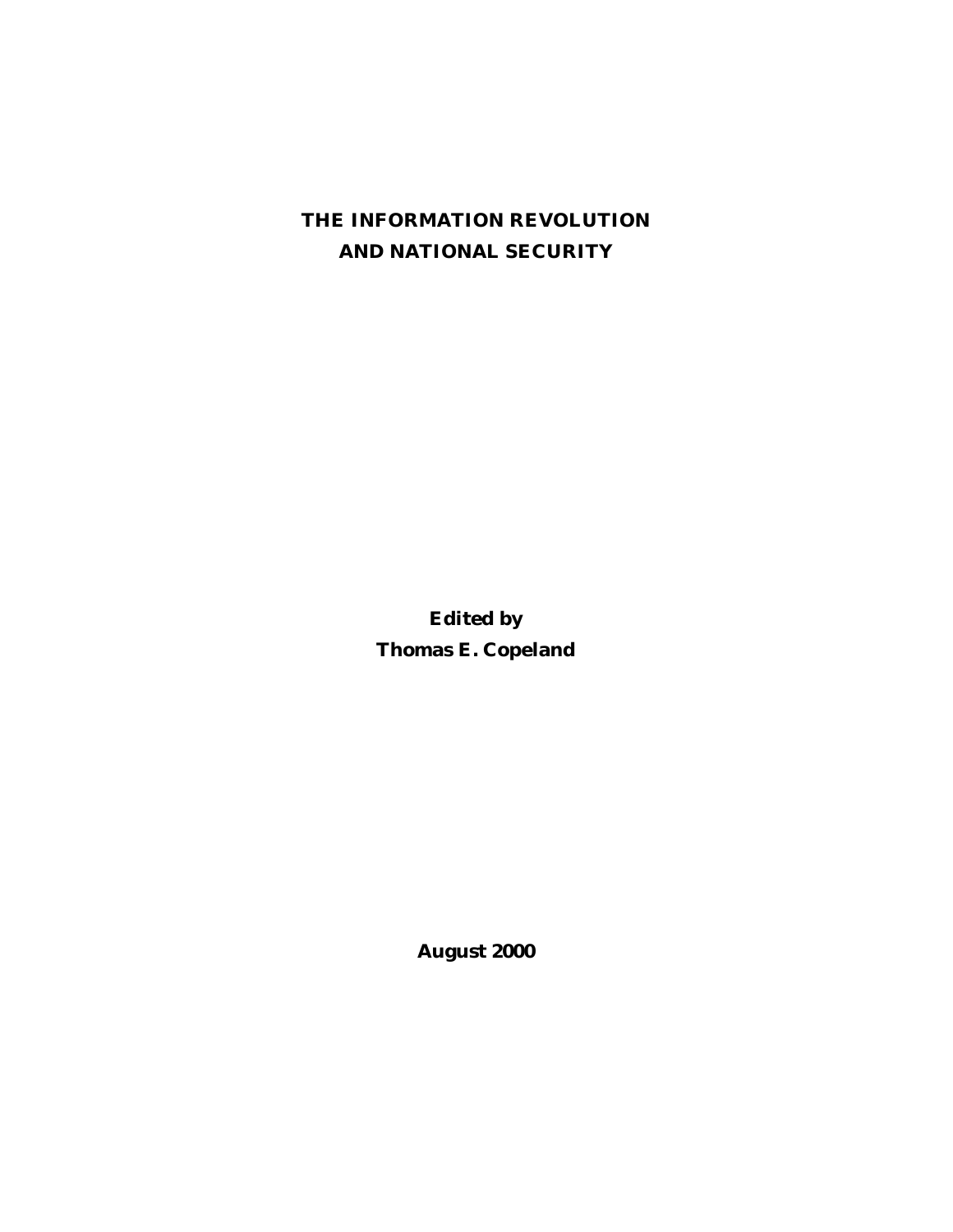# THE INFORMATION REVOLUTION AND NATIONAL SECURITY

**Edited by**
**Thomas E. Copeland**

**August 2000**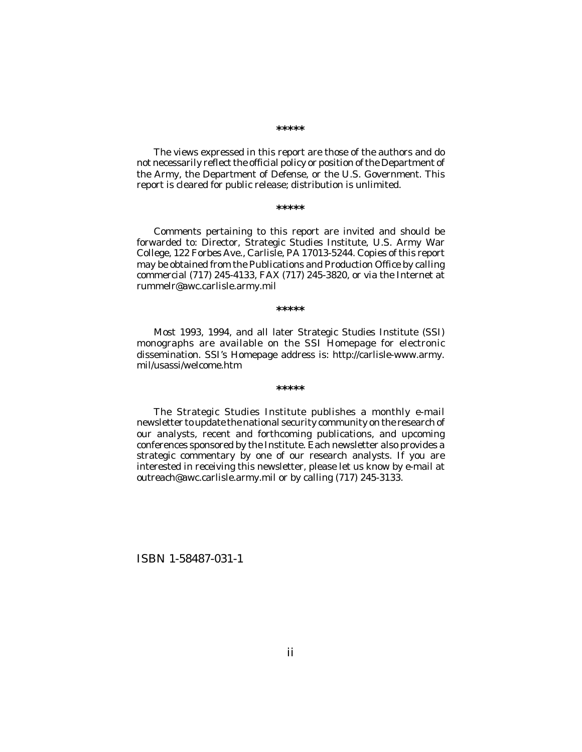*****

The views expressed in this report are those of the authors and do not necessarily reflect the official policy or position of the Department of the Army, the Department of Defense, or the U.S. Government. This report is cleared for public release; distribution is unlimited.

*****

Comments pertaining to this report are invited and should be forwarded to: Director, Strategic Studies Institute, U.S. Army War College, 122 Forbes Ave., Carlisle, PA 17013-5244. Copies of this report may be obtained from the Publications and Production Office by calling commercial (717) 245-4133, FAX (717) 245-3820, or via the Internet at rummelr@awc.carlisle.army.mil

*****

Most 1993, 1994, and all later Strategic Studies Institute (SSI) monographs are available on the SSI Homepage for electronic dissemination. SSI's Homepage address is: http://carlisle-www.army.mil/usassi/welcome.htm

*****

The Strategic Studies Institute publishes a monthly e-mail newsletter to update the national security community on the research of our analysts, recent and forthcoming publications, and upcoming conferences sponsored by the Institute. Each newsletter also provides a strategic commentary by one of our research analysts. If you are interested in receiving this newsletter, please let us know by e-mail at outreach@awc.carlisle.army.mil or by calling (717) 245-3133.

ISBN 1-58487-031-1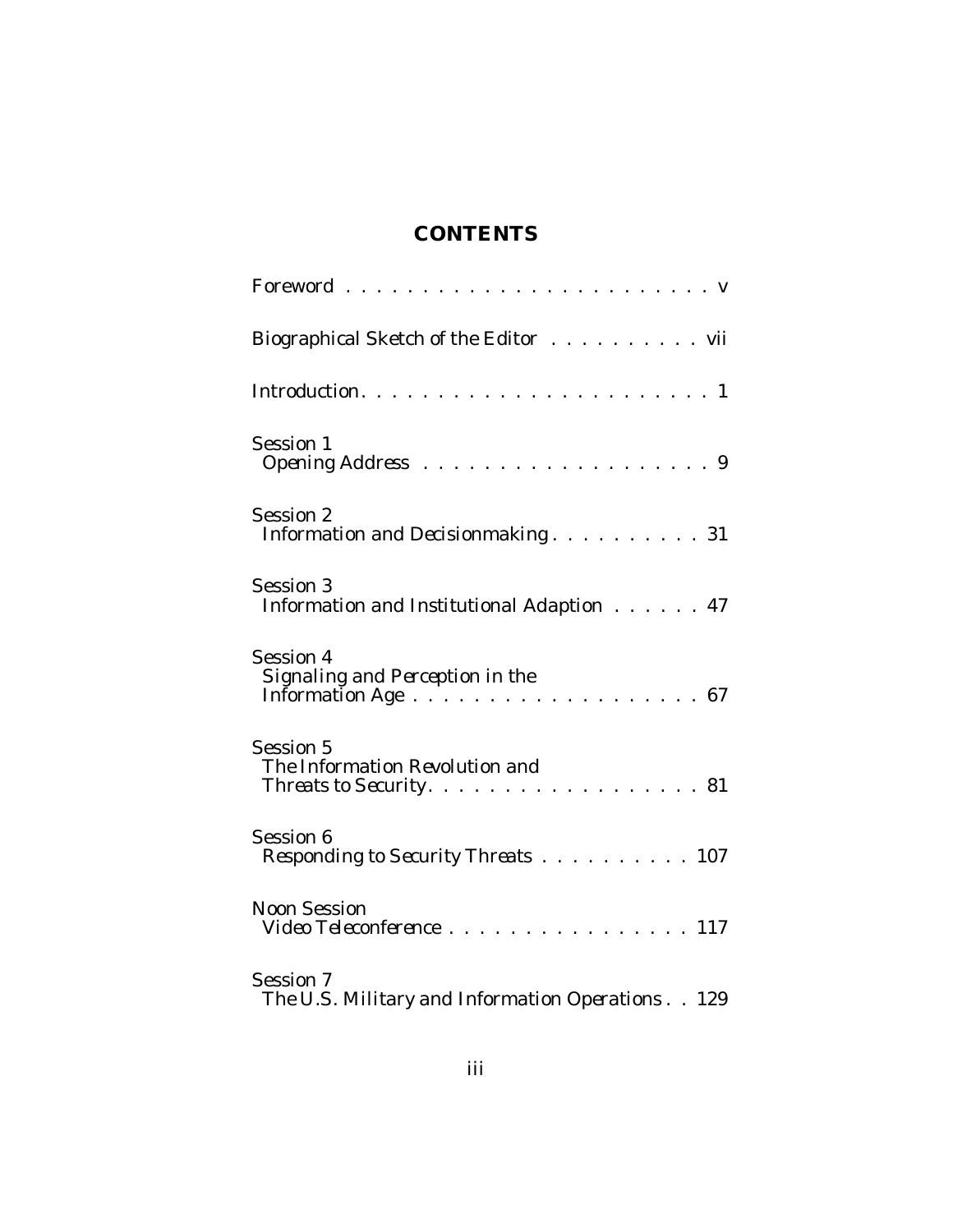# CONTENTS

Foreword . . . . . . . . . . . . . . . . . . . . . . . . v

Biographical Sketch of the Editor . . . . . . . . . . vii

Introduction. . . . . . . . . . . . . . . . . . . . . . . . 1

Session 1
Opening Address . . . . . . . . . . . . . . . . . . . 9

Session 2
Information and Decisionmaking. . . . . . . . . . . 31

Session 3
Information and Institutional Adaption . . . . . . 47

Session 4
Signaling and Perception in the
Information Age . . . . . . . . . . . . . . . . . . . 67

Session 5
The Information Revolution and
Threats to Security. . . . . . . . . . . . . . . . . . 81

Session 6
Responding to Security Threats . . . . . . . . . . 107

Noon Session
Video Teleconference . . . . . . . . . . . . . . . . 117

Session 7
The U.S. Military and Information Operations . . 129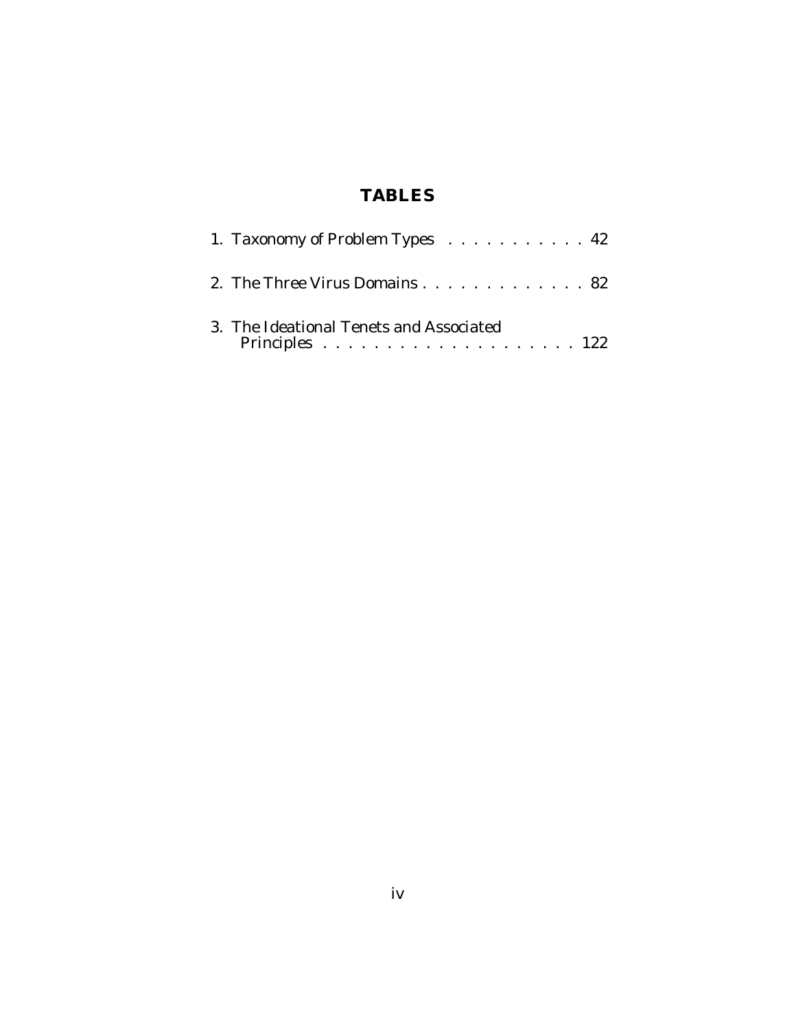# TABLES

1. Taxonomy of Problem Types . . . . . . . . . . . 42

2. The Three Virus Domains . . . . . . . . . . . . . 82

3. The Ideational Tenets and Associated Principles . . . . . . . . . . . . . . . . . . . . 122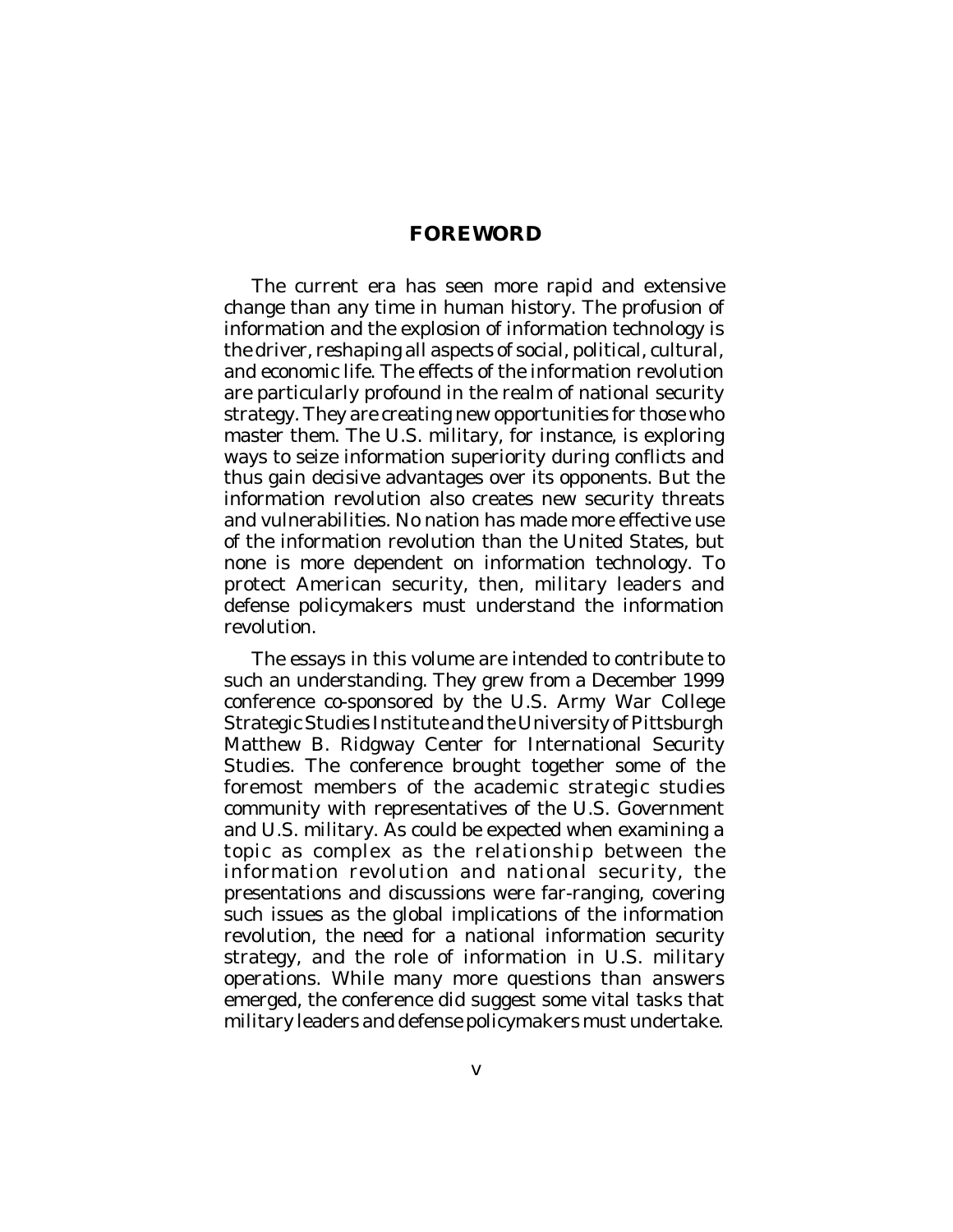# FOREWORD

The current era has seen more rapid and extensive change than any time in human history. The profusion of information and the explosion of information technology is the driver, reshaping all aspects of social, political, cultural, and economic life. The effects of the information revolution are particularly profound in the realm of national security strategy. They are creating new opportunities for those who master them. The U.S. military, for instance, is exploring ways to seize information superiority during conflicts and thus gain decisive advantages over its opponents. But the information revolution also creates new security threats and vulnerabilities. No nation has made more effective use of the information revolution than the United States, but none is more dependent on information technology. To protect American security, then, military leaders and defense policymakers must understand the information revolution.

The essays in this volume are intended to contribute to such an understanding. They grew from a December 1999 conference co-sponsored by the U.S. Army War College Strategic Studies Institute and the University of Pittsburgh Matthew B. Ridgway Center for International Security Studies. The conference brought together some of the foremost members of the academic strategic studies community with representatives of the U.S. Government and U.S. military. As could be expected when examining a topic as complex as the relationship between the information revolution and national security, the presentations and discussions were far-ranging, covering such issues as the global implications of the information revolution, the need for a national information security strategy, and the role of information in U.S. military operations. While many more questions than answers emerged, the conference did suggest some vital tasks that military leaders and defense policymakers must undertake.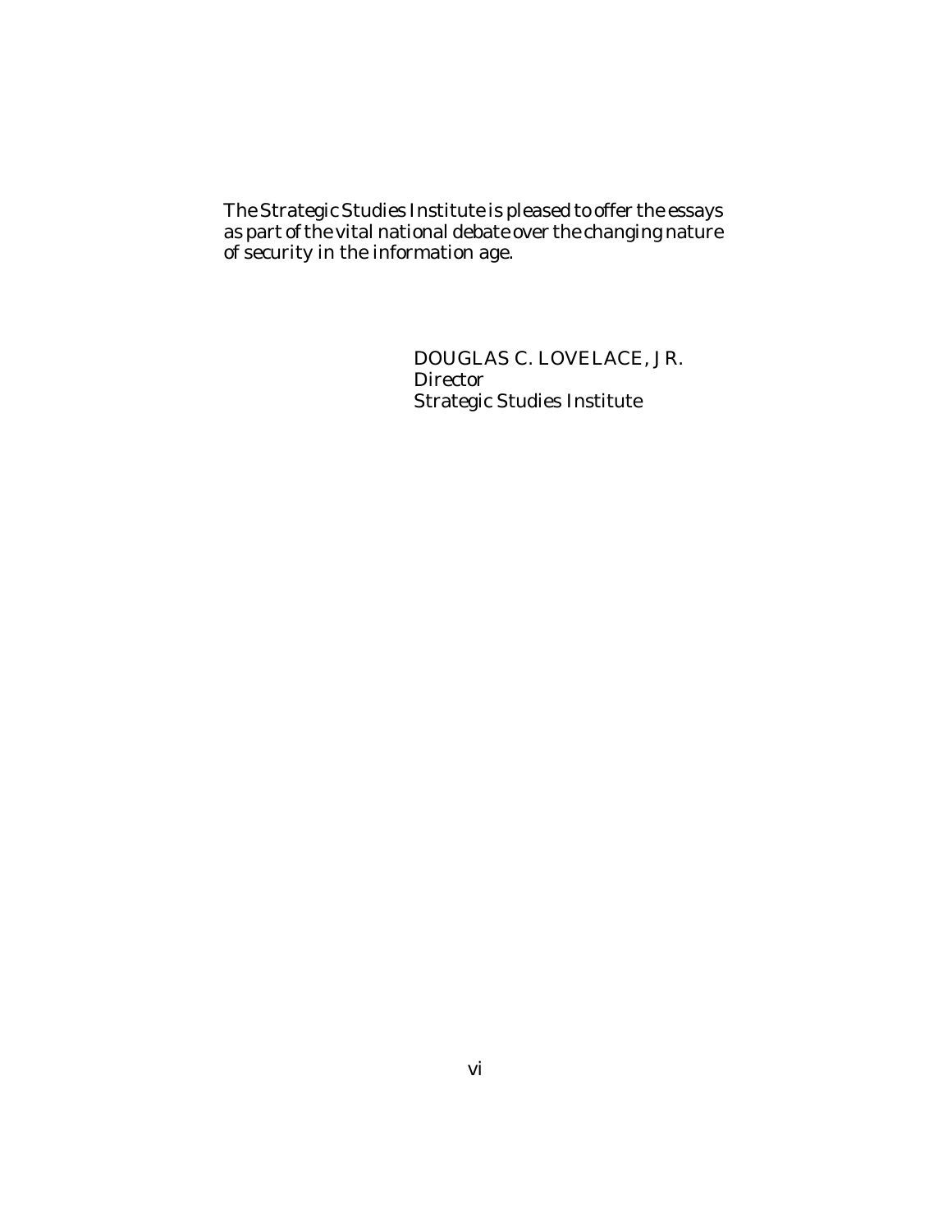The Strategic Studies Institute is pleased to offer the essays as part of the vital national debate over the changing nature of security in the information age.

DOUGLAS C. LOVELACE, JR.
*Director*
Strategic Studies Institute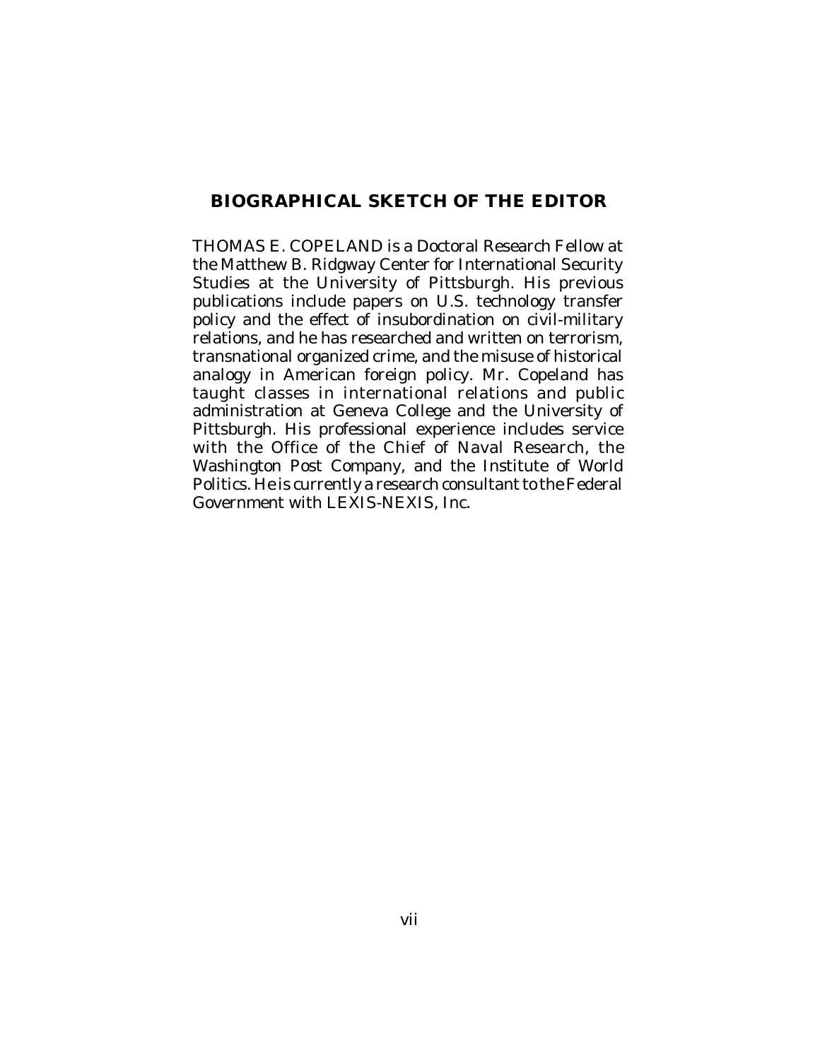## BIOGRAPHICAL SKETCH OF THE EDITOR

THOMAS E. COPELAND is a Doctoral Research Fellow at the Matthew B. Ridgway Center for International Security Studies at the University of Pittsburgh. His previous publications include papers on U.S. technology transfer policy and the effect of insubordination on civil-military relations, and he has researched and written on terrorism, transnational organized crime, and the misuse of historical analogy in American foreign policy. Mr. Copeland has taught classes in international relations and public administration at Geneva College and the University of Pittsburgh. His professional experience includes service with the Office of the Chief of Naval Research, the Washington Post Company, and the Institute of World Politics. He is currently a research consultant to the Federal Government with LEXIS-NEXIS, Inc.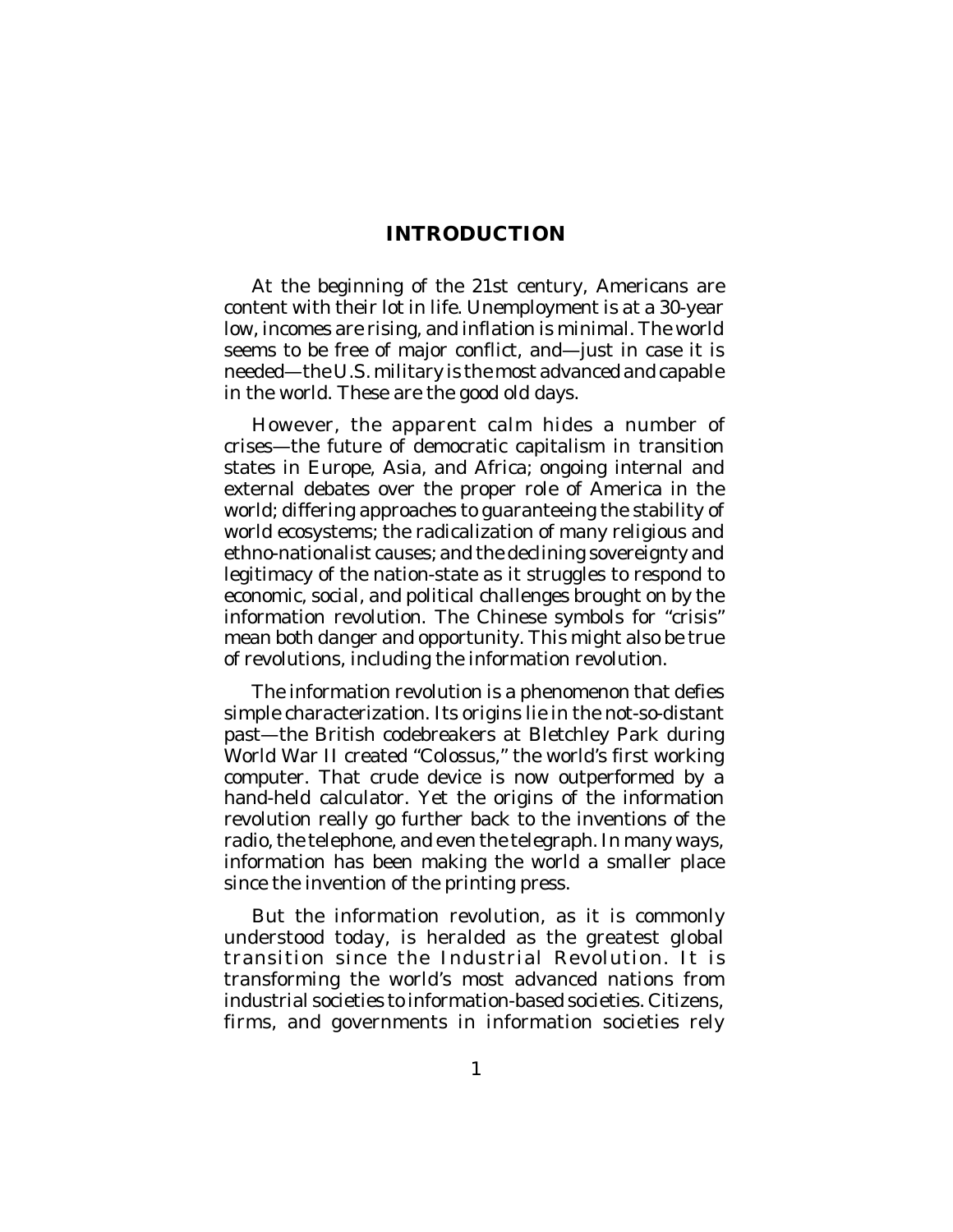# INTRODUCTION

At the beginning of the 21st century, Americans are content with their lot in life. Unemployment is at a 30-year low, incomes are rising, and inflation is minimal. The world seems to be free of major conflict, and—just in case it is needed—the U.S. military is the most advanced and capable in the world. These are the good old days.

However, the apparent calm hides a number of crises—the future of democratic capitalism in transition states in Europe, Asia, and Africa; ongoing internal and external debates over the proper role of America in the world; differing approaches to guaranteeing the stability of world ecosystems; the radicalization of many religious and ethno-nationalist causes; and the declining sovereignty and legitimacy of the nation-state as it struggles to respond to economic, social, and political challenges brought on by the information revolution. The Chinese symbols for "crisis" mean both danger and opportunity. This might also be true of revolutions, including the information revolution.

The information revolution is a phenomenon that defies simple characterization. Its origins lie in the not-so-distant past—the British codebreakers at Bletchley Park during World War II created "Colossus," the world's first working computer. That crude device is now outperformed by a hand-held calculator. Yet the origins of the information revolution really go further back to the inventions of the radio, the telephone, and even the telegraph. In many ways, information has been making the world a smaller place since the invention of the printing press.

But the information revolution, as it is commonly understood today, is heralded as the greatest global transition since the Industrial Revolution. It is transforming the world's most advanced nations from industrial societies to information-based societies. Citizens, firms, and governments in information societies rely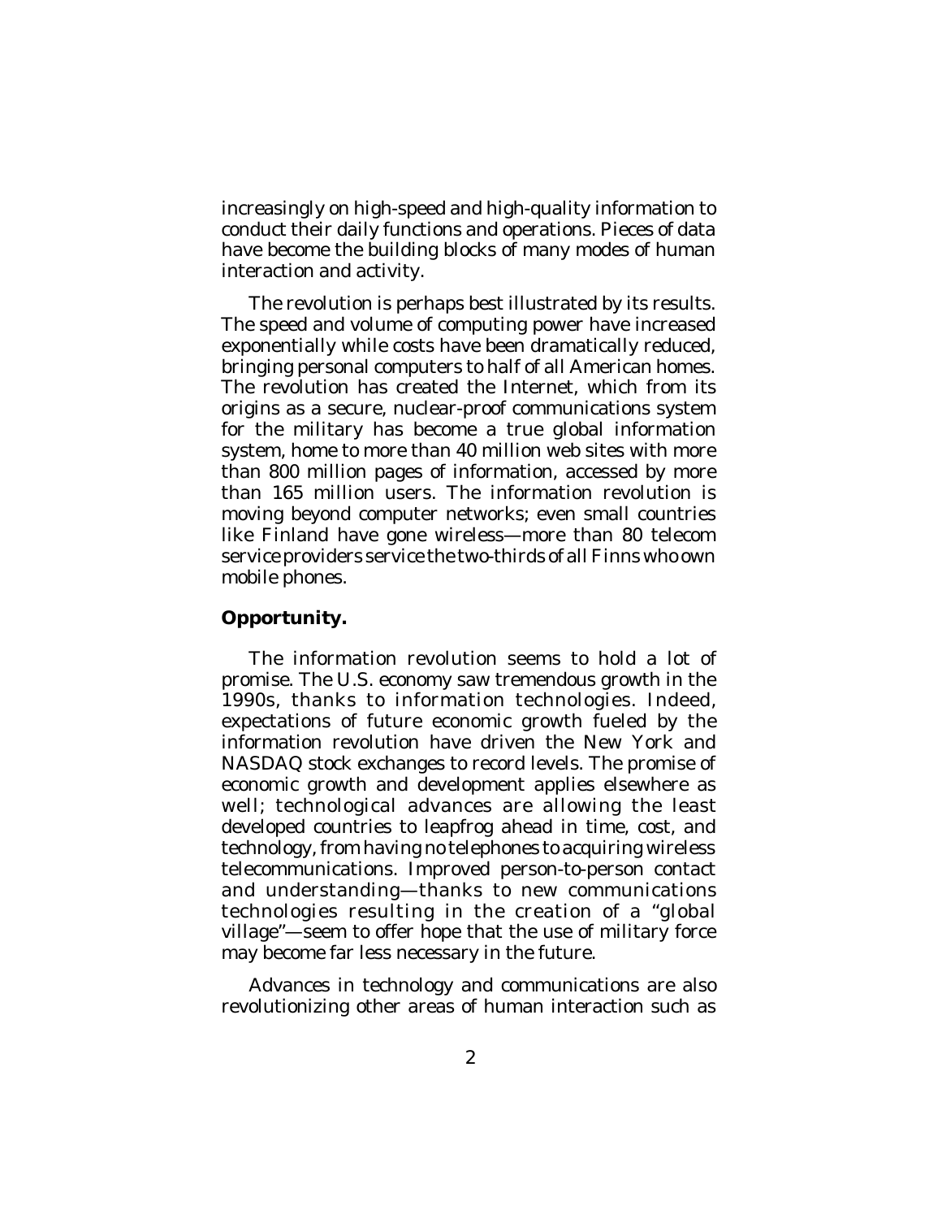increasingly on high-speed and high-quality information to conduct their daily functions and operations. Pieces of data have become the building blocks of many modes of human interaction and activity.

The revolution is perhaps best illustrated by its results. The speed and volume of computing power have increased exponentially while costs have been dramatically reduced, bringing personal computers to half of all American homes. The revolution has created the Internet, which from its origins as a secure, nuclear-proof communications system for the military has become a true global information system, home to more than 40 million web sites with more than 800 million pages of information, accessed by more than 165 million users. The information revolution is moving beyond computer networks; even small countries like Finland have gone wireless—more than 80 telecom service providers service the two-thirds of all Finns who own mobile phones.

**Opportunity.**

The information revolution seems to hold a lot of promise. The U.S. economy saw tremendous growth in the 1990s, thanks to information technologies. Indeed, expectations of future economic growth fueled by the information revolution have driven the New York and NASDAQ stock exchanges to record levels. The promise of economic growth and development applies elsewhere as well; technological advances are allowing the least developed countries to leapfrog ahead in time, cost, and technology, from having no telephones to acquiring wireless telecommunications. Improved person-to-person contact and understanding—thanks to new communications technologies resulting in the creation of a "global village"—seem to offer hope that the use of military force may become far less necessary in the future.

Advances in technology and communications are also revolutionizing other areas of human interaction such as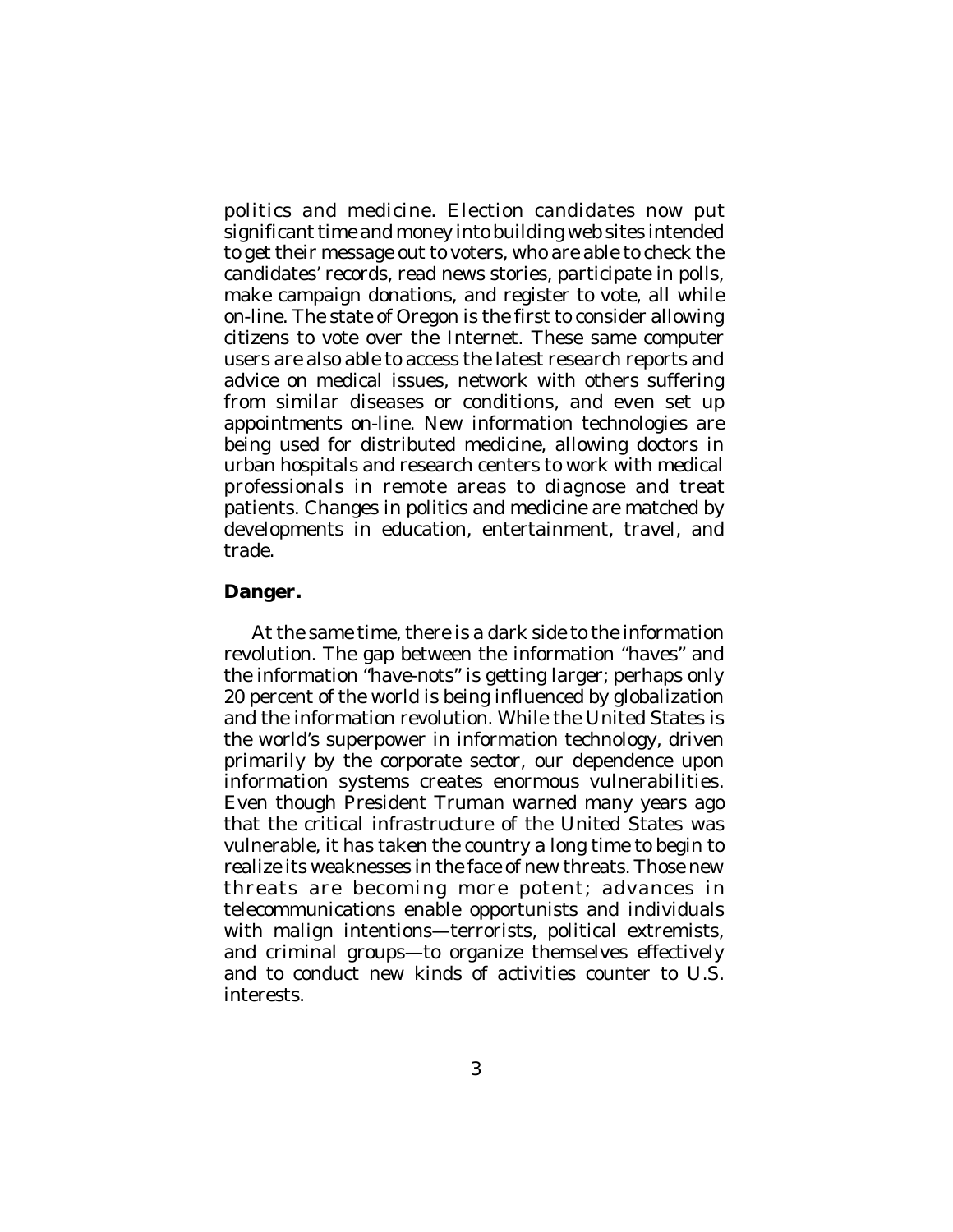politics and medicine. Election candidates now put significant time and money into building web sites intended to get their message out to voters, who are able to check the candidates' records, read news stories, participate in polls, make campaign donations, and register to vote, all while on-line. The state of Oregon is the first to consider allowing citizens to vote over the Internet. These same computer users are also able to access the latest research reports and advice on medical issues, network with others suffering from similar diseases or conditions, and even set up appointments on-line. New information technologies are being used for distributed medicine, allowing doctors in urban hospitals and research centers to work with medical professionals in remote areas to diagnose and treat patients. Changes in politics and medicine are matched by developments in education, entertainment, travel, and trade.

**Danger.**

At the same time, there is a dark side to the information revolution. The gap between the information "haves" and the information "have-nots" is getting larger; perhaps only 20 percent of the world is being influenced by globalization and the information revolution. While the United States is the world's superpower in information technology, driven primarily by the corporate sector, our dependence upon information systems creates enormous vulnerabilities. Even though President Truman warned many years ago that the critical infrastructure of the United States was vulnerable, it has taken the country a long time to begin to realize its weaknesses in the face of new threats. Those new threats are becoming more potent; advances in telecommunications enable opportunists and individuals with malign intentions—terrorists, political extremists, and criminal groups—to organize themselves effectively and to conduct new kinds of activities counter to U.S. interests.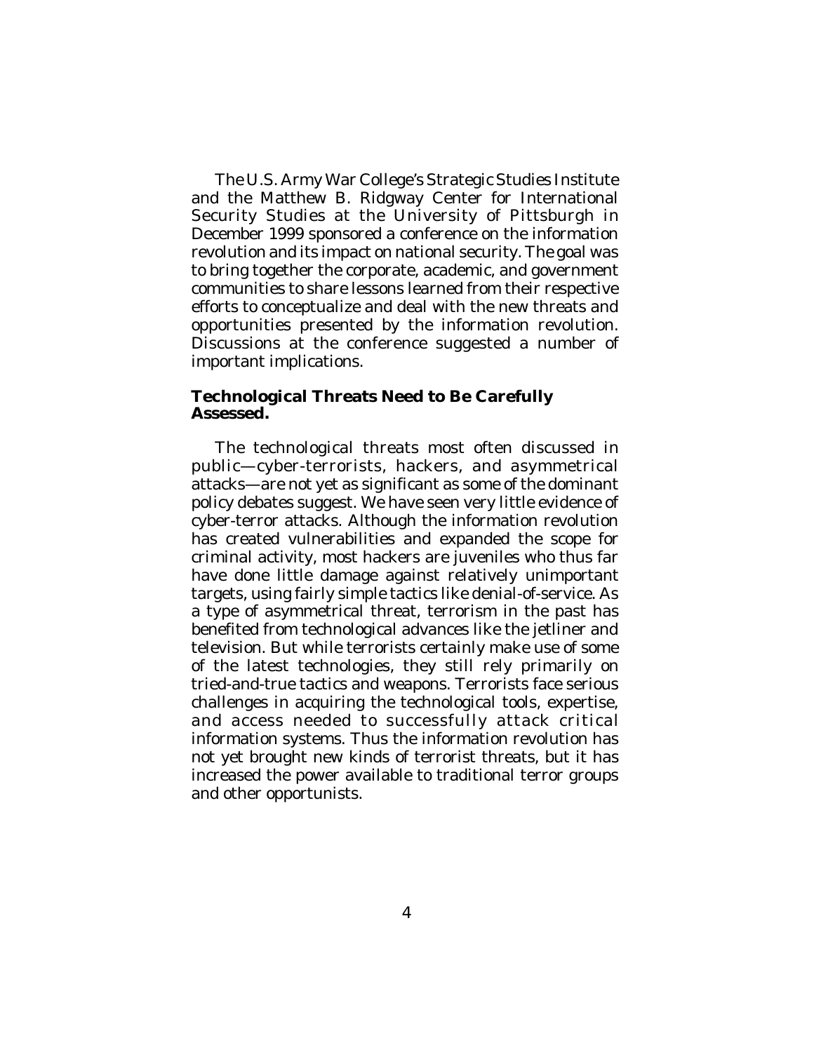The U.S. Army War College's Strategic Studies Institute and the Matthew B. Ridgway Center for International Security Studies at the University of Pittsburgh in December 1999 sponsored a conference on the information revolution and its impact on national security. The goal was to bring together the corporate, academic, and government communities to share lessons learned from their respective efforts to conceptualize and deal with the new threats and opportunities presented by the information revolution. Discussions at the conference suggested a number of important implications.

**Technological Threats Need to Be Carefully Assessed.**

The technological threats most often discussed in public—cyber-terrorists, hackers, and asymmetrical attacks—are not yet as significant as some of the dominant policy debates suggest. We have seen very little evidence of cyber-terror attacks. Although the information revolution has created vulnerabilities and expanded the scope for criminal activity, most hackers are juveniles who thus far have done little damage against relatively unimportant targets, using fairly simple tactics like denial-of-service. As a type of asymmetrical threat, terrorism in the past has benefited from technological advances like the jetliner and television. But while terrorists certainly make use of some of the latest technologies, they still rely primarily on tried-and-true tactics and weapons. Terrorists face serious challenges in acquiring the technological tools, expertise, and access needed to successfully attack critical information systems. Thus the information revolution has not yet brought new kinds of terrorist threats, but it has increased the power available to traditional terror groups and other opportunists.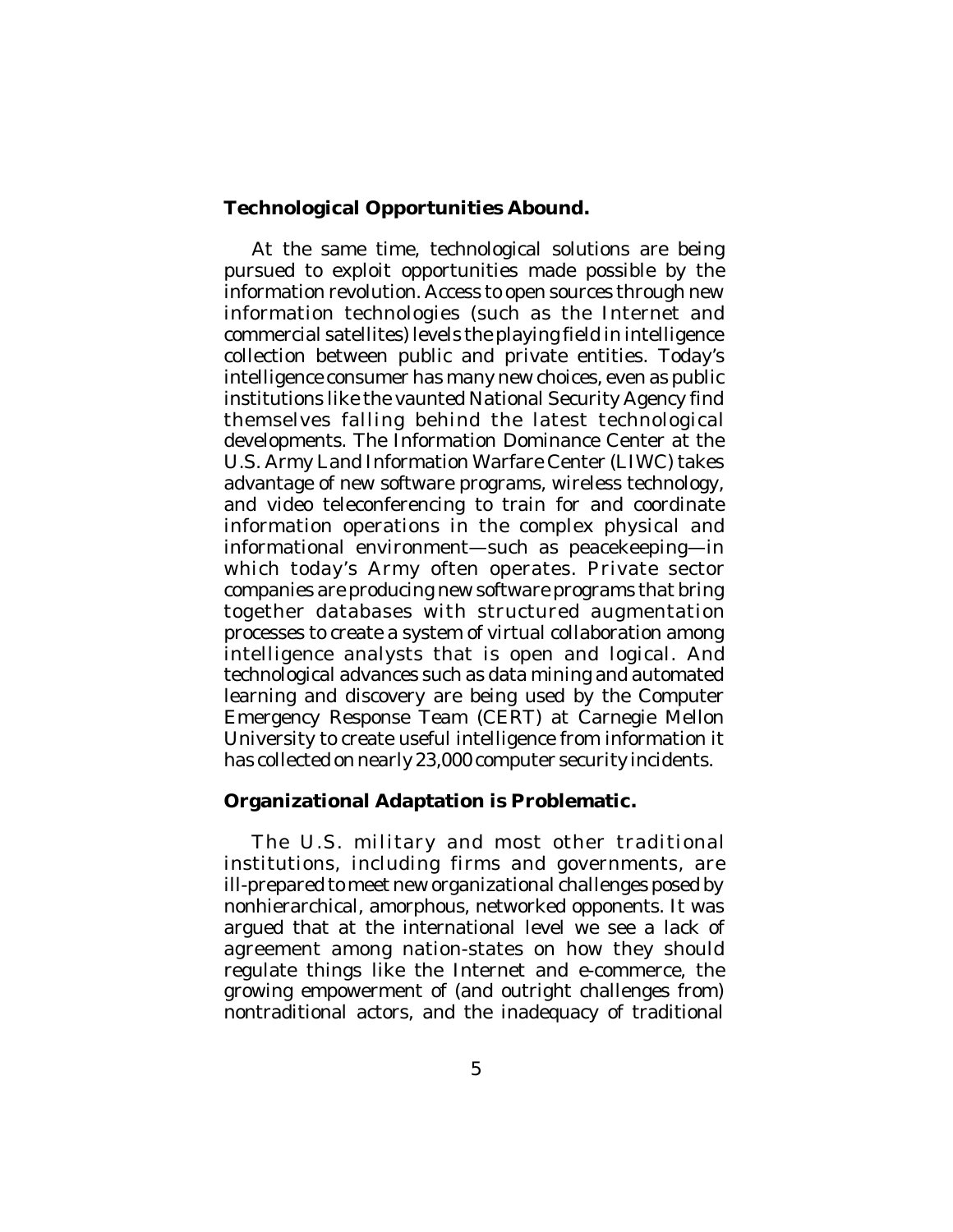**Technological Opportunities Abound.**

At the same time, technological solutions are being pursued to exploit opportunities made possible by the information revolution. Access to open sources through new information technologies (such as the Internet and commercial satellites) levels the playing field in intelligence collection between public and private entities. Today's intelligence consumer has many new choices, even as public institutions like the vaunted National Security Agency find themselves falling behind the latest technological developments. The Information Dominance Center at the U.S. Army Land Information Warfare Center (LIWC) takes advantage of new software programs, wireless technology, and video teleconferencing to train for and coordinate information operations in the complex physical and informational environment—such as peacekeeping—in which today's Army often operates. Private sector companies are producing new software programs that bring together databases with structured augmentation processes to create a system of virtual collaboration among intelligence analysts that is open and logical. And technological advances such as data mining and automated learning and discovery are being used by the Computer Emergency Response Team (CERT) at Carnegie Mellon University to create useful intelligence from information it has collected on nearly 23,000 computer security incidents.

**Organizational Adaptation is Problematic.**

The U.S. military and most other traditional institutions, including firms and governments, are ill-prepared to meet new organizational challenges posed by nonhierarchical, amorphous, networked opponents. It was argued that at the international level we see a lack of agreement among nation-states on how they should regulate things like the Internet and e-commerce, the growing empowerment of (and outright challenges from) nontraditional actors, and the inadequacy of traditional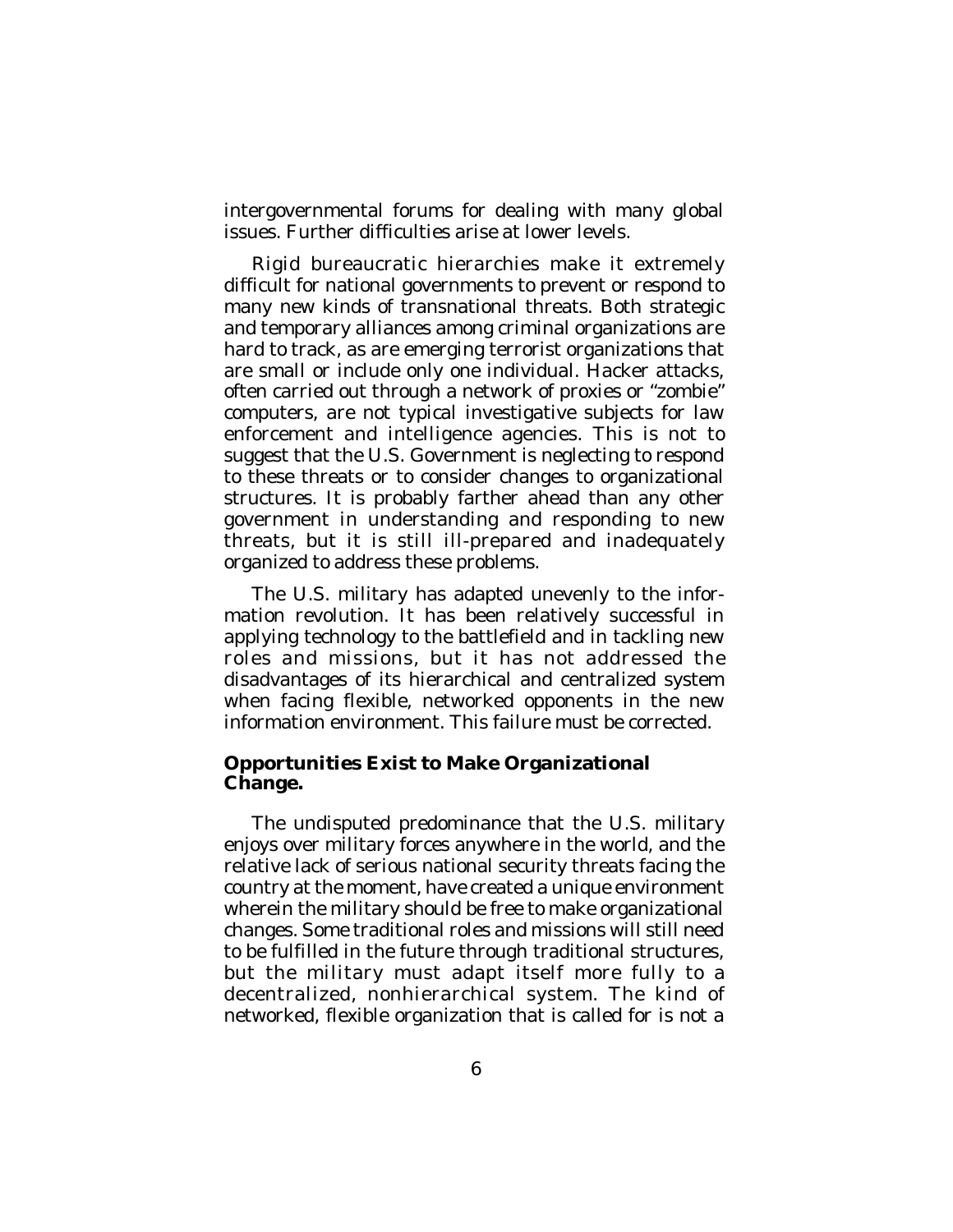intergovernmental forums for dealing with many global issues. Further difficulties arise at lower levels.

Rigid bureaucratic hierarchies make it extremely difficult for national governments to prevent or respond to many new kinds of transnational threats. Both strategic and temporary alliances among criminal organizations are hard to track, as are emerging terrorist organizations that are small or include only one individual. Hacker attacks, often carried out through a network of proxies or "zombie" computers, are not typical investigative subjects for law enforcement and intelligence agencies. This is not to suggest that the U.S. Government is neglecting to respond to these threats or to consider changes to organizational structures. It is probably farther ahead than any other government in understanding and responding to new threats, but it is still ill-prepared and inadequately organized to address these problems.

The U.S. military has adapted unevenly to the information revolution. It has been relatively successful in applying technology to the battlefield and in tackling new roles and missions, but it has not addressed the disadvantages of its hierarchical and centralized system when facing flexible, networked opponents in the new information environment. This failure must be corrected.

**Opportunities Exist to Make Organizational Change.**

The undisputed predominance that the U.S. military enjoys over military forces anywhere in the world, and the relative lack of serious national security threats facing the country at the moment, have created a unique environment wherein the military should be free to make organizational changes. Some traditional roles and missions will still need to be fulfilled in the future through traditional structures, but the military must adapt itself more fully to a decentralized, nonhierarchical system. The kind of networked, flexible organization that is called for is not a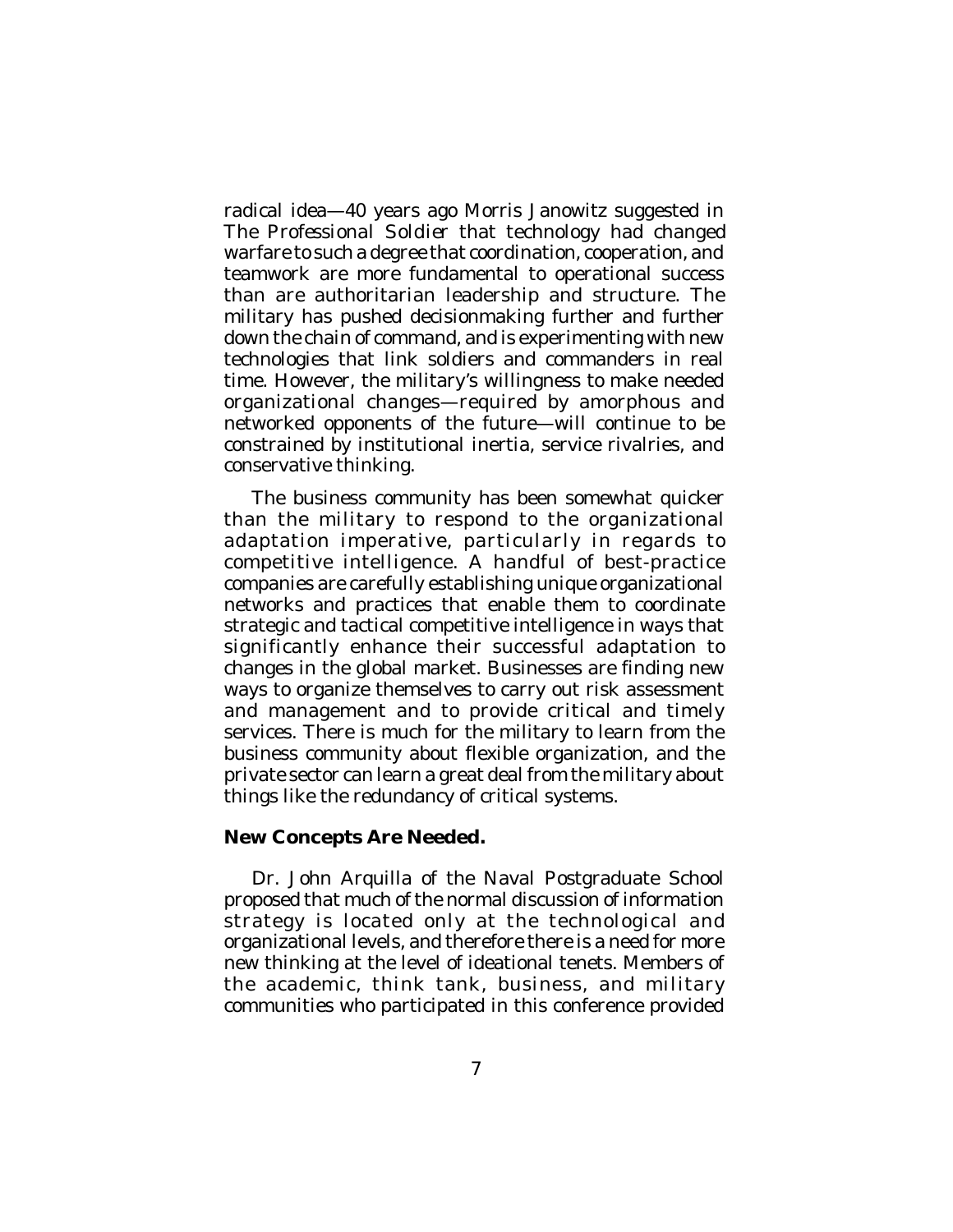radical idea—40 years ago Morris Janowitz suggested in *The Professional Soldier* that technology had changed warfare to such a degree that coordination, cooperation, and teamwork are more fundamental to operational success than are authoritarian leadership and structure. The military has pushed decisionmaking further and further down the chain of command, and is experimenting with new technologies that link soldiers and commanders in real time. However, the military's willingness to make needed organizational changes—required by amorphous and networked opponents of the future—will continue to be constrained by institutional inertia, service rivalries, and conservative thinking.

The business community has been somewhat quicker than the military to respond to the organizational adaptation imperative, particularly in regards to competitive intelligence. A handful of best-practice companies are carefully establishing unique organizational networks and practices that enable them to coordinate strategic and tactical competitive intelligence in ways that significantly enhance their successful adaptation to changes in the global market. Businesses are finding new ways to organize themselves to carry out risk assessment and management and to provide critical and timely services. There is much for the military to learn from the business community about flexible organization, and the private sector can learn a great deal from the military about things like the redundancy of critical systems.

**New Concepts Are Needed.**

Dr. John Arquilla of the Naval Postgraduate School proposed that much of the normal discussion of information strategy is located only at the technological and organizational levels, and therefore there is a need for more new thinking at the level of ideational tenets. Members of the academic, think tank, business, and military communities who participated in this conference provided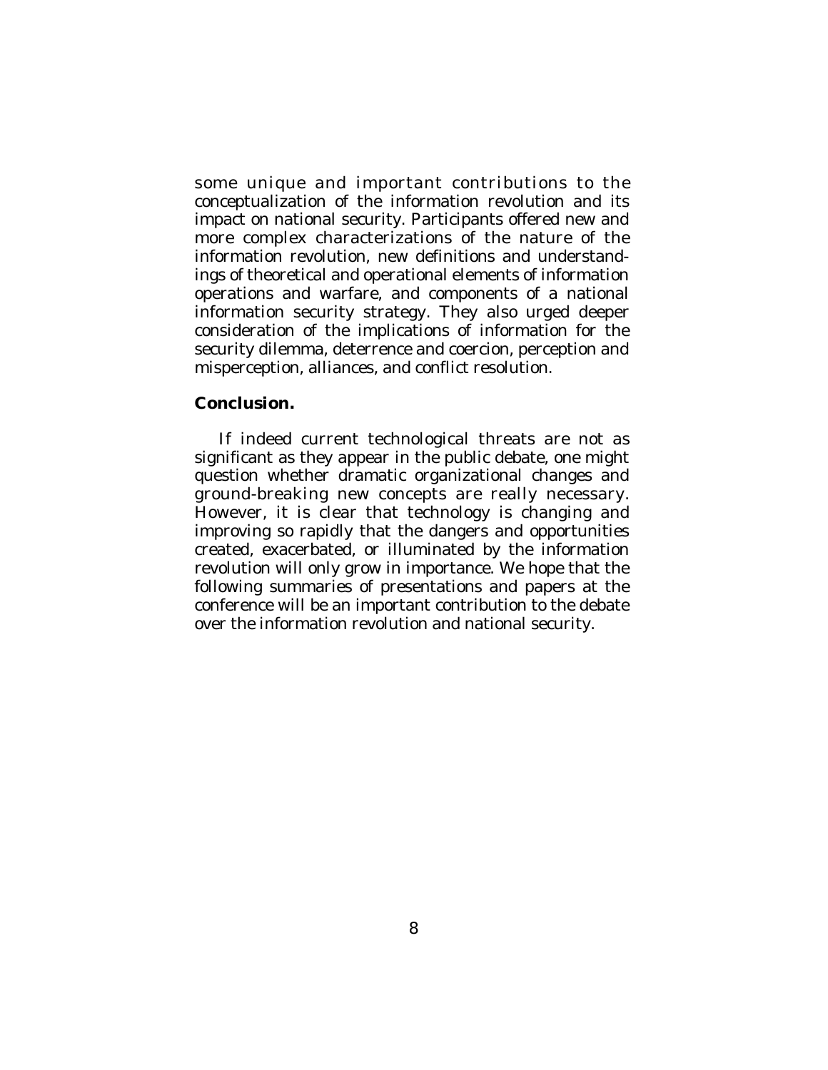some unique and important contributions to the conceptualization of the information revolution and its impact on national security. Participants offered new and more complex characterizations of the nature of the information revolution, new definitions and understandings of theoretical and operational elements of information operations and warfare, and components of a national information security strategy. They also urged deeper consideration of the implications of information for the security dilemma, deterrence and coercion, perception and misperception, alliances, and conflict resolution.

**Conclusion.**

If indeed current technological threats are not as significant as they appear in the public debate, one might question whether dramatic organizational changes and ground-breaking new concepts are really necessary. However, it is clear that technology is changing and improving so rapidly that the dangers and opportunities created, exacerbated, or illuminated by the information revolution will only grow in importance. We hope that the following summaries of presentations and papers at the conference will be an important contribution to the debate over the information revolution and national security.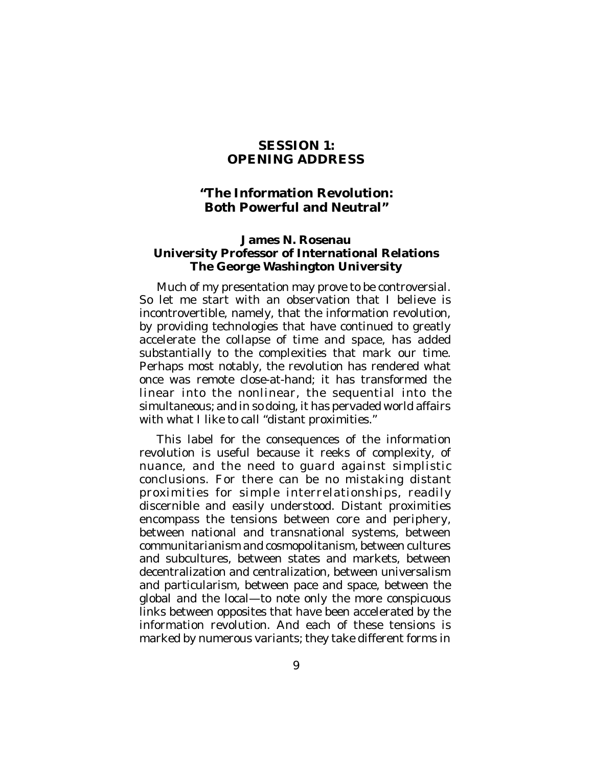## SESSION 1:
## OPENING ADDRESS

### "The Information Revolution: Both Powerful and Neutral"

**James N. Rosenau**
**University Professor of International Relations**
**The George Washington University**

Much of my presentation may prove to be controversial. So let me start with an observation that I believe is incontrovertible, namely, that the information revolution, by providing technologies that have continued to greatly accelerate the collapse of time and space, has added substantially to the complexities that mark our time. Perhaps most notably, the revolution has rendered what once was remote close-at-hand; it has transformed the linear into the nonlinear, the sequential into the simultaneous; and in so doing, it has pervaded world affairs with what I like to call "distant proximities."

This label for the consequences of the information revolution is useful because it reeks of complexity, of nuance, and the need to guard against simplistic conclusions. For there can be no mistaking distant proximities for simple interrelationships, readily discernible and easily understood. Distant proximities encompass the tensions between core and periphery, between national and transnational systems, between communitarianism and cosmopolitanism, between cultures and subcultures, between states and markets, between decentralization and centralization, between universalism and particularism, between pace and space, between the global and the local—to note only the more conspicuous links between opposites that have been accelerated by the information revolution. And each of these tensions is marked by numerous variants; they take different forms in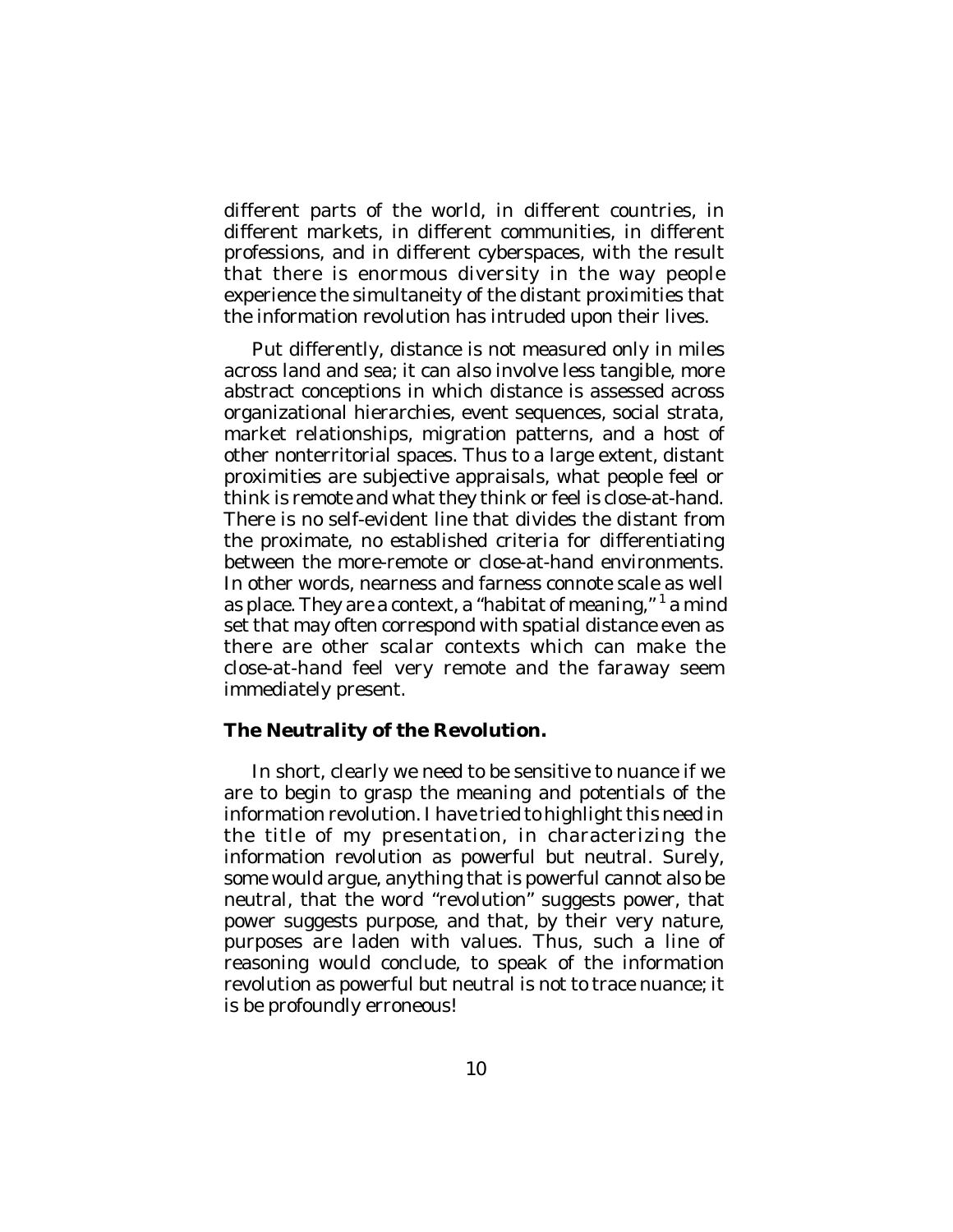different parts of the world, in different countries, in different markets, in different communities, in different professions, and in different cyberspaces, with the result that there is enormous diversity in the way people experience the simultaneity of the distant proximities that the information revolution has intruded upon their lives.

Put differently, distance is not measured only in miles across land and sea; it can also involve less tangible, more abstract conceptions in which distance is assessed across organizational hierarchies, event sequences, social strata, market relationships, migration patterns, and a host of other nonterritorial spaces. Thus to a large extent, distant proximities are subjective appraisals, what people feel or think is remote and what they think or feel is close-at-hand. There is no self-evident line that divides the distant from the proximate, no established criteria for differentiating between the more-remote or close-at-hand environments. In other words, nearness and farness connote scale as well as place. They are a context, a "habitat of meaning,"[1] a mind set that may often correspond with spatial distance even as there are other scalar contexts which can make the close-at-hand feel very remote and the faraway seem immediately present.

**The Neutrality of the Revolution.**

In short, clearly we need to be sensitive to nuance if we are to begin to grasp the meaning and potentials of the information revolution. I have tried to highlight this need in the title of my presentation, in characterizing the information revolution as powerful but neutral. Surely, some would argue, anything that is powerful cannot also be neutral, that the word "revolution" suggests power, that power suggests purpose, and that, by their very nature, purposes are laden with values. Thus, such a line of reasoning would conclude, to speak of the information revolution as powerful but neutral is not to trace nuance; it is be profoundly erroneous!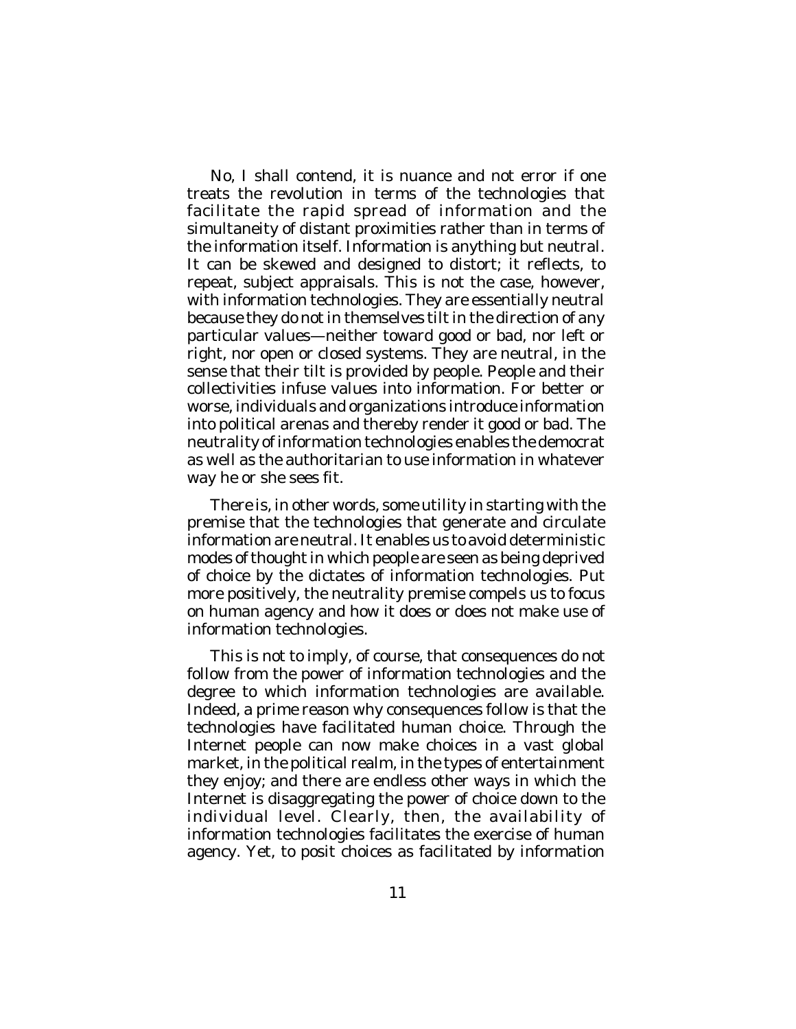No, I shall contend, it is nuance and not error if one treats the revolution in terms of the technologies that facilitate the rapid spread of information and the simultaneity of distant proximities rather than in terms of the information itself. Information is anything but neutral. It can be skewed and designed to distort; it reflects, to repeat, subject appraisals. This is not the case, however, with information technologies. They are essentially neutral because they do not in themselves tilt in the direction of any particular values—neither toward good or bad, nor left or right, nor open or closed systems. They are neutral, in the sense that their tilt is provided by people. People and their collectivities infuse values into information. For better or worse, individuals and organizations introduce information into political arenas and thereby render it good or bad. The neutrality of information technologies enables the democrat as well as the authoritarian to use information in whatever way he or she sees fit.

There is, in other words, some utility in starting with the premise that the technologies that generate and circulate information are neutral. It enables us to avoid deterministic modes of thought in which people are seen as being deprived of choice by the dictates of information technologies. Put more positively, the neutrality premise compels us to focus on human agency and how it does or does not make use of information technologies.

This is not to imply, of course, that consequences do not follow from the power of information technologies and the degree to which information technologies are available. Indeed, a prime reason why consequences follow is that the technologies have facilitated human choice. Through the Internet people can now make choices in a vast global market, in the political realm, in the types of entertainment they enjoy; and there are endless other ways in which the Internet is disaggregating the power of choice down to the individual level. Clearly, then, the availability of information technologies facilitates the exercise of human agency. Yet, to posit choices as facilitated by information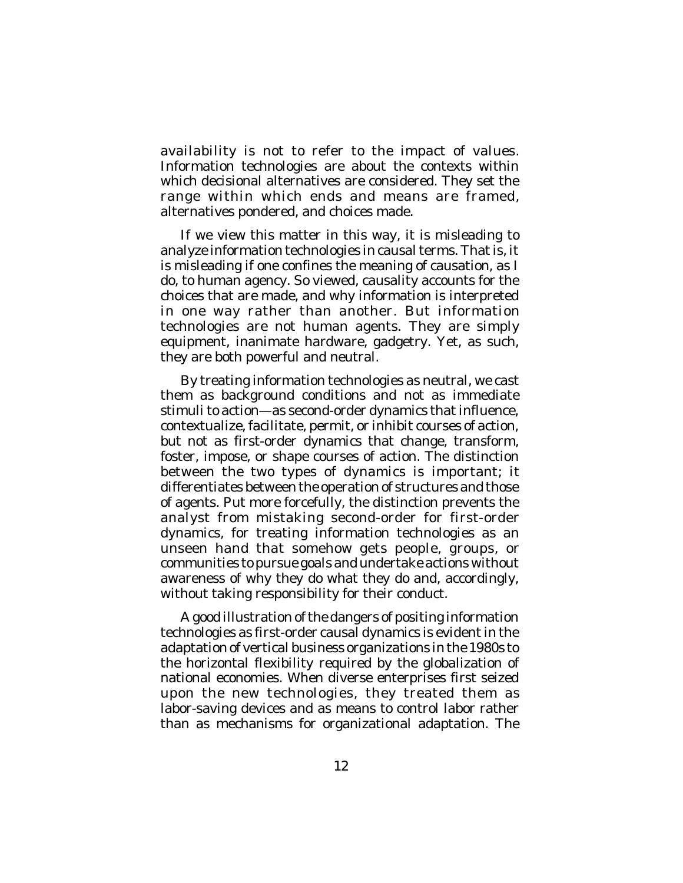availability is not to refer to the impact of values. Information technologies are about the contexts within which decisional alternatives are considered. They set the range within which ends and means are framed, alternatives pondered, and choices made.

If we view this matter in this way, it is misleading to analyze information technologies in causal terms. That is, it is misleading if one confines the meaning of causation, as I do, to human agency. So viewed, causality accounts for the choices that are made, and why information is interpreted in one way rather than another. But information technologies are not human agents. They are simply equipment, inanimate hardware, gadgetry. Yet, as such, they are both powerful and neutral.

By treating information technologies as neutral, we cast them as background conditions and not as immediate stimuli to action—as second-order dynamics that influence, contextualize, facilitate, permit, or inhibit courses of action, but not as first-order dynamics that change, transform, foster, impose, or shape courses of action. The distinction between the two types of dynamics is important; it differentiates between the operation of structures and those of agents. Put more forcefully, the distinction prevents the analyst from mistaking second-order for first-order dynamics, for treating information technologies as an unseen hand that somehow gets people, groups, or communities to pursue goals and undertake actions without awareness of why they do what they do and, accordingly, without taking responsibility for their conduct.

A good illustration of the dangers of positing information technologies as first-order causal dynamics is evident in the adaptation of vertical business organizations in the 1980s to the horizontal flexibility required by the globalization of national economies. When diverse enterprises first seized upon the new technologies, they treated them as labor-saving devices and as means to control labor rather than as mechanisms for organizational adaptation. The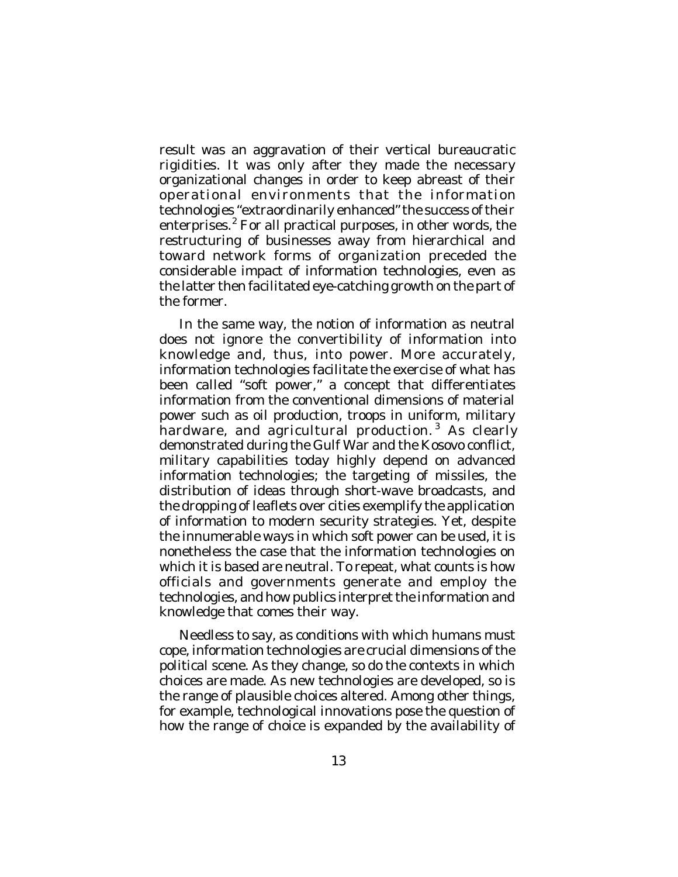result was an aggravation of their vertical bureaucratic rigidities. It was only after they made the necessary organizational changes in order to keep abreast of their operational environments that the information technologies "extraordinarily enhanced" the success of their enterprises.[2] For all practical purposes, in other words, the restructuring of businesses away from hierarchical and toward network forms of organization preceded the considerable impact of information technologies, even as the latter then facilitated eye-catching growth on the part of the former.

In the same way, the notion of information as neutral does not ignore the convertibility of information into knowledge and, thus, into power. More accurately, information technologies facilitate the exercise of what has been called "soft power," a concept that differentiates information from the conventional dimensions of material power such as oil production, troops in uniform, military hardware, and agricultural production.[3] As clearly demonstrated during the Gulf War and the Kosovo conflict, military capabilities today highly depend on advanced information technologies; the targeting of missiles, the distribution of ideas through short-wave broadcasts, and the dropping of leaflets over cities exemplify the application of information to modern security strategies. Yet, despite the innumerable ways in which soft power can be used, it is nonetheless the case that the information technologies on which it is based are neutral. To repeat, what counts is how officials and governments generate and employ the technologies, and how publics interpret the information and knowledge that comes their way.

Needless to say, as conditions with which humans must cope, information technologies are crucial dimensions of the political scene. As they change, so do the contexts in which choices are made. As new technologies are developed, so is the range of plausible choices altered. Among other things, for example, technological innovations pose the question of how the range of choice is expanded by the availability of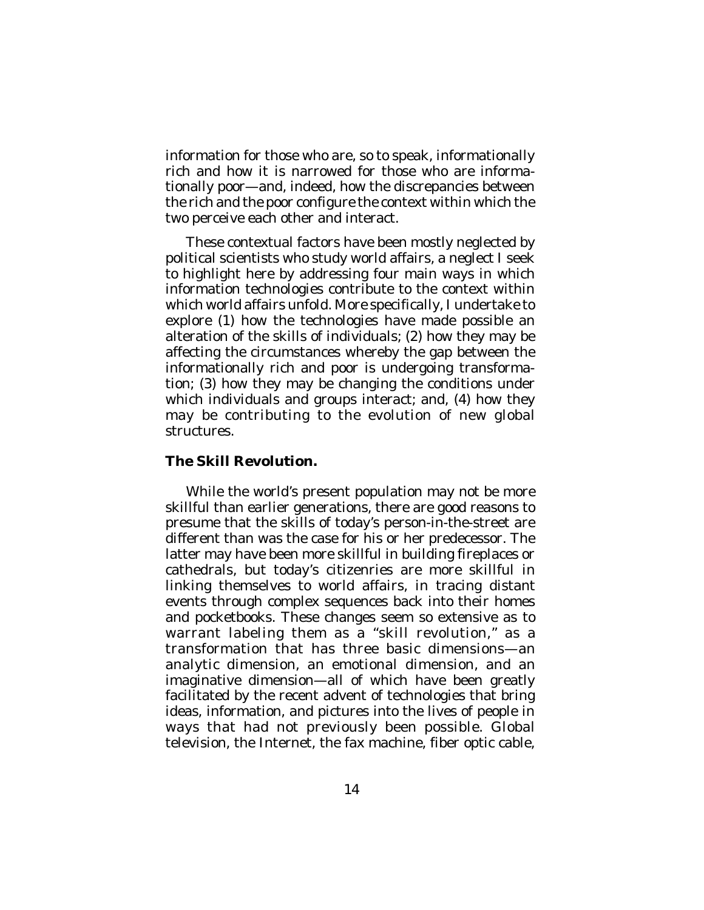information for those who are, so to speak, informationally rich and how it is narrowed for those who are informationally poor—and, indeed, how the discrepancies between the rich and the poor configure the context within which the two perceive each other and interact.

These contextual factors have been mostly neglected by political scientists who study world affairs, a neglect I seek to highlight here by addressing four main ways in which information technologies contribute to the context within which world affairs unfold. More specifically, I undertake to explore (1) how the technologies have made possible an alteration of the skills of individuals; (2) how they may be affecting the circumstances whereby the gap between the informationally rich and poor is undergoing transformation; (3) how they may be changing the conditions under which individuals and groups interact; and, (4) how they may be contributing to the evolution of new global structures.

**The Skill Revolution.**

While the world's present population may not be more skillful than earlier generations, there are good reasons to presume that the skills of today's person-in-the-street are different than was the case for his or her predecessor. The latter may have been more skillful in building fireplaces or cathedrals, but today's citizenries are more skillful in linking themselves to world affairs, in tracing distant events through complex sequences back into their homes and pocketbooks. These changes seem so extensive as to warrant labeling them as a "skill revolution," as a transformation that has three basic dimensions—an analytic dimension, an emotional dimension, and an imaginative dimension—all of which have been greatly facilitated by the recent advent of technologies that bring ideas, information, and pictures into the lives of people in ways that had not previously been possible. Global television, the Internet, the fax machine, fiber optic cable,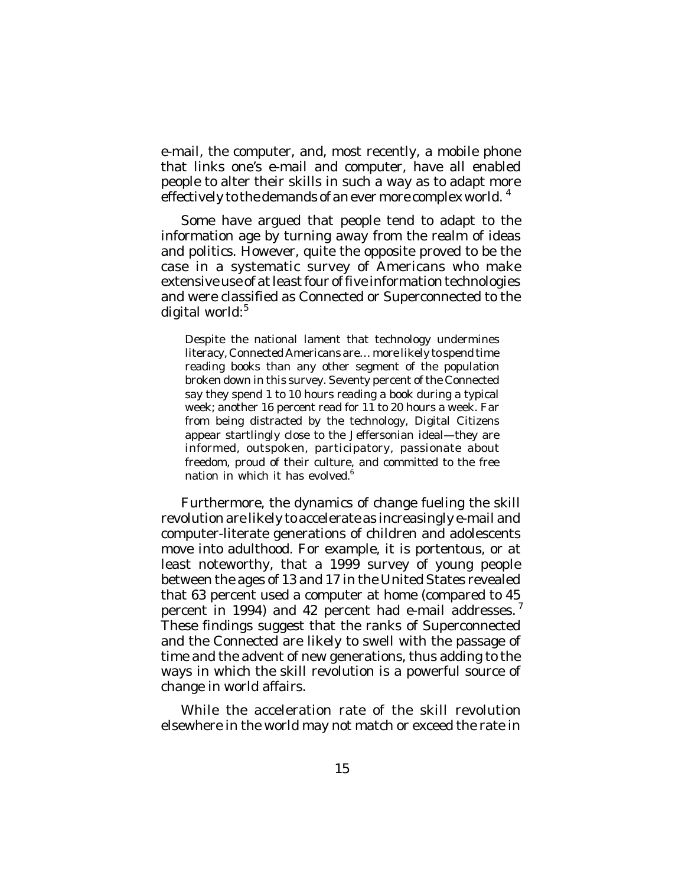e-mail, the computer, and, most recently, a mobile phone that links one's e-mail and computer, have all enabled people to alter their skills in such a way as to adapt more effectively to the demands of an ever more complex world. [4]

Some have argued that people tend to adapt to the information age by turning away from the realm of ideas and politics. However, quite the opposite proved to be the case in a systematic survey of Americans who make extensive use of at least four of five information technologies and were classified as Connected or Superconnected to the digital world:[5]

> Despite the national lament that technology undermines literacy, Connected Americans are… more likely to spend time reading books than any other segment of the population broken down in this survey. Seventy percent of the Connected say they spend 1 to 10 hours reading a book during a typical week; another 16 percent read for 11 to 20 hours a week. Far from being distracted by the technology, Digital Citizens appear startlingly close to the Jeffersonian ideal—they are informed, outspoken, participatory, passionate about freedom, proud of their culture, and committed to the free nation in which it has evolved.[6]

Furthermore, the dynamics of change fueling the skill revolution are likely to accelerate as increasingly e-mail and computer-literate generations of children and adolescents move into adulthood. For example, it is portentous, or at least noteworthy, that a 1999 survey of young people between the ages of 13 and 17 in the United States revealed that 63 percent used a computer at home (compared to 45 percent in 1994) and 42 percent had e-mail addresses. [7] These findings suggest that the ranks of Superconnected and the Connected are likely to swell with the passage of time and the advent of new generations, thus adding to the ways in which the skill revolution is a powerful source of change in world affairs.

While the acceleration rate of the skill revolution elsewhere in the world may not match or exceed the rate in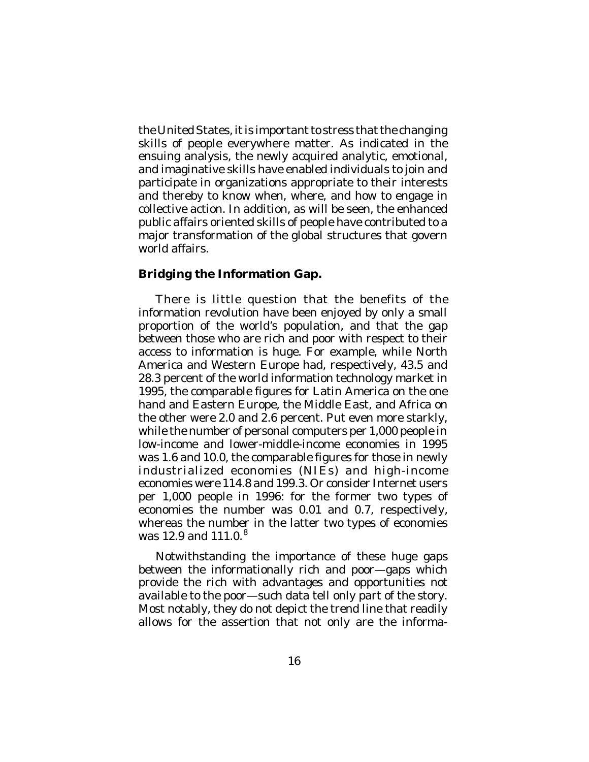the United States, it is important to stress that the changing skills of people everywhere matter. As indicated in the ensuing analysis, the newly acquired analytic, emotional, and imaginative skills have enabled individuals to join and participate in organizations appropriate to their interests and thereby to know when, where, and how to engage in collective action. In addition, as will be seen, the enhanced public affairs oriented skills of people have contributed to a major transformation of the global structures that govern world affairs.

**Bridging the Information Gap.**

There is little question that the benefits of the information revolution have been enjoyed by only a small proportion of the world's population, and that the gap between those who are rich and poor with respect to their access to information is huge. For example, while North America and Western Europe had, respectively, 43.5 and 28.3 percent of the world information technology market in 1995, the comparable figures for Latin America on the one hand and Eastern Europe, the Middle East, and Africa on the other were 2.0 and 2.6 percent. Put even more starkly, while the number of personal computers per 1,000 people in low-income and lower-middle-income economies in 1995 was 1.6 and 10.0, the comparable figures for those in newly industrialized economies (NIEs) and high-income economies were 114.8 and 199.3. Or consider Internet users per 1,000 people in 1996: for the former two types of economies the number was 0.01 and 0.7, respectively, whereas the number in the latter two types of economies was 12.9 and 111.0.[8]

Notwithstanding the importance of these huge gaps between the informationally rich and poor—gaps which provide the rich with advantages and opportunities not available to the poor—such data tell only part of the story. Most notably, they do not depict the trend line that readily allows for the assertion that not only are the informa-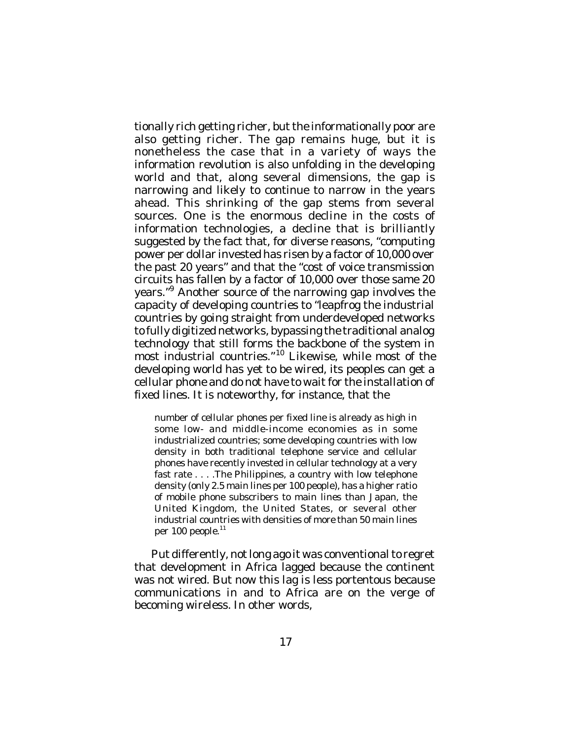tionally rich getting richer, but the informationally poor are also getting richer. The gap remains huge, but it is nonetheless the case that in a variety of ways the information revolution is also unfolding in the developing world and that, along several dimensions, the gap is narrowing and likely to continue to narrow in the years ahead. This shrinking of the gap stems from several sources. One is the enormous decline in the costs of information technologies, a decline that is brilliantly suggested by the fact that, for diverse reasons, "computing power per dollar invested has risen by a factor of 10,000 over the past 20 years" and that the "cost of voice transmission circuits has fallen by a factor of 10,000 over those same 20 years."[9] Another source of the narrowing gap involves the capacity of developing countries to "leapfrog the industrial countries by going straight from underdeveloped networks to fully digitized networks, bypassing the traditional analog technology that still forms the backbone of the system in most industrial countries."[10] Likewise, while most of the developing world has yet to be wired, its peoples can get a cellular phone and do not have to wait for the installation of fixed lines. It is noteworthy, for instance, that the

> number of cellular phones per fixed line is already as high in some low- and middle-income economies as in some industrialized countries; some developing countries with low density in both traditional telephone service and cellular phones have recently invested in cellular technology at a very fast rate . . . .The Philippines, a country with low telephone density (only 2.5 main lines per 100 people), has a higher ratio of mobile phone subscribers to main lines than Japan, the United Kingdom, the United States, or several other industrial countries with densities of more than 50 main lines per 100 people.[11]

Put differently, not long ago it was conventional to regret that development in Africa lagged because the continent was not wired. But now this lag is less portentous because communications in and to Africa are on the verge of becoming wireless. In other words,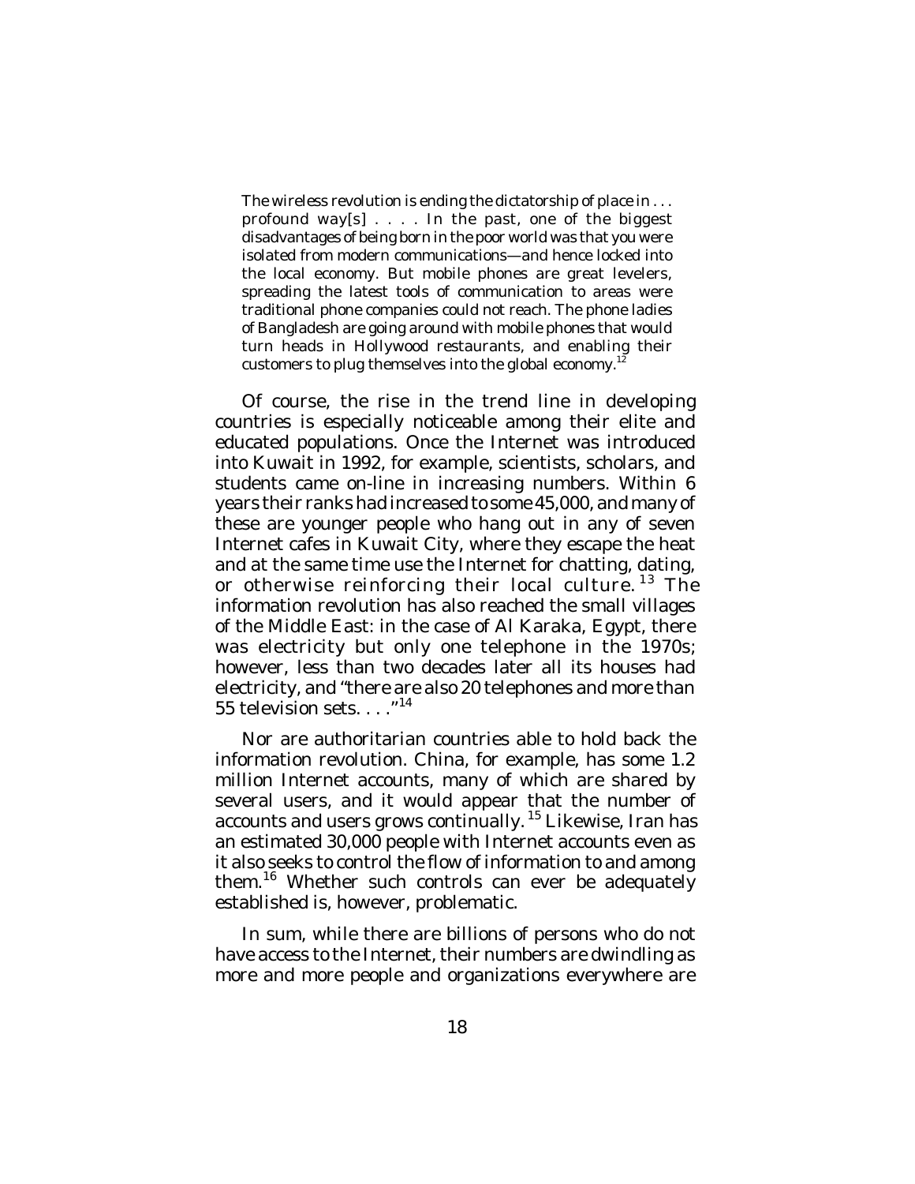> The wireless revolution is ending the dictatorship of place in . . . profound way[s] . . . . In the past, one of the biggest disadvantages of being born in the poor world was that you were isolated from modern communications—and hence locked into the local economy. But mobile phones are great levelers, spreading the latest tools of communication to areas were traditional phone companies could not reach. The phone ladies of Bangladesh are going around with mobile phones that would turn heads in Hollywood restaurants, and enabling their customers to plug themselves into the global economy.[12]

Of course, the rise in the trend line in developing countries is especially noticeable among their elite and educated populations. Once the Internet was introduced into Kuwait in 1992, for example, scientists, scholars, and students came on-line in increasing numbers. Within 6 years their ranks had increased to some 45,000, and many of these are younger people who hang out in any of seven Internet cafes in Kuwait City, where they escape the heat and at the same time use the Internet for chatting, dating, or otherwise reinforcing their local culture.[13] The information revolution has also reached the small villages of the Middle East: in the case of Al Karaka, Egypt, there was electricity but only one telephone in the 1970s; however, less than two decades later all its houses had electricity, and "there are also 20 telephones and more than 55 television sets. . . ."[14]

Nor are authoritarian countries able to hold back the information revolution. China, for example, has some 1.2 million Internet accounts, many of which are shared by several users, and it would appear that the number of accounts and users grows continually.[15] Likewise, Iran has an estimated 30,000 people with Internet accounts even as it also seeks to control the flow of information to and among them.[16] Whether such controls can ever be adequately established is, however, problematic.

In sum, while there are billions of persons who do not have access to the Internet, their numbers are dwindling as more and more people and organizations everywhere are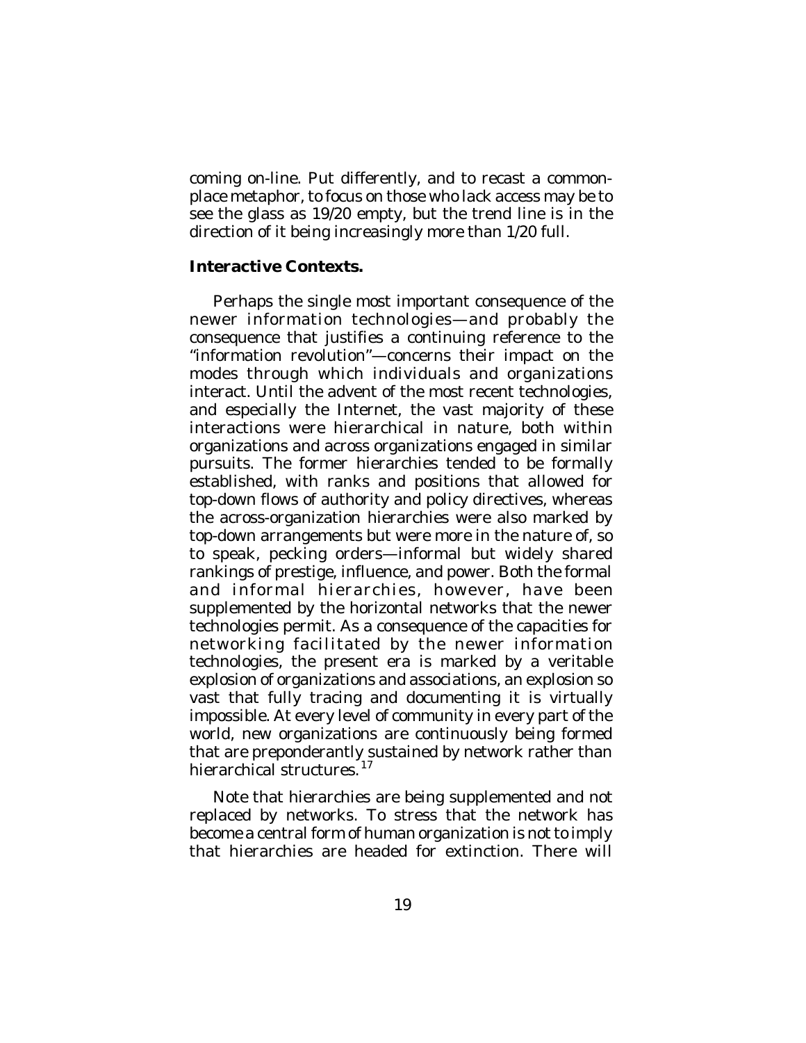coming on-line. Put differently, and to recast a commonplace metaphor, to focus on those who lack access may be to see the glass as 19/20 empty, but the trend line is in the direction of it being increasingly more than 1/20 full.

**Interactive Contexts.**

Perhaps the single most important consequence of the newer information technologies—and probably the consequence that justifies a continuing reference to the "information revolution"—concerns their impact on the modes through which individuals and organizations interact. Until the advent of the most recent technologies, and especially the Internet, the vast majority of these interactions were hierarchical in nature, both within organizations and across organizations engaged in similar pursuits. The former hierarchies tended to be formally established, with ranks and positions that allowed for top-down flows of authority and policy directives, whereas the across-organization hierarchies were also marked by top-down arrangements but were more in the nature of, so to speak, pecking orders—informal but widely shared rankings of prestige, influence, and power. Both the formal and informal hierarchies, however, have been supplemented by the horizontal networks that the newer technologies permit. As a consequence of the capacities for networking facilitated by the newer information technologies, the present era is marked by a veritable explosion of organizations and associations, an explosion so vast that fully tracing and documenting it is virtually impossible. At every level of community in every part of the world, new organizations are continuously being formed that are preponderantly sustained by network rather than hierarchical structures.[17]

Note that hierarchies are being supplemented and not replaced by networks. To stress that the network has become a central form of human organization is not to imply that hierarchies are headed for extinction. There will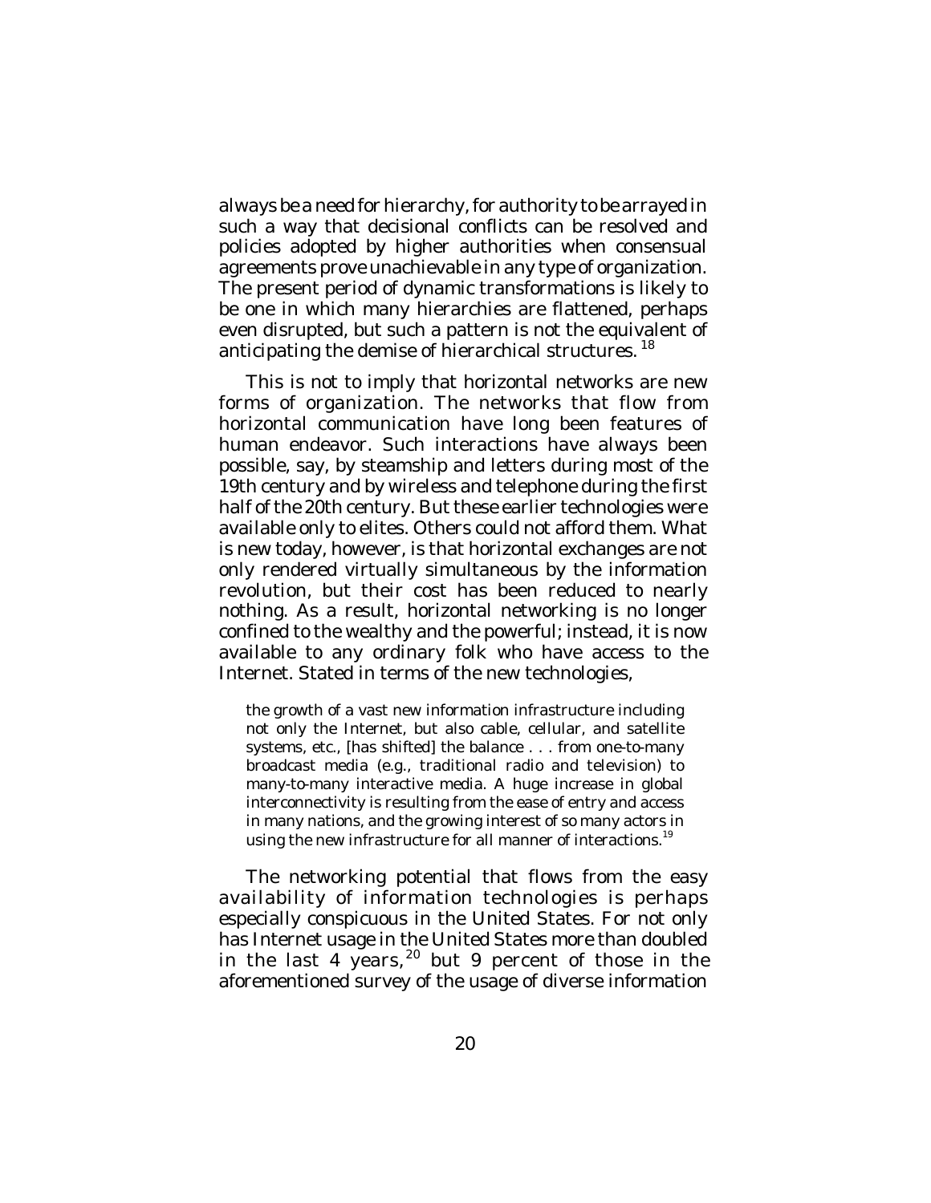always be a need for hierarchy, for authority to be arrayed in such a way that decisional conflicts can be resolved and policies adopted by higher authorities when consensual agreements prove unachievable in any type of organization. The present period of dynamic transformations is likely to be one in which many hierarchies are flattened, perhaps even disrupted, but such a pattern is not the equivalent of anticipating the demise of hierarchical structures. [18]

This is not to imply that horizontal networks are new forms of organization. The networks that flow from horizontal communication have long been features of human endeavor. Such interactions have always been possible, say, by steamship and letters during most of the 19th century and by wireless and telephone during the first half of the 20th century. But these earlier technologies were available only to elites. Others could not afford them. What is new today, however, is that horizontal exchanges are not only rendered virtually simultaneous by the information revolution, but their cost has been reduced to nearly nothing. As a result, horizontal networking is no longer confined to the wealthy and the powerful; instead, it is now available to any ordinary folk who have access to the Internet. Stated in terms of the new technologies,

> the growth of a vast new information infrastructure including not only the Internet, but also cable, cellular, and satellite systems, etc., [has shifted] the balance . . . from one-to-many broadcast media (e.g., traditional radio and television) to many-to-many interactive media. A huge increase in global interconnectivity is resulting from the ease of entry and access in many nations, and the growing interest of so many actors in using the new infrastructure for all manner of interactions.[19]

The networking potential that flows from the easy availability of information technologies is perhaps especially conspicuous in the United States. For not only has Internet usage in the United States more than doubled in the last 4 years,[20] but 9 percent of those in the aforementioned survey of the usage of diverse information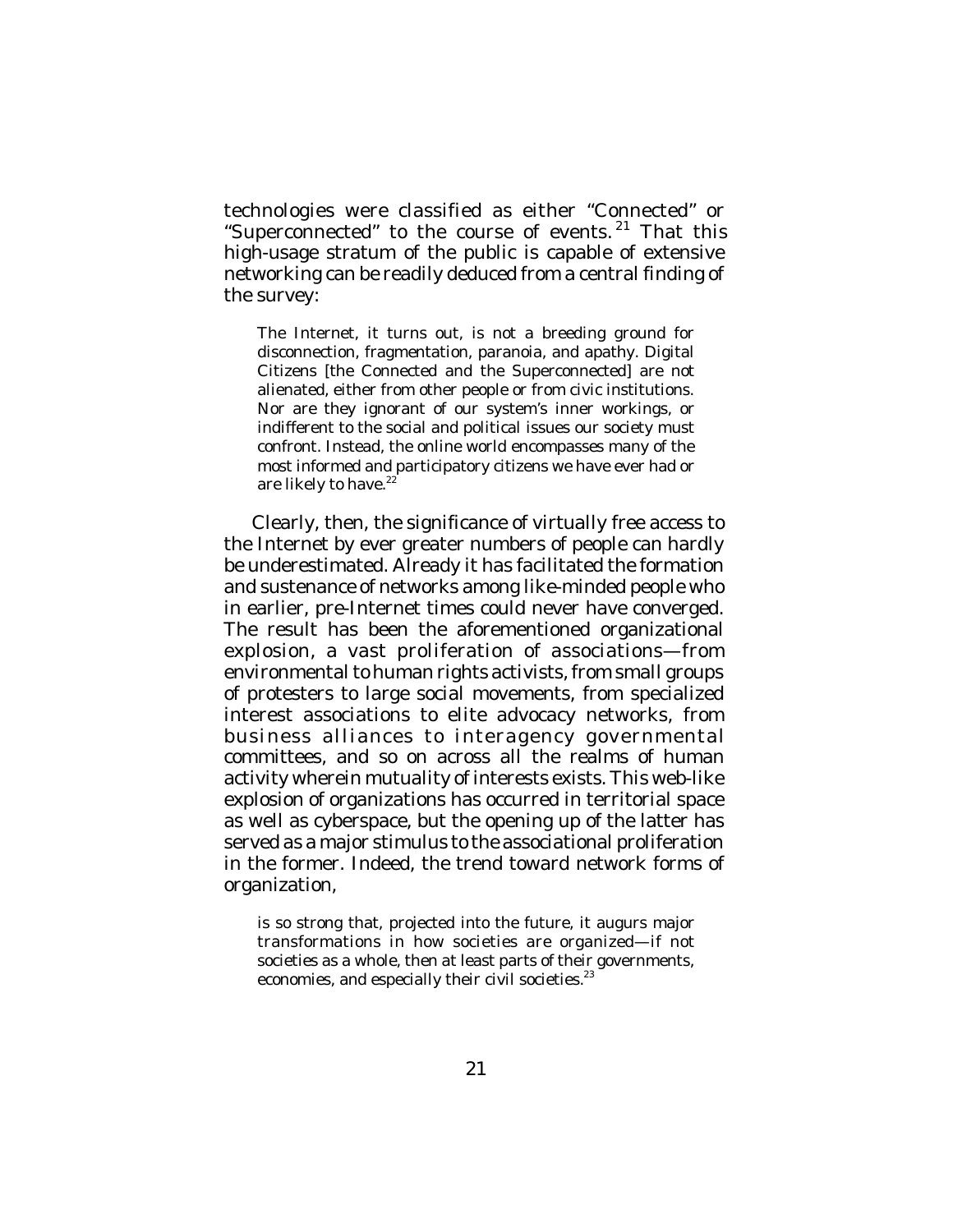technologies were classified as either "Connected" or "Superconnected" to the course of events.[21] That this high-usage stratum of the public is capable of extensive networking can be readily deduced from a central finding of the survey:

> The Internet, it turns out, is not a breeding ground for disconnection, fragmentation, paranoia, and apathy. Digital Citizens [the Connected and the Superconnected] are not alienated, either from other people or from civic institutions. Nor are they ignorant of our system's inner workings, or indifferent to the social and political issues our society must confront. Instead, the online world encompasses many of the most informed and participatory citizens we have ever had or are likely to have.[22]

Clearly, then, the significance of virtually free access to the Internet by ever greater numbers of people can hardly be underestimated. Already it has facilitated the formation and sustenance of networks among like-minded people who in earlier, pre-Internet times could never have converged. The result has been the aforementioned organizational explosion, a vast proliferation of associations—from environmental to human rights activists, from small groups of protesters to large social movements, from specialized interest associations to elite advocacy networks, from business alliances to interagency governmental committees, and so on across all the realms of human activity wherein mutuality of interests exists. This web-like explosion of organizations has occurred in territorial space as well as cyberspace, but the opening up of the latter has served as a major stimulus to the associational proliferation in the former. Indeed, the trend toward network forms of organization,

> is so strong that, projected into the future, it augurs major transformations in how societies are organized—if not societies as a whole, then at least parts of their governments, economies, and especially their civil societies.[23]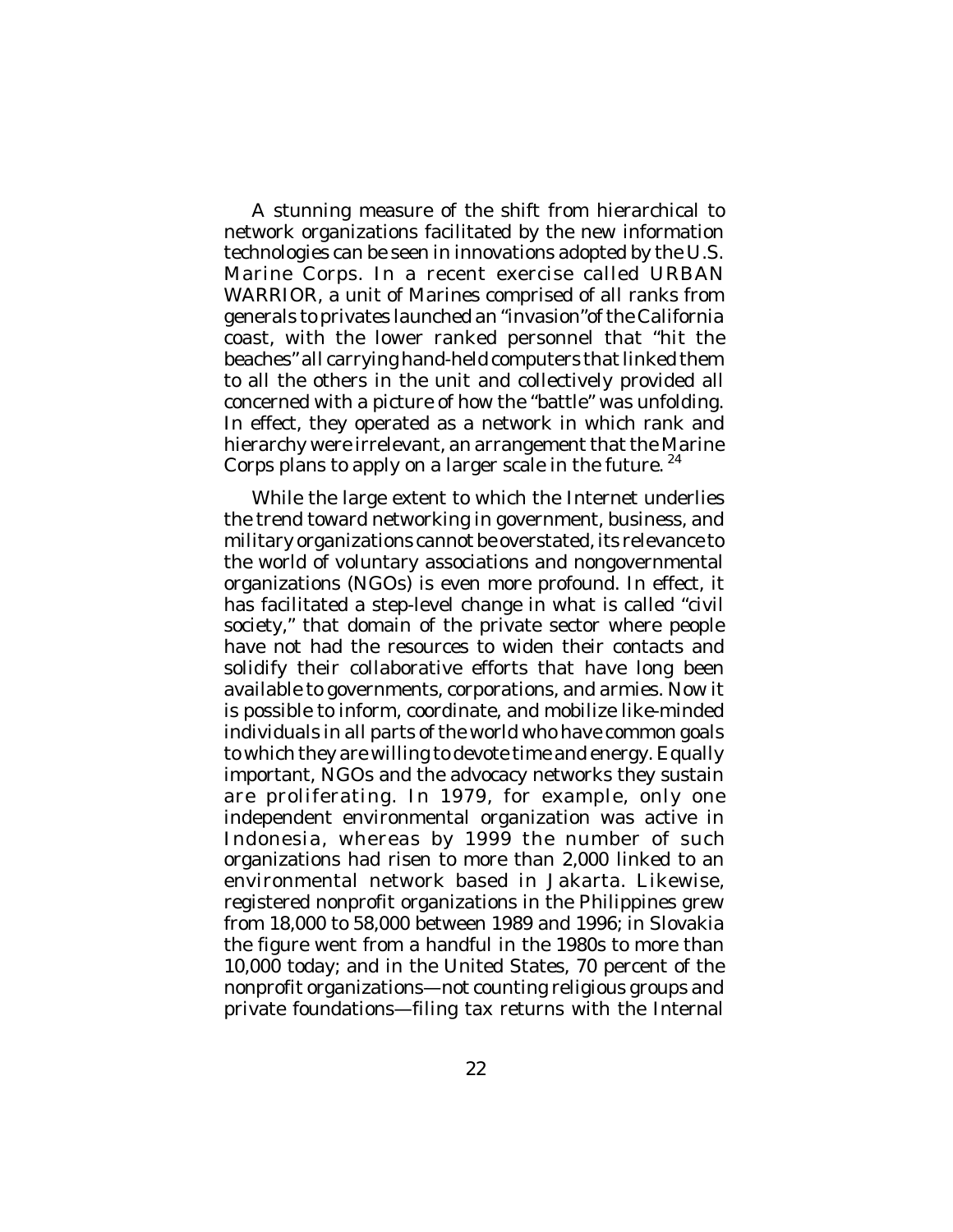A stunning measure of the shift from hierarchical to network organizations facilitated by the new information technologies can be seen in innovations adopted by the U.S. Marine Corps. In a recent exercise called URBAN WARRIOR, a unit of Marines comprised of all ranks from generals to privates launched an "invasion" of the California coast, with the lower ranked personnel that "hit the beaches" all carrying hand-held computers that linked them to all the others in the unit and collectively provided all concerned with a picture of how the "battle" was unfolding. In effect, they operated as a network in which rank and hierarchy were irrelevant, an arrangement that the Marine Corps plans to apply on a larger scale in the future.[24]

While the large extent to which the Internet underlies the trend toward networking in government, business, and military organizations cannot be overstated, its relevance to the world of voluntary associations and nongovernmental organizations (NGOs) is even more profound. In effect, it has facilitated a step-level change in what is called "civil society," that domain of the private sector where people have not had the resources to widen their contacts and solidify their collaborative efforts that have long been available to governments, corporations, and armies. Now it is possible to inform, coordinate, and mobilize like-minded individuals in all parts of the world who have common goals to which they are willing to devote time and energy. Equally important, NGOs and the advocacy networks they sustain are proliferating. In 1979, for example, only one independent environmental organization was active in Indonesia, whereas by 1999 the number of such organizations had risen to more than 2,000 linked to an environmental network based in Jakarta. Likewise, registered nonprofit organizations in the Philippines grew from 18,000 to 58,000 between 1989 and 1996; in Slovakia the figure went from a handful in the 1980s to more than 10,000 today; and in the United States, 70 percent of the nonprofit organizations—not counting religious groups and private foundations—filing tax returns with the Internal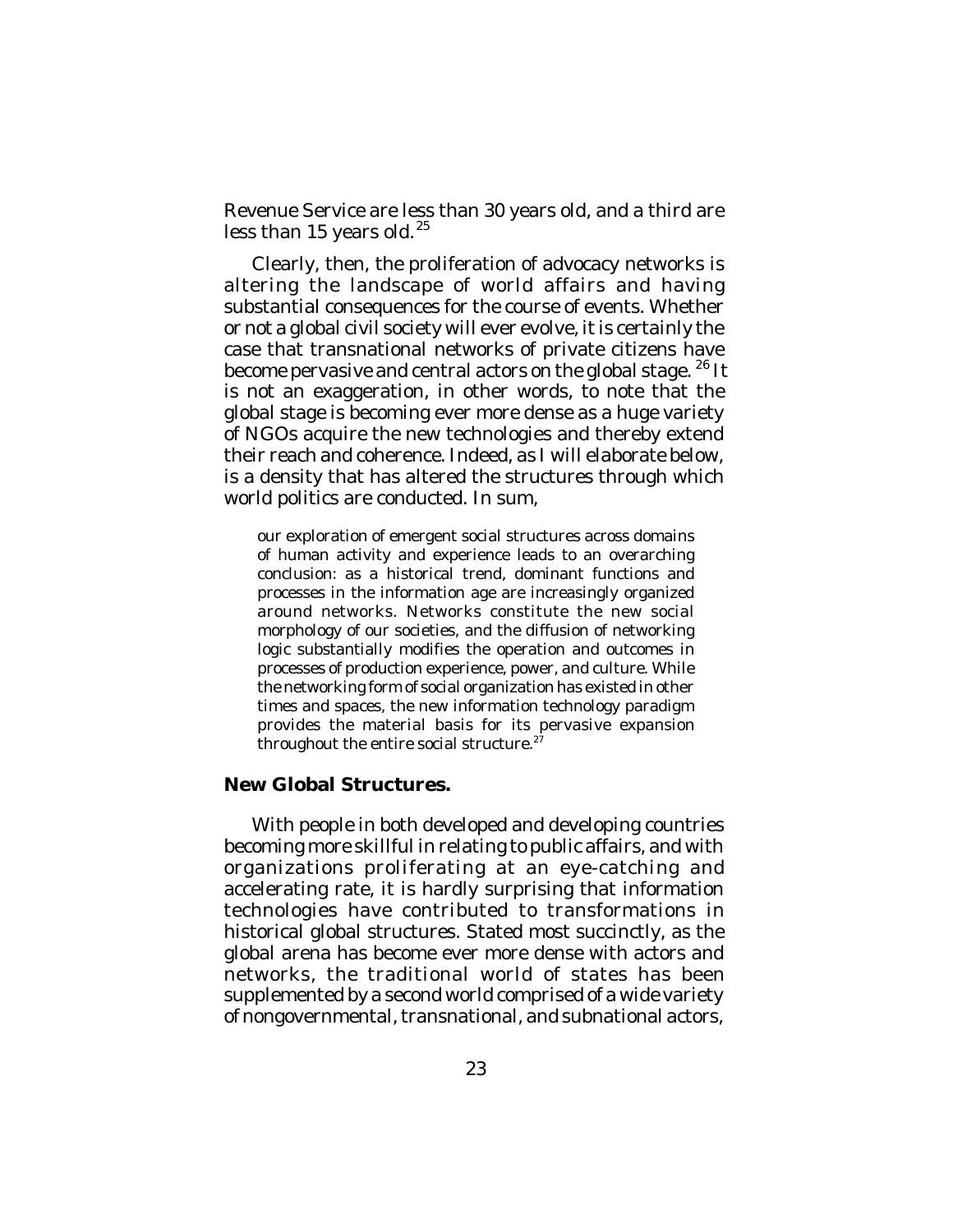Revenue Service are less than 30 years old, and a third are less than 15 years old.[25]

Clearly, then, the proliferation of advocacy networks is altering the landscape of world affairs and having substantial consequences for the course of events. Whether or not a global civil society will ever evolve, it is certainly the case that transnational networks of private citizens have become pervasive and central actors on the global stage. [26] It is not an exaggeration, in other words, to note that the global stage is becoming ever more dense as a huge variety of NGOs acquire the new technologies and thereby extend their reach and coherence. Indeed, as I will elaborate below, is a density that has altered the structures through which world politics are conducted. In sum,

> our exploration of emergent social structures across domains of human activity and experience leads to an overarching conclusion: as a historical trend, dominant functions and processes in the information age are increasingly organized around networks. Networks constitute the new social morphology of our societies, and the diffusion of networking logic substantially modifies the operation and outcomes in processes of production experience, power, and culture. While the networking form of social organization has existed in other times and spaces, the new information technology paradigm provides the material basis for its pervasive expansion throughout the entire social structure.[27]

**New Global Structures.**

With people in both developed and developing countries becoming more skillful in relating to public affairs, and with organizations proliferating at an eye-catching and accelerating rate, it is hardly surprising that information technologies have contributed to transformations in historical global structures. Stated most succinctly, as the global arena has become ever more dense with actors and networks, the traditional world of states has been supplemented by a second world comprised of a wide variety of nongovernmental, transnational, and subnational actors,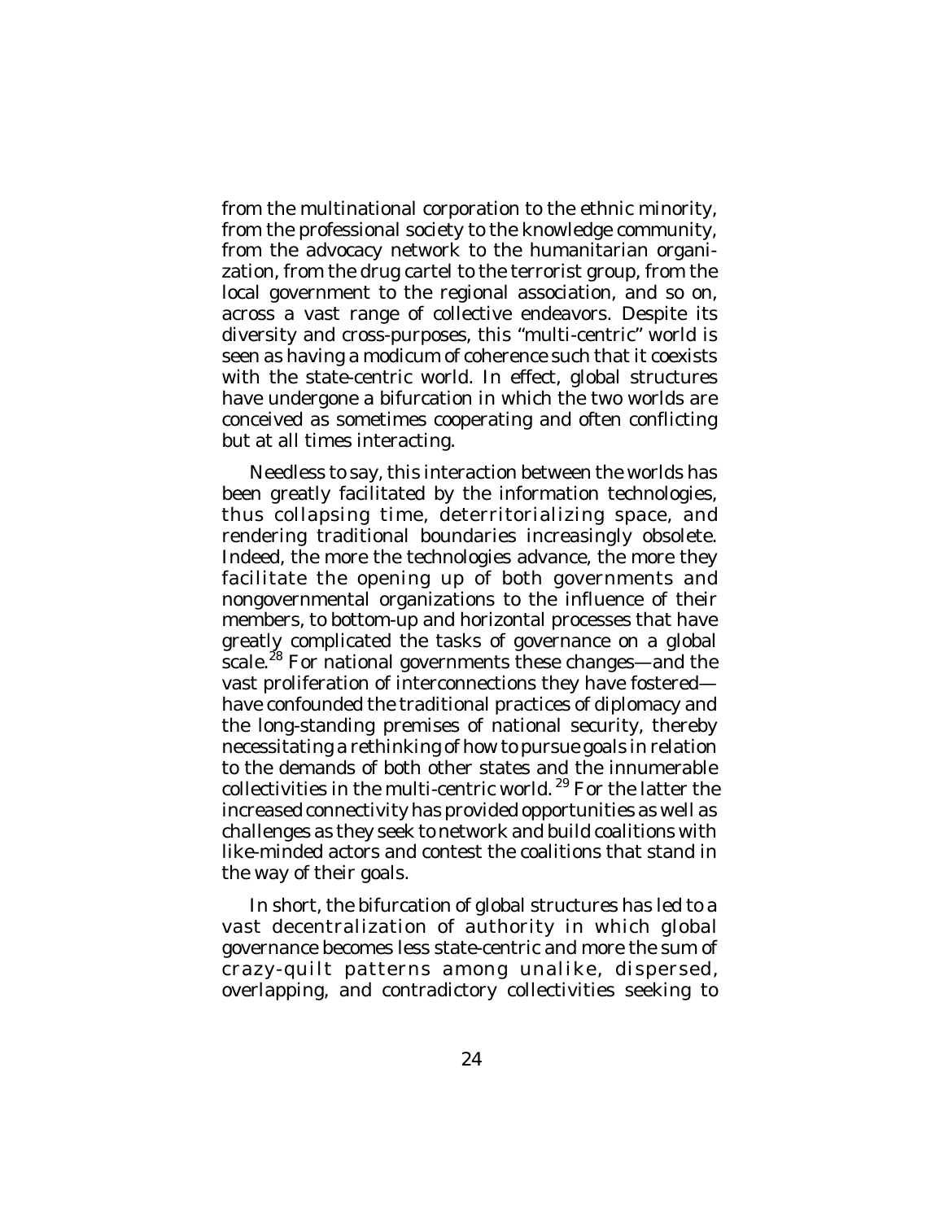from the multinational corporation to the ethnic minority, from the professional society to the knowledge community, from the advocacy network to the humanitarian organization, from the drug cartel to the terrorist group, from the local government to the regional association, and so on, across a vast range of collective endeavors. Despite its diversity and cross-purposes, this "multi-centric" world is seen as having a modicum of coherence such that it coexists with the state-centric world. In effect, global structures have undergone a bifurcation in which the two worlds are conceived as sometimes cooperating and often conflicting but at all times interacting.

Needless to say, this interaction between the worlds has been greatly facilitated by the information technologies, thus collapsing time, deterritorializing space, and rendering traditional boundaries increasingly obsolete. Indeed, the more the technologies advance, the more they facilitate the opening up of both governments and nongovernmental organizations to the influence of their members, to bottom-up and horizontal processes that have greatly complicated the tasks of governance on a global scale.[28] For national governments these changes—and the vast proliferation of interconnections they have fostered—have confounded the traditional practices of diplomacy and the long-standing premises of national security, thereby necessitating a rethinking of how to pursue goals in relation to the demands of both other states and the innumerable collectivities in the multi-centric world.[29] For the latter the increased connectivity has provided opportunities as well as challenges as they seek to network and build coalitions with like-minded actors and contest the coalitions that stand in the way of their goals.

In short, the bifurcation of global structures has led to a vast decentralization of authority in which global governance becomes less state-centric and more the sum of crazy-quilt patterns among unalike, dispersed, overlapping, and contradictory collectivities seeking to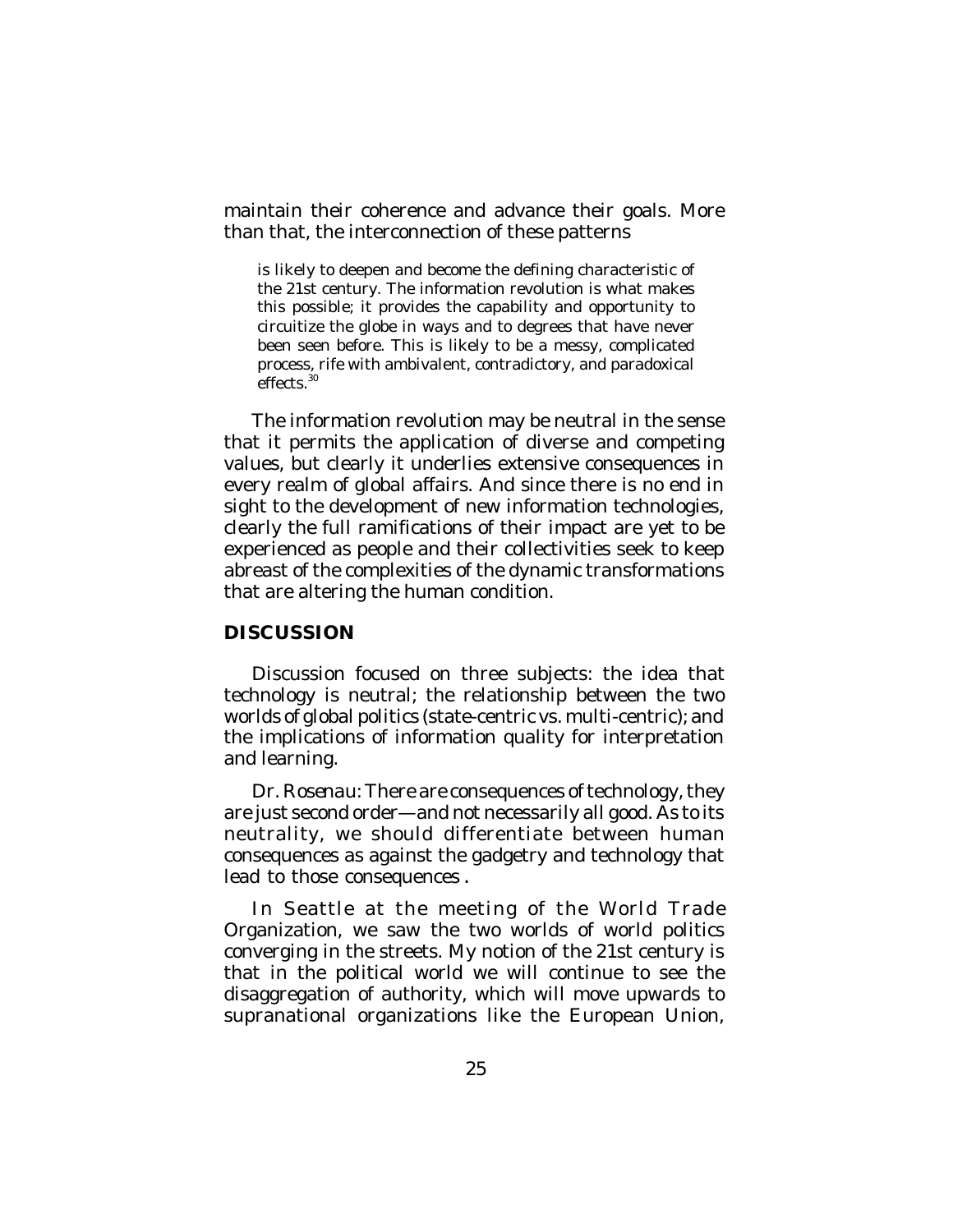maintain their coherence and advance their goals. More than that, the interconnection of these patterns

> is likely to deepen and become the defining characteristic of the 21st century. The information revolution is what makes this possible; it provides the capability and opportunity to circuitize the globe in ways and to degrees that have never been seen before. This is likely to be a messy, complicated process, rife with ambivalent, contradictory, and paradoxical effects.[30]

The information revolution may be neutral in the sense that it permits the application of diverse and competing values, but clearly it underlies extensive consequences in every realm of global affairs. And since there is no end in sight to the development of new information technologies, clearly the full ramifications of their impact are yet to be experienced as people and their collectivities seek to keep abreast of the complexities of the dynamic transformations that are altering the human condition.

## DISCUSSION

Discussion focused on three subjects: the idea that technology is neutral; the relationship between the two worlds of global politics (state-centric vs. multi-centric); and the implications of information quality for interpretation and learning.

*Dr. Rosenau:* There are consequences of technology, they are just second order—and not necessarily all good. As to its neutrality, we should differentiate between human consequences as against the gadgetry and technology that lead to those consequences .

In Seattle at the meeting of the World Trade Organization, we saw the two worlds of world politics converging in the streets. My notion of the 21st century is that in the political world we will continue to see the disaggregation of authority, which will move upwards to supranational organizations like the European Union,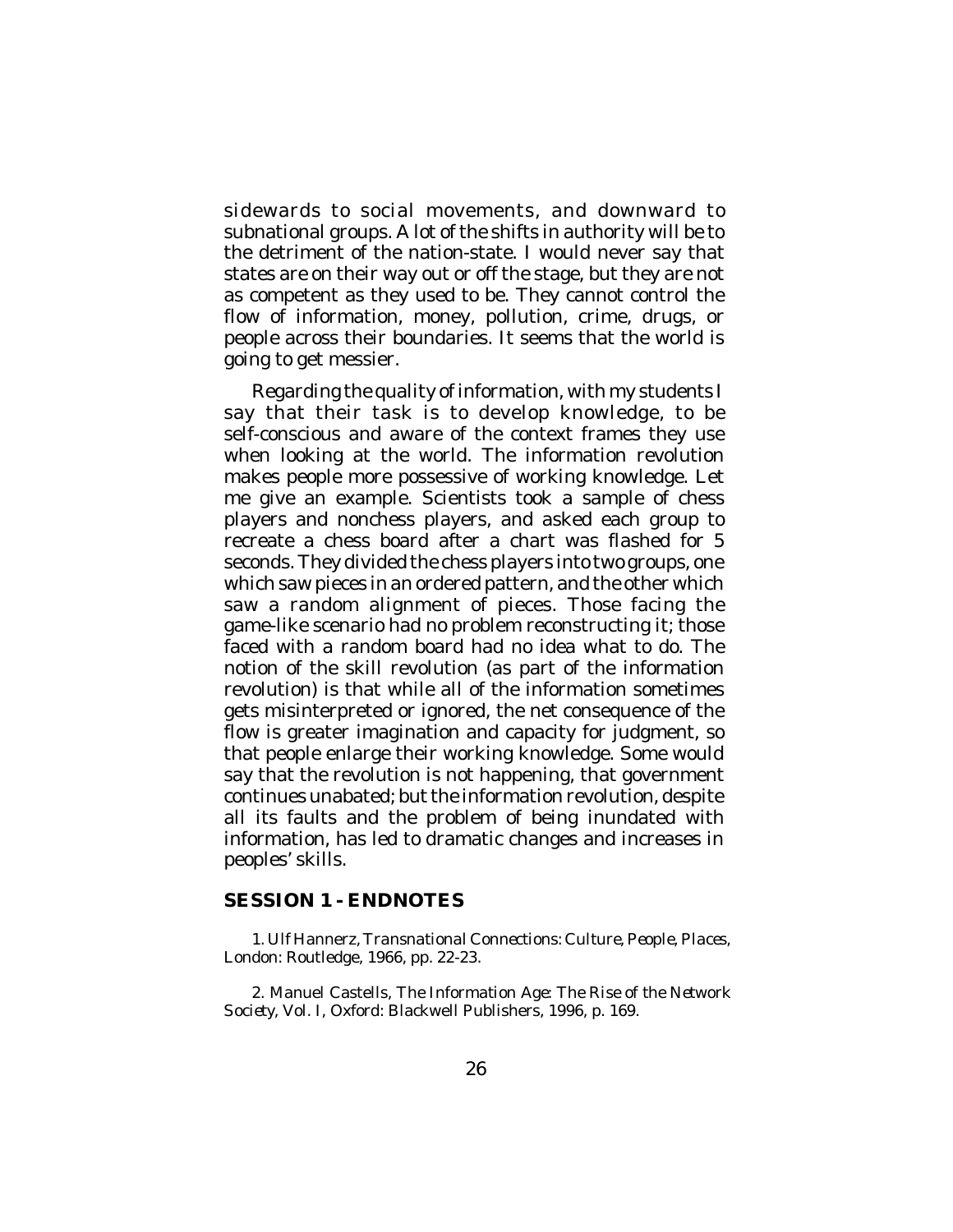sidewards to social movements, and downward to subnational groups. A lot of the shifts in authority will be to the detriment of the nation-state. I would never say that states are on their way out or off the stage, but they are not as competent as they used to be. They cannot control the flow of information, money, pollution, crime, drugs, or people across their boundaries. It seems that the world is going to get messier.

Regarding the quality of information, with my students I say that their task is to develop knowledge, to be self-conscious and aware of the context frames they use when looking at the world. The information revolution makes people more possessive of working knowledge. Let me give an example. Scientists took a sample of chess players and nonchess players, and asked each group to recreate a chess board after a chart was flashed for 5 seconds. They divided the chess players into two groups, one which saw pieces in an ordered pattern, and the other which saw a random alignment of pieces. Those facing the game-like scenario had no problem reconstructing it; those faced with a random board had no idea what to do. The notion of the skill revolution (as part of the information revolution) is that while all of the information sometimes gets misinterpreted or ignored, the net consequence of the flow is greater imagination and capacity for judgment, so that people enlarge their working knowledge. Some would say that the revolution is not happening, that government continues unabated; but the information revolution, despite all its faults and the problem of being inundated with information, has led to dramatic changes and increases in peoples' skills.

## SESSION 1 - ENDNOTES

1. Ulf Hannerz, *Transnational Connections: Culture, People, Places*, London: Routledge, 1966, pp. 22-23.

2. Manuel Castells, *The Information Age: The Rise of the Network Society*, Vol. I, Oxford: Blackwell Publishers, 1996, p. 169.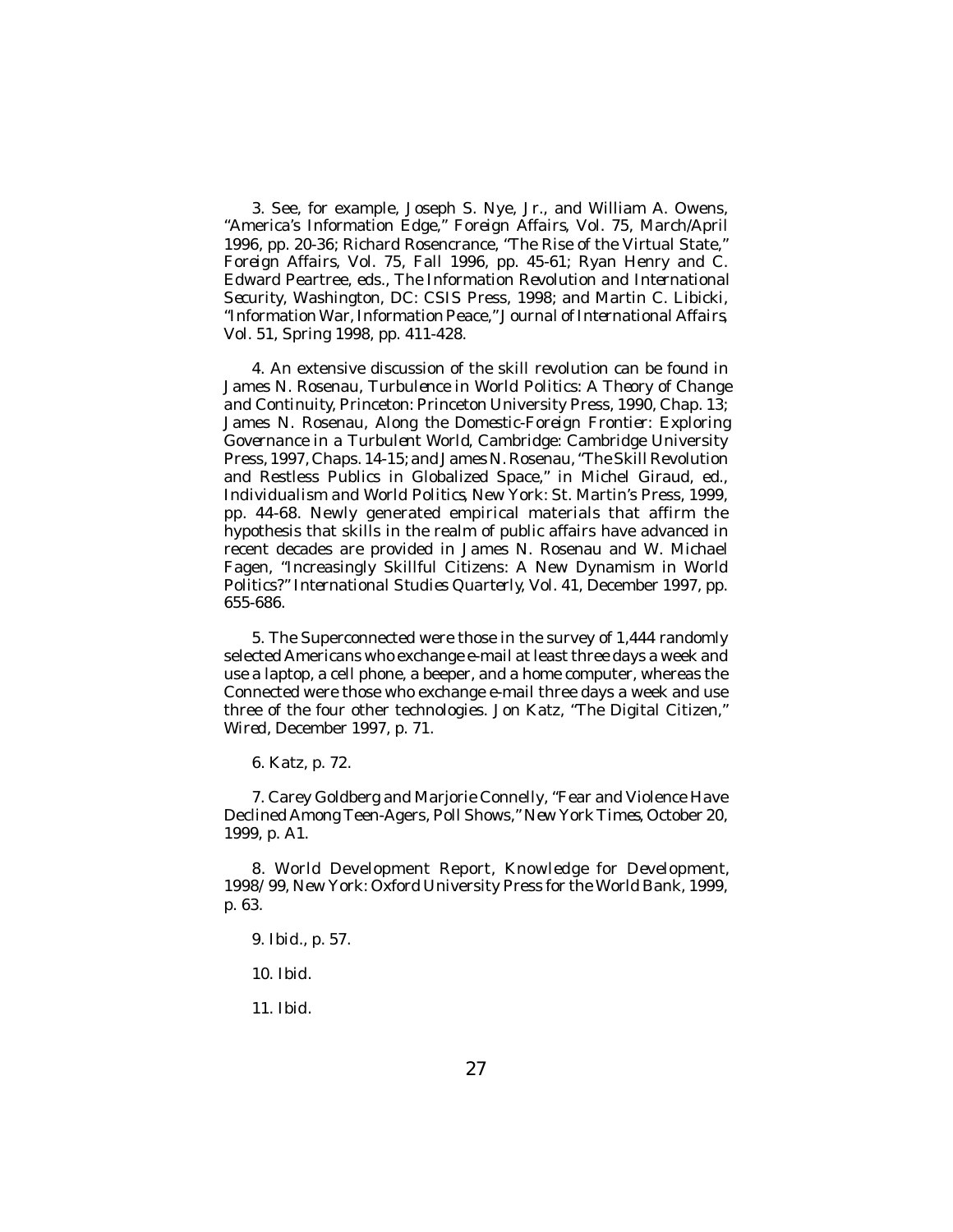3. See, for example, Joseph S. Nye, Jr., and William A. Owens, "America's Information Edge," *Foreign Affairs*, Vol. 75, March/April 1996, pp. 20-36; Richard Rosencrance, "The Rise of the Virtual State," *Foreign Affairs*, Vol. 75, Fall 1996, pp. 45-61; Ryan Henry and C. Edward Peartree, eds., *The Information Revolution and International Security*, Washington, DC: CSIS Press, 1998; and Martin C. Libicki, "Information War, Information Peace," *Journal of International Affairs*, Vol. 51, Spring 1998, pp. 411-428.

4. An extensive discussion of the skill revolution can be found in James N. Rosenau, *Turbulence in World Politics: A Theory of Change and Continuity*, Princeton: Princeton University Press, 1990, Chap. 13; James N. Rosenau, *Along the Domestic-Foreign Frontier: Exploring Governance in a Turbulent World*, Cambridge: Cambridge University Press, 1997, Chaps. 14-15; and James N. Rosenau, "The Skill Revolution and Restless Publics in Globalized Space," in Michel Giraud, ed., *Individualism and World Politics*, New York: St. Martin's Press, 1999, pp. 44-68. Newly generated empirical materials that affirm the hypothesis that skills in the realm of public affairs have advanced in recent decades are provided in James N. Rosenau and W. Michael Fagen, "Increasingly Skillful Citizens: A New Dynamism in World Politics?" *International Studies Quarterly*, Vol. 41, December 1997, pp. 655-686.

5. The Superconnected were those in the survey of 1,444 randomly selected Americans who exchange e-mail at least three days a week and use a laptop, a cell phone, a beeper, and a home computer, whereas the Connected were those who exchange e-mail three days a week and use three of the four other technologies. Jon Katz, "The Digital Citizen," *Wired*, December 1997, p. 71.

6. Katz, p. 72.

7. Carey Goldberg and Marjorie Connelly, "Fear and Violence Have Declined Among Teen-Agers, Poll Shows," *New York Times*, October 20, 1999, p. A1.

8. *World Development Report, Knowledge for Development, 1998/99*, New York: Oxford University Press for the World Bank, 1999, p. 63.

9. *Ibid*., p. 57.

10. *Ibid*.

11. *Ibid*.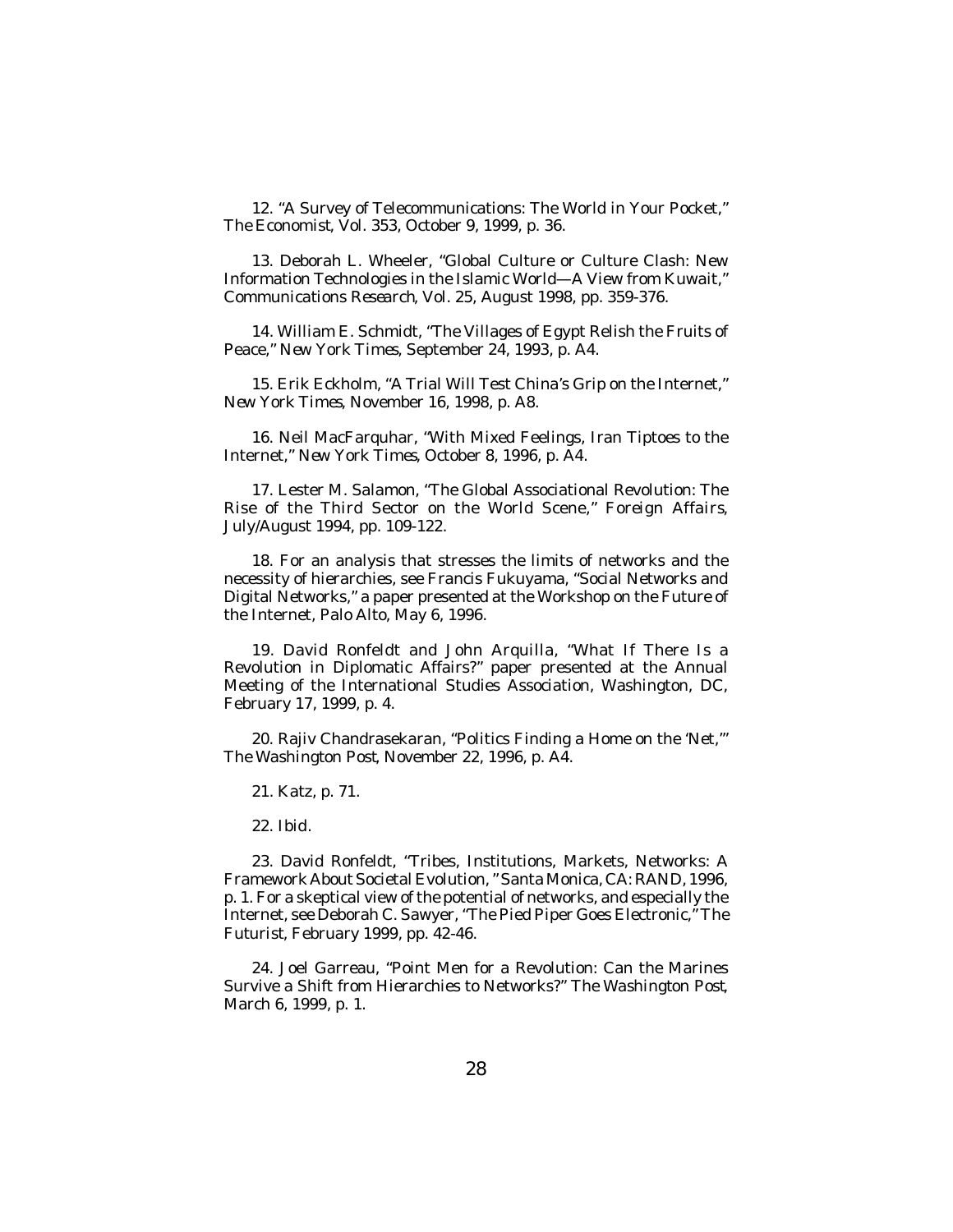12. "A Survey of Telecommunications: The World in Your Pocket," *The Economist*, Vol. 353, October 9, 1999, p. 36.

13. Deborah L. Wheeler, "Global Culture or Culture Clash: New Information Technologies in the Islamic World—A View from Kuwait," *Communications Research*, Vol. 25, August 1998, pp. 359-376.

14. William E. Schmidt, "The Villages of Egypt Relish the Fruits of Peace," *New York Times*, September 24, 1993, p. A4.

15. Erik Eckholm, "A Trial Will Test China's Grip on the Internet," *New York Times*, November 16, 1998, p. A8.

16. Neil MacFarquhar, "With Mixed Feelings, Iran Tiptoes to the Internet," *New York Times*, October 8, 1996, p. A4.

17. Lester M. Salamon, "The Global Associational Revolution: The Rise of the Third Sector on the World Scene," *Foreign Affairs*, July/August 1994, pp. 109-122.

18. For an analysis that stresses the limits of networks and the necessity of hierarchies, see Francis Fukuyama, "Social Networks and Digital Networks," a paper presented at the Workshop on the Future of the Internet, Palo Alto, May 6, 1996.

19. David Ronfeldt and John Arquilla, "What If There Is a Revolution in Diplomatic Affairs?" paper presented at the Annual Meeting of the International Studies Association, Washington, DC, February 17, 1999, p. 4.

20. Rajiv Chandrasekaran, "Politics Finding a Home on the 'Net,'" *The Washington Post*, November 22, 1996, p. A4.

21. Katz, p. 71.

22. *Ibid.*

23. David Ronfeldt, "Tribes, Institutions, Markets, Networks: A Framework About Societal Evolution, " Santa Monica, CA: RAND, 1996, p. 1. For a skeptical view of the potential of networks, and especially the Internet, see Deborah C. Sawyer, "The Pied Piper Goes Electronic," *The Futurist*, February 1999, pp. 42-46.

24. Joel Garreau, "Point Men for a Revolution: Can the Marines Survive a Shift from Hierarchies to Networks?" *The Washington Post*, March 6, 1999, p. 1.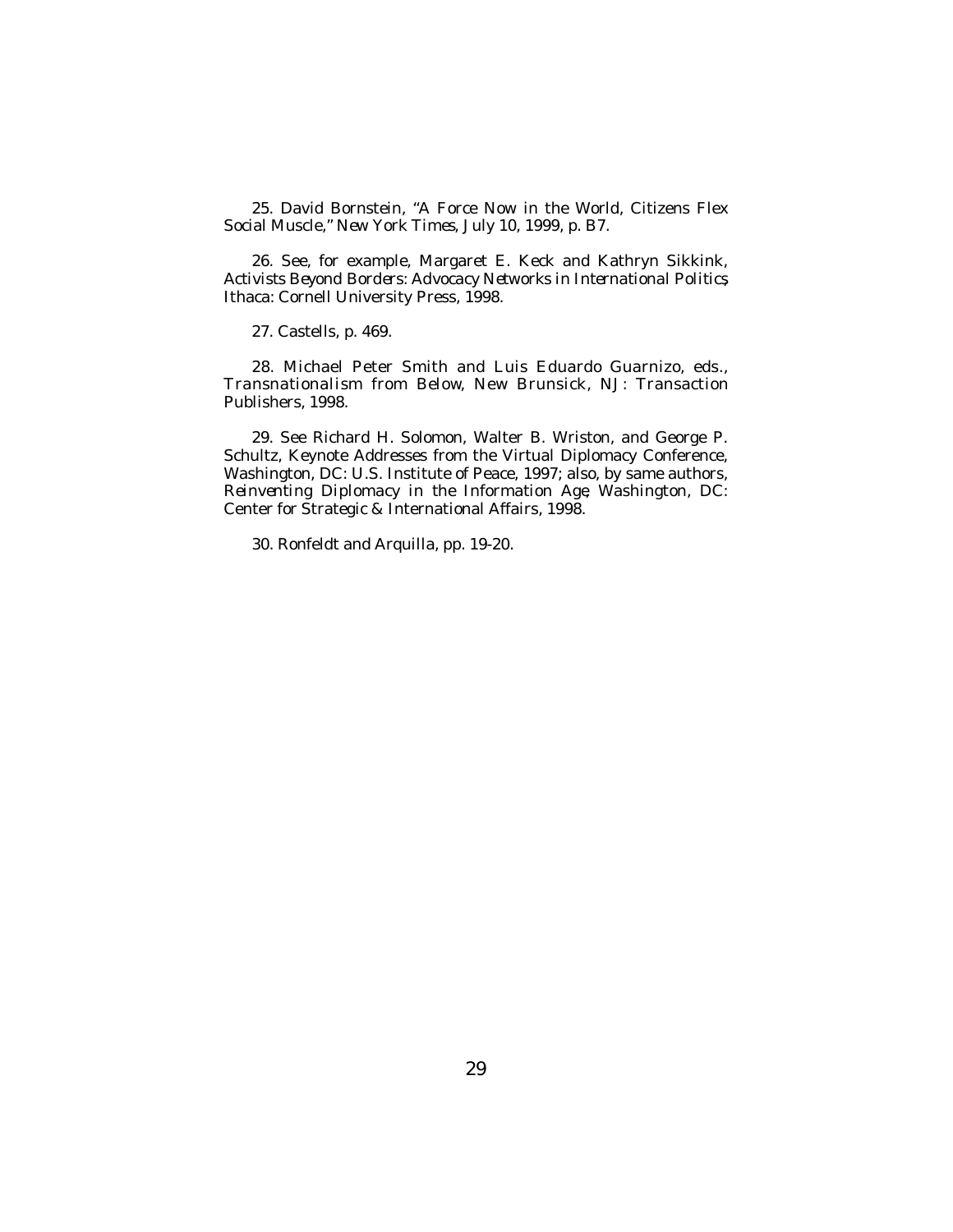25. David Bornstein, "A Force Now in the World, Citizens Flex Social Muscle," *New York Times*, July 10, 1999, p. B7.

26. See, for example, Margaret E. Keck and Kathryn Sikkink, *Activists Beyond Borders: Advocacy Networks in International Politics*, Ithaca: Cornell University Press, 1998.

27. Castells, p. 469.

28. Michael Peter Smith and Luis Eduardo Guarnizo, eds., *Transnationalism from Below*, New Brunsick, NJ: Transaction Publishers, 1998.

29. See Richard H. Solomon, Walter B. Wriston, and George P. Schultz, *Keynote Addresses from the Virtual Diplomacy Conference*, Washington, DC: U.S. Institute of Peace, 1997; also, by same authors, *Reinventing Diplomacy in the Information Age*, Washington, DC: Center for Strategic & International Affairs, 1998.

30. Ronfeldt and Arquilla, pp. 19-20.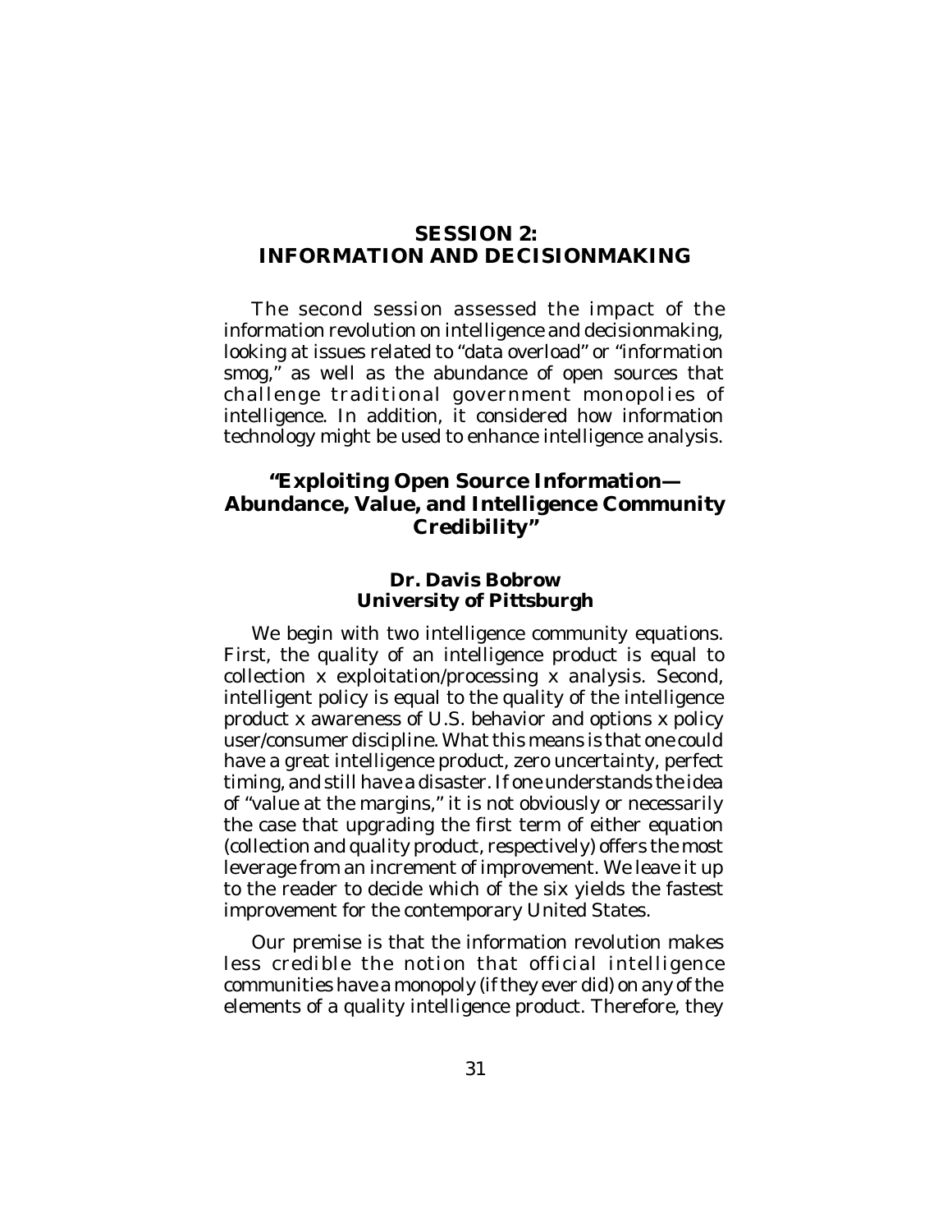# SESSION 2: INFORMATION AND DECISIONMAKING

The second session assessed the impact of the information revolution on intelligence and decisionmaking, looking at issues related to "data overload" or "information smog," as well as the abundance of open sources that challenge traditional government monopolies of intelligence. In addition, it considered how information technology might be used to enhance intelligence analysis.

## "Exploiting Open Source Information— Abundance, Value, and Intelligence Community Credibility"

### Dr. Davis Bobrow University of Pittsburgh

We begin with two intelligence community equations. First, the quality of an intelligence product is equal to collection x exploitation/processing x analysis. Second, intelligent policy is equal to the quality of the intelligence product x awareness of U.S. behavior and options x policy user/consumer discipline. What this means is that one could have a great intelligence product, zero uncertainty, perfect timing, and still have a disaster. If one understands the idea of "value at the margins," it is not obviously or necessarily the case that upgrading the first term of either equation (collection and quality product, respectively) offers the most leverage from an increment of improvement. We leave it up to the reader to decide which of the six yields the fastest improvement for the contemporary United States.

Our premise is that the information revolution makes less credible the notion that official intelligence communities have a monopoly (if they ever did) on any of the elements of a quality intelligence product. Therefore, they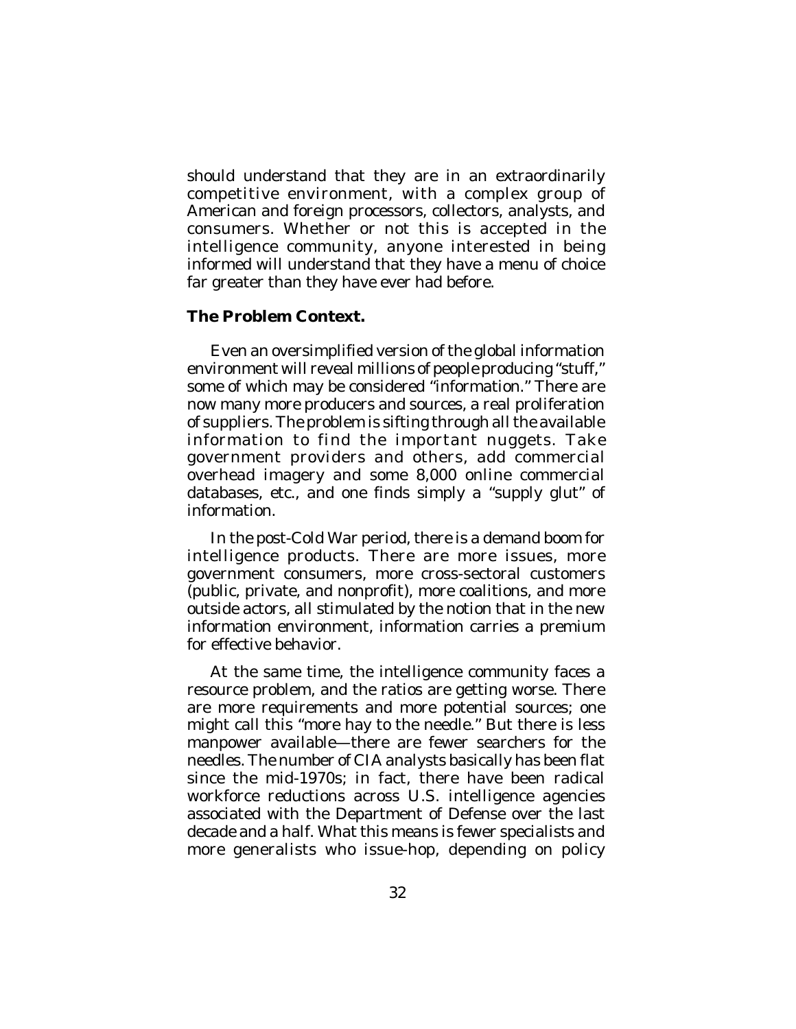should understand that they are in an extraordinarily competitive environment, with a complex group of American and foreign processors, collectors, analysts, and consumers. Whether or not this is accepted in the intelligence community, anyone interested in being informed will understand that they have a menu of choice far greater than they have ever had before.

**The Problem Context.**

Even an oversimplified version of the global information environment will reveal millions of people producing "stuff," some of which may be considered "information." There are now many more producers and sources, a real proliferation of suppliers. The problem is sifting through all the available information to find the important nuggets. Take government providers and others, add commercial overhead imagery and some 8,000 online commercial databases, etc., and one finds simply a "supply glut" of information.

In the post-Cold War period, there is a demand boom for intelligence products. There are more issues, more government consumers, more cross-sectoral customers (public, private, and nonprofit), more coalitions, and more outside actors, all stimulated by the notion that in the new information environment, information carries a premium for effective behavior.

At the same time, the intelligence community faces a resource problem, and the ratios are getting worse. There are more requirements and more potential sources; one might call this "more hay to the needle." But there is less manpower available—there are fewer searchers for the needles. The number of CIA analysts basically has been flat since the mid-1970s; in fact, there have been radical workforce reductions across U.S. intelligence agencies associated with the Department of Defense over the last decade and a half. What this means is fewer specialists and more generalists who issue-hop, depending on policy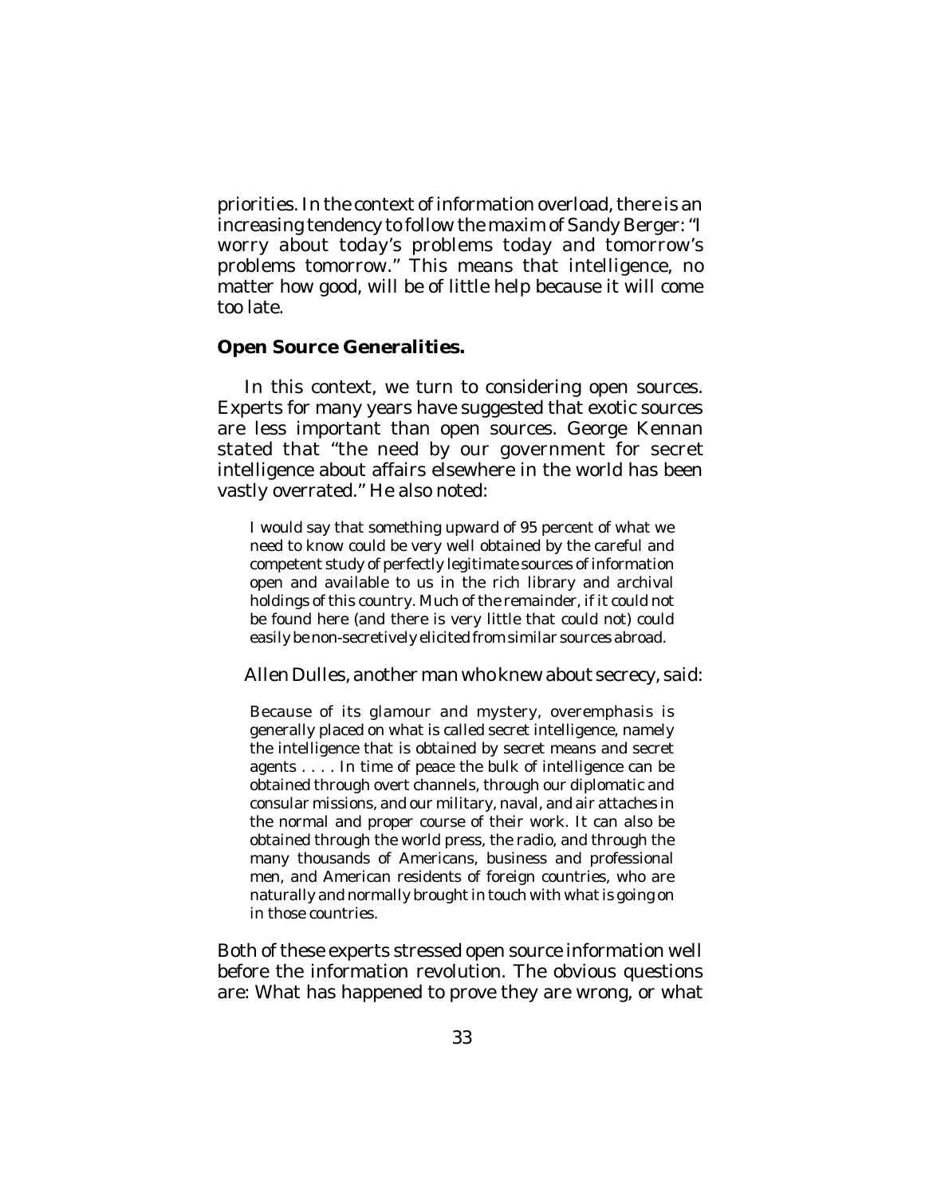priorities. In the context of information overload, there is an increasing tendency to follow the maxim of Sandy Berger: "I worry about today's problems today and tomorrow's problems tomorrow." This means that intelligence, no matter how good, will be of little help because it will come too late.

**Open Source Generalities.**

In this context, we turn to considering open sources. Experts for many years have suggested that exotic sources are less important than open sources. George Kennan stated that "the need by our government for secret intelligence about affairs elsewhere in the world has been vastly overrated." He also noted:

> I would say that something upward of 95 percent of what we need to know could be very well obtained by the careful and competent study of perfectly legitimate sources of information open and available to us in the rich library and archival holdings of this country. Much of the remainder, if it could not be found here (and there is very little that could not) could easily be non-secretively elicited from similar sources abroad.

Allen Dulles, another man who knew about secrecy, said:

> Because of its glamour and mystery, overemphasis is generally placed on what is called secret intelligence, namely the intelligence that is obtained by secret means and secret agents . . . . In time of peace the bulk of intelligence can be obtained through overt channels, through our diplomatic and consular missions, and our military, naval, and air attaches in the normal and proper course of their work. It can also be obtained through the world press, the radio, and through the many thousands of Americans, business and professional men, and American residents of foreign countries, who are naturally and normally brought in touch with what is going on in those countries.

Both of these experts stressed open source information well before the information revolution. The obvious questions are: What has happened to prove they are wrong, or what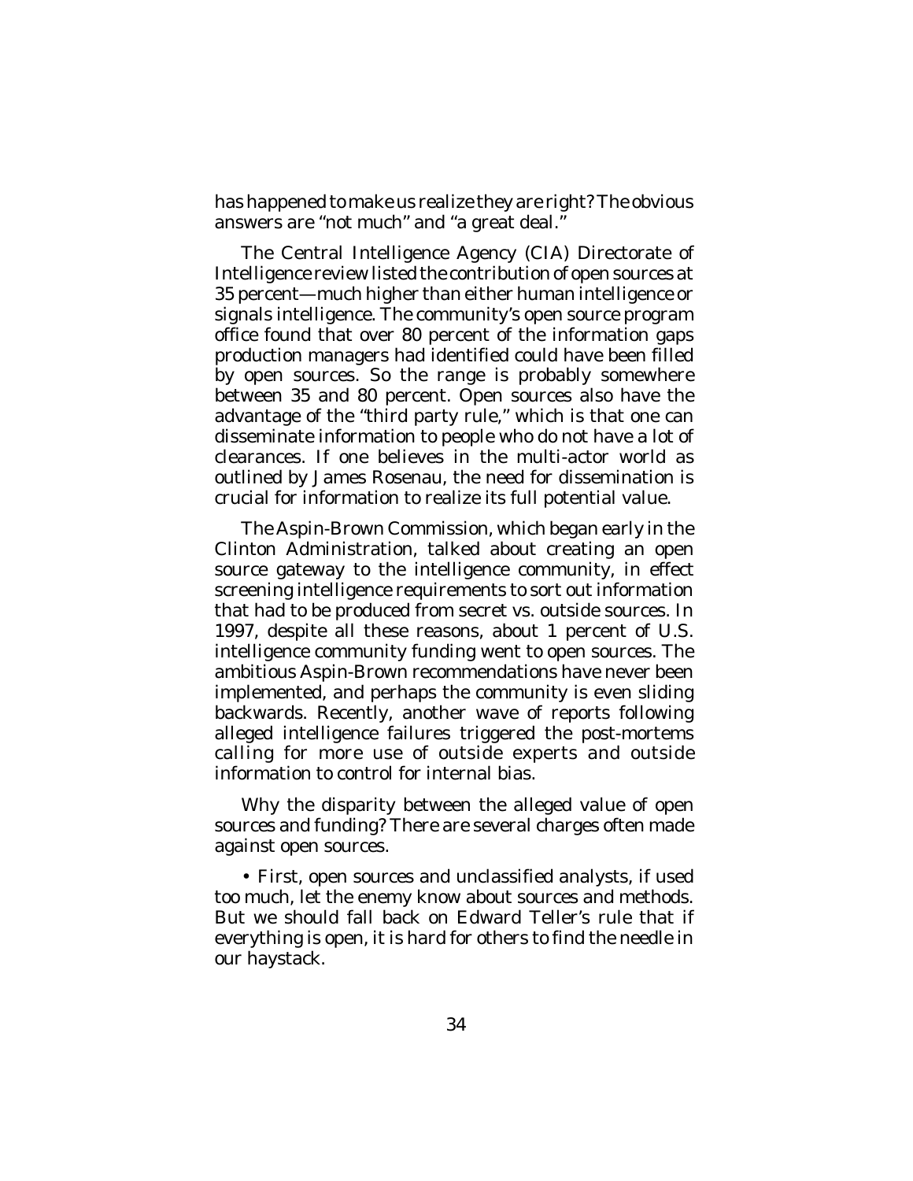has happened to make us realize they are right? The obvious answers are "not much" and "a great deal."

The Central Intelligence Agency (CIA) Directorate of Intelligence review listed the contribution of open sources at 35 percent—much higher than either human intelligence or signals intelligence. The community's open source program office found that over 80 percent of the information gaps production managers had identified could have been filled by open sources. So the range is probably somewhere between 35 and 80 percent. Open sources also have the advantage of the "third party rule," which is that one can disseminate information to people who do not have a lot of clearances. If one believes in the multi-actor world as outlined by James Rosenau, the need for dissemination is crucial for information to realize its full potential value.

The Aspin-Brown Commission, which began early in the Clinton Administration, talked about creating an open source gateway to the intelligence community, in effect screening intelligence requirements to sort out information that had to be produced from secret vs. outside sources. In 1997, despite all these reasons, about 1 percent of U.S. intelligence community funding went to open sources. The ambitious Aspin-Brown recommendations have never been implemented, and perhaps the community is even sliding backwards. Recently, another wave of reports following alleged intelligence failures triggered the post-mortems calling for more use of outside experts and outside information to control for internal bias.

Why the disparity between the alleged value of open sources and funding? There are several charges often made against open sources.

- First, open sources and unclassified analysts, if used too much, let the enemy know about sources and methods. But we should fall back on Edward Teller's rule that if everything is open, it is hard for others to find the needle in our haystack.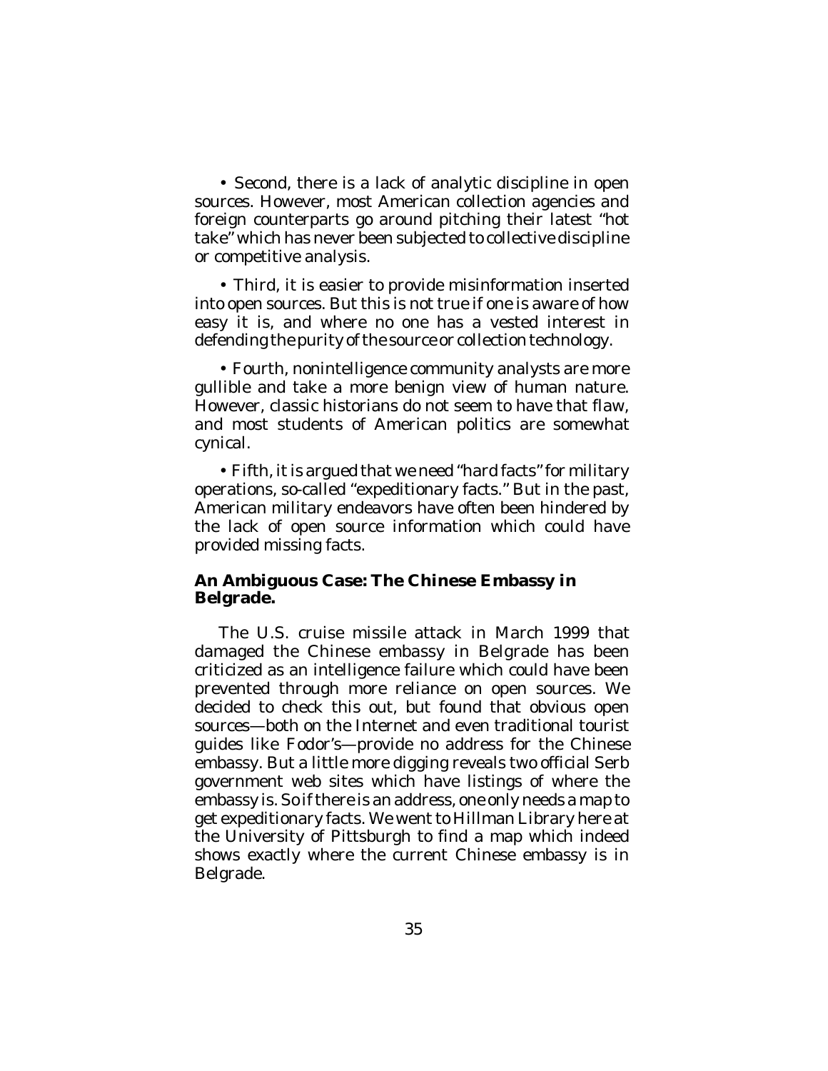• Second, there is a lack of analytic discipline in open sources. However, most American collection agencies and foreign counterparts go around pitching their latest "hot take" which has never been subjected to collective discipline or competitive analysis.

• Third, it is easier to provide misinformation inserted into open sources. But this is not true if one is aware of how easy it is, and where no one has a vested interest in defending the purity of the source or collection technology.

• Fourth, nonintelligence community analysts are more gullible and take a more benign view of human nature. However, classic historians do not seem to have that flaw, and most students of American politics are somewhat cynical.

• Fifth, it is argued that we need "hard facts" for military operations, so-called "expeditionary facts." But in the past, American military endeavors have often been hindered by the lack of open source information which could have provided missing facts.

### An Ambiguous Case: The Chinese Embassy in Belgrade.

The U.S. cruise missile attack in March 1999 that damaged the Chinese embassy in Belgrade has been criticized as an intelligence failure which could have been prevented through more reliance on open sources. We decided to check this out, but found that obvious open sources—both on the Internet and even traditional tourist guides like Fodor's—provide no address for the Chinese embassy. But a little more digging reveals two official Serb government web sites which have listings of where the embassy is. So if there is an address, one only needs a map to get expeditionary facts. We went to Hillman Library here at the University of Pittsburgh to find a map which indeed shows exactly where the current Chinese embassy is in Belgrade.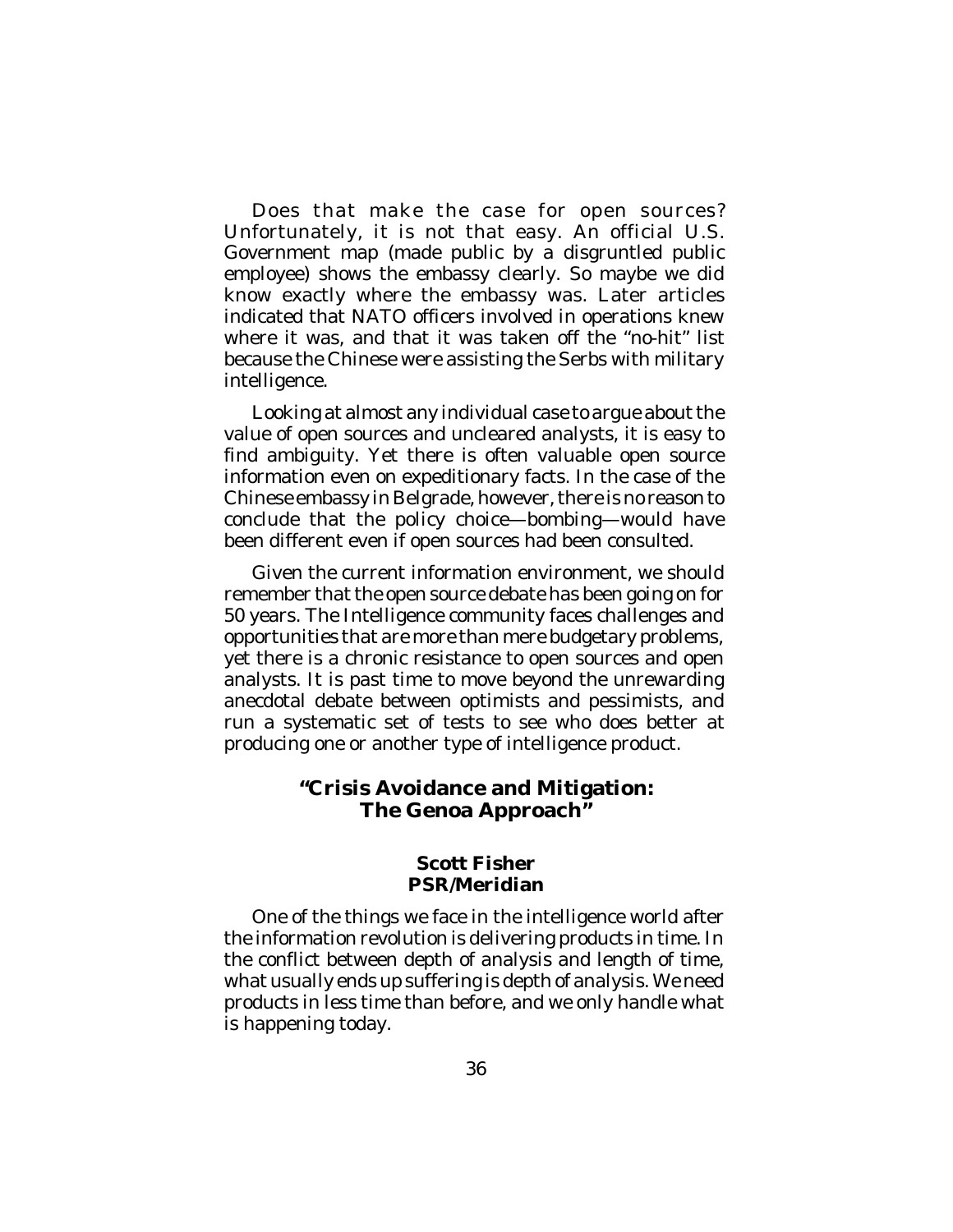Does that make the case for open sources? Unfortunately, it is not that easy. An official U.S. Government map (made public by a disgruntled public employee) shows the embassy clearly. So maybe we did know exactly where the embassy was. Later articles indicated that NATO officers involved in operations knew where it was, and that it was taken off the "no-hit" list because the Chinese were assisting the Serbs with military intelligence.

Looking at almost any individual case to argue about the value of open sources and uncleared analysts, it is easy to find ambiguity. Yet there is often valuable open source information even on expeditionary facts. In the case of the Chinese embassy in Belgrade, however, there is no reason to conclude that the policy choice—bombing—would have been different even if open sources had been consulted.

Given the current information environment, we should remember that the open source debate has been going on for 50 years. The Intelligence community faces challenges and opportunities that are more than mere budgetary problems, yet there is a chronic resistance to open sources and open analysts. It is past time to move beyond the unrewarding anecdotal debate between optimists and pessimists, and run a systematic set of tests to see who does better at producing one or another type of intelligence product.

## "Crisis Avoidance and Mitigation: The Genoa Approach"

**Scott Fisher**
**PSR/Meridian**

One of the things we face in the intelligence world after the information revolution is delivering products in time. In the conflict between depth of analysis and length of time, what usually ends up suffering is depth of analysis. We need products in less time than before, and we only handle what is happening today.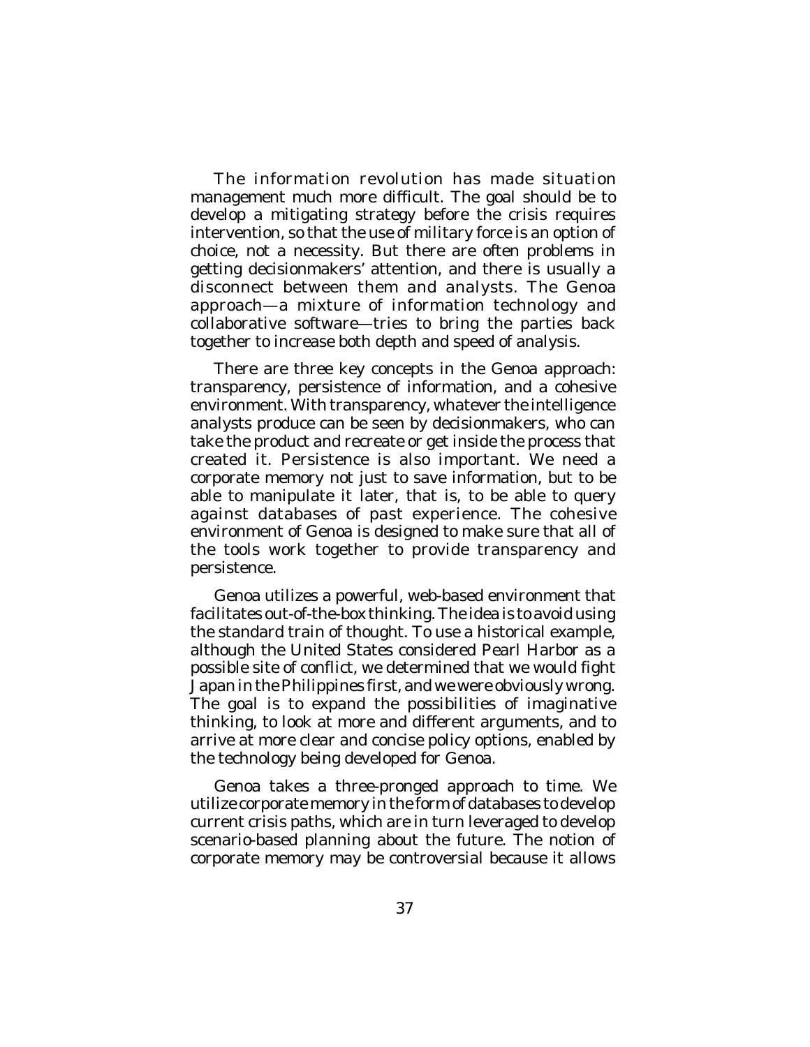The information revolution has made situation management much more difficult. The goal should be to develop a mitigating strategy before the crisis requires intervention, so that the use of military force is an option of choice, not a necessity. But there are often problems in getting decisionmakers' attention, and there is usually a disconnect between them and analysts. The Genoa approach—a mixture of information technology and collaborative software—tries to bring the parties back together to increase both depth and speed of analysis.

There are three key concepts in the Genoa approach: transparency, persistence of information, and a cohesive environment. With transparency, whatever the intelligence analysts produce can be seen by decisionmakers, who can take the product and recreate or get inside the process that created it. Persistence is also important. We need a corporate memory not just to save information, but to be able to manipulate it later, that is, to be able to query against databases of past experience. The cohesive environment of Genoa is designed to make sure that all of the tools work together to provide transparency and persistence.

Genoa utilizes a powerful, web-based environment that facilitates out-of-the-box thinking. The idea is to avoid using the standard train of thought. To use a historical example, although the United States considered Pearl Harbor as a possible site of conflict, we determined that we would fight Japan in the Philippines first, and we were obviously wrong. The goal is to expand the possibilities of imaginative thinking, to look at more and different arguments, and to arrive at more clear and concise policy options, enabled by the technology being developed for Genoa.

Genoa takes a three-pronged approach to time. We utilize corporate memory in the form of databases to develop current crisis paths, which are in turn leveraged to develop scenario-based planning about the future. The notion of corporate memory may be controversial because it allows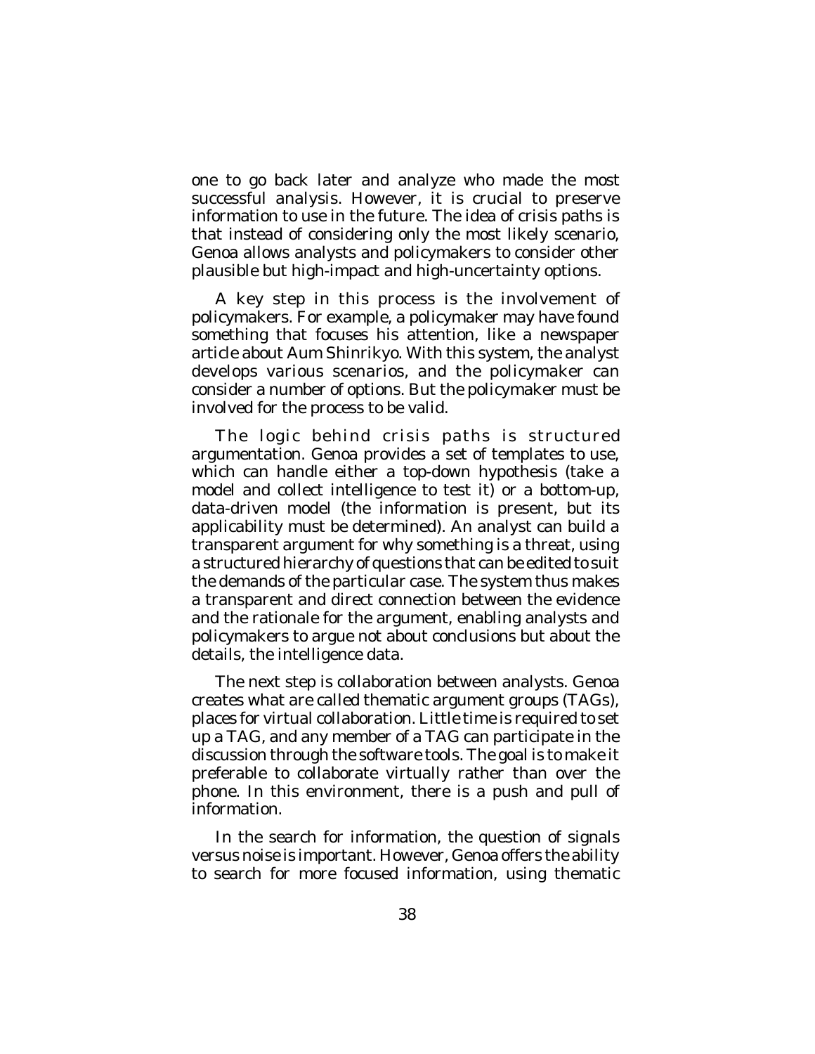one to go back later and analyze who made the most successful analysis. However, it is crucial to preserve information to use in the future. The idea of crisis paths is that instead of considering only the most likely scenario, Genoa allows analysts and policymakers to consider other plausible but high-impact and high-uncertainty options.

A key step in this process is the involvement of policymakers. For example, a policymaker may have found something that focuses his attention, like a newspaper article about Aum Shinrikyo. With this system, the analyst develops various scenarios, and the policymaker can consider a number of options. But the policymaker must be involved for the process to be valid.

The logic behind crisis paths is structured argumentation. Genoa provides a set of templates to use, which can handle either a top-down hypothesis (take a model and collect intelligence to test it) or a bottom-up, data-driven model (the information is present, but its applicability must be determined). An analyst can build a transparent argument for why something is a threat, using a structured hierarchy of questions that can be edited to suit the demands of the particular case. The system thus makes a transparent and direct connection between the evidence and the rationale for the argument, enabling analysts and policymakers to argue not about conclusions but about the details, the intelligence data.

The next step is collaboration between analysts. Genoa creates what are called thematic argument groups (TAGs), places for virtual collaboration. Little time is required to set up a TAG, and any member of a TAG can participate in the discussion through the software tools. The goal is to make it preferable to collaborate virtually rather than over the phone. In this environment, there is a push and pull of information.

In the search for information, the question of signals versus noise is important. However, Genoa offers the ability to search for more focused information, using thematic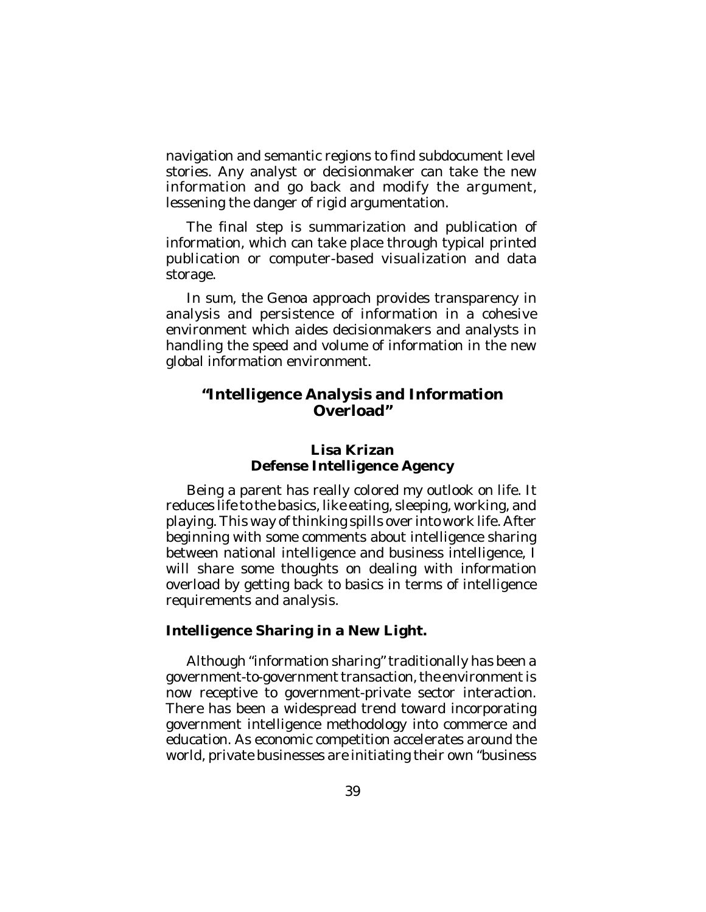navigation and semantic regions to find subdocument level stories. Any analyst or decisionmaker can take the new information and go back and modify the argument, lessening the danger of rigid argumentation.

The final step is summarization and publication of information, which can take place through typical printed publication or computer-based visualization and data storage.

In sum, the Genoa approach provides transparency in analysis and persistence of information in a cohesive environment which aides decisionmakers and analysts in handling the speed and volume of information in the new global information environment.

## "Intelligence Analysis and Information Overload"

**Lisa Krizan**
**Defense Intelligence Agency**

Being a parent has really colored my outlook on life. It reduces life to the basics, like eating, sleeping, working, and playing. This way of thinking spills over into work life. After beginning with some comments about intelligence sharing between national intelligence and business intelligence, I will share some thoughts on dealing with information overload by getting back to basics in terms of intelligence requirements and analysis.

### Intelligence Sharing in a New Light.

Although "information sharing" traditionally has been a government-to-government transaction, the environment is now receptive to government-private sector interaction. There has been a widespread trend toward incorporating government intelligence methodology into commerce and education. As economic competition accelerates around the world, private businesses are initiating their own "business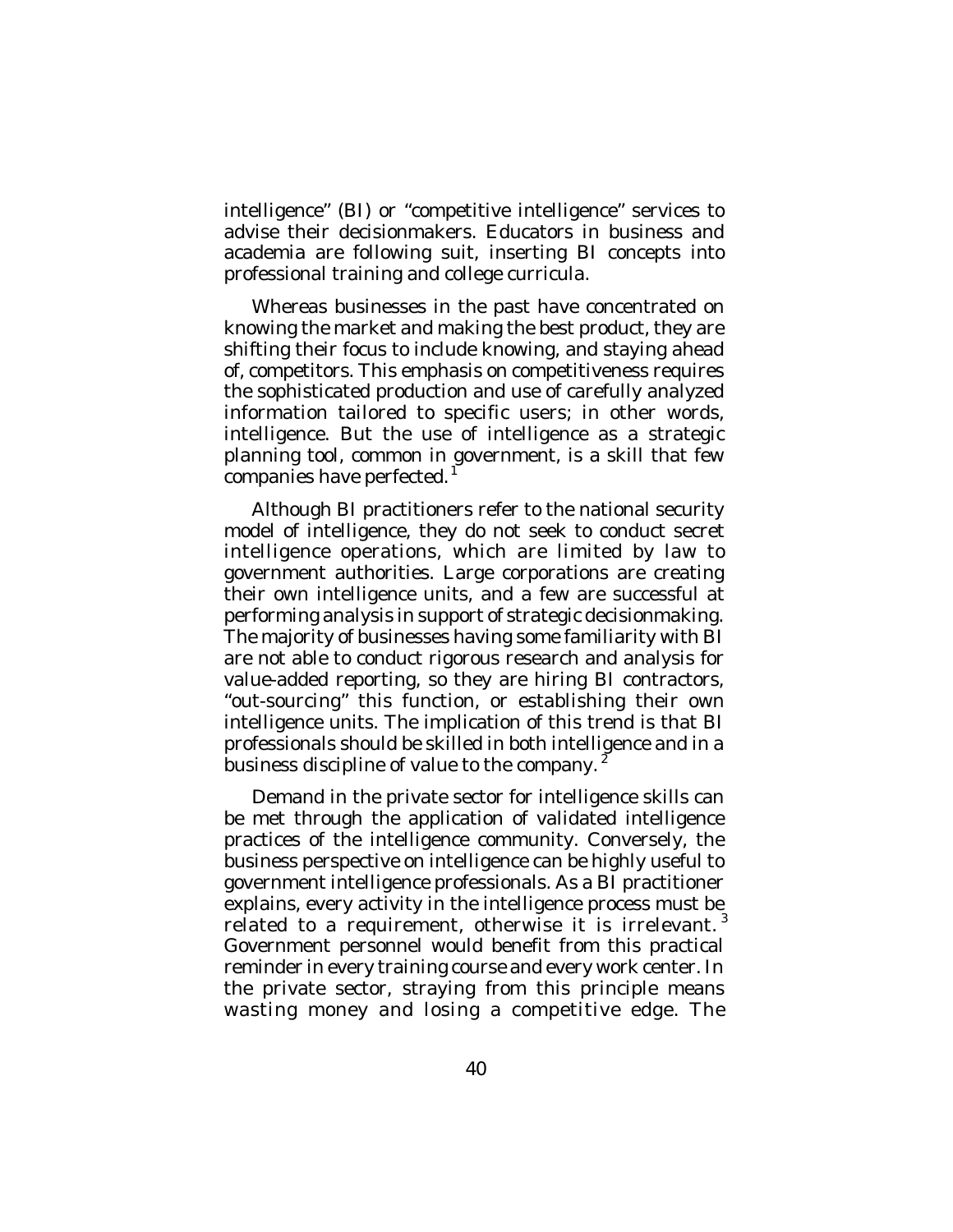intelligence" (BI) or "competitive intelligence" services to advise their decisionmakers. Educators in business and academia are following suit, inserting BI concepts into professional training and college curricula.

Whereas businesses in the past have concentrated on knowing the market and making the best product, they are shifting their focus to include knowing, and staying ahead of, competitors. This emphasis on competitiveness requires the sophisticated production and use of carefully analyzed information tailored to specific users; in other words, intelligence. But the use of intelligence as a strategic planning tool, common in government, is a skill that few companies have perfected.[1]

Although BI practitioners refer to the national security model of intelligence, they do not seek to conduct secret intelligence operations, which are limited by law to government authorities. Large corporations are creating their own intelligence units, and a few are successful at performing analysis in support of strategic decisionmaking. The majority of businesses having some familiarity with BI are not able to conduct rigorous research and analysis for value-added reporting, so they are hiring BI contractors, "out-sourcing" this function, or establishing their own intelligence units. The implication of this trend is that BI professionals should be skilled in both intelligence and in a business discipline of value to the company.[2]

Demand in the private sector for intelligence skills can be met through the application of validated intelligence practices of the intelligence community. Conversely, the business perspective on intelligence can be highly useful to government intelligence professionals. As a BI practitioner explains, every activity in the intelligence process must be related to a requirement, otherwise it is irrelevant.[3] Government personnel would benefit from this practical reminder in every training course and every work center. In the private sector, straying from this principle means wasting money and losing a competitive edge. The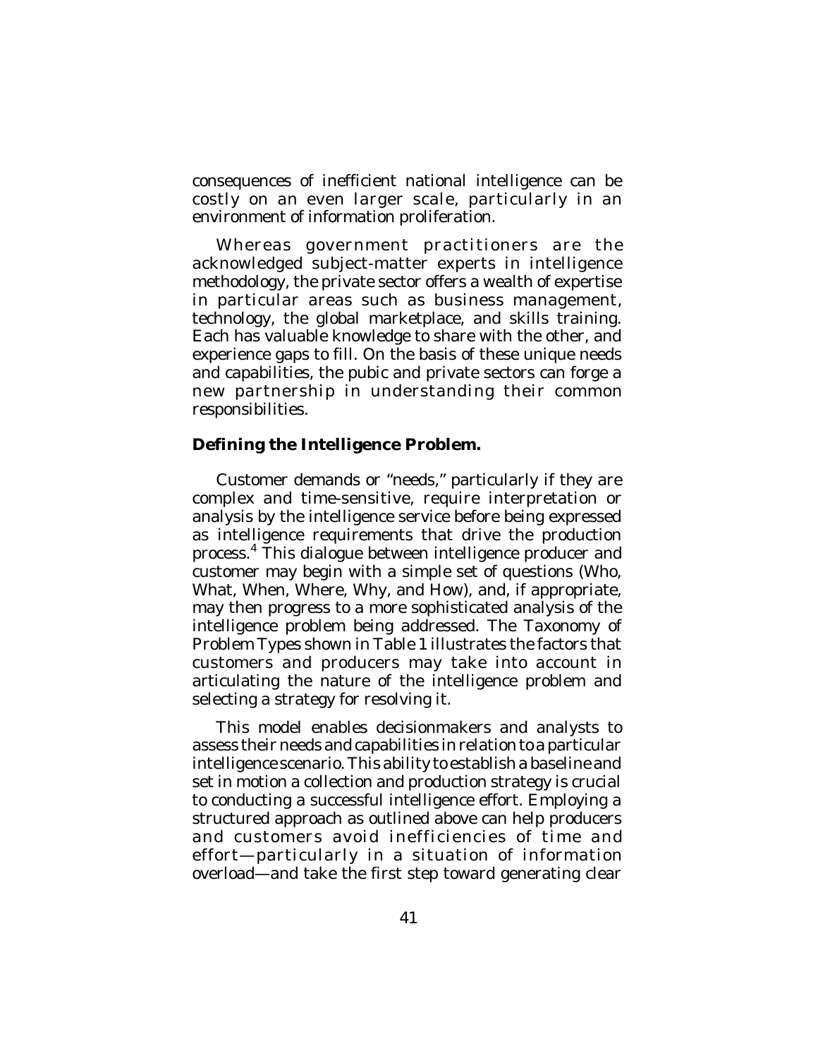consequences of inefficient national intelligence can be costly on an even larger scale, particularly in an environment of information proliferation.

Whereas government practitioners are the acknowledged subject-matter experts in intelligence methodology, the private sector offers a wealth of expertise in particular areas such as business management, technology, the global marketplace, and skills training. Each has valuable knowledge to share with the other, and experience gaps to fill. On the basis of these unique needs and capabilities, the pubic and private sectors can forge a new partnership in understanding their common responsibilities.

**Defining the Intelligence Problem.**

Customer demands or "needs," particularly if they are complex and time-sensitive, require interpretation or analysis by the intelligence service before being expressed as intelligence requirements that drive the production process.[4] This dialogue between intelligence producer and customer may begin with a simple set of questions (Who, What, When, Where, Why, and How), and, if appropriate, may then progress to a more sophisticated analysis of the intelligence problem being addressed. The Taxonomy of Problem Types shown in Table 1 illustrates the factors that customers and producers may take into account in articulating the nature of the intelligence problem and selecting a strategy for resolving it.

This model enables decisionmakers and analysts to assess their needs and capabilities in relation to a particular intelligence scenario. This ability to establish a baseline and set in motion a collection and production strategy is crucial to conducting a successful intelligence effort. Employing a structured approach as outlined above can help producers and customers avoid inefficiencies of time and effort—particularly in a situation of information overload—and take the first step toward generating clear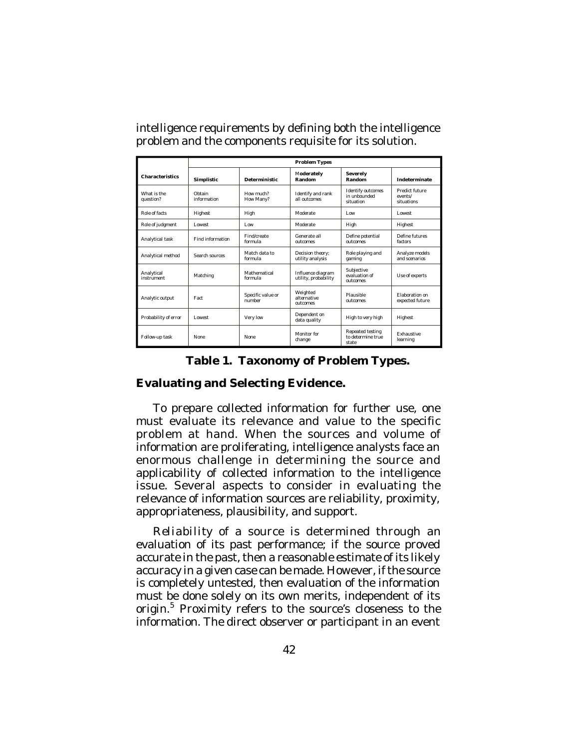intelligence requirements by defining both the intelligence problem and the components requisite for its solution.

| Characteristics | Problem Types | | | | |
|---|---|---|---|---|---|
| | Simplistic | Deterministic | Moderately Random | Severely Random | Indeterminate |
| What is the question? | Obtain information | How much? How Many? | Identify and rank all outcomes | Identify outcomes in unbounded situation | Predict future events/ situations |
| Role of facts | Highest | High | Moderate | Low | Lowest |
| Role of judgment | Lowest | Low | Moderate | High | Highest |
| Analytical task | Find information | Find/create formula | Generate all outcomes | Define potential outcomes | Define futures factors |
| Analytical method | Search sources | Match data to formula | Decision theory; utility analysis | Role playing and gaming | Analyze models and scenarios |
| Analytical instrument | Matching | Mathematical formula | Influence diagram utility, probability | Subjective evaluation of outcomes | Use of experts |
| Analytic output | Fact | Specific value or number | Weighted alternative outcomes | Plausible outcomes | Elaboration on expected future |
| Probability of error | Lowest | Very low | Dependent on data quality | High to very high | Highest |
| Follow-up task | None | None | Monitor for change | Repeated testing to determine true state | Exhaustive learning |

**Table 1. Taxonomy of Problem Types.**

### Evaluating and Selecting Evidence.

To prepare collected information for further use, one must evaluate its relevance and value to the specific problem at hand. When the sources and volume of information are proliferating, intelligence analysts face an enormous challenge in determining the source and applicability of collected information to the intelligence issue. Several aspects to consider in evaluating the relevance of information sources are reliability, proximity, appropriateness, plausibility, and support.

Reliability of a source is determined through an evaluation of its past performance; if the source proved accurate in the past, then a reasonable estimate of its likely accuracy in a given case can be made. However, if the source is completely untested, then evaluation of the information must be done solely on its own merits, independent of its origin.[5] Proximity refers to the source's closeness to the information. The direct observer or participant in an event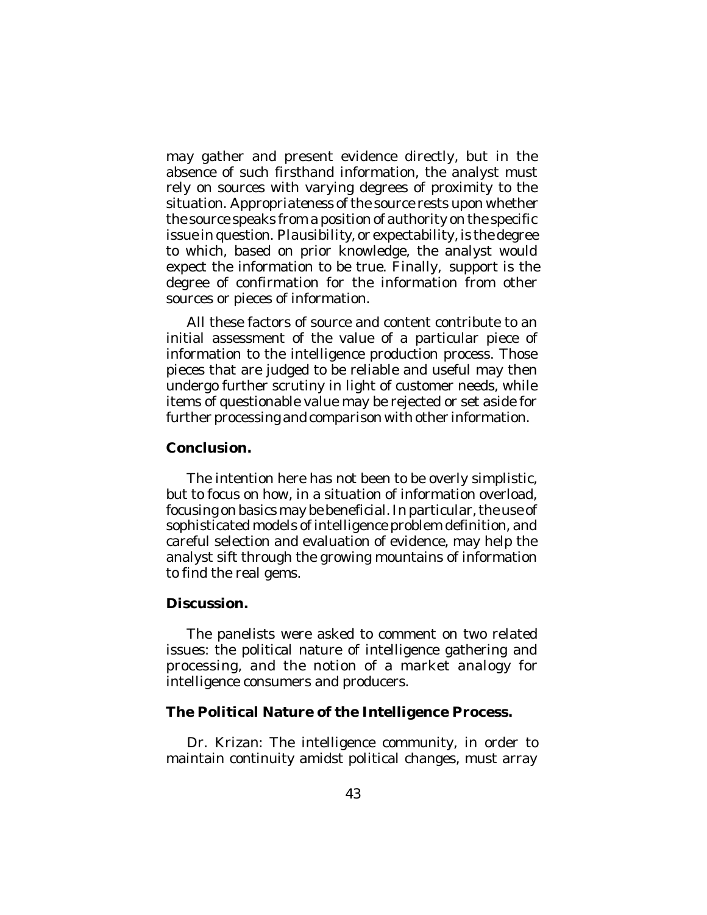may gather and present evidence directly, but in the absence of such firsthand information, the analyst must rely on sources with varying degrees of proximity to the situation. Appropriateness of the source rests upon whether the source speaks from a position of authority on the specific issue in question. Plausibility, or expectability, is the degree to which, based on prior knowledge, the analyst would expect the information to be true. Finally, support is the degree of confirmation for the information from other sources or pieces of information.

All these factors of source and content contribute to an initial assessment of the value of a particular piece of information to the intelligence production process. Those pieces that are judged to be reliable and useful may then undergo further scrutiny in light of customer needs, while items of questionable value may be rejected or set aside for further processing and comparison with other information.

**Conclusion.**

The intention here has not been to be overly simplistic, but to focus on how, in a situation of information overload, focusing on basics may be beneficial. In particular, the use of sophisticated models of intelligence problem definition, and careful selection and evaluation of evidence, may help the analyst sift through the growing mountains of information to find the real gems.

**Discussion.**

The panelists were asked to comment on two related issues: the political nature of intelligence gathering and processing, and the notion of a market analogy for intelligence consumers and producers.

**The Political Nature of the Intelligence Process.**

Dr. Krizan: The intelligence community, in order to maintain continuity amidst political changes, must array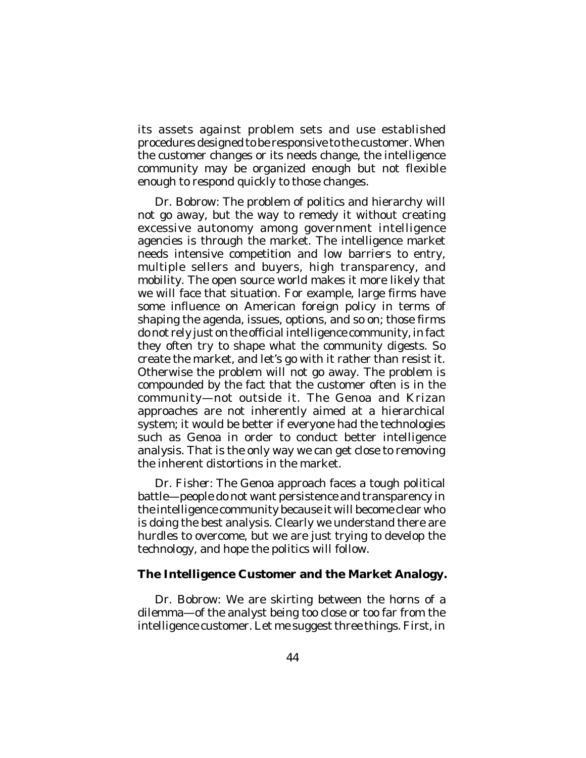its assets against problem sets and use established procedures designed to be responsive to the customer. When the customer changes or its needs change, the intelligence community may be organized enough but not flexible enough to respond quickly to those changes.

Dr. Bobrow: The problem of politics and hierarchy will not go away, but the way to remedy it without creating excessive autonomy among government intelligence agencies is through the market. The intelligence market needs intensive competition and low barriers to entry, multiple sellers and buyers, high transparency, and mobility. The open source world makes it more likely that we will face that situation. For example, large firms have some influence on American foreign policy in terms of shaping the agenda, issues, options, and so on; those firms do not rely just on the official intelligence community, in fact they often try to shape what the community digests. So create the market, and let's go with it rather than resist it. Otherwise the problem will not go away. The problem is compounded by the fact that the customer often is in the community—not outside it. The Genoa and Krizan approaches are not inherently aimed at a hierarchical system; it would be better if everyone had the technologies such as Genoa in order to conduct better intelligence analysis. That is the only way we can get close to removing the inherent distortions in the market.

Dr. Fisher: The Genoa approach faces a tough political battle—people do not want persistence and transparency in the intelligence community because it will become clear who is doing the best analysis. Clearly we understand there are hurdles to overcome, but we are just trying to develop the technology, and hope the politics will follow.

**The Intelligence Customer and the Market Analogy.**

Dr. Bobrow: We are skirting between the horns of a dilemma—of the analyst being too close or too far from the intelligence customer. Let me suggest three things. First, in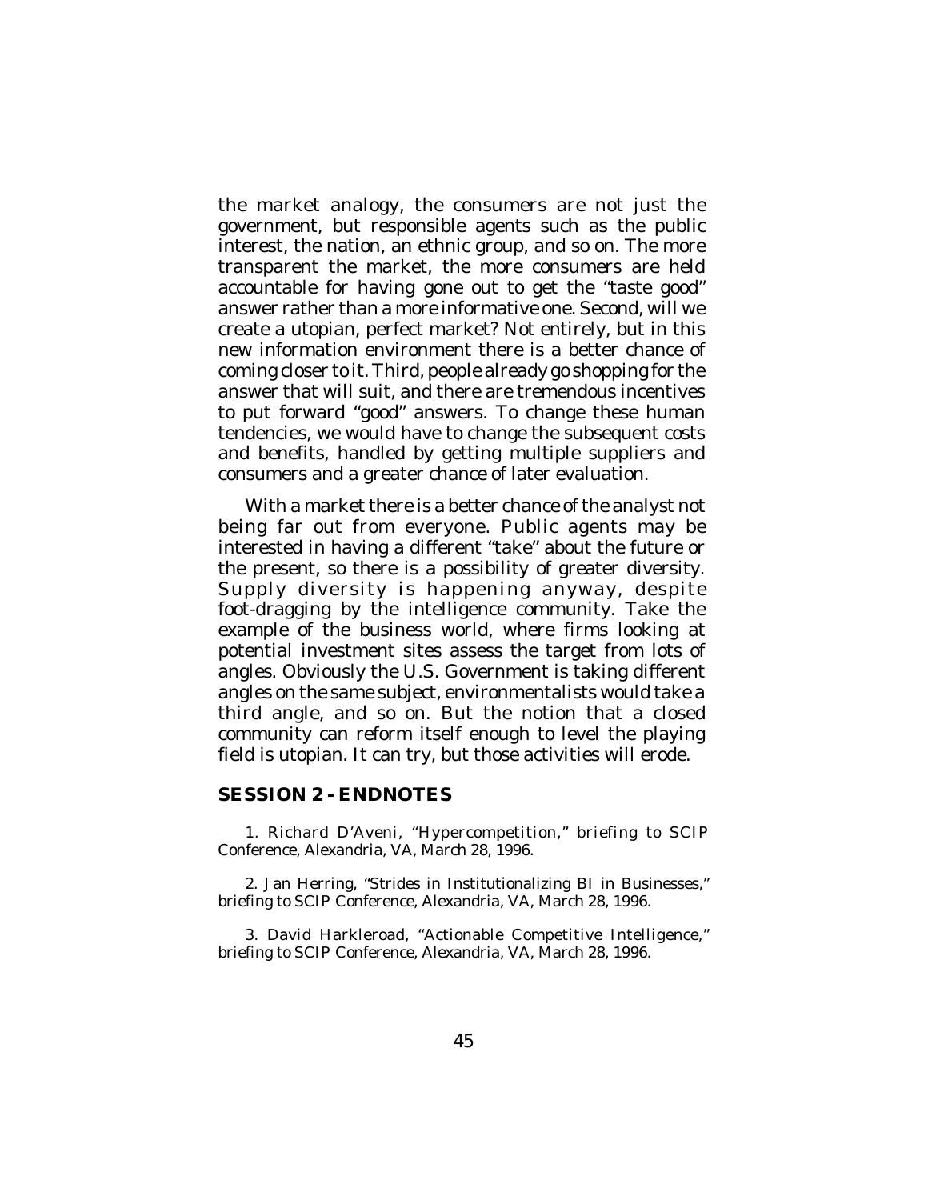the market analogy, the consumers are not just the government, but responsible agents such as the public interest, the nation, an ethnic group, and so on. The more transparent the market, the more consumers are held accountable for having gone out to get the "taste good" answer rather than a more informative one. Second, will we create a utopian, perfect market? Not entirely, but in this new information environment there is a better chance of coming closer to it. Third, people already go shopping for the answer that will suit, and there are tremendous incentives to put forward "good" answers. To change these human tendencies, we would have to change the subsequent costs and benefits, handled by getting multiple suppliers and consumers and a greater chance of later evaluation.

With a market there is a better chance of the analyst not being far out from everyone. Public agents may be interested in having a different "take" about the future or the present, so there is a possibility of greater diversity. Supply diversity is happening anyway, despite foot-dragging by the intelligence community. Take the example of the business world, where firms looking at potential investment sites assess the target from lots of angles. Obviously the U.S. Government is taking different angles on the same subject, environmentalists would take a third angle, and so on. But the notion that a closed community can reform itself enough to level the playing field is utopian. It can try, but those activities will erode.

## SESSION 2 - ENDNOTES

1. Richard D'Aveni, "Hypercompetition," briefing to SCIP Conference, Alexandria, VA, March 28, 1996.

2. Jan Herring, "Strides in Institutionalizing BI in Businesses," briefing to SCIP Conference, Alexandria, VA, March 28, 1996.

3. David Harkleroad, "Actionable Competitive Intelligence," briefing to SCIP Conference, Alexandria, VA, March 28, 1996.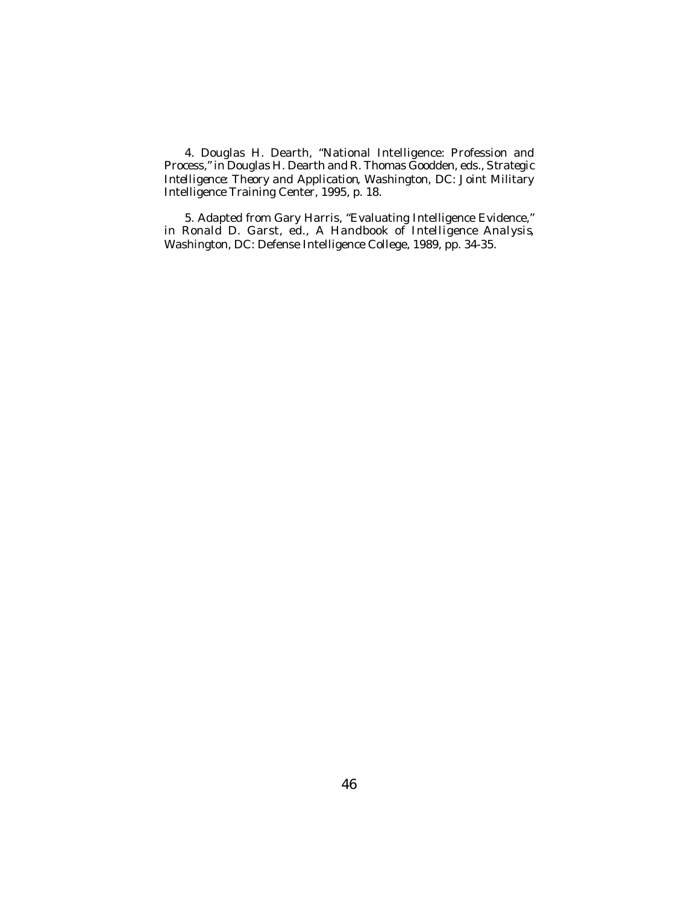4. Douglas H. Dearth, "National Intelligence: Profession and Process," in Douglas H. Dearth and R. Thomas Goodden, eds., *Strategic Intelligence: Theory and Application*, Washington, DC: Joint Military Intelligence Training Center, 1995, p. 18.

5. Adapted from Gary Harris, "Evaluating Intelligence Evidence," in Ronald D. Garst, ed., *A Handbook of Intelligence Analysis*, Washington, DC: Defense Intelligence College, 1989, pp. 34-35.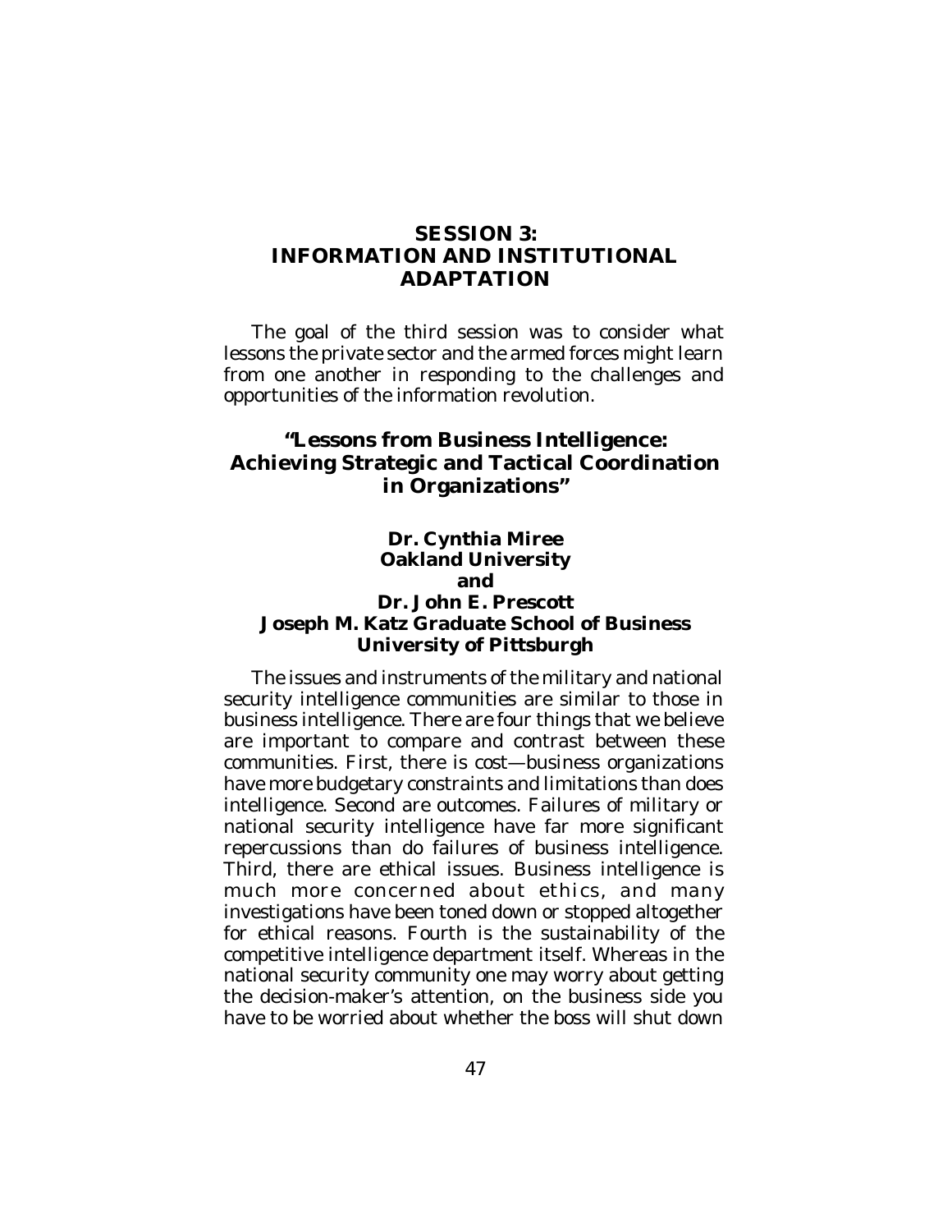# SESSION 3: INFORMATION AND INSTITUTIONAL ADAPTATION

The goal of the third session was to consider what lessons the private sector and the armed forces might learn from one another in responding to the challenges and opportunities of the information revolution.

## "Lessons from Business Intelligence: Achieving Strategic and Tactical Coordination in Organizations"

**Dr. Cynthia Miree**
**Oakland University**
**and**
**Dr. John E. Prescott**
**Joseph M. Katz Graduate School of Business**
**University of Pittsburgh**

The issues and instruments of the military and national security intelligence communities are similar to those in business intelligence. There are four things that we believe are important to compare and contrast between these communities. First, there is cost—business organizations have more budgetary constraints and limitations than does intelligence. Second are outcomes. Failures of military or national security intelligence have far more significant repercussions than do failures of business intelligence. Third, there are ethical issues. Business intelligence is much more concerned about ethics, and many investigations have been toned down or stopped altogether for ethical reasons. Fourth is the sustainability of the competitive intelligence department itself. Whereas in the national security community one may worry about getting the decision-maker's attention, on the business side you have to be worried about whether the boss will shut down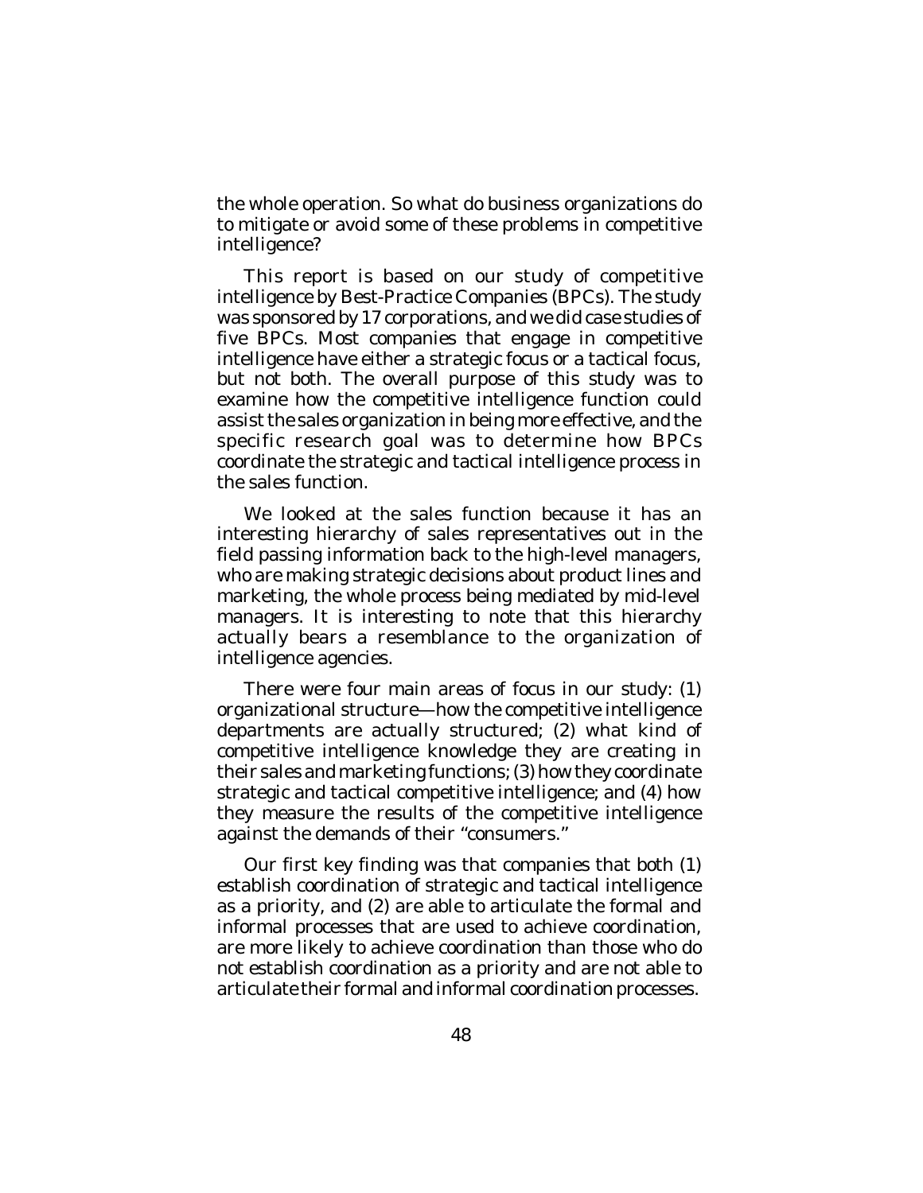the whole operation. So what do business organizations do to mitigate or avoid some of these problems in competitive intelligence?

This report is based on our study of competitive intelligence by Best-Practice Companies (BPCs). The study was sponsored by 17 corporations, and we did case studies of five BPCs. Most companies that engage in competitive intelligence have either a strategic focus or a tactical focus, but not both. The overall purpose of this study was to examine how the competitive intelligence function could assist the sales organization in being more effective, and the specific research goal was to determine how BPCs coordinate the strategic and tactical intelligence process in the sales function.

We looked at the sales function because it has an interesting hierarchy of sales representatives out in the field passing information back to the high-level managers, who are making strategic decisions about product lines and marketing, the whole process being mediated by mid-level managers. It is interesting to note that this hierarchy actually bears a resemblance to the organization of intelligence agencies.

There were four main areas of focus in our study: (1) organizational structure—how the competitive intelligence departments are actually structured; (2) what kind of competitive intelligence knowledge they are creating in their sales and marketing functions; (3) how they coordinate strategic and tactical competitive intelligence; and (4) how they measure the results of the competitive intelligence against the demands of their "consumers."

Our first key finding was that companies that both (1) establish coordination of strategic and tactical intelligence as a priority, and (2) are able to articulate the formal and informal processes that are used to achieve coordination, are more likely to achieve coordination than those who do not establish coordination as a priority and are not able to articulate their formal and informal coordination processes.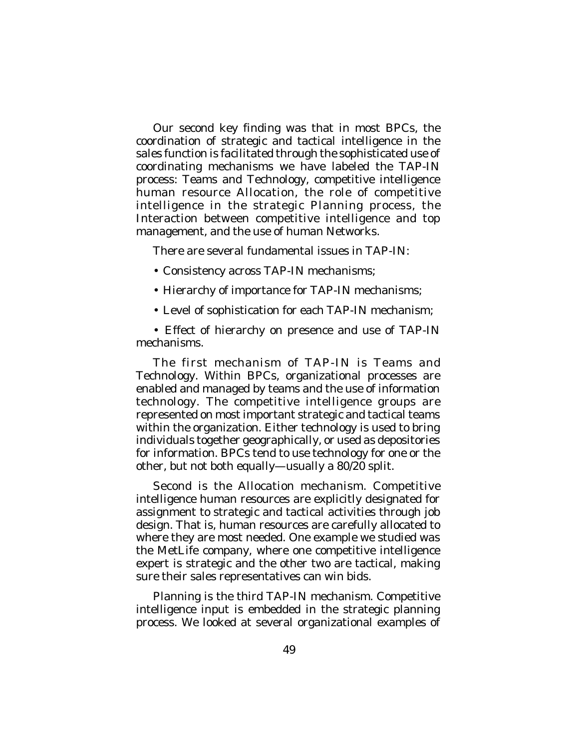Our second key finding was that in most BPCs, the coordination of strategic and tactical intelligence in the sales function is facilitated through the sophisticated use of coordinating mechanisms we have labeled the TAP-IN process: Teams and Technology, competitive intelligence human resource Allocation, the role of competitive intelligence in the strategic Planning process, the Interaction between competitive intelligence and top management, and the use of human Networks.

There are several fundamental issues in TAP-IN:

- Consistency across TAP-IN mechanisms;
- Hierarchy of importance for TAP-IN mechanisms;
- Level of sophistication for each TAP-IN mechanism;
- Effect of hierarchy on presence and use of TAP-IN mechanisms.

The first mechanism of TAP-IN is Teams and Technology. Within BPCs, organizational processes are enabled and managed by teams and the use of information technology. The competitive intelligence groups are represented on most important strategic and tactical teams within the organization. Either technology is used to bring individuals together geographically, or used as depositories for information. BPCs tend to use technology for one or the other, but not both equally—usually a 80/20 split.

Second is the Allocation mechanism. Competitive intelligence human resources are explicitly designated for assignment to strategic and tactical activities through job design. That is, human resources are carefully allocated to where they are most needed. One example we studied was the MetLife company, where one competitive intelligence expert is strategic and the other two are tactical, making sure their sales representatives can win bids.

Planning is the third TAP-IN mechanism. Competitive intelligence input is embedded in the strategic planning process. We looked at several organizational examples of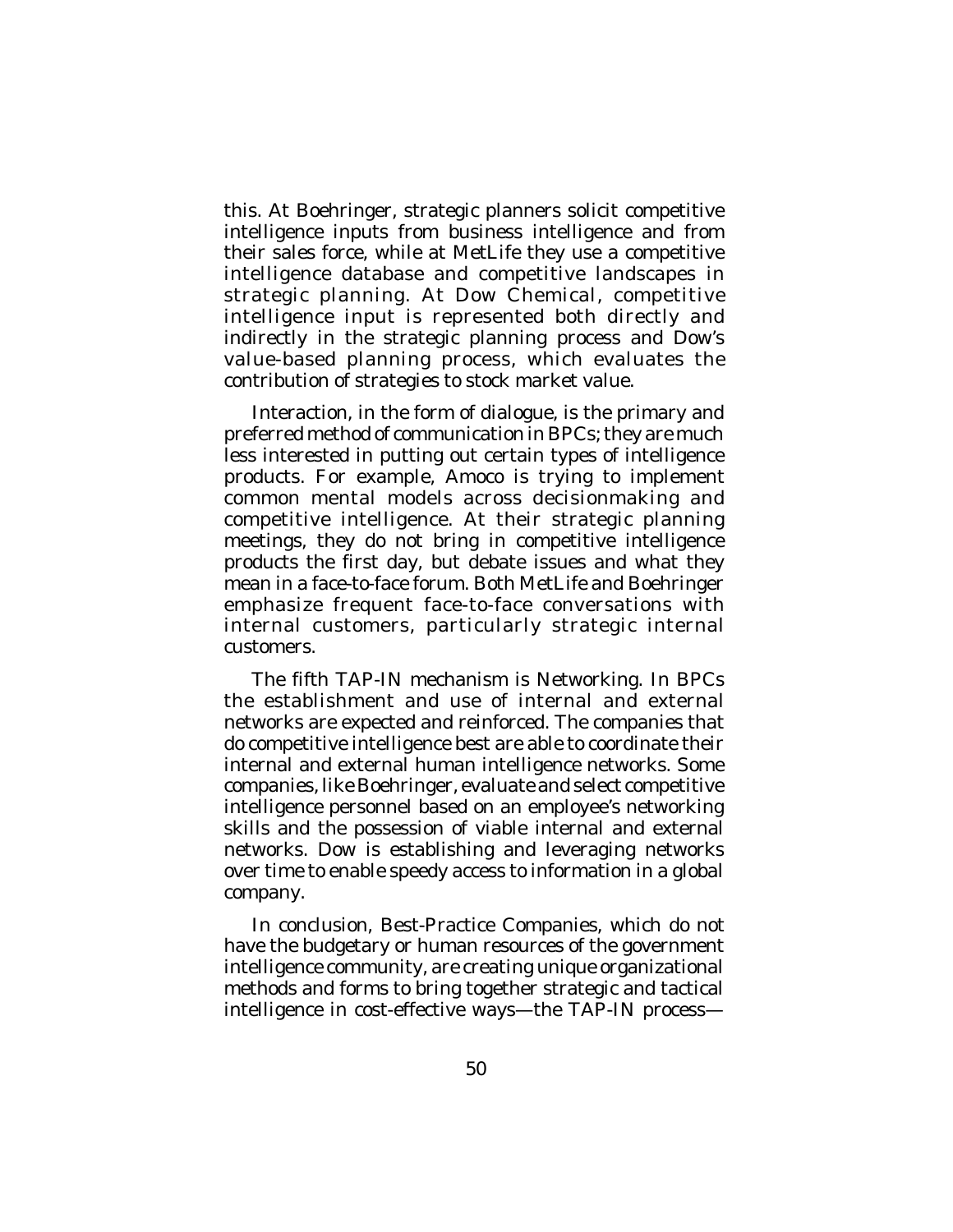this. At Boehringer, strategic planners solicit competitive intelligence inputs from business intelligence and from their sales force, while at MetLife they use a competitive intelligence database and competitive landscapes in strategic planning. At Dow Chemical, competitive intelligence input is represented both directly and indirectly in the strategic planning process and Dow's value-based planning process, which evaluates the contribution of strategies to stock market value.

Interaction, in the form of dialogue, is the primary and preferred method of communication in BPCs; they are much less interested in putting out certain types of intelligence products. For example, Amoco is trying to implement common mental models across decisionmaking and competitive intelligence. At their strategic planning meetings, they do not bring in competitive intelligence products the first day, but debate issues and what they mean in a face-to-face forum. Both MetLife and Boehringer emphasize frequent face-to-face conversations with internal customers, particularly strategic internal customers.

The fifth TAP-IN mechanism is Networking. In BPCs the establishment and use of internal and external networks are expected and reinforced. The companies that do competitive intelligence best are able to coordinate their internal and external human intelligence networks. Some companies, like Boehringer, evaluate and select competitive intelligence personnel based on an employee's networking skills and the possession of viable internal and external networks. Dow is establishing and leveraging networks over time to enable speedy access to information in a global company.

In conclusion, Best-Practice Companies, which do not have the budgetary or human resources of the government intelligence community, are creating unique organizational methods and forms to bring together strategic and tactical intelligence in cost-effective ways—the TAP-IN process—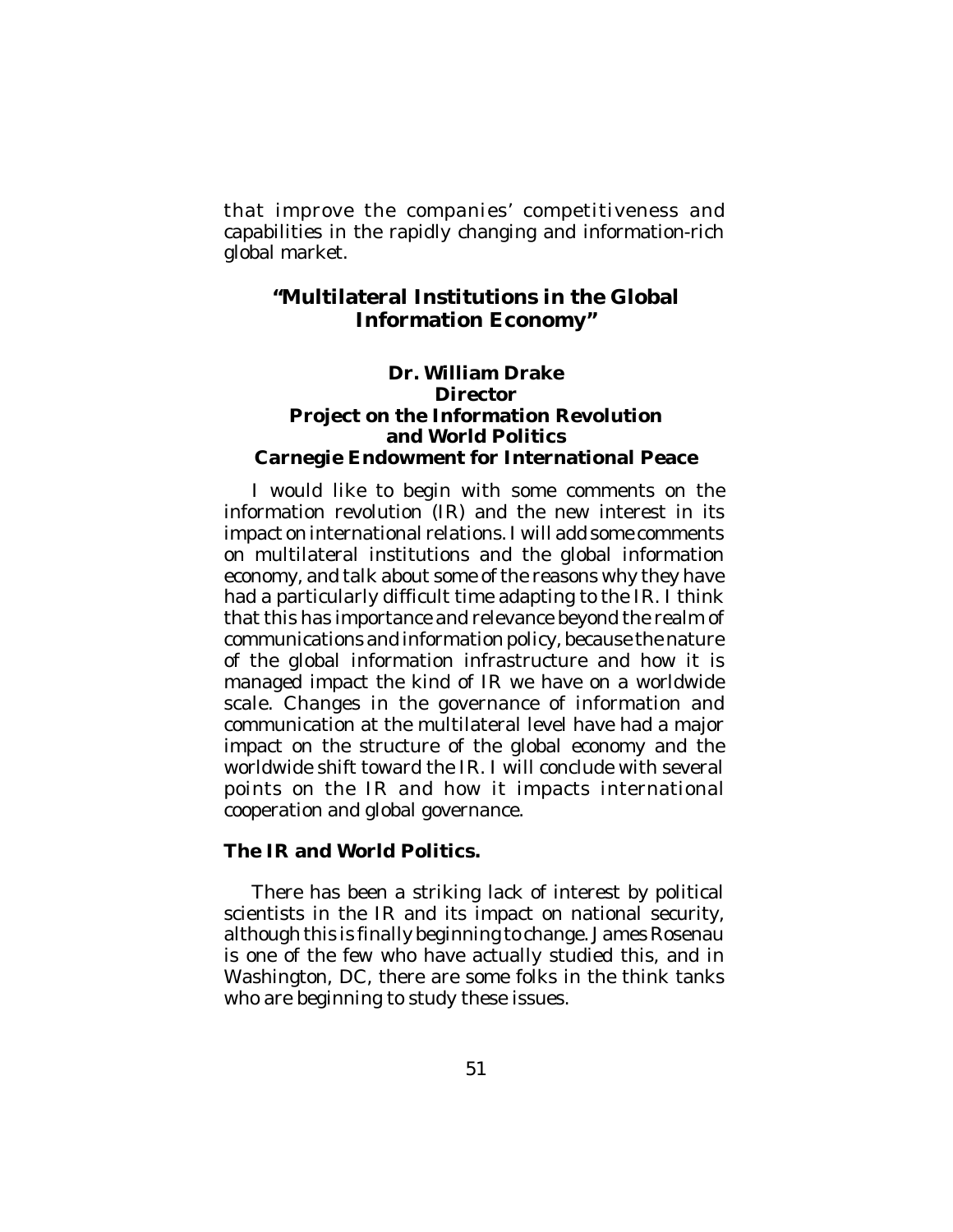that improve the companies' competitiveness and capabilities in the rapidly changing and information-rich global market.

## "Multilateral Institutions in the Global Information Economy"

**Dr. William Drake**
**Director**
**Project on the Information Revolution and World Politics**
**Carnegie Endowment for International Peace**

I would like to begin with some comments on the information revolution (IR) and the new interest in its impact on international relations. I will add some comments on multilateral institutions and the global information economy, and talk about some of the reasons why they have had a particularly difficult time adapting to the IR. I think that this has importance and relevance beyond the realm of communications and information policy, because the nature of the global information infrastructure and how it is managed impact the kind of IR we have on a worldwide scale. Changes in the governance of information and communication at the multilateral level have had a major impact on the structure of the global economy and the worldwide shift toward the IR. I will conclude with several points on the IR and how it impacts international cooperation and global governance.

### The IR and World Politics.

There has been a striking lack of interest by political scientists in the IR and its impact on national security, although this is finally beginning to change. James Rosenau is one of the few who have actually studied this, and in Washington, DC, there are some folks in the think tanks who are beginning to study these issues.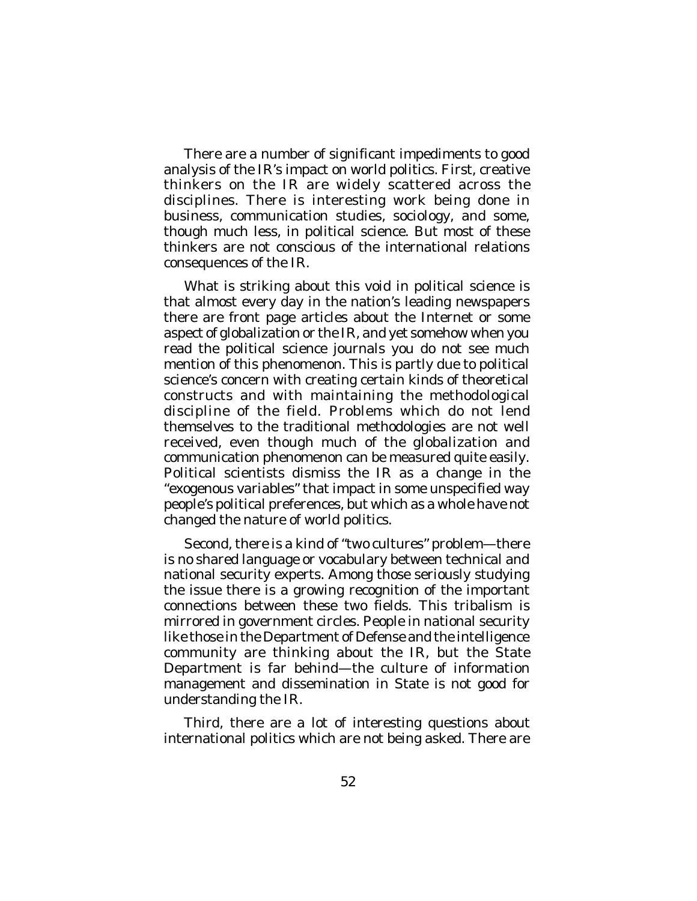There are a number of significant impediments to good analysis of the IR's impact on world politics. First, creative thinkers on the IR are widely scattered across the disciplines. There is interesting work being done in business, communication studies, sociology, and some, though much less, in political science. But most of these thinkers are not conscious of the international relations consequences of the IR.

What is striking about this void in political science is that almost every day in the nation's leading newspapers there are front page articles about the Internet or some aspect of globalization or the IR, and yet somehow when you read the political science journals you do not see much mention of this phenomenon. This is partly due to political science's concern with creating certain kinds of theoretical constructs and with maintaining the methodological discipline of the field. Problems which do not lend themselves to the traditional methodologies are not well received, even though much of the globalization and communication phenomenon can be measured quite easily. Political scientists dismiss the IR as a change in the "exogenous variables" that impact in some unspecified way people's political preferences, but which as a whole have not changed the nature of world politics.

Second, there is a kind of "two cultures" problem—there is no shared language or vocabulary between technical and national security experts. Among those seriously studying the issue there is a growing recognition of the important connections between these two fields. This tribalism is mirrored in government circles. People in national security like those in the Department of Defense and the intelligence community are thinking about the IR, but the State Department is far behind—the culture of information management and dissemination in State is not good for understanding the IR.

Third, there are a lot of interesting questions about international politics which are not being asked. There are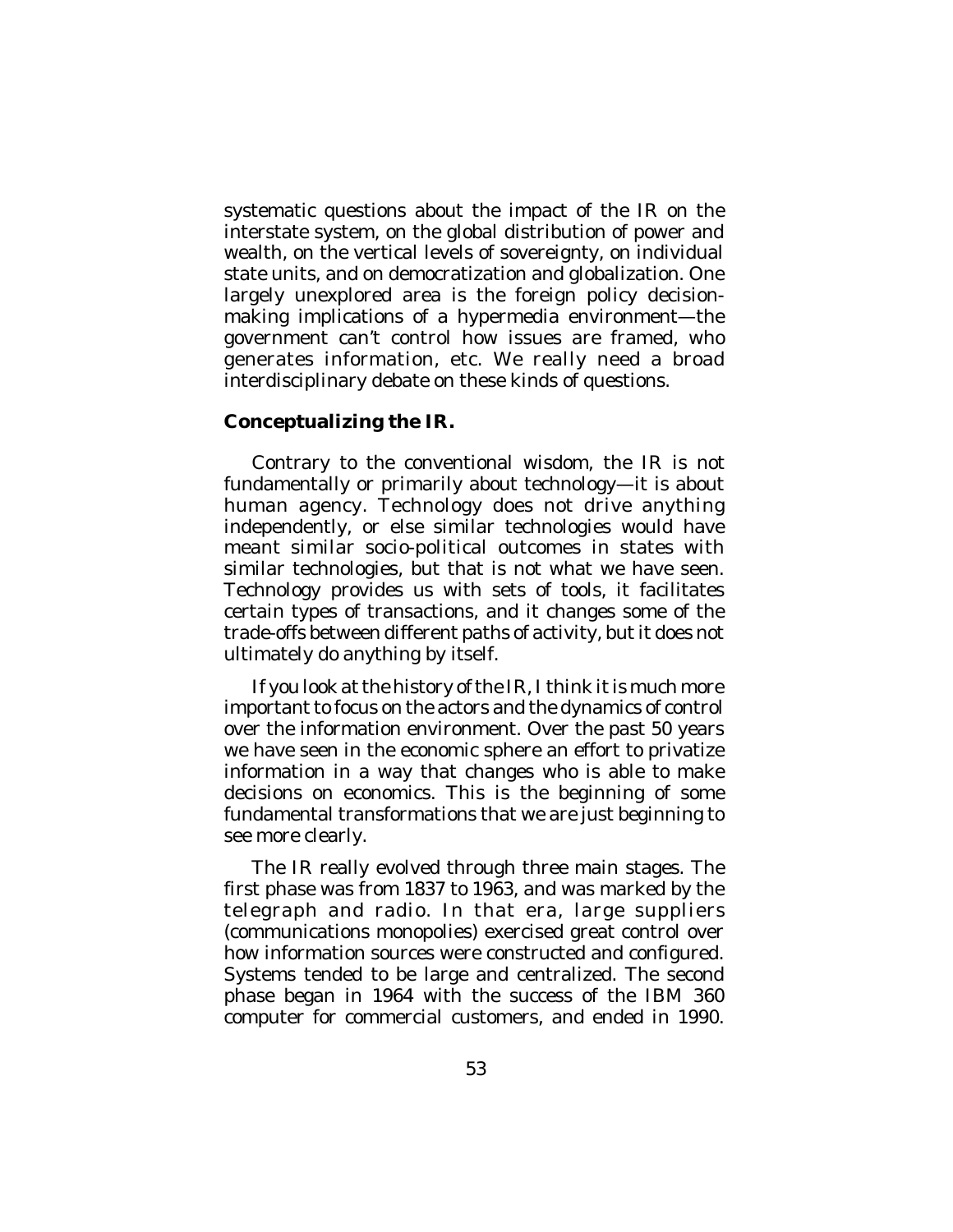systematic questions about the impact of the IR on the interstate system, on the global distribution of power and wealth, on the vertical levels of sovereignty, on individual state units, and on democratization and globalization. One largely unexplored area is the foreign policy decision-making implications of a hypermedia environment—the government can't control how issues are framed, who generates information, etc. We really need a broad interdisciplinary debate on these kinds of questions.

**Conceptualizing the IR.**

Contrary to the conventional wisdom, the IR is not fundamentally or primarily about technology—it is about human agency. Technology does not drive anything independently, or else similar technologies would have meant similar socio-political outcomes in states with similar technologies, but that is not what we have seen. Technology provides us with sets of tools, it facilitates certain types of transactions, and it changes some of the trade-offs between different paths of activity, but it does not ultimately do anything by itself.

If you look at the history of the IR, I think it is much more important to focus on the actors and the dynamics of control over the information environment. Over the past 50 years we have seen in the economic sphere an effort to privatize information in a way that changes who is able to make decisions on economics. This is the beginning of some fundamental transformations that we are just beginning to see more clearly.

The IR really evolved through three main stages. The first phase was from 1837 to 1963, and was marked by the telegraph and radio. In that era, large suppliers (communications monopolies) exercised great control over how information sources were constructed and configured. Systems tended to be large and centralized. The second phase began in 1964 with the success of the IBM 360 computer for commercial customers, and ended in 1990.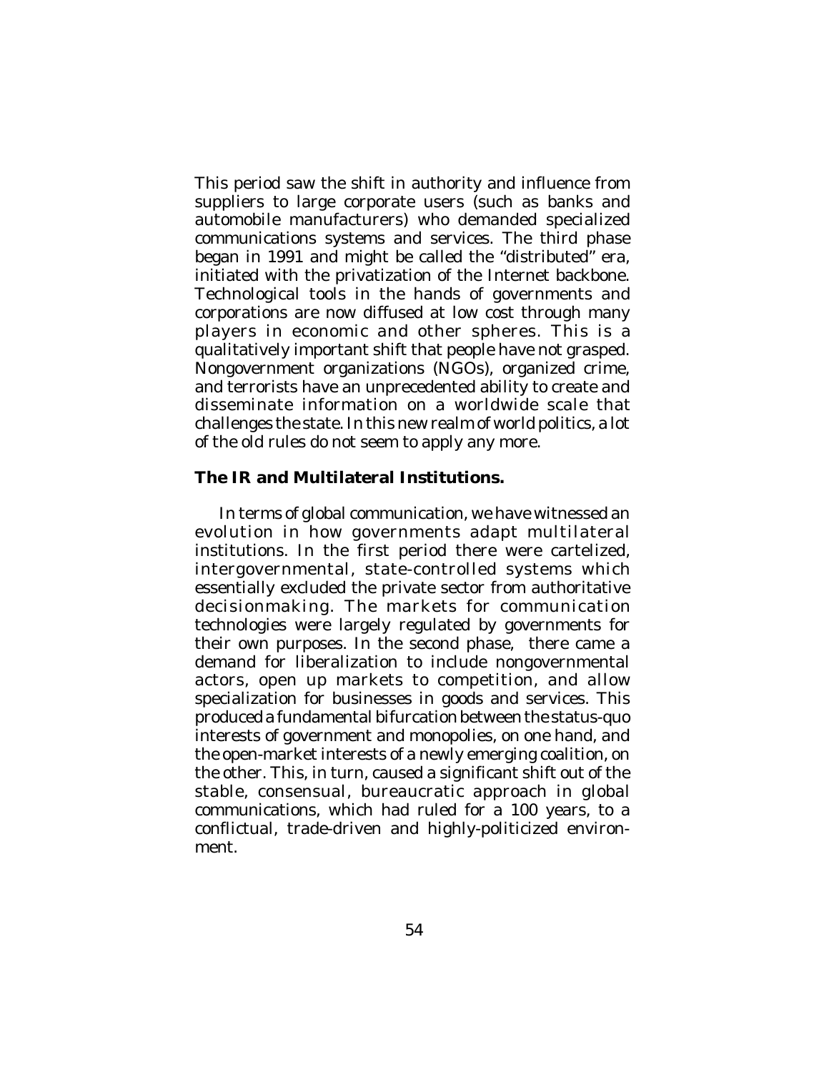This period saw the shift in authority and influence from suppliers to large corporate users (such as banks and automobile manufacturers) who demanded specialized communications systems and services. The third phase began in 1991 and might be called the "distributed" era, initiated with the privatization of the Internet backbone. Technological tools in the hands of governments and corporations are now diffused at low cost through many players in economic and other spheres. This is a qualitatively important shift that people have not grasped. Nongovernment organizations (NGOs), organized crime, and terrorists have an unprecedented ability to create and disseminate information on a worldwide scale that challenges the state. In this new realm of world politics, a lot of the old rules do not seem to apply any more.

**The IR and Multilateral Institutions.**

In terms of global communication, we have witnessed an evolution in how governments adapt multilateral institutions. In the first period there were cartelized, intergovernmental, state-controlled systems which essentially excluded the private sector from authoritative decisionmaking. The markets for communication technologies were largely regulated by governments for their own purposes. In the second phase, there came a demand for liberalization to include nongovernmental actors, open up markets to competition, and allow specialization for businesses in goods and services. This produced a fundamental bifurcation between the status-quo interests of government and monopolies, on one hand, and the open-market interests of a newly emerging coalition, on the other. This, in turn, caused a significant shift out of the stable, consensual, bureaucratic approach in global communications, which had ruled for a 100 years, to a conflictual, trade-driven and highly-politicized environment.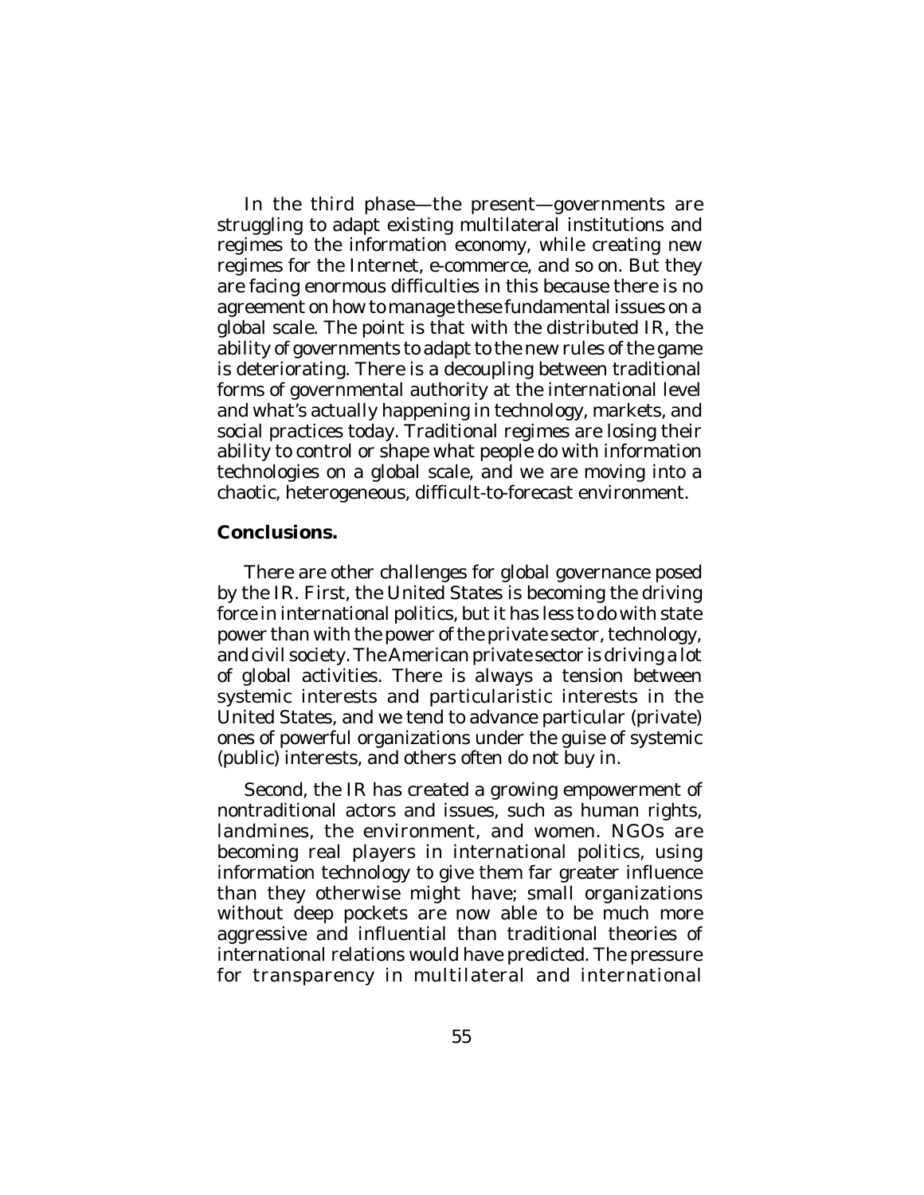In the third phase—the present—governments are struggling to adapt existing multilateral institutions and regimes to the information economy, while creating new regimes for the Internet, e-commerce, and so on. But they are facing enormous difficulties in this because there is no agreement on how to manage these fundamental issues on a global scale. The point is that with the distributed IR, the ability of governments to adapt to the new rules of the game is deteriorating. There is a decoupling between traditional forms of governmental authority at the international level and what's actually happening in technology, markets, and social practices today. Traditional regimes are losing their ability to control or shape what people do with information technologies on a global scale, and we are moving into a chaotic, heterogeneous, difficult-to-forecast environment.

**Conclusions.**

There are other challenges for global governance posed by the IR. First, the United States is becoming the driving force in international politics, but it has less to do with state power than with the power of the private sector, technology, and civil society. The American private sector is driving a lot of global activities. There is always a tension between systemic interests and particularistic interests in the United States, and we tend to advance particular (private) ones of powerful organizations under the guise of systemic (public) interests, and others often do not buy in.

Second, the IR has created a growing empowerment of nontraditional actors and issues, such as human rights, landmines, the environment, and women. NGOs are becoming real players in international politics, using information technology to give them far greater influence than they otherwise might have; small organizations without deep pockets are now able to be much more aggressive and influential than traditional theories of international relations would have predicted. The pressure for transparency in multilateral and international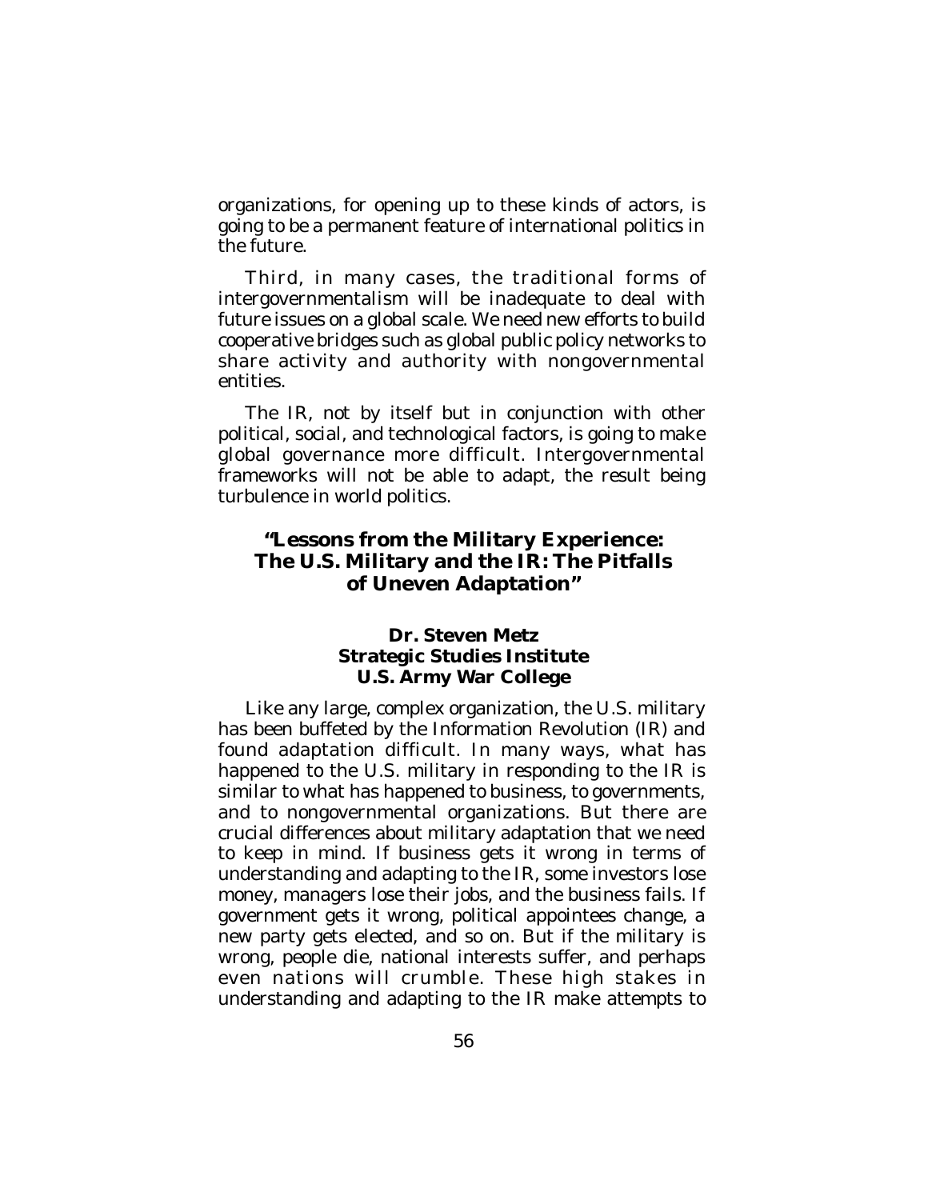organizations, for opening up to these kinds of actors, is going to be a permanent feature of international politics in the future.

Third, in many cases, the traditional forms of intergovernmentalism will be inadequate to deal with future issues on a global scale. We need new efforts to build cooperative bridges such as global public policy networks to share activity and authority with nongovernmental entities.

The IR, not by itself but in conjunction with other political, social, and technological factors, is going to make global governance more difficult. Intergovernmental frameworks will not be able to adapt, the result being turbulence in world politics.

## "Lessons from the Military Experience: The U.S. Military and the IR: The Pitfalls of Uneven Adaptation"

**Dr. Steven Metz**
**Strategic Studies Institute**
**U.S. Army War College**

Like any large, complex organization, the U.S. military has been buffeted by the Information Revolution (IR) and found adaptation difficult. In many ways, what has happened to the U.S. military in responding to the IR is similar to what has happened to business, to governments, and to nongovernmental organizations. But there are crucial differences about military adaptation that we need to keep in mind. If business gets it wrong in terms of understanding and adapting to the IR, some investors lose money, managers lose their jobs, and the business fails. If government gets it wrong, political appointees change, a new party gets elected, and so on. But if the military is wrong, people die, national interests suffer, and perhaps even nations will crumble. These high stakes in understanding and adapting to the IR make attempts to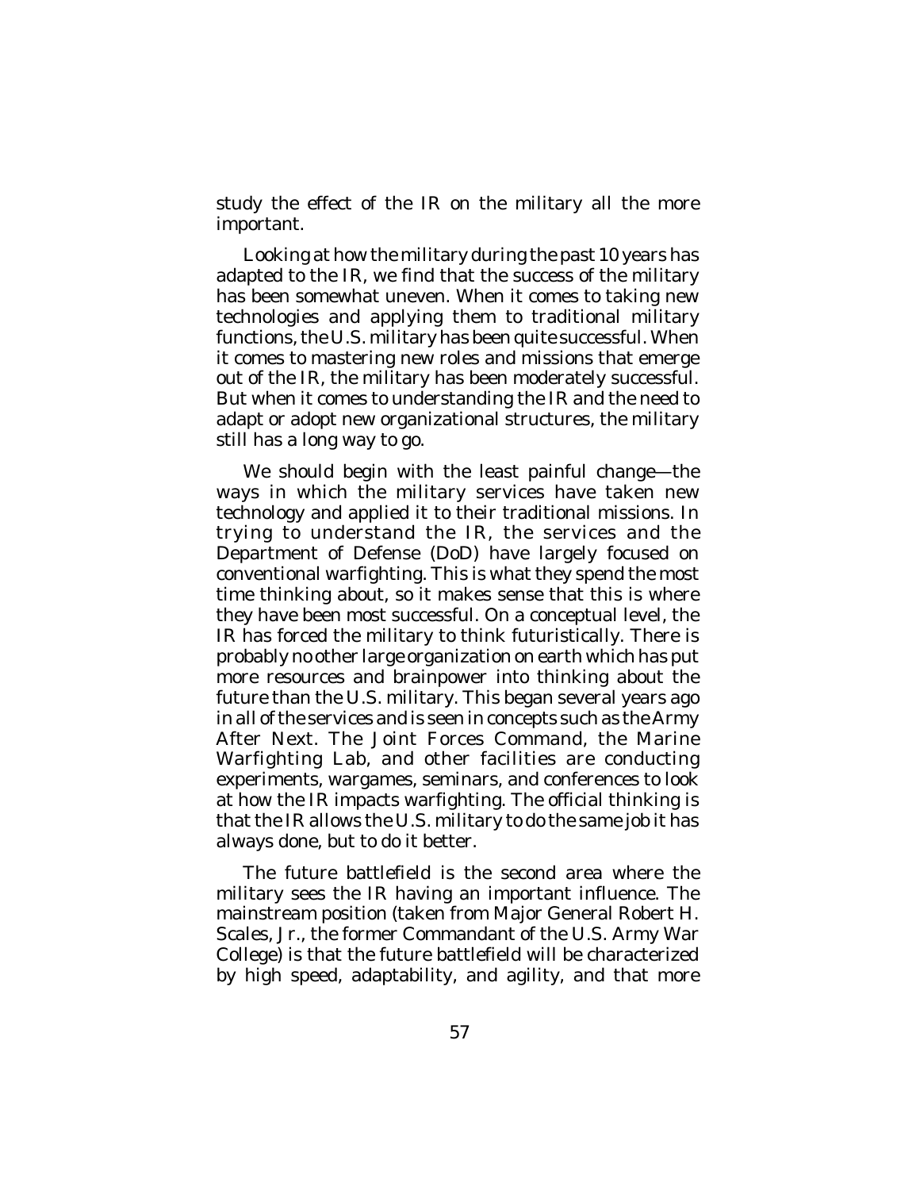study the effect of the IR on the military all the more important.

Looking at how the military during the past 10 years has adapted to the IR, we find that the success of the military has been somewhat uneven. When it comes to taking new technologies and applying them to traditional military functions, the U.S. military has been quite successful. When it comes to mastering new roles and missions that emerge out of the IR, the military has been moderately successful. But when it comes to understanding the IR and the need to adapt or adopt new organizational structures, the military still has a long way to go.

We should begin with the least painful change—the ways in which the military services have taken new technology and applied it to their traditional missions. In trying to understand the IR, the services and the Department of Defense (DoD) have largely focused on conventional warfighting. This is what they spend the most time thinking about, so it makes sense that this is where they have been most successful. On a conceptual level, the IR has forced the military to think futuristically. There is probably no other large organization on earth which has put more resources and brainpower into thinking about the future than the U.S. military. This began several years ago in all of the services and is seen in concepts such as the Army After Next. The Joint Forces Command, the Marine Warfighting Lab, and other facilities are conducting experiments, wargames, seminars, and conferences to look at how the IR impacts warfighting. The official thinking is that the IR allows the U.S. military to do the same job it has always done, but to do it better.

The future battlefield is the second area where the military sees the IR having an important influence. The mainstream position (taken from Major General Robert H. Scales, Jr., the former Commandant of the U.S. Army War College) is that the future battlefield will be characterized by high speed, adaptability, and agility, and that more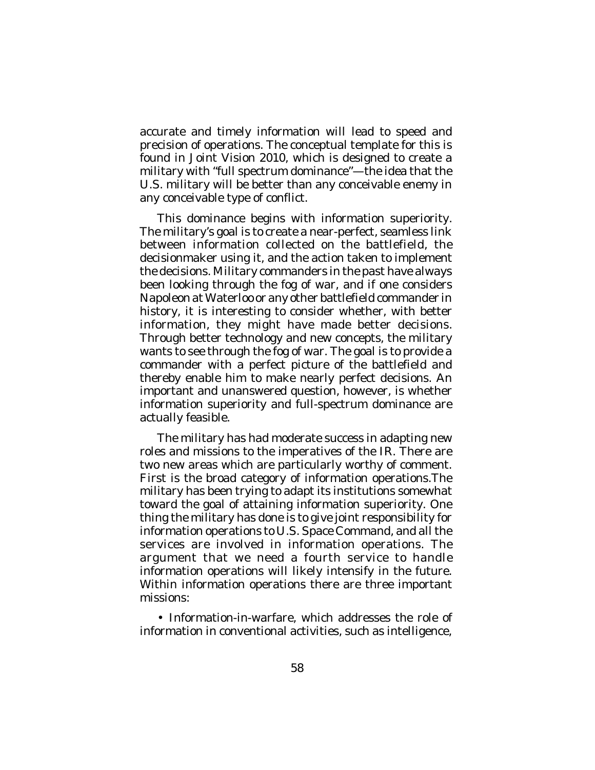accurate and timely information will lead to speed and precision of operations. The conceptual template for this is found in Joint Vision 2010, which is designed to create a military with "full spectrum dominance"—the idea that the U.S. military will be better than any conceivable enemy in any conceivable type of conflict.

This dominance begins with information superiority. The military's goal is to create a near-perfect, seamless link between information collected on the battlefield, the decisionmaker using it, and the action taken to implement the decisions. Military commanders in the past have always been looking through the fog of war, and if one considers Napoleon at Waterloo or any other battlefield commander in history, it is interesting to consider whether, with better information, they might have made better decisions. Through better technology and new concepts, the military wants to see through the fog of war. The goal is to provide a commander with a perfect picture of the battlefield and thereby enable him to make nearly perfect decisions. An important and unanswered question, however, is whether information superiority and full-spectrum dominance are actually feasible.

The military has had moderate success in adapting new roles and missions to the imperatives of the IR. There are two new areas which are particularly worthy of comment. First is the broad category of information operations.The military has been trying to adapt its institutions somewhat toward the goal of attaining information superiority. One thing the military has done is to give joint responsibility for information operations to U.S. Space Command, and all the services are involved in information operations. The argument that we need a fourth service to handle information operations will likely intensify in the future. Within information operations there are three important missions:

- Information-in-warfare, which addresses the role of information in conventional activities, such as intelligence,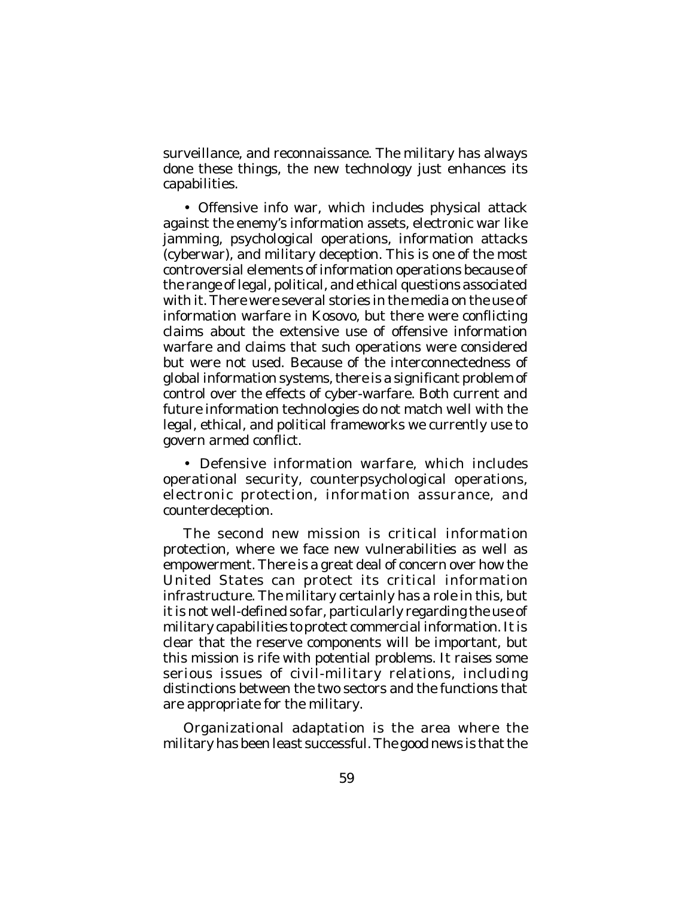surveillance, and reconnaissance. The military has always done these things, the new technology just enhances its capabilities.

• Offensive info war, which includes physical attack against the enemy's information assets, electronic war like jamming, psychological operations, information attacks (cyberwar), and military deception. This is one of the most controversial elements of information operations because of the range of legal, political, and ethical questions associated with it. There were several stories in the media on the use of information warfare in Kosovo, but there were conflicting claims about the extensive use of offensive information warfare and claims that such operations were considered but were not used. Because of the interconnectedness of global information systems, there is a significant problem of control over the effects of cyber-warfare. Both current and future information technologies do not match well with the legal, ethical, and political frameworks we currently use to govern armed conflict.

• Defensive information warfare, which includes operational security, counterpsychological operations, electronic protection, information assurance, and counterdeception.

The second new mission is critical information protection, where we face new vulnerabilities as well as empowerment. There is a great deal of concern over how the United States can protect its critical information infrastructure. The military certainly has a role in this, but it is not well-defined so far, particularly regarding the use of military capabilities to protect commercial information. It is clear that the reserve components will be important, but this mission is rife with potential problems. It raises some serious issues of civil-military relations, including distinctions between the two sectors and the functions that are appropriate for the military.

Organizational adaptation is the area where the military has been least successful. The good news is that the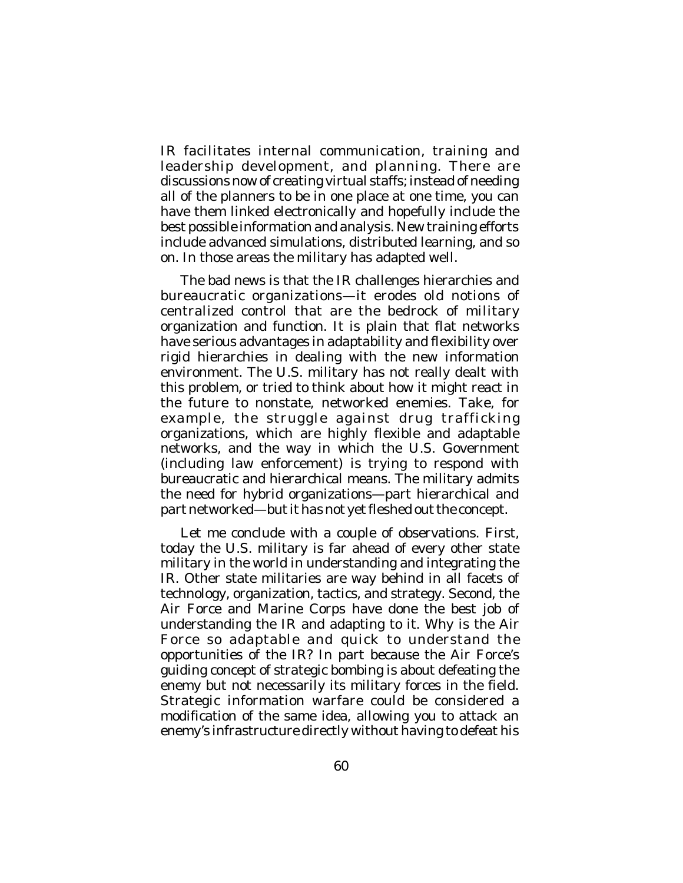IR facilitates internal communication, training and leadership development, and planning. There are discussions now of creating virtual staffs; instead of needing all of the planners to be in one place at one time, you can have them linked electronically and hopefully include the best possible information and analysis. New training efforts include advanced simulations, distributed learning, and so on. In those areas the military has adapted well.

The bad news is that the IR challenges hierarchies and bureaucratic organizations—it erodes old notions of centralized control that are the bedrock of military organization and function. It is plain that flat networks have serious advantages in adaptability and flexibility over rigid hierarchies in dealing with the new information environment. The U.S. military has not really dealt with this problem, or tried to think about how it might react in the future to nonstate, networked enemies. Take, for example, the struggle against drug trafficking organizations, which are highly flexible and adaptable networks, and the way in which the U.S. Government (including law enforcement) is trying to respond with bureaucratic and hierarchical means. The military admits the need for hybrid organizations—part hierarchical and part networked—but it has not yet fleshed out the concept.

Let me conclude with a couple of observations. First, today the U.S. military is far ahead of every other state military in the world in understanding and integrating the IR. Other state militaries are way behind in all facets of technology, organization, tactics, and strategy. Second, the Air Force and Marine Corps have done the best job of understanding the IR and adapting to it. Why is the Air Force so adaptable and quick to understand the opportunities of the IR? In part because the Air Force's guiding concept of strategic bombing is about defeating the enemy but not necessarily its military forces in the field. Strategic information warfare could be considered a modification of the same idea, allowing you to attack an enemy's infrastructure directly without having to defeat his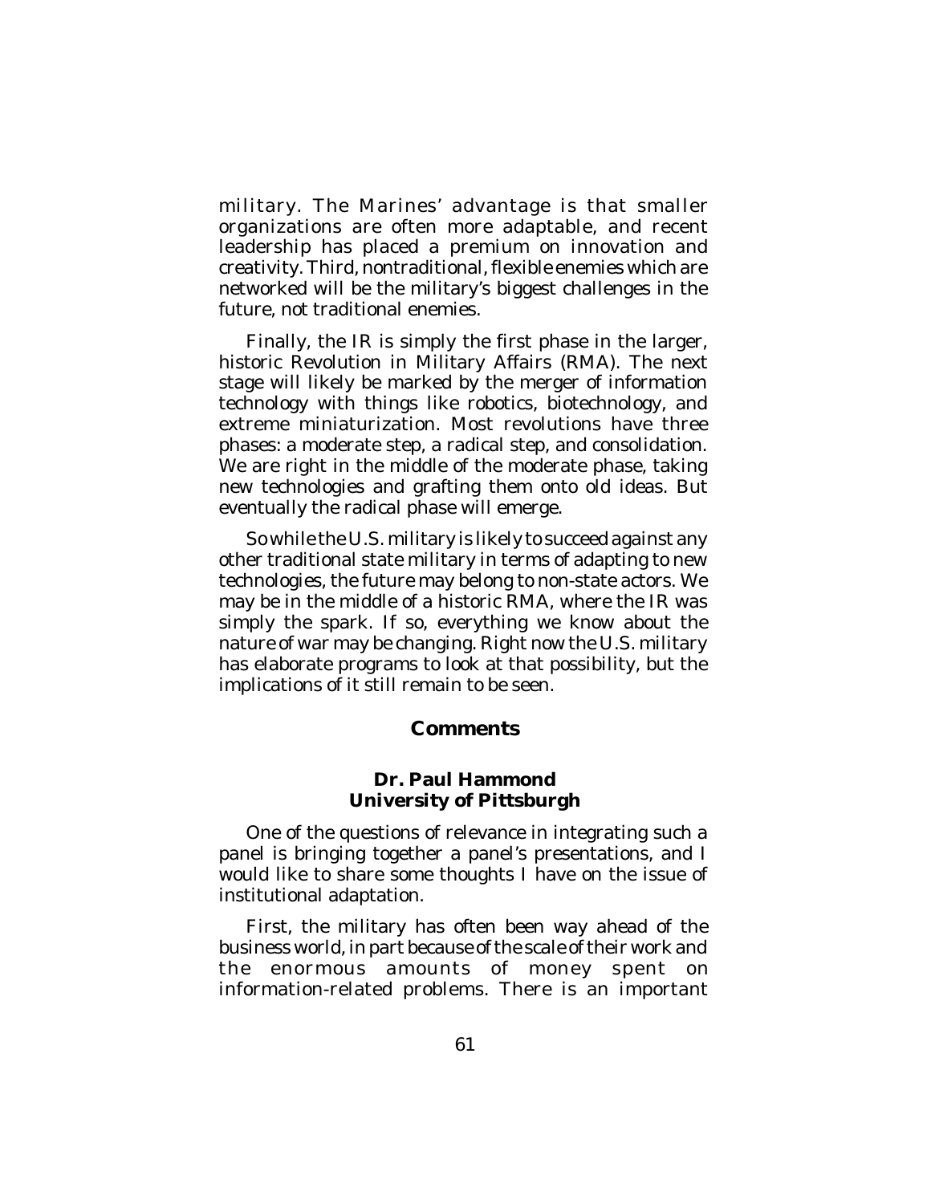military. The Marines' advantage is that smaller organizations are often more adaptable, and recent leadership has placed a premium on innovation and creativity. Third, nontraditional, flexible enemies which are networked will be the military's biggest challenges in the future, not traditional enemies.

Finally, the IR is simply the first phase in the larger, historic Revolution in Military Affairs (RMA). The next stage will likely be marked by the merger of information technology with things like robotics, biotechnology, and extreme miniaturization. Most revolutions have three phases: a moderate step, a radical step, and consolidation. We are right in the middle of the moderate phase, taking new technologies and grafting them onto old ideas. But eventually the radical phase will emerge.

So while the U.S. military is likely to succeed against any other traditional state military in terms of adapting to new technologies, the future may belong to non-state actors. We may be in the middle of a historic RMA, where the IR was simply the spark. If so, everything we know about the nature of war may be changing. Right now the U.S. military has elaborate programs to look at that possibility, but the implications of it still remain to be seen.

## Comments

### Dr. Paul Hammond
### University of Pittsburgh

One of the questions of relevance in integrating such a panel is bringing together a panel's presentations, and I would like to share some thoughts I have on the issue of institutional adaptation.

First, the military has often been way ahead of the business world, in part because of the scale of their work and the enormous amounts of money spent on information-related problems. There is an important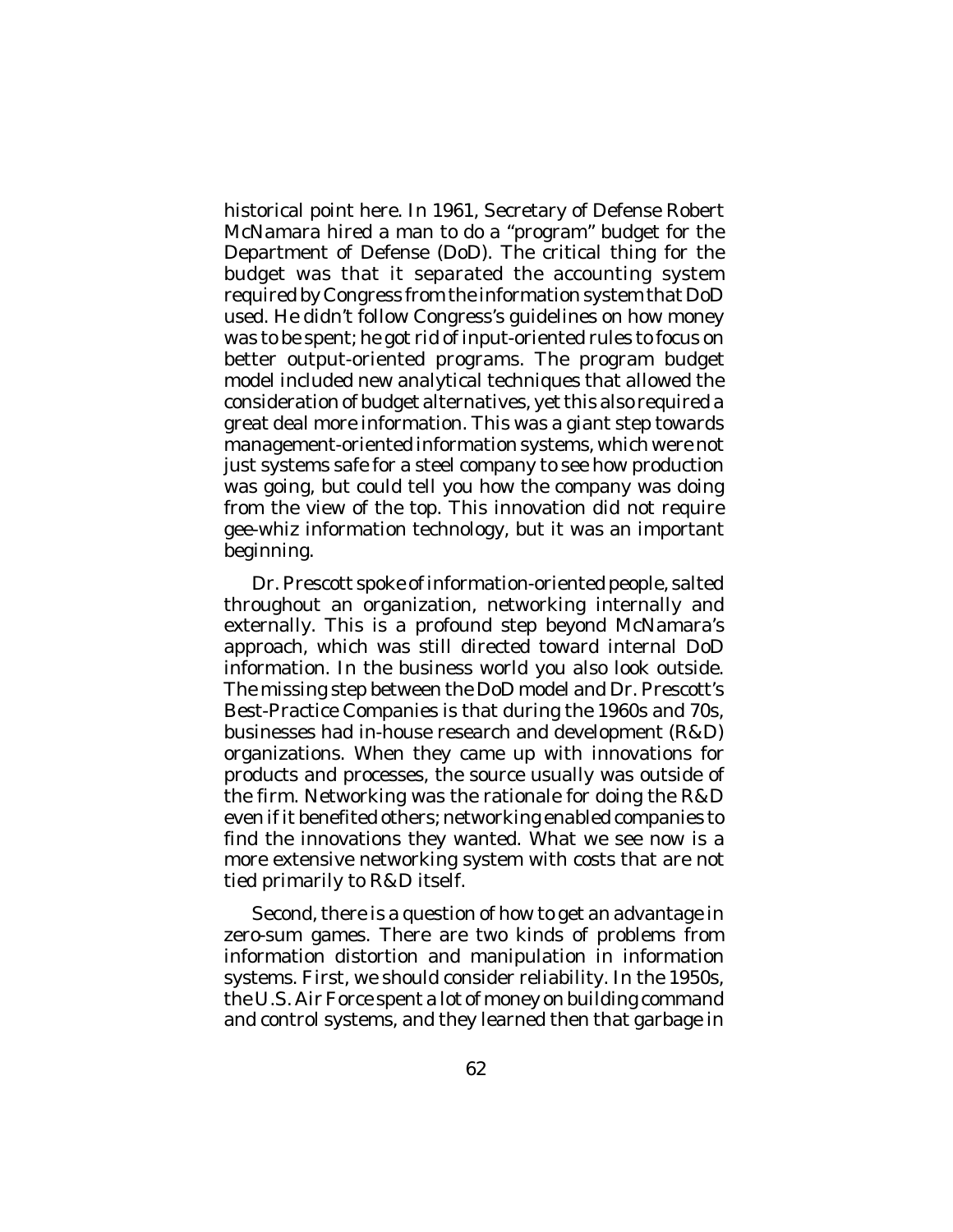historical point here. In 1961, Secretary of Defense Robert McNamara hired a man to do a "program" budget for the Department of Defense (DoD). The critical thing for the budget was that it separated the accounting system required by Congress from the information system that DoD used. He didn't follow Congress's guidelines on how money was to be spent; he got rid of input-oriented rules to focus on better output-oriented programs. The program budget model included new analytical techniques that allowed the consideration of budget alternatives, yet this also required a great deal more information. This was a giant step towards management-oriented information systems, which were not just systems safe for a steel company to see how production was going, but could tell you how the company was doing from the view of the top. This innovation did not require gee-whiz information technology, but it was an important beginning.

Dr. Prescott spoke of information-oriented people, salted throughout an organization, networking internally and externally. This is a profound step beyond McNamara's approach, which was still directed toward internal DoD information. In the business world you also look outside. The missing step between the DoD model and Dr. Prescott's Best-Practice Companies is that during the 1960s and 70s, businesses had in-house research and development (R&D) organizations. When they came up with innovations for products and processes, the source usually was outside of the firm. Networking was the rationale for doing the R&D even if it benefited others; networking enabled companies to find the innovations they wanted. What we see now is a more extensive networking system with costs that are not tied primarily to R&D itself.

Second, there is a question of how to get an advantage in zero-sum games. There are two kinds of problems from information distortion and manipulation in information systems. First, we should consider reliability. In the 1950s, the U.S. Air Force spent a lot of money on building command and control systems, and they learned then that garbage in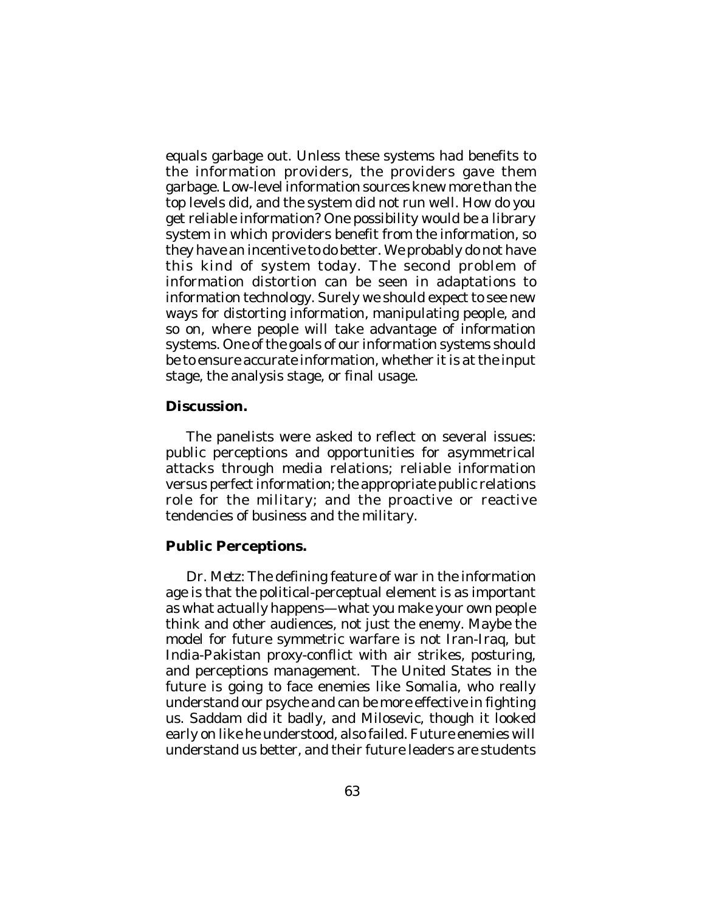equals garbage out. Unless these systems had benefits to the information providers, the providers gave them garbage. Low-level information sources knew more than the top levels did, and the system did not run well. How do you get reliable information? One possibility would be a library system in which providers benefit from the information, so they have an incentive to do better. We probably do not have this kind of system today. The second problem of information distortion can be seen in adaptations to information technology. Surely we should expect to see new ways for distorting information, manipulating people, and so on, where people will take advantage of information systems. One of the goals of our information systems should be to ensure accurate information, whether it is at the input stage, the analysis stage, or final usage.

**Discussion.**

The panelists were asked to reflect on several issues: public perceptions and opportunities for asymmetrical attacks through media relations; reliable information versus perfect information; the appropriate public relations role for the military; and the proactive or reactive tendencies of business and the military.

**Public Perceptions.**

*Dr. Metz*: The defining feature of war in the information age is that the political-perceptual element is as important as what actually happens—what you make your own people think and other audiences, not just the enemy. Maybe the model for future symmetric warfare is not Iran-Iraq, but India-Pakistan proxy-conflict with air strikes, posturing, and perceptions management. The United States in the future is going to face enemies like Somalia, who really understand our psyche and can be more effective in fighting us. Saddam did it badly, and Milosevic, though it looked early on like he understood, also failed. Future enemies will understand us better, and their future leaders are students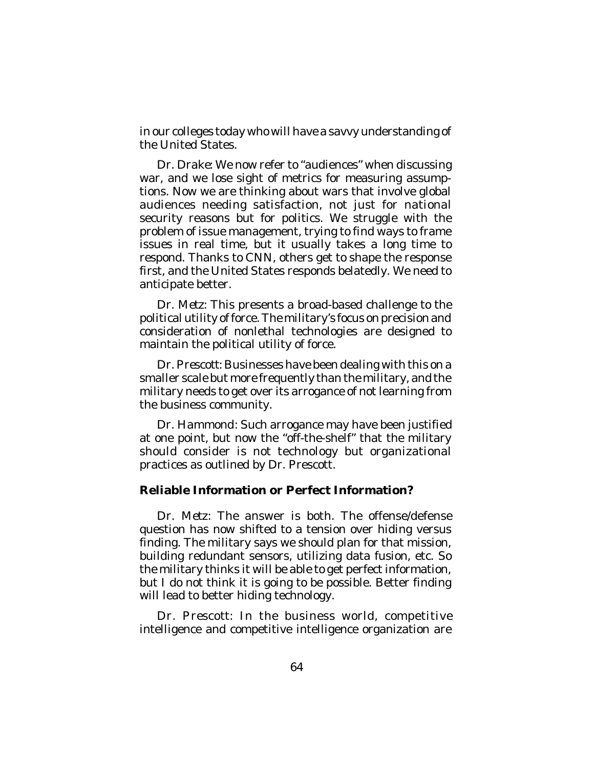in our colleges today who will have a savvy understanding of the United States.

Dr. Drake: We now refer to "audiences" when discussing war, and we lose sight of metrics for measuring assumptions. Now we are thinking about wars that involve global audiences needing satisfaction, not just for national security reasons but for politics. We struggle with the problem of issue management, trying to find ways to frame issues in real time, but it usually takes a long time to respond. Thanks to CNN, others get to shape the response first, and the United States responds belatedly. We need to anticipate better.

Dr. Metz: This presents a broad-based challenge to the political utility of force. The military's focus on precision and consideration of nonlethal technologies are designed to maintain the political utility of force.

Dr. Prescott: Businesses have been dealing with this on a smaller scale but more frequently than the military, and the military needs to get over its arrogance of not learning from the business community.

Dr. Hammond: Such arrogance may have been justified at one point, but now the "off-the-shelf" that the military should consider is not technology but organizational practices as outlined by Dr. Prescott.

### Reliable Information or Perfect Information?

Dr. Metz: The answer is both. The offense/defense question has now shifted to a tension over hiding versus finding. The military says we should plan for that mission, building redundant sensors, utilizing data fusion, etc. So the military thinks it will be able to get perfect information, but I do not think it is going to be possible. Better finding will lead to better hiding technology.

Dr. Prescott: In the business world, competitive intelligence and competitive intelligence organization are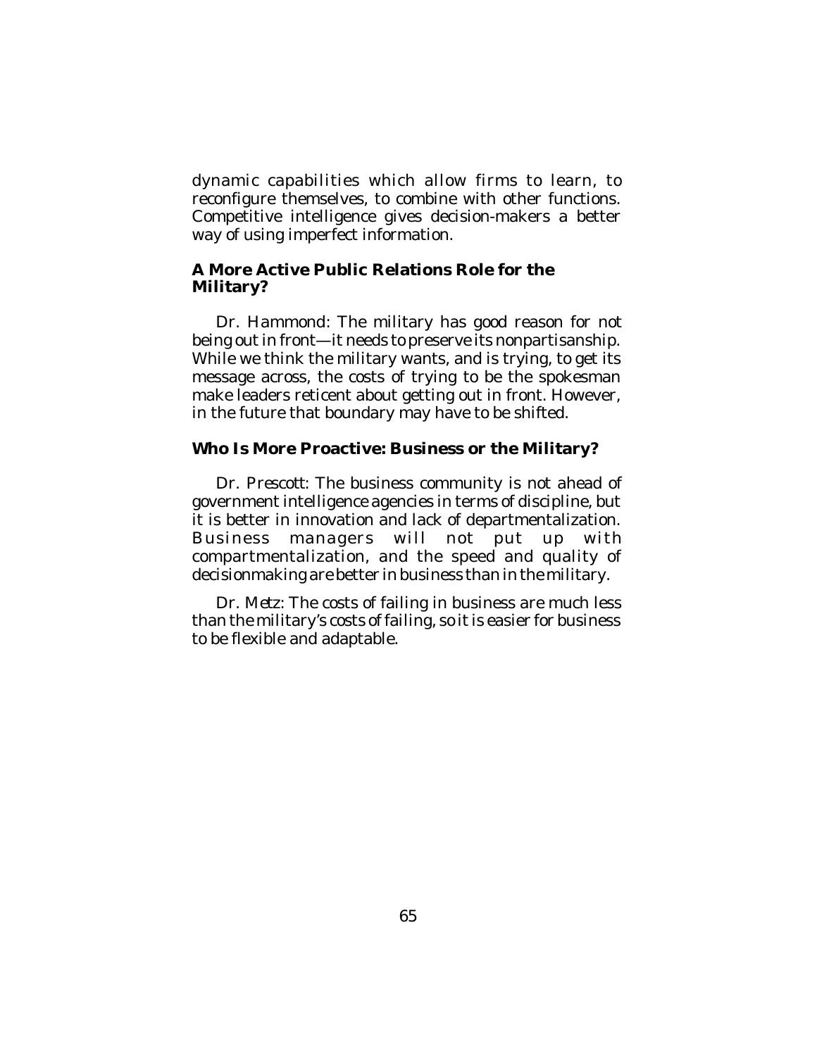dynamic capabilities which allow firms to learn, to reconfigure themselves, to combine with other functions. Competitive intelligence gives decision-makers a better way of using imperfect information.

### A More Active Public Relations Role for the Military?

Dr. Hammond: The military has good reason for not being out in front—it needs to preserve its nonpartisanship. While we think the military wants, and is trying, to get its message across, the costs of trying to be the spokesman make leaders reticent about getting out in front. However, in the future that boundary may have to be shifted.

### Who Is More Proactive: Business or the Military?

Dr. Prescott: The business community is not ahead of government intelligence agencies in terms of discipline, but it is better in innovation and lack of departmentalization. Business managers will not put up with compartmentalization, and the speed and quality of decisionmaking are better in business than in the military.

Dr. Metz: The costs of failing in business are much less than the military's costs of failing, so it is easier for business to be flexible and adaptable.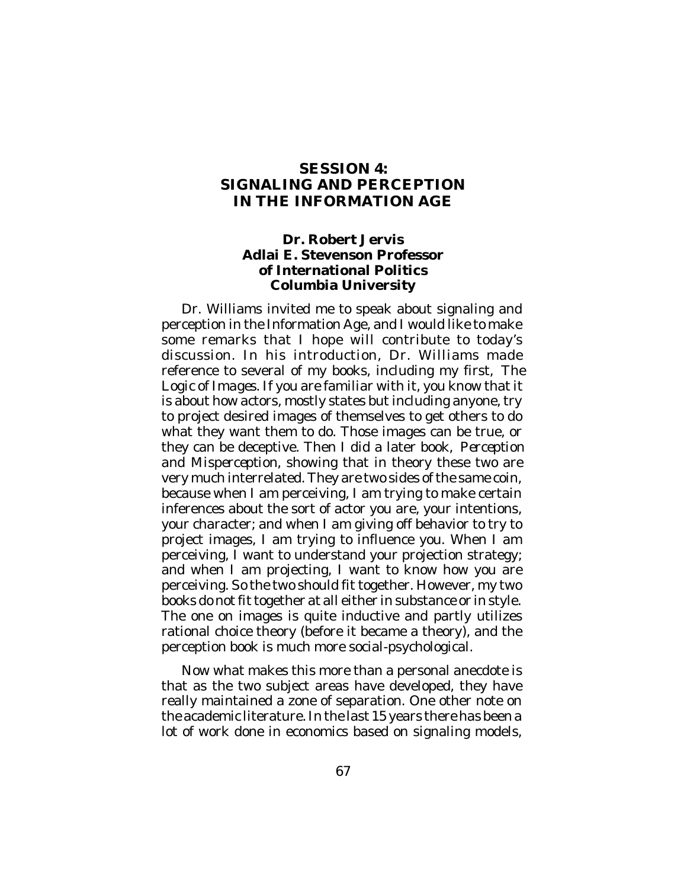# SESSION 4: SIGNALING AND PERCEPTION IN THE INFORMATION AGE

## Dr. Robert Jervis
## Adlai E. Stevenson Professor of International Politics
## Columbia University

Dr. Williams invited me to speak about signaling and perception in the Information Age, and I would like to make some remarks that I hope will contribute to today's discussion. In his introduction, Dr. Williams made reference to several of my books, including my first, *The Logic of Images*. If you are familiar with it, you know that it is about how actors, mostly states but including anyone, try to project desired images of themselves to get others to do what they want them to do. Those images can be true, or they can be deceptive. Then I did a later book, *Perception and Misperception*, showing that in theory these two are very much interrelated. They are two sides of the same coin, because when I am perceiving, I am trying to make certain inferences about the sort of actor you are, your intentions, your character; and when I am giving off behavior to try to project images, I am trying to influence you. When I am perceiving, I want to understand your projection strategy; and when I am projecting, I want to know how you are perceiving. So the two should fit together. However, my two books do not fit together at all either in substance or in style. The one on images is quite inductive and partly utilizes rational choice theory (before it became a theory), and the perception book is much more social-psychological.

Now what makes this more than a personal anecdote is that as the two subject areas have developed, they have really maintained a zone of separation. One other note on the academic literature. In the last 15 years there has been a lot of work done in economics based on signaling models,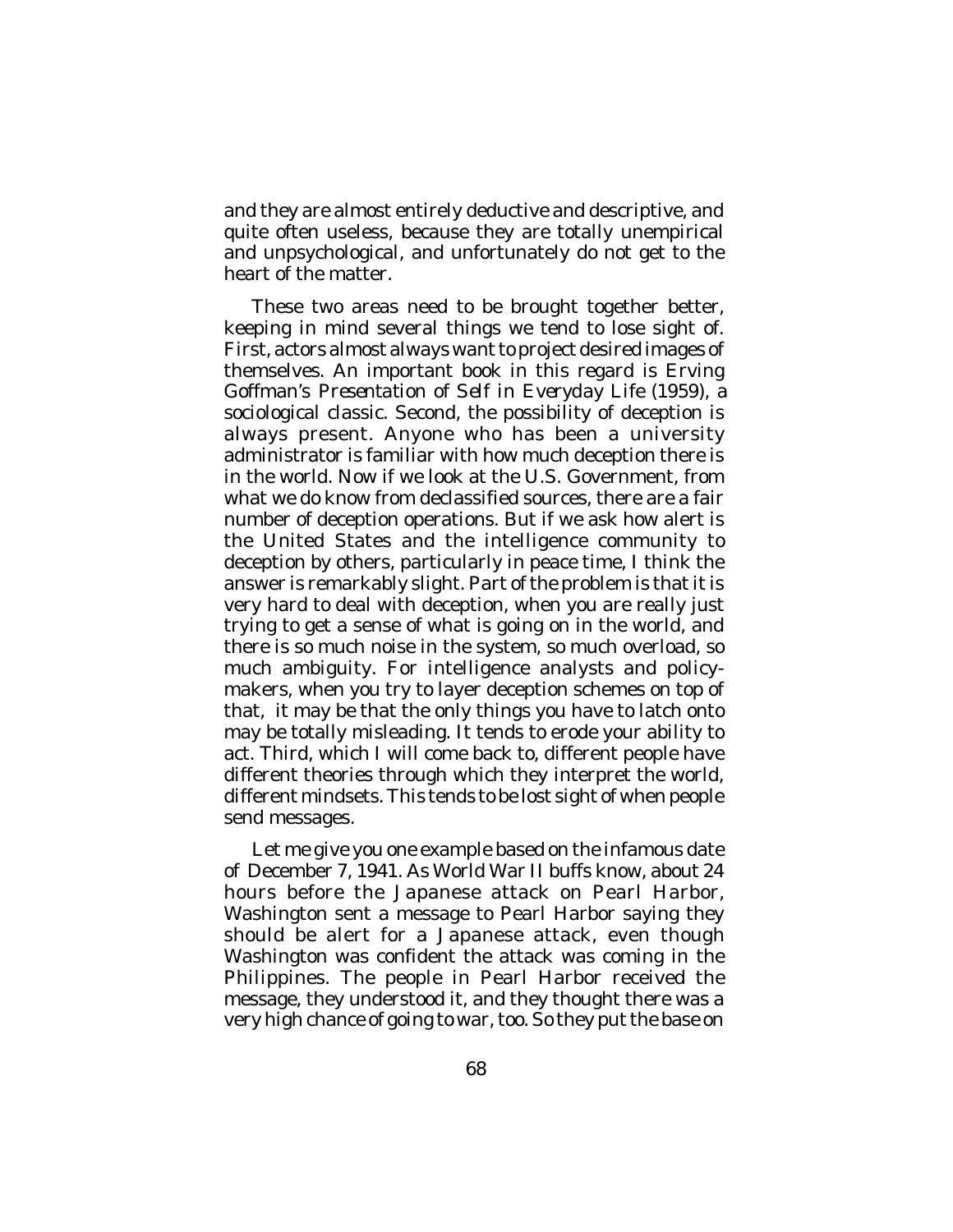and they are almost entirely deductive and descriptive, and quite often useless, because they are totally unempirical and unpsychological, and unfortunately do not get to the heart of the matter.

These two areas need to be brought together better, keeping in mind several things we tend to lose sight of. First, actors almost always want to project desired images of themselves. An important book in this regard is Erving Goffman's *Presentation of Self in Everyday Life* (1959), a sociological classic. Second, the possibility of deception is always present. Anyone who has been a university administrator is familiar with how much deception there is in the world. Now if we look at the U.S. Government, from what we do know from declassified sources, there are a fair number of deception operations. But if we ask how alert is the United States and the intelligence community to deception by others, particularly in peace time, I think the answer is remarkably slight. Part of the problem is that it is very hard to deal with deception, when you are really just trying to get a sense of what is going on in the world, and there is so much noise in the system, so much overload, so much ambiguity. For intelligence analysts and policymakers, when you try to layer deception schemes on top of that, it may be that the only things you have to latch onto may be totally misleading. It tends to erode your ability to act. Third, which I will come back to, different people have different theories through which they interpret the world, different mindsets. This tends to be lost sight of when people send messages.

Let me give you one example based on the infamous date of December 7, 1941. As World War II buffs know, about 24 hours before the Japanese attack on Pearl Harbor, Washington sent a message to Pearl Harbor saying they should be alert for a Japanese attack, even though Washington was confident the attack was coming in the Philippines. The people in Pearl Harbor received the message, they understood it, and they thought there was a very high chance of going to war, too. So they put the base on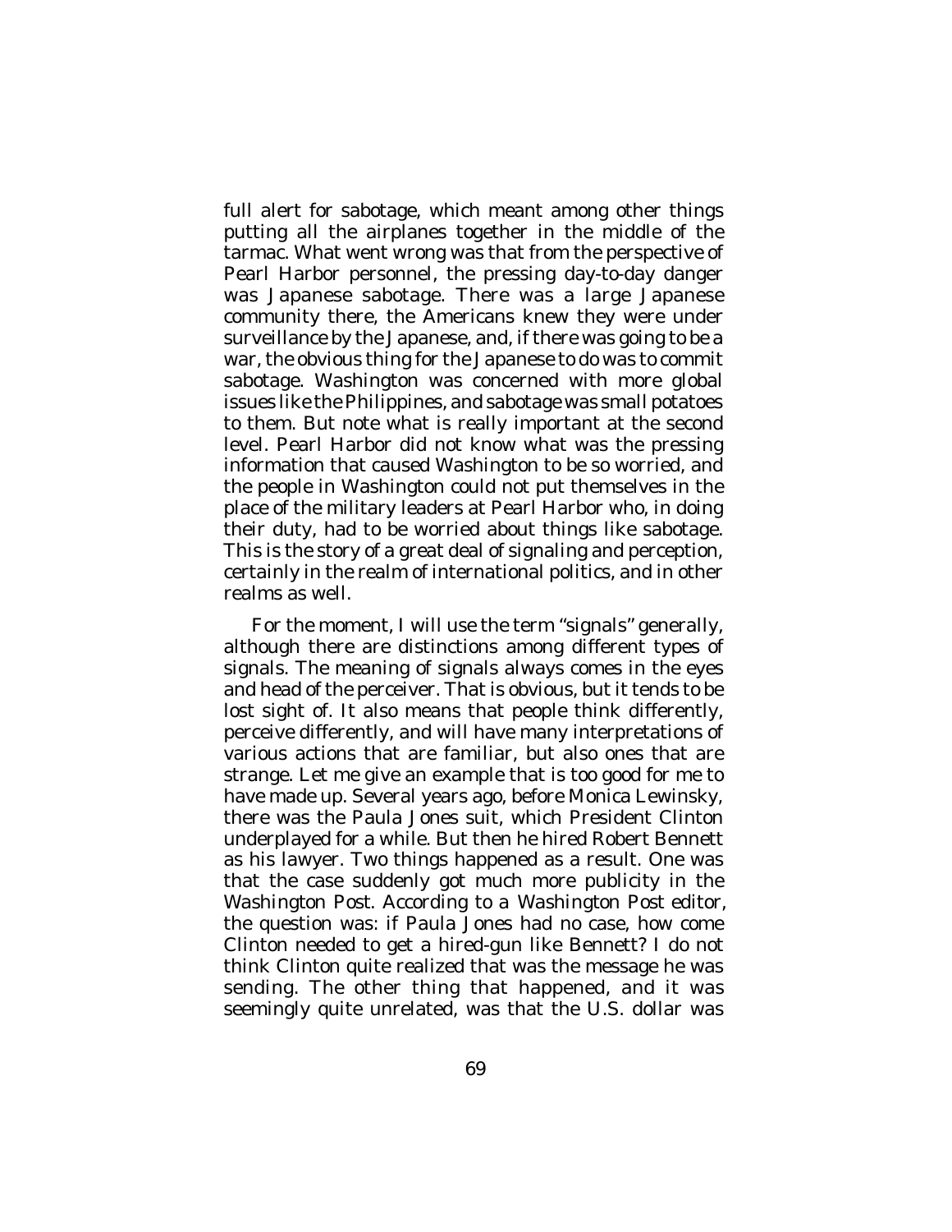full alert for sabotage, which meant among other things putting all the airplanes together in the middle of the tarmac. What went wrong was that from the perspective of Pearl Harbor personnel, the pressing day-to-day danger was Japanese sabotage. There was a large Japanese community there, the Americans knew they were under surveillance by the Japanese, and, if there was going to be a war, the obvious thing for the Japanese to do was to commit sabotage. Washington was concerned with more global issues like the Philippines, and sabotage was small potatoes to them. But note what is really important at the second level. Pearl Harbor did not know what was the pressing information that caused Washington to be so worried, and the people in Washington could not put themselves in the place of the military leaders at Pearl Harbor who, in doing their duty, had to be worried about things like sabotage. This is the story of a great deal of signaling and perception, certainly in the realm of international politics, and in other realms as well.

For the moment, I will use the term "signals" generally, although there are distinctions among different types of signals. The meaning of signals always comes in the eyes and head of the perceiver. That is obvious, but it tends to be lost sight of. It also means that people think differently, perceive differently, and will have many interpretations of various actions that are familiar, but also ones that are strange. Let me give an example that is too good for me to have made up. Several years ago, before Monica Lewinsky, there was the Paula Jones suit, which President Clinton underplayed for a while. But then he hired Robert Bennett as his lawyer. Two things happened as a result. One was that the case suddenly got much more publicity in the Washington Post. According to a Washington Post editor, the question was: if Paula Jones had no case, how come Clinton needed to get a hired-gun like Bennett? I do not think Clinton quite realized that was the message he was sending. The other thing that happened, and it was seemingly quite unrelated, was that the U.S. dollar was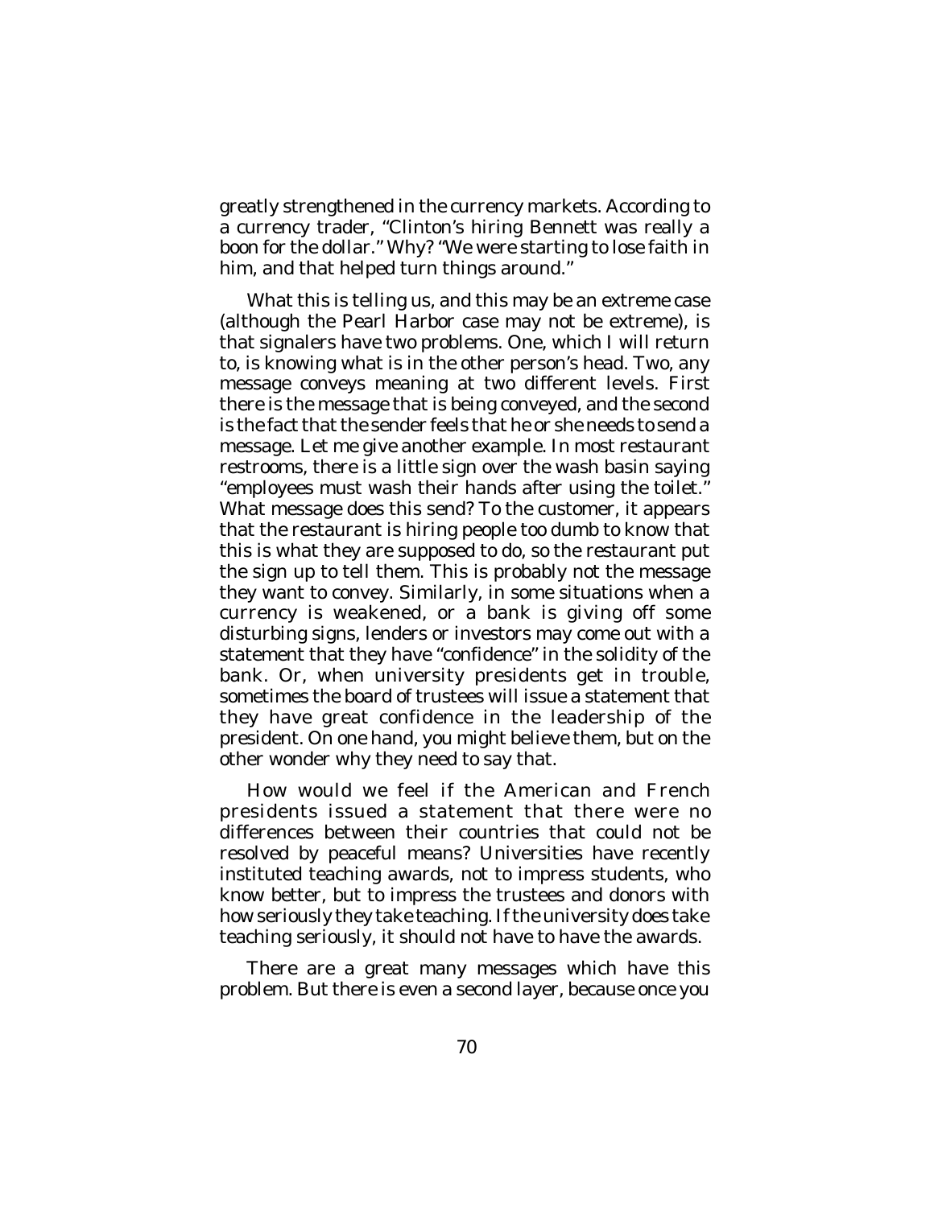greatly strengthened in the currency markets. According to a currency trader, "Clinton's hiring Bennett was really a boon for the dollar." Why? "We were starting to lose faith in him, and that helped turn things around."

What this is telling us, and this may be an extreme case (although the Pearl Harbor case may not be extreme), is that signalers have two problems. One, which I will return to, is knowing what is in the other person's head. Two, any message conveys meaning at two different levels. First there is the message that is being conveyed, and the second is the fact that the sender feels that he or she needs to send a message. Let me give another example. In most restaurant restrooms, there is a little sign over the wash basin saying "employees must wash their hands after using the toilet." What message does this send? To the customer, it appears that the restaurant is hiring people too dumb to know that this is what they are supposed to do, so the restaurant put the sign up to tell them. This is probably not the message they want to convey. Similarly, in some situations when a currency is weakened, or a bank is giving off some disturbing signs, lenders or investors may come out with a statement that they have "confidence" in the solidity of the bank. Or, when university presidents get in trouble, sometimes the board of trustees will issue a statement that they have great confidence in the leadership of the president. On one hand, you might believe them, but on the other wonder why they need to say that.

How would we feel if the American and French presidents issued a statement that there were no differences between their countries that could not be resolved by peaceful means? Universities have recently instituted teaching awards, not to impress students, who know better, but to impress the trustees and donors with how seriously they take teaching. If the university does take teaching seriously, it should not have to have the awards.

There are a great many messages which have this problem. But there is even a second layer, because once you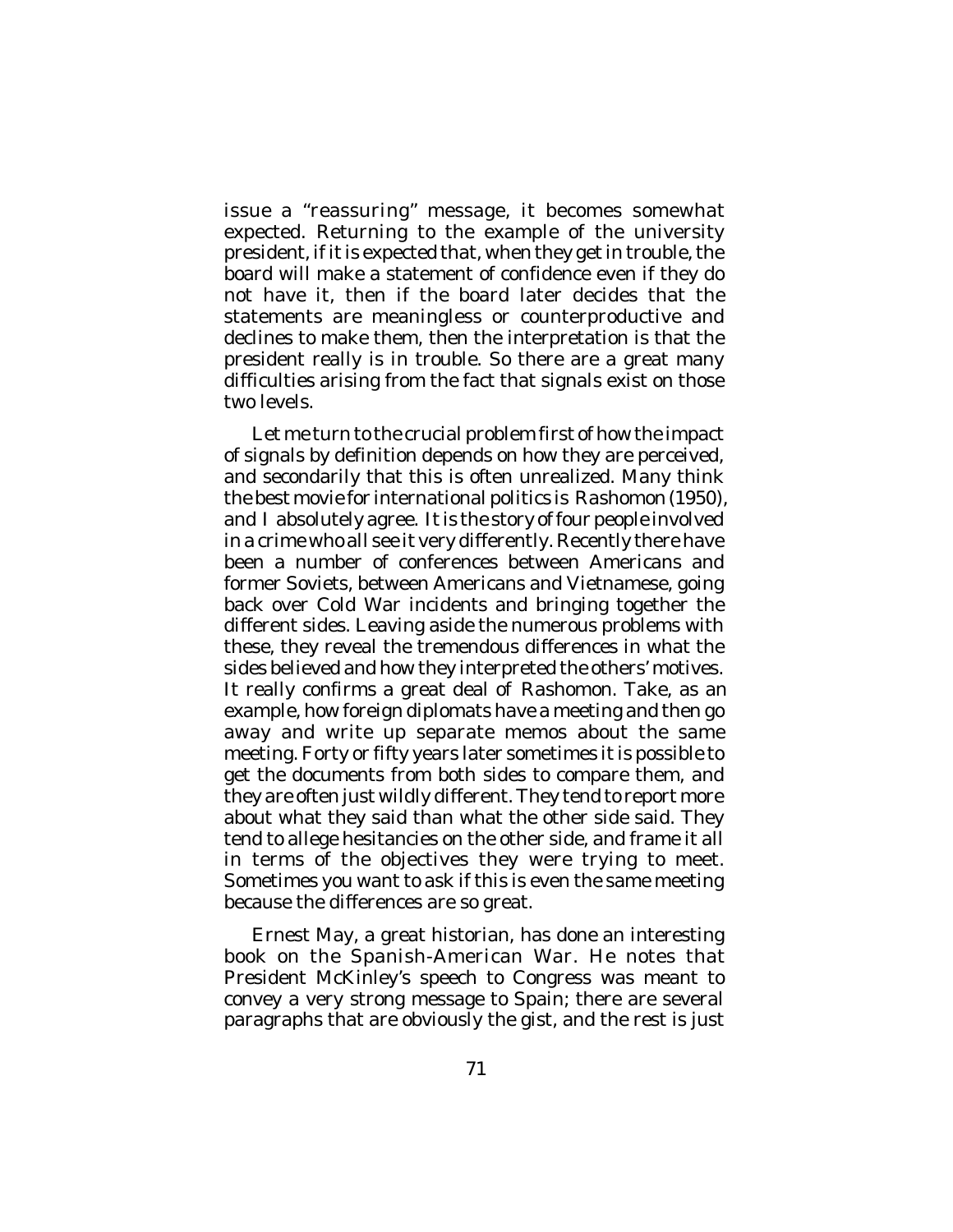issue a "reassuring" message, it becomes somewhat expected. Returning to the example of the university president, if it is expected that, when they get in trouble, the board will make a statement of confidence even if they do not have it, then if the board later decides that the statements are meaningless or counterproductive and declines to make them, then the interpretation is that the president really is in trouble. So there are a great many difficulties arising from the fact that signals exist on those two levels.

Let me turn to the crucial problem first of how the impact of signals by definition depends on how they are perceived, and secondarily that this is often unrealized. Many think the best movie for international politics is Rashomon (1950), and I absolutely agree. It is the story of four people involved in a crime who all see it very differently. Recently there have been a number of conferences between Americans and former Soviets, between Americans and Vietnamese, going back over Cold War incidents and bringing together the different sides. Leaving aside the numerous problems with these, they reveal the tremendous differences in what the sides believed and how they interpreted the others' motives. It really confirms a great deal of Rashomon. Take, as an example, how foreign diplomats have a meeting and then go away and write up separate memos about the same meeting. Forty or fifty years later sometimes it is possible to get the documents from both sides to compare them, and they are often just wildly different. They tend to report more about what they said than what the other side said. They tend to allege hesitancies on the other side, and frame it all in terms of the objectives they were trying to meet. Sometimes you want to ask if this is even the same meeting because the differences are so great.

Ernest May, a great historian, has done an interesting book on the Spanish-American War. He notes that President McKinley's speech to Congress was meant to convey a very strong message to Spain; there are several paragraphs that are obviously the gist, and the rest is just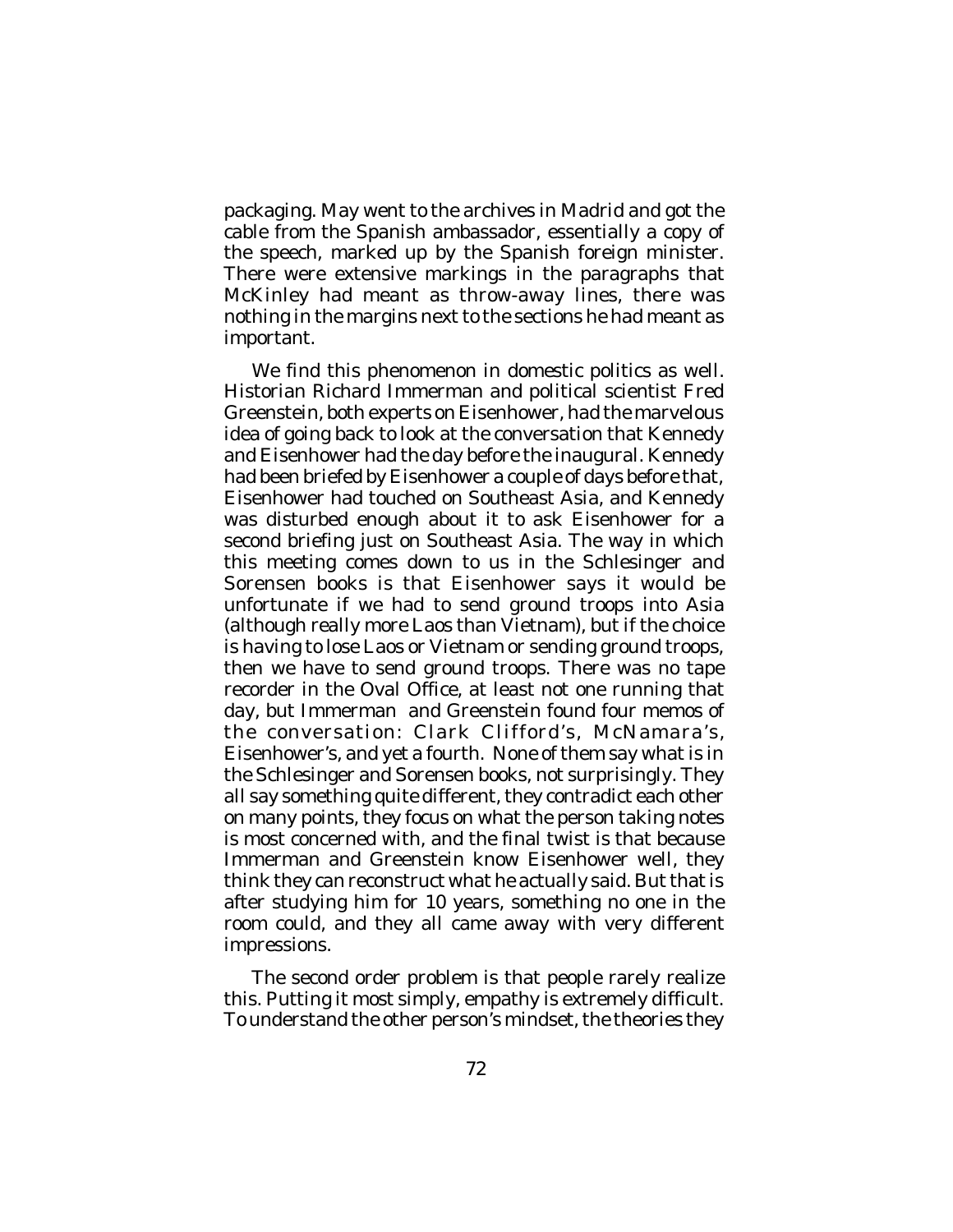packaging. May went to the archives in Madrid and got the cable from the Spanish ambassador, essentially a copy of the speech, marked up by the Spanish foreign minister. There were extensive markings in the paragraphs that McKinley had meant as throw-away lines, there was nothing in the margins next to the sections he had meant as important.

We find this phenomenon in domestic politics as well. Historian Richard Immerman and political scientist Fred Greenstein, both experts on Eisenhower, had the marvelous idea of going back to look at the conversation that Kennedy and Eisenhower had the day before the inaugural. Kennedy had been briefed by Eisenhower a couple of days before that, Eisenhower had touched on Southeast Asia, and Kennedy was disturbed enough about it to ask Eisenhower for a second briefing just on Southeast Asia. The way in which this meeting comes down to us in the Schlesinger and Sorensen books is that Eisenhower says it would be unfortunate if we had to send ground troops into Asia (although really more Laos than Vietnam), but if the choice is having to lose Laos or Vietnam or sending ground troops, then we have to send ground troops. There was no tape recorder in the Oval Office, at least not one running that day, but Immerman and Greenstein found four memos of the conversation: Clark Clifford's, McNamara's, Eisenhower's, and yet a fourth. None of them say what is in the Schlesinger and Sorensen books, not surprisingly. They all say something quite different, they contradict each other on many points, they focus on what the person taking notes is most concerned with, and the final twist is that because Immerman and Greenstein know Eisenhower well, they think they can reconstruct what he actually said. But that is after studying him for 10 years, something no one in the room could, and they all came away with very different impressions.

The second order problem is that people rarely realize this. Putting it most simply, empathy is extremely difficult. To understand the other person's mindset, the theories they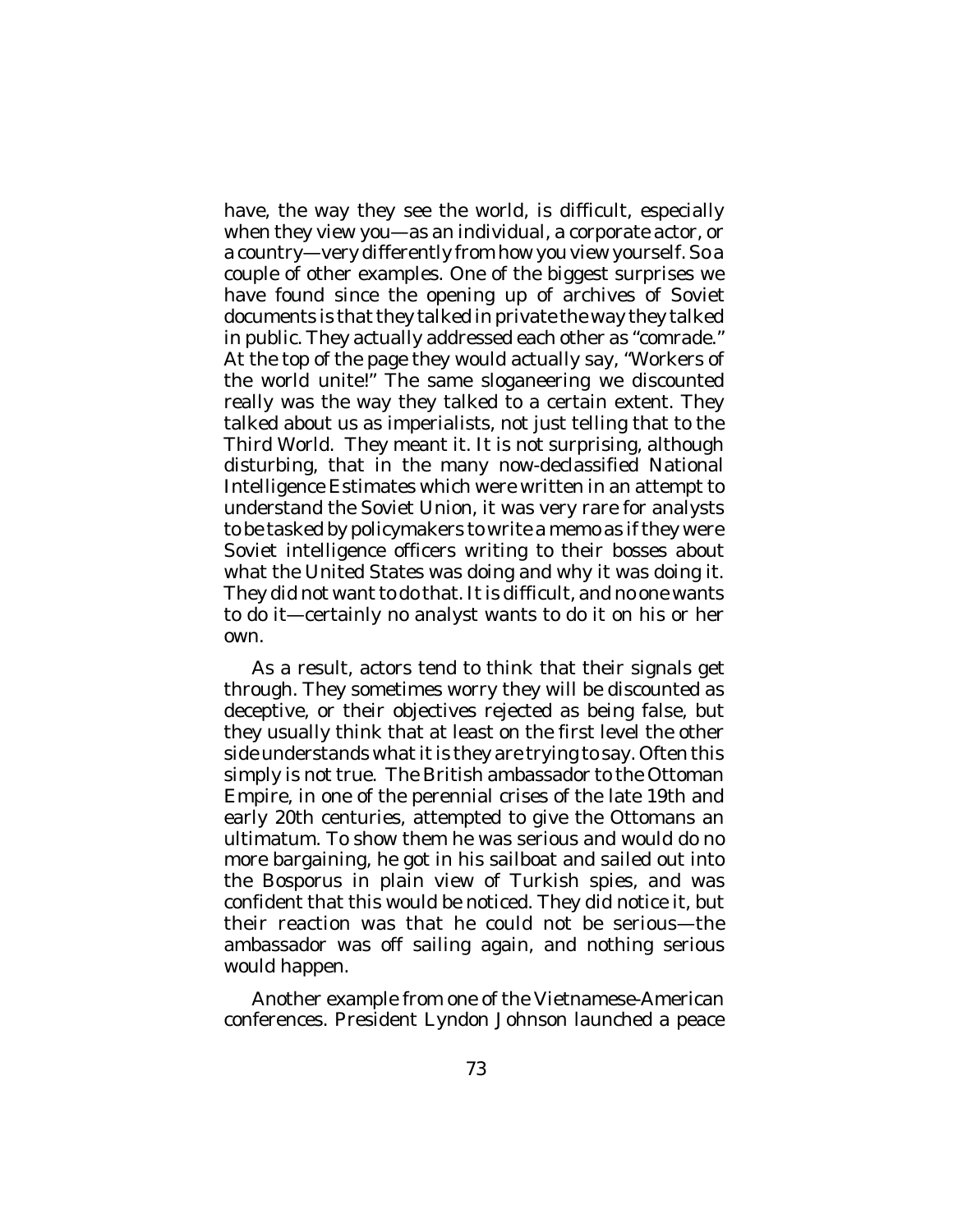have, the way they see the world, is difficult, especially when they view you—as an individual, a corporate actor, or a country—very differently from how you view yourself. So a couple of other examples. One of the biggest surprises we have found since the opening up of archives of Soviet documents is that they talked in private the way they talked in public. They actually addressed each other as "comrade." At the top of the page they would actually say, "Workers of the world unite!" The same sloganeering we discounted really was the way they talked to a certain extent. They talked about us as imperialists, not just telling that to the Third World. They meant it. It is not surprising, although disturbing, that in the many now-declassified National Intelligence Estimates which were written in an attempt to understand the Soviet Union, it was very rare for analysts to be tasked by policymakers to write a memo as if they were Soviet intelligence officers writing to their bosses about what the United States was doing and why it was doing it. They did not want to do that. It is difficult, and no one wants to do it—certainly no analyst wants to do it on his or her own.

As a result, actors tend to think that their signals get through. They sometimes worry they will be discounted as deceptive, or their objectives rejected as being false, but they usually think that at least on the first level the other side understands what it is they are trying to say. Often this simply is not true. The British ambassador to the Ottoman Empire, in one of the perennial crises of the late 19th and early 20th centuries, attempted to give the Ottomans an ultimatum. To show them he was serious and would do no more bargaining, he got in his sailboat and sailed out into the Bosporus in plain view of Turkish spies, and was confident that this would be noticed. They did notice it, but their reaction was that he could not be serious—the ambassador was off sailing again, and nothing serious would happen.

Another example from one of the Vietnamese-American conferences. President Lyndon Johnson launched a peace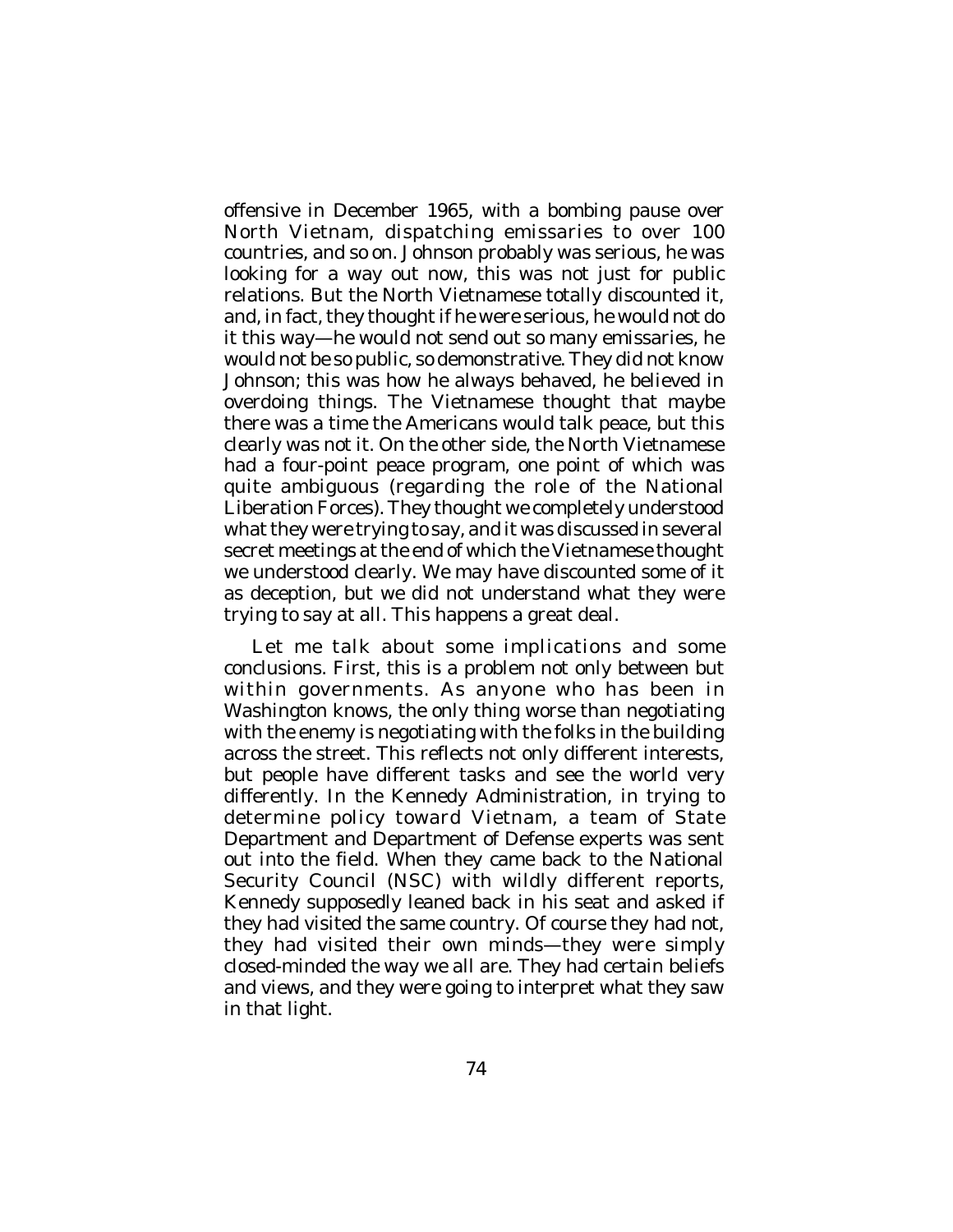offensive in December 1965, with a bombing pause over North Vietnam, dispatching emissaries to over 100 countries, and so on. Johnson probably was serious, he was looking for a way out now, this was not just for public relations. But the North Vietnamese totally discounted it, and, in fact, they thought if he were serious, he would not do it this way—he would not send out so many emissaries, he would not be so public, so demonstrative. They did not know Johnson; this was how he always behaved, he believed in overdoing things. The Vietnamese thought that maybe there was a time the Americans would talk peace, but this clearly was not it. On the other side, the North Vietnamese had a four-point peace program, one point of which was quite ambiguous (regarding the role of the National Liberation Forces). They thought we completely understood what they were trying to say, and it was discussed in several secret meetings at the end of which the Vietnamese thought we understood clearly. We may have discounted some of it as deception, but we did not understand what they were trying to say at all. This happens a great deal.

Let me talk about some implications and some conclusions. First, this is a problem not only between but within governments. As anyone who has been in Washington knows, the only thing worse than negotiating with the enemy is negotiating with the folks in the building across the street. This reflects not only different interests, but people have different tasks and see the world very differently. In the Kennedy Administration, in trying to determine policy toward Vietnam, a team of State Department and Department of Defense experts was sent out into the field. When they came back to the National Security Council (NSC) with wildly different reports, Kennedy supposedly leaned back in his seat and asked if they had visited the same country. Of course they had not, they had visited their own minds—they were simply closed-minded the way we all are. They had certain beliefs and views, and they were going to interpret what they saw in that light.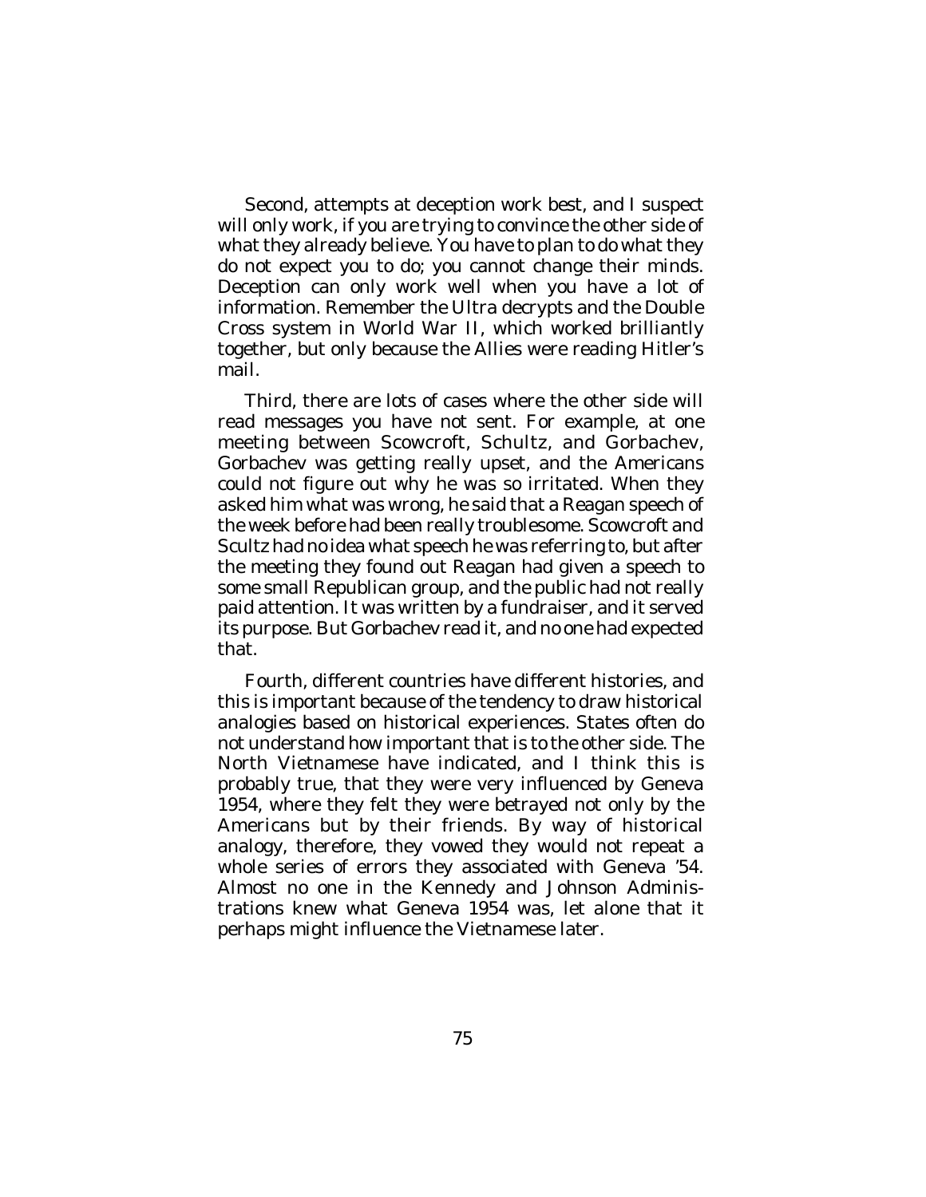Second, attempts at deception work best, and I suspect will only work, if you are trying to convince the other side of what they already believe. You have to plan to do what they do not expect you to do; you cannot change their minds. Deception can only work well when you have a lot of information. Remember the Ultra decrypts and the Double Cross system in World War II, which worked brilliantly together, but only because the Allies were reading Hitler's mail.

Third, there are lots of cases where the other side will read messages you have not sent. For example, at one meeting between Scowcroft, Schultz, and Gorbachev, Gorbachev was getting really upset, and the Americans could not figure out why he was so irritated. When they asked him what was wrong, he said that a Reagan speech of the week before had been really troublesome. Scowcroft and Scultz had no idea what speech he was referring to, but after the meeting they found out Reagan had given a speech to some small Republican group, and the public had not really paid attention. It was written by a fundraiser, and it served its purpose. But Gorbachev read it, and no one had expected that.

Fourth, different countries have different histories, and this is important because of the tendency to draw historical analogies based on historical experiences. States often do not understand how important that is to the other side. The North Vietnamese have indicated, and I think this is probably true, that they were very influenced by Geneva 1954, where they felt they were betrayed not only by the Americans but by their friends. By way of historical analogy, therefore, they vowed they would not repeat a whole series of errors they associated with Geneva '54. Almost no one in the Kennedy and Johnson Administrations knew what Geneva 1954 was, let alone that it perhaps might influence the Vietnamese later.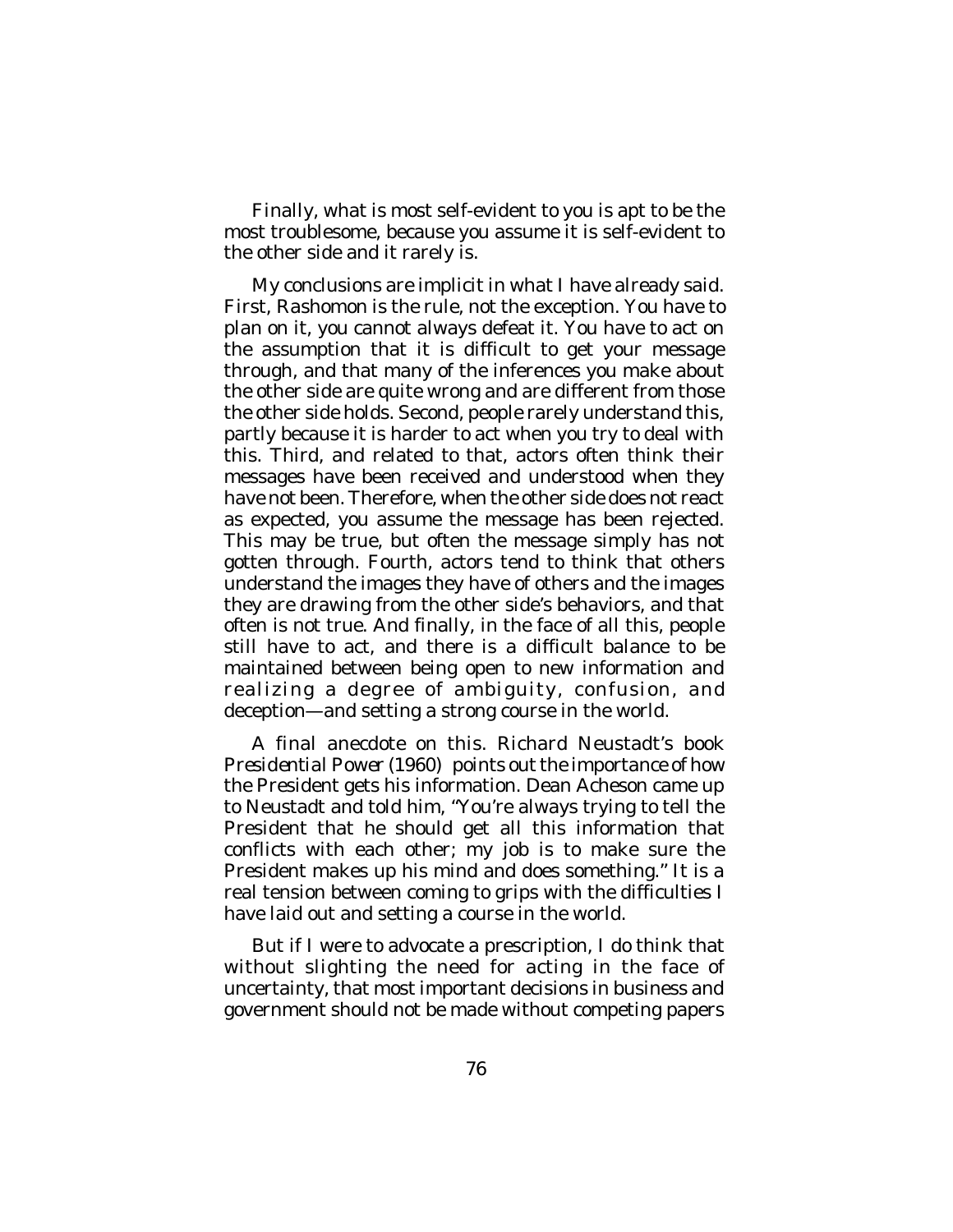Finally, what is most self-evident to you is apt to be the most troublesome, because you assume it is self-evident to the other side and it rarely is.

My conclusions are implicit in what I have already said. First, Rashomon is the rule, not the exception. You have to plan on it, you cannot always defeat it. You have to act on the assumption that it is difficult to get your message through, and that many of the inferences you make about the other side are quite wrong and are different from those the other side holds. Second, people rarely understand this, partly because it is harder to act when you try to deal with this. Third, and related to that, actors often think their messages have been received and understood when they have not been. Therefore, when the other side does not react as expected, you assume the message has been rejected. This may be true, but often the message simply has not gotten through. Fourth, actors tend to think that others understand the images they have of others and the images they are drawing from the other side's behaviors, and that often is not true. And finally, in the face of all this, people still have to act, and there is a difficult balance to be maintained between being open to new information and realizing a degree of ambiguity, confusion, and deception—and setting a strong course in the world.

A final anecdote on this. Richard Neustadt's book *Presidential Power* (1960) points out the importance of how the President gets his information. Dean Acheson came up to Neustadt and told him, "You're always trying to tell the President that he should get all this information that conflicts with each other; my job is to make sure the President makes up his mind and does something." It is a real tension between coming to grips with the difficulties I have laid out and setting a course in the world.

But if I were to advocate a prescription, I do think that without slighting the need for acting in the face of uncertainty, that most important decisions in business and government should not be made without competing papers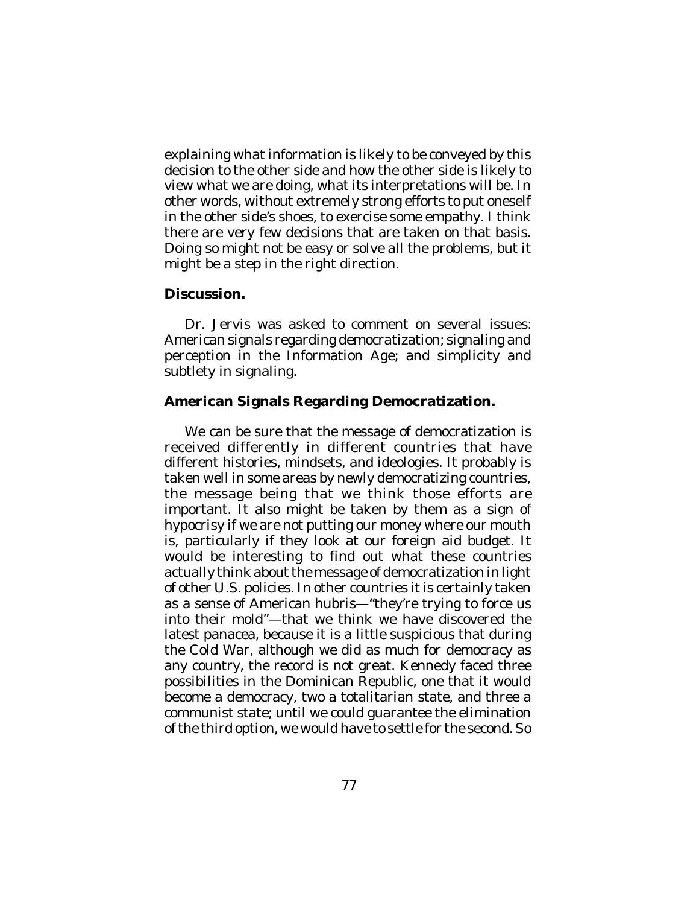explaining what information is likely to be conveyed by this decision to the other side and how the other side is likely to view what we are doing, what its interpretations will be. In other words, without extremely strong efforts to put oneself in the other side's shoes, to exercise some empathy. I think there are very few decisions that are taken on that basis. Doing so might not be easy or solve all the problems, but it might be a step in the right direction.

**Discussion.**

Dr. Jervis was asked to comment on several issues: American signals regarding democratization; signaling and perception in the Information Age; and simplicity and subtlety in signaling.

**American Signals Regarding Democratization.**

We can be sure that the message of democratization is received differently in different countries that have different histories, mindsets, and ideologies. It probably is taken well in some areas by newly democratizing countries, the message being that we think those efforts are important. It also might be taken by them as a sign of hypocrisy if we are not putting our money where our mouth is, particularly if they look at our foreign aid budget. It would be interesting to find out what these countries actually think about the message of democratization in light of other U.S. policies. In other countries it is certainly taken as a sense of American hubris—"they're trying to force us into their mold"—that we think we have discovered the latest panacea, because it is a little suspicious that during the Cold War, although we did as much for democracy as any country, the record is not great. Kennedy faced three possibilities in the Dominican Republic, one that it would become a democracy, two a totalitarian state, and three a communist state; until we could guarantee the elimination of the third option, we would have to settle for the second. So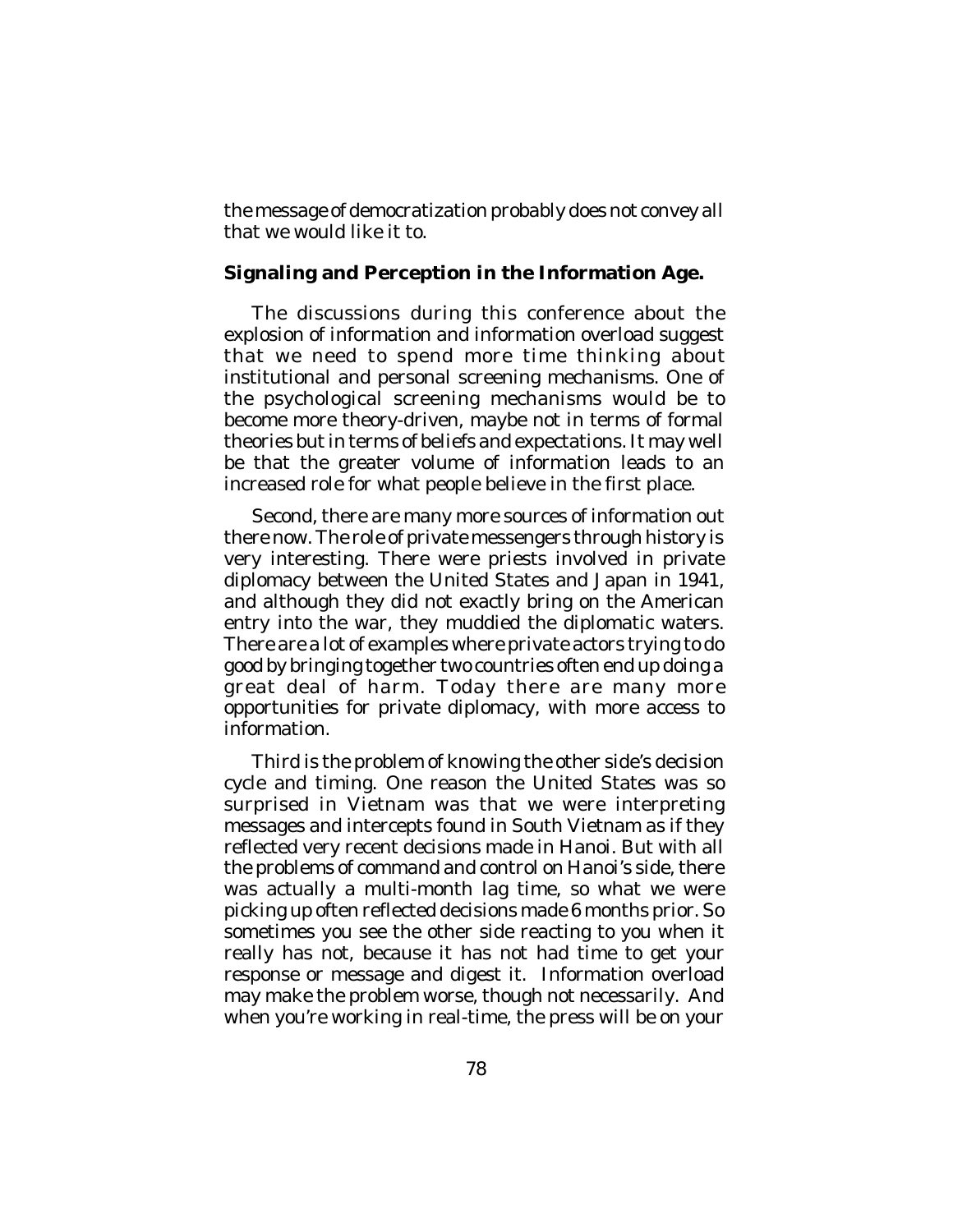the message of democratization probably does not convey all that we would like it to.

**Signaling and Perception in the Information Age.**

The discussions during this conference about the explosion of information and information overload suggest that we need to spend more time thinking about institutional and personal screening mechanisms. One of the psychological screening mechanisms would be to become more theory-driven, maybe not in terms of formal theories but in terms of beliefs and expectations. It may well be that the greater volume of information leads to an increased role for what people believe in the first place.

Second, there are many more sources of information out there now. The role of private messengers through history is very interesting. There were priests involved in private diplomacy between the United States and Japan in 1941, and although they did not exactly bring on the American entry into the war, they muddied the diplomatic waters. There are a lot of examples where private actors trying to do good by bringing together two countries often end up doing a great deal of harm. Today there are many more opportunities for private diplomacy, with more access to information.

Third is the problem of knowing the other side's decision cycle and timing. One reason the United States was so surprised in Vietnam was that we were interpreting messages and intercepts found in South Vietnam as if they reflected very recent decisions made in Hanoi. But with all the problems of command and control on Hanoi's side, there was actually a multi-month lag time, so what we were picking up often reflected decisions made 6 months prior. So sometimes you see the other side reacting to you when it really has not, because it has not had time to get your response or message and digest it. Information overload may make the problem worse, though not necessarily. And when you're working in real-time, the press will be on your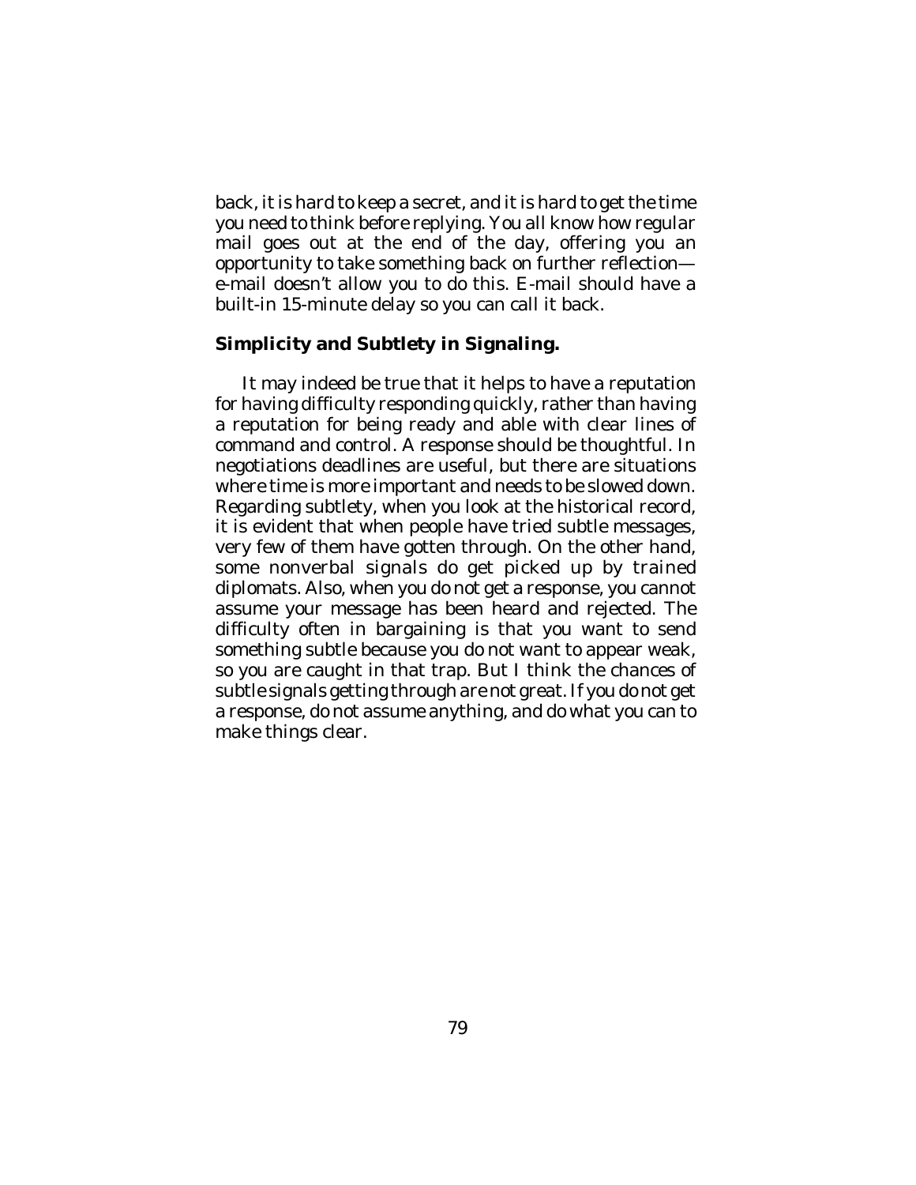back, it is hard to keep a secret, and it is hard to get the time you need to think before replying. You all know how regular mail goes out at the end of the day, offering you an opportunity to take something back on further reflection—e-mail doesn't allow you to do this. E-mail should have a built-in 15-minute delay so you can call it back.

### Simplicity and Subtlety in Signaling.

It may indeed be true that it helps to have a reputation for having difficulty responding quickly, rather than having a reputation for being ready and able with clear lines of command and control. A response should be thoughtful. In negotiations deadlines are useful, but there are situations where time is more important and needs to be slowed down. Regarding subtlety, when you look at the historical record, it is evident that when people have tried subtle messages, very few of them have gotten through. On the other hand, some nonverbal signals do get picked up by trained diplomats. Also, when you do not get a response, you cannot assume your message has been heard and rejected. The difficulty often in bargaining is that you want to send something subtle because you do not want to appear weak, so you are caught in that trap. But I think the chances of subtle signals getting through are not great. If you do not get a response, do not assume anything, and do what you can to make things clear.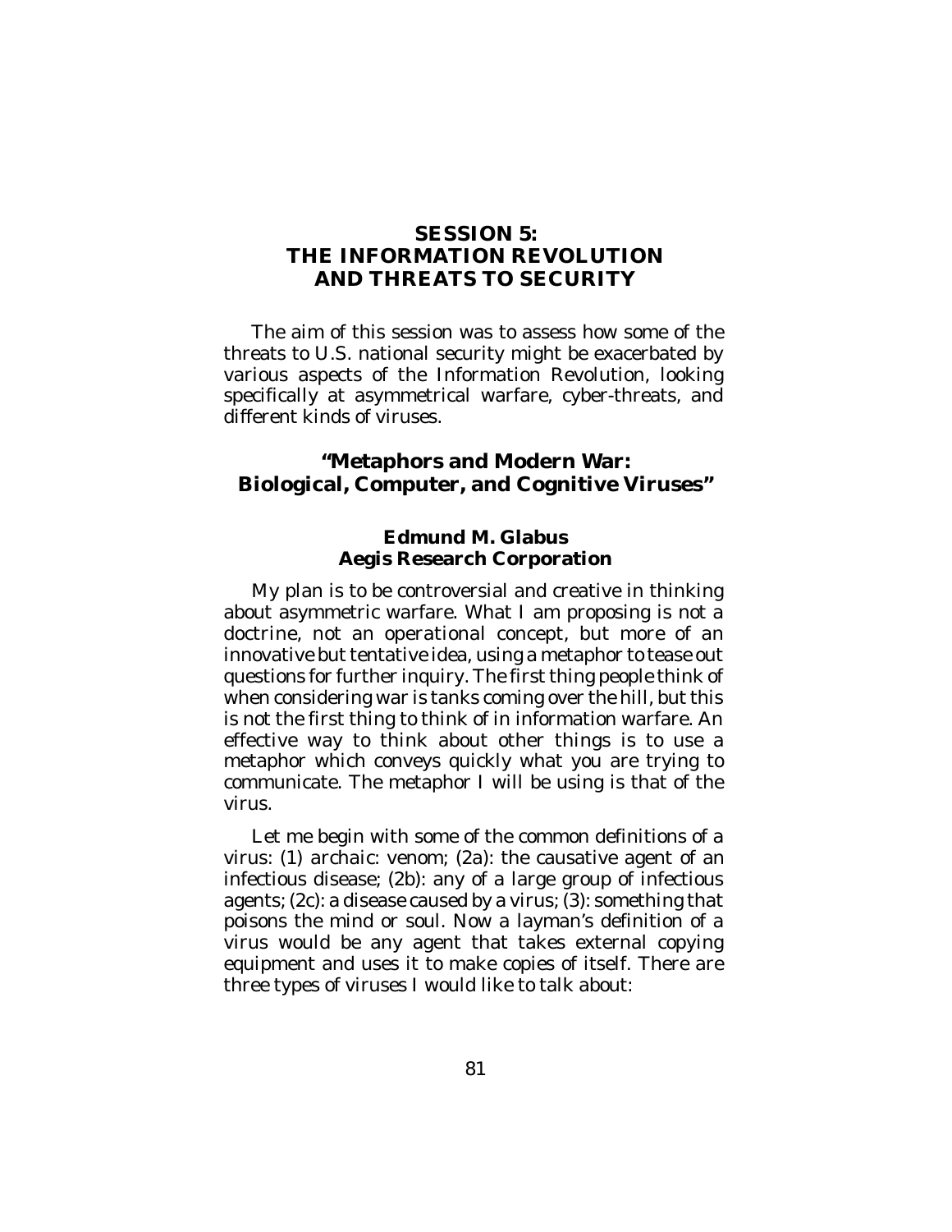## SESSION 5: THE INFORMATION REVOLUTION AND THREATS TO SECURITY

The aim of this session was to assess how some of the threats to U.S. national security might be exacerbated by various aspects of the Information Revolution, looking specifically at asymmetrical warfare, cyber-threats, and different kinds of viruses.

### "Metaphors and Modern War: Biological, Computer, and Cognitive Viruses"

**Edmund M. Glabus**
**Aegis Research Corporation**

My plan is to be controversial and creative in thinking about asymmetric warfare. What I am proposing is not a doctrine, not an operational concept, but more of an innovative but tentative idea, using a metaphor to tease out questions for further inquiry. The first thing people think of when considering war is tanks coming over the hill, but this is not the first thing to think of in information warfare. An effective way to think about other things is to use a metaphor which conveys quickly what you are trying to communicate. The metaphor I will be using is that of the virus.

Let me begin with some of the common definitions of a virus: (1) archaic: venom; (2a): the causative agent of an infectious disease; (2b): any of a large group of infectious agents; (2c): a disease caused by a virus; (3): something that poisons the mind or soul. Now a layman's definition of a virus would be any agent that takes external copying equipment and uses it to make copies of itself. There are three types of viruses I would like to talk about: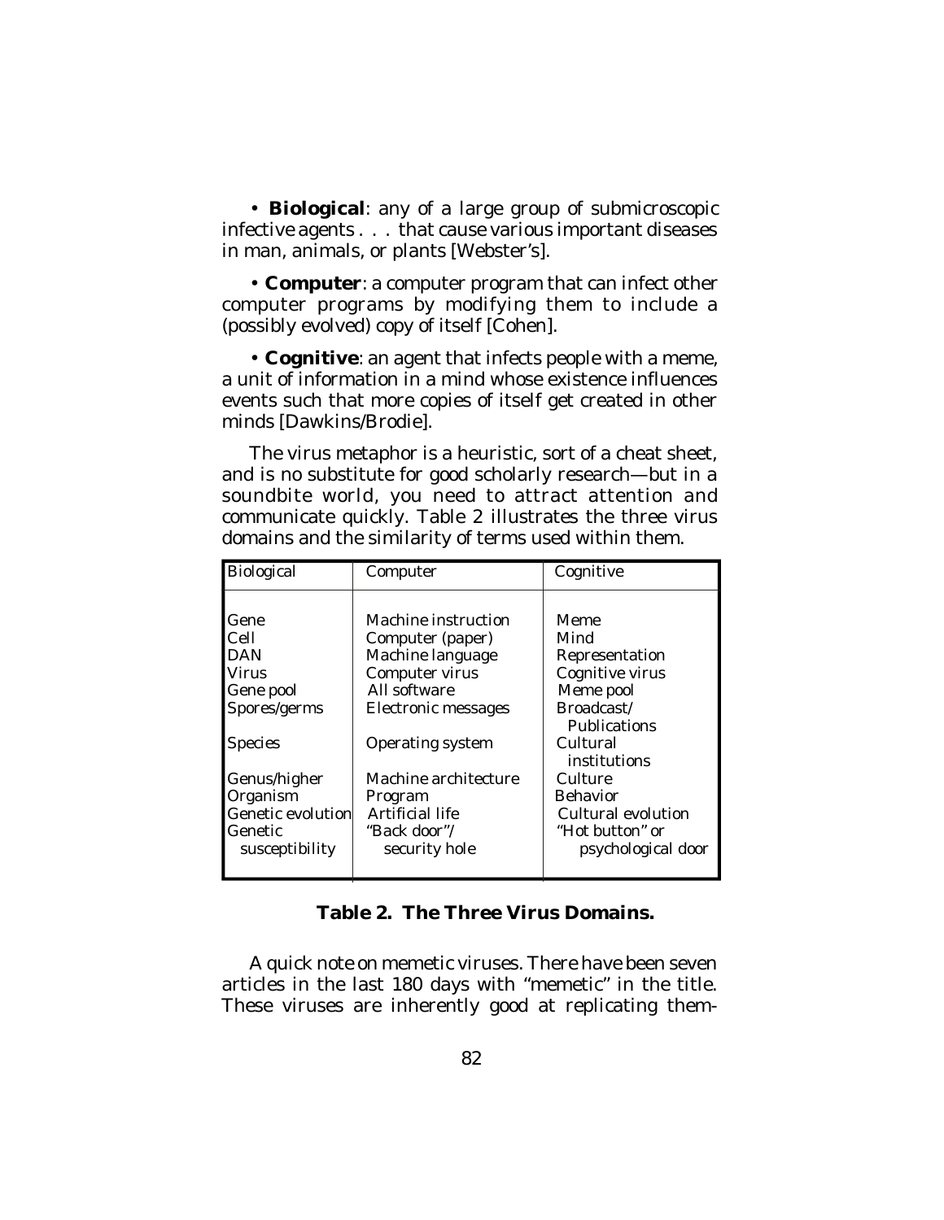• **Biological**: any of a large group of submicroscopic infective agents . . . that cause various important diseases in man, animals, or plants [Webster's].

• **Computer**: a computer program that can infect other computer programs by modifying them to include a (possibly evolved) copy of itself [Cohen].

• **Cognitive**: an agent that infects people with a meme, a unit of information in a mind whose existence influences events such that more copies of itself get created in other minds [Dawkins/Brodie].

The virus metaphor is a heuristic, sort of a cheat sheet, and is no substitute for good scholarly research—but in a soundbite world, you need to attract attention and communicate quickly. Table 2 illustrates the three virus domains and the similarity of terms used within them.

| Biological | Computer | Cognitive |
|---|---|---|
| Gene | Machine instruction | Meme |
| Cell | Computer (paper) | Mind |
| DAN | Machine language | Representation |
| Virus | Computer virus | Cognitive virus |
| Gene pool | All software | Meme pool |
| Spores/germs | Electronic messages | Broadcast/ Publications |
| Species | Operating system | Cultural institutions |
| Genus/higher | Machine architecture | Culture |
| Organism | Program | Behavior |
| Genetic evolution | Artificial life | Cultural evolution |
| Genetic susceptibility | "Back door"/ security hole | "Hot button" or psychological door |

**Table 2. The Three Virus Domains.**

A quick note on memetic viruses. There have been seven articles in the last 180 days with "memetic" in the title. These viruses are inherently good at replicating them-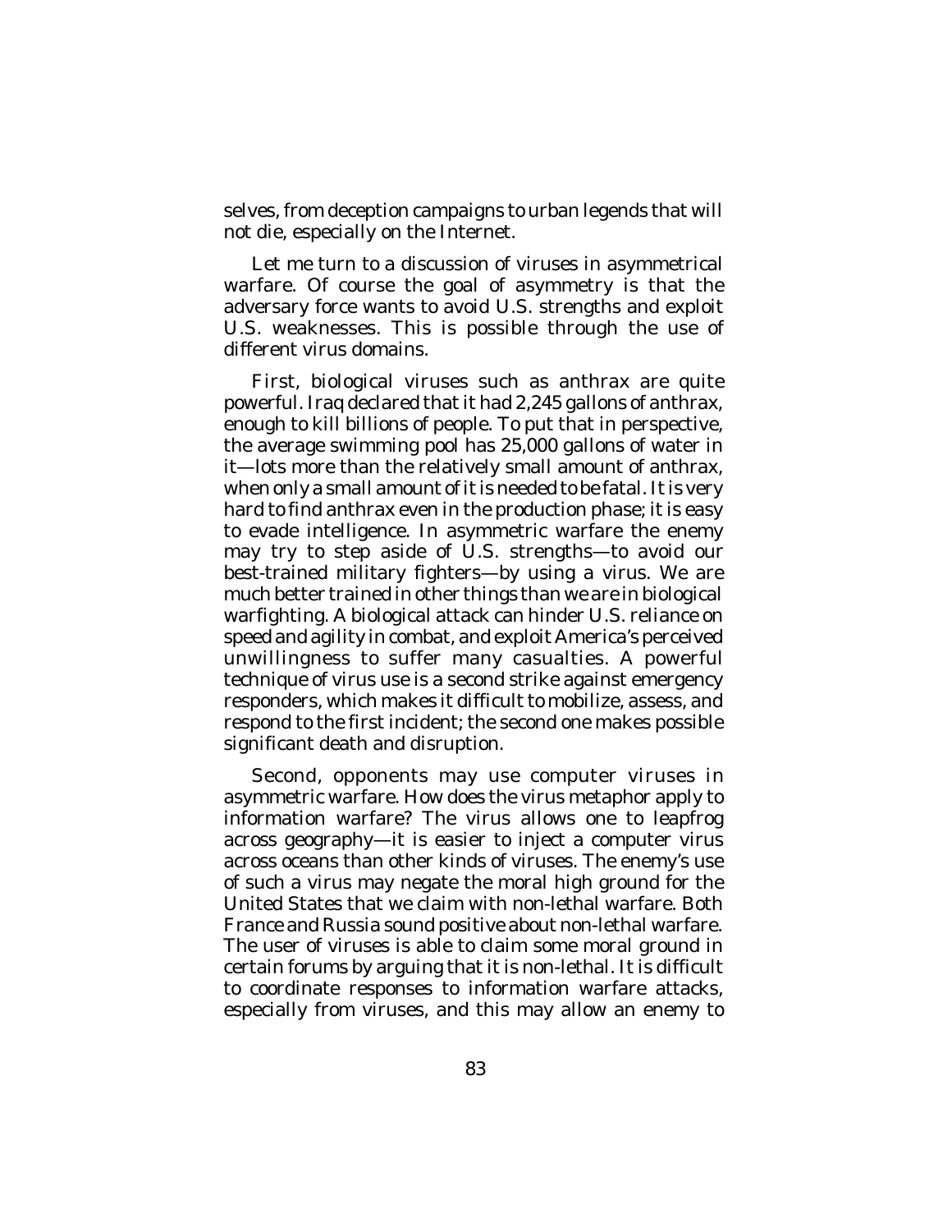selves, from deception campaigns to urban legends that will not die, especially on the Internet.

Let me turn to a discussion of viruses in asymmetrical warfare. Of course the goal of asymmetry is that the adversary force wants to avoid U.S. strengths and exploit U.S. weaknesses. This is possible through the use of different virus domains.

First, biological viruses such as anthrax are quite powerful. Iraq declared that it had 2,245 gallons of anthrax, enough to kill billions of people. To put that in perspective, the average swimming pool has 25,000 gallons of water in it—lots more than the relatively small amount of anthrax, when only a small amount of it is needed to be fatal. It is very hard to find anthrax even in the production phase; it is easy to evade intelligence. In asymmetric warfare the enemy may try to step aside of U.S. strengths—to avoid our best-trained military fighters—by using a virus. We are much better trained in other things than we are in biological warfighting. A biological attack can hinder U.S. reliance on speed and agility in combat, and exploit America's perceived unwillingness to suffer many casualties. A powerful technique of virus use is a second strike against emergency responders, which makes it difficult to mobilize, assess, and respond to the first incident; the second one makes possible significant death and disruption.

Second, opponents may use computer viruses in asymmetric warfare. How does the virus metaphor apply to information warfare? The virus allows one to leapfrog across geography—it is easier to inject a computer virus across oceans than other kinds of viruses. The enemy's use of such a virus may negate the moral high ground for the United States that we claim with non-lethal warfare. Both France and Russia sound positive about non-lethal warfare. The user of viruses is able to claim some moral ground in certain forums by arguing that it is non-lethal. It is difficult to coordinate responses to information warfare attacks, especially from viruses, and this may allow an enemy to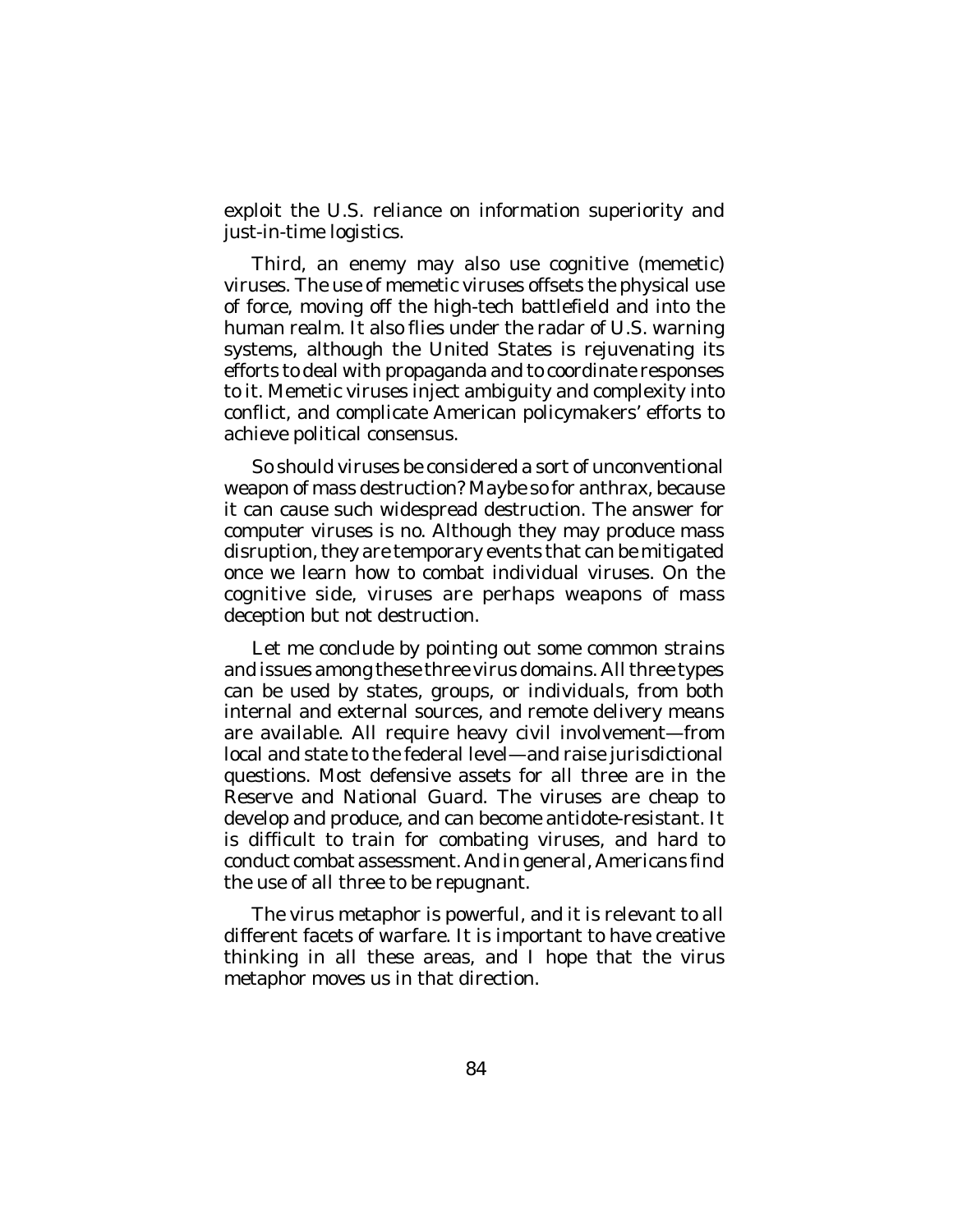exploit the U.S. reliance on information superiority and just-in-time logistics.

Third, an enemy may also use cognitive (memetic) viruses. The use of memetic viruses offsets the physical use of force, moving off the high-tech battlefield and into the human realm. It also flies under the radar of U.S. warning systems, although the United States is rejuvenating its efforts to deal with propaganda and to coordinate responses to it. Memetic viruses inject ambiguity and complexity into conflict, and complicate American policymakers' efforts to achieve political consensus.

So should viruses be considered a sort of unconventional weapon of mass destruction? Maybe so for anthrax, because it can cause such widespread destruction. The answer for computer viruses is no. Although they may produce mass disruption, they are temporary events that can be mitigated once we learn how to combat individual viruses. On the cognitive side, viruses are perhaps weapons of mass deception but not destruction.

Let me conclude by pointing out some common strains and issues among these three virus domains. All three types can be used by states, groups, or individuals, from both internal and external sources, and remote delivery means are available. All require heavy civil involvement—from local and state to the federal level—and raise jurisdictional questions. Most defensive assets for all three are in the Reserve and National Guard. The viruses are cheap to develop and produce, and can become antidote-resistant. It is difficult to train for combating viruses, and hard to conduct combat assessment. And in general, Americans find the use of all three to be repugnant.

The virus metaphor is powerful, and it is relevant to all different facets of warfare. It is important to have creative thinking in all these areas, and I hope that the virus metaphor moves us in that direction.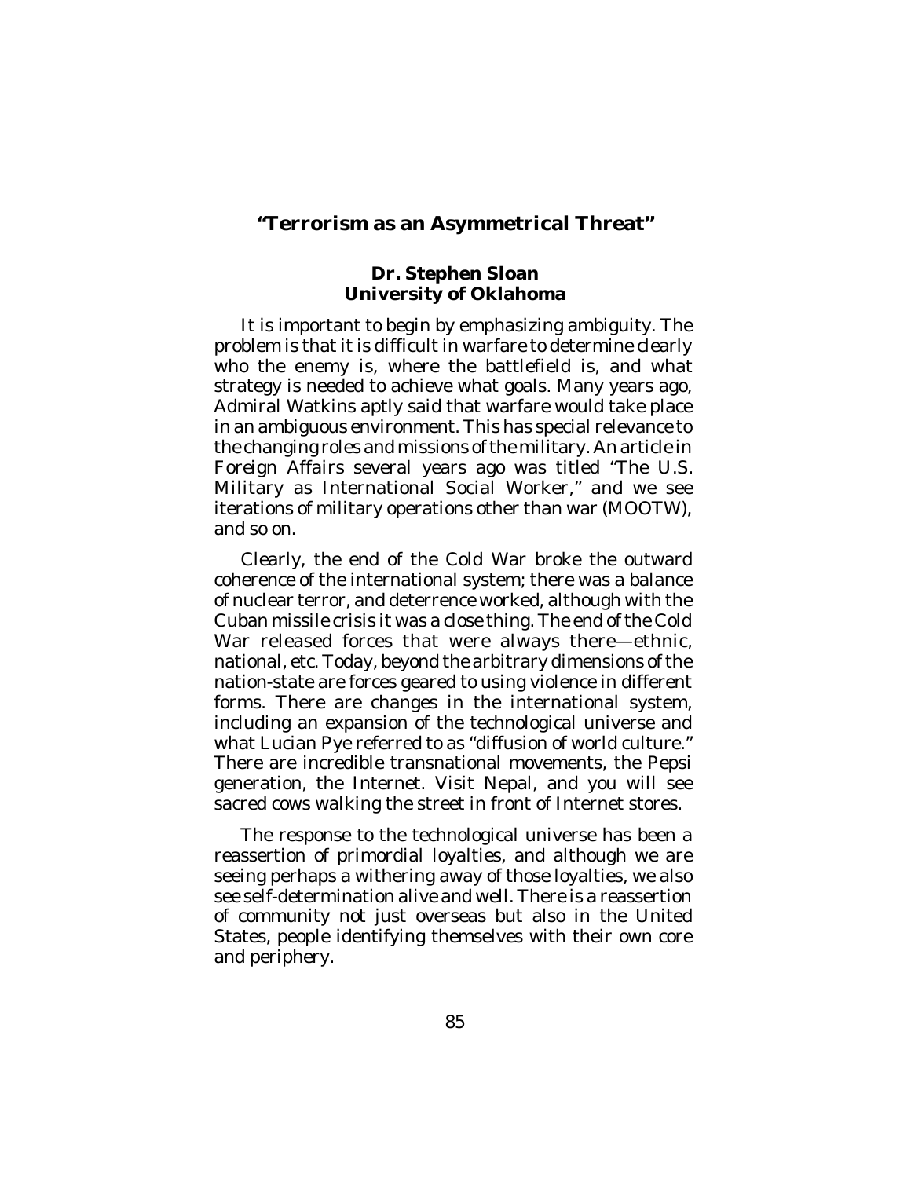## "Terrorism as an Asymmetrical Threat"

**Dr. Stephen Sloan**
**University of Oklahoma**

It is important to begin by emphasizing ambiguity. The problem is that it is difficult in warfare to determine clearly who the enemy is, where the battlefield is, and what strategy is needed to achieve what goals. Many years ago, Admiral Watkins aptly said that warfare would take place in an ambiguous environment. This has special relevance to the changing roles and missions of the military. An article in *Foreign Affairs* several years ago was titled "The U.S. Military as International Social Worker," and we see iterations of military operations other than war (MOOTW), and so on.

Clearly, the end of the Cold War broke the outward coherence of the international system; there was a balance of nuclear terror, and deterrence worked, although with the Cuban missile crisis it was a close thing. The end of the Cold War released forces that were always there—ethnic, national, etc. Today, beyond the arbitrary dimensions of the nation-state are forces geared to using violence in different forms. There are changes in the international system, including an expansion of the technological universe and what Lucian Pye referred to as "diffusion of world culture." There are incredible transnational movements, the Pepsi generation, the Internet. Visit Nepal, and you will see sacred cows walking the street in front of Internet stores.

The response to the technological universe has been a reassertion of primordial loyalties, and although we are seeing perhaps a withering away of those loyalties, we also see self-determination alive and well. There is a reassertion of community not just overseas but also in the United States, people identifying themselves with their own core and periphery.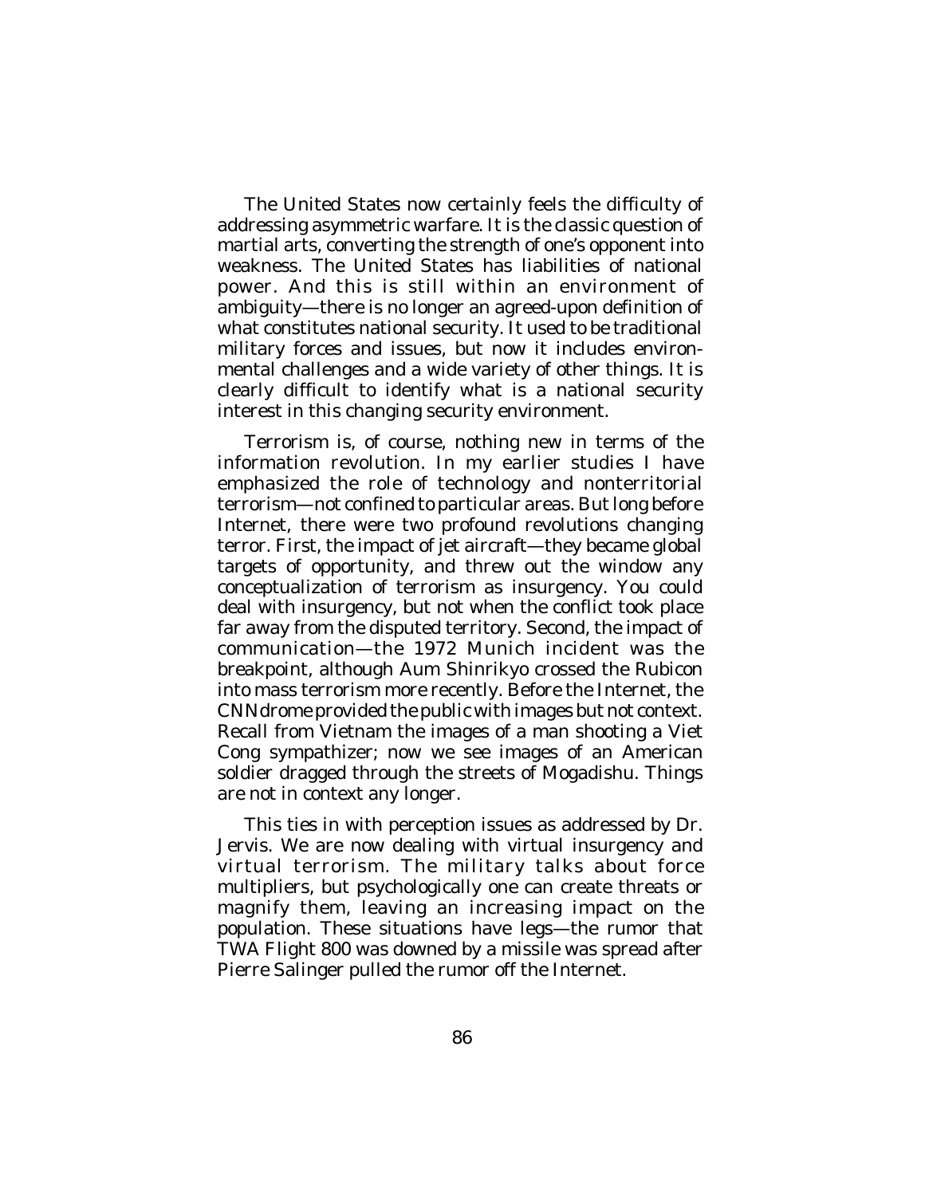The United States now certainly feels the difficulty of addressing asymmetric warfare. It is the classic question of martial arts, converting the strength of one's opponent into weakness. The United States has liabilities of national power. And this is still within an environment of ambiguity—there is no longer an agreed-upon definition of what constitutes national security. It used to be traditional military forces and issues, but now it includes environmental challenges and a wide variety of other things. It is clearly difficult to identify what is a national security interest in this changing security environment.

Terrorism is, of course, nothing new in terms of the information revolution. In my earlier studies I have emphasized the role of technology and nonterritorial terrorism—not confined to particular areas. But long before Internet, there were two profound revolutions changing terror. First, the impact of jet aircraft—they became global targets of opportunity, and threw out the window any conceptualization of terrorism as insurgency. You could deal with insurgency, but not when the conflict took place far away from the disputed territory. Second, the impact of communication—the 1972 Munich incident was the breakpoint, although Aum Shinrikyo crossed the Rubicon into mass terrorism more recently. Before the Internet, the CNNdrome provided the public with images but not context. Recall from Vietnam the images of a man shooting a Viet Cong sympathizer; now we see images of an American soldier dragged through the streets of Mogadishu. Things are not in context any longer.

This ties in with perception issues as addressed by Dr. Jervis. We are now dealing with virtual insurgency and virtual terrorism. The military talks about force multipliers, but psychologically one can create threats or magnify them, leaving an increasing impact on the population. These situations have legs—the rumor that TWA Flight 800 was downed by a missile was spread after Pierre Salinger pulled the rumor off the Internet.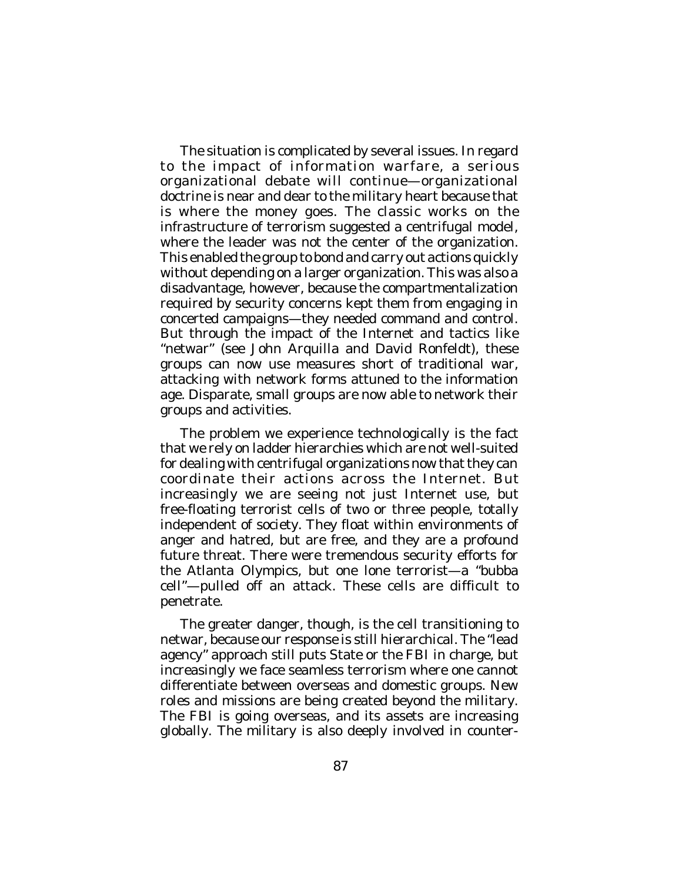The situation is complicated by several issues. In regard to the impact of information warfare, a serious organizational debate will continue—organizational doctrine is near and dear to the military heart because that is where the money goes. The classic works on the infrastructure of terrorism suggested a centrifugal model, where the leader was not the center of the organization. This enabled the group to bond and carry out actions quickly without depending on a larger organization. This was also a disadvantage, however, because the compartmentalization required by security concerns kept them from engaging in concerted campaigns—they needed command and control. But through the impact of the Internet and tactics like "netwar" (see John Arquilla and David Ronfeldt), these groups can now use measures short of traditional war, attacking with network forms attuned to the information age. Disparate, small groups are now able to network their groups and activities.

The problem we experience technologically is the fact that we rely on ladder hierarchies which are not well-suited for dealing with centrifugal organizations now that they can coordinate their actions across the Internet. But increasingly we are seeing not just Internet use, but free-floating terrorist cells of two or three people, totally independent of society. They float within environments of anger and hatred, but are free, and they are a profound future threat. There were tremendous security efforts for the Atlanta Olympics, but one lone terrorist—a "bubba cell"—pulled off an attack. These cells are difficult to penetrate.

The greater danger, though, is the cell transitioning to netwar, because our response is still hierarchical. The "lead agency" approach still puts State or the FBI in charge, but increasingly we face seamless terrorism where one cannot differentiate between overseas and domestic groups. New roles and missions are being created beyond the military. The FBI is going overseas, and its assets are increasing globally. The military is also deeply involved in counter-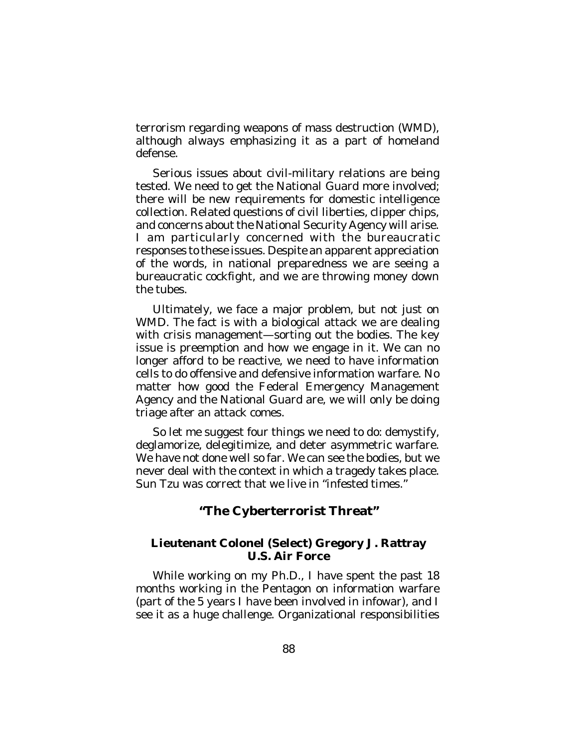terrorism regarding weapons of mass destruction (WMD), although always emphasizing it as a part of homeland defense.

Serious issues about civil-military relations are being tested. We need to get the National Guard more involved; there will be new requirements for domestic intelligence collection. Related questions of civil liberties, clipper chips, and concerns about the National Security Agency will arise. I am particularly concerned with the bureaucratic responses to these issues. Despite an apparent appreciation of the words, in national preparedness we are seeing a bureaucratic cockfight, and we are throwing money down the tubes.

Ultimately, we face a major problem, but not just on WMD. The fact is with a biological attack we are dealing with crisis management—sorting out the bodies. The key issue is preemption and how we engage in it. We can no longer afford to be reactive, we need to have information cells to do offensive and defensive information warfare. No matter how good the Federal Emergency Management Agency and the National Guard are, we will only be doing triage after an attack comes.

So let me suggest four things we need to do: demystify, deglamorize, delegitimize, and deter asymmetric warfare. We have not done well so far. We can see the bodies, but we never deal with the context in which a tragedy takes place. Sun Tzu was correct that we live in "infested times."

## "The Cyberterrorist Threat"

### Lieutenant Colonel (Select) Gregory J. Rattray U.S. Air Force

While working on my Ph.D., I have spent the past 18 months working in the Pentagon on information warfare (part of the 5 years I have been involved in infowar), and I see it as a huge challenge. Organizational responsibilities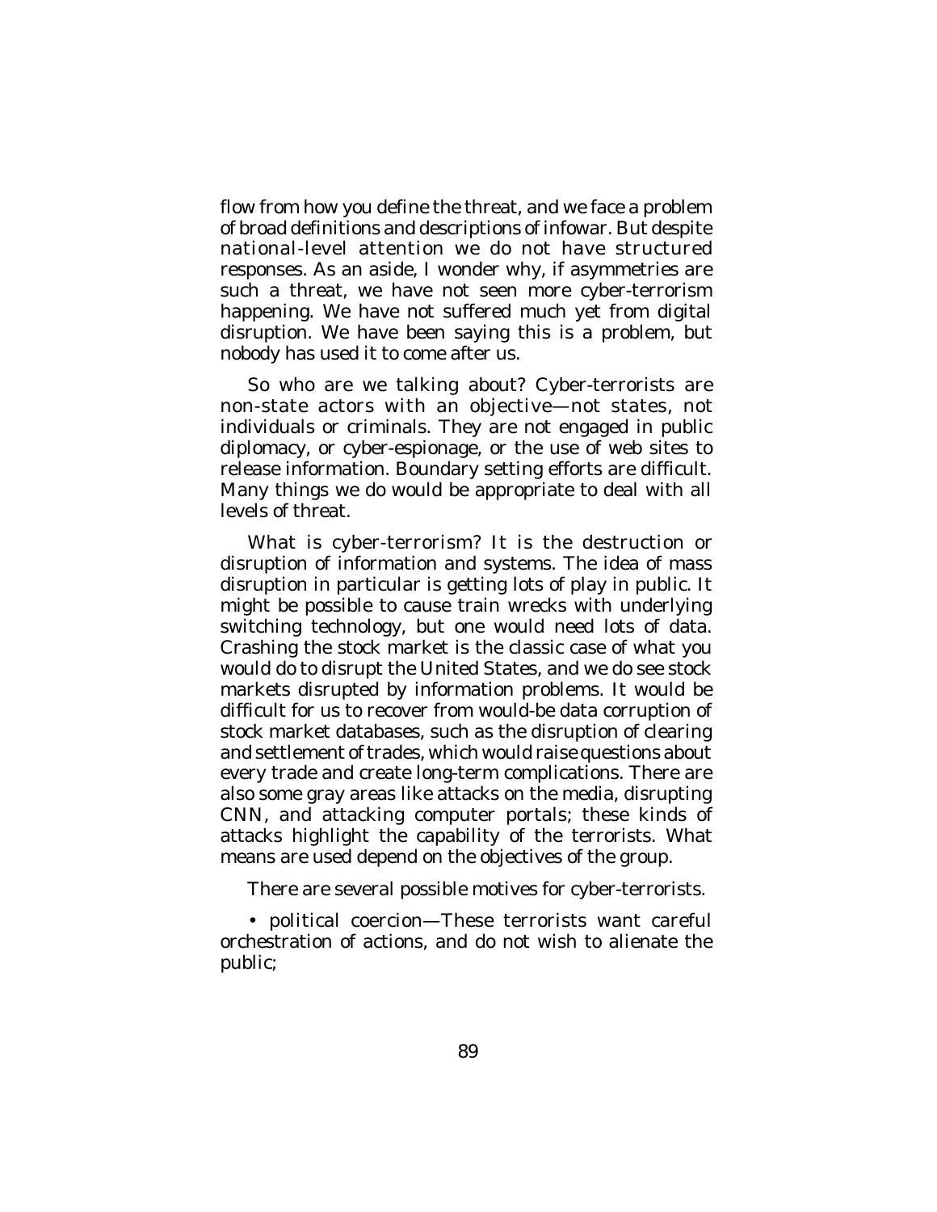flow from how you define the threat, and we face a problem of broad definitions and descriptions of infowar. But despite national-level attention we do not have structured responses. As an aside, I wonder why, if asymmetries are such a threat, we have not seen more cyber-terrorism happening. We have not suffered much yet from digital disruption. We have been saying this is a problem, but nobody has used it to come after us.

So who are we talking about? Cyber-terrorists are non-state actors with an objective—not states, not individuals or criminals. They are not engaged in public diplomacy, or cyber-espionage, or the use of web sites to release information. Boundary setting efforts are difficult. Many things we do would be appropriate to deal with all levels of threat.

What is cyber-terrorism? It is the destruction or disruption of information and systems. The idea of mass disruption in particular is getting lots of play in public. It might be possible to cause train wrecks with underlying switching technology, but one would need lots of data. Crashing the stock market is the classic case of what you would do to disrupt the United States, and we do see stock markets disrupted by information problems. It would be difficult for us to recover from would-be data corruption of stock market databases, such as the disruption of clearing and settlement of trades, which would raise questions about every trade and create long-term complications. There are also some gray areas like attacks on the media, disrupting CNN, and attacking computer portals; these kinds of attacks highlight the capability of the terrorists. What means are used depend on the objectives of the group.

There are several possible motives for cyber-terrorists.

- political coercion—These terrorists want careful orchestration of actions, and do not wish to alienate the public;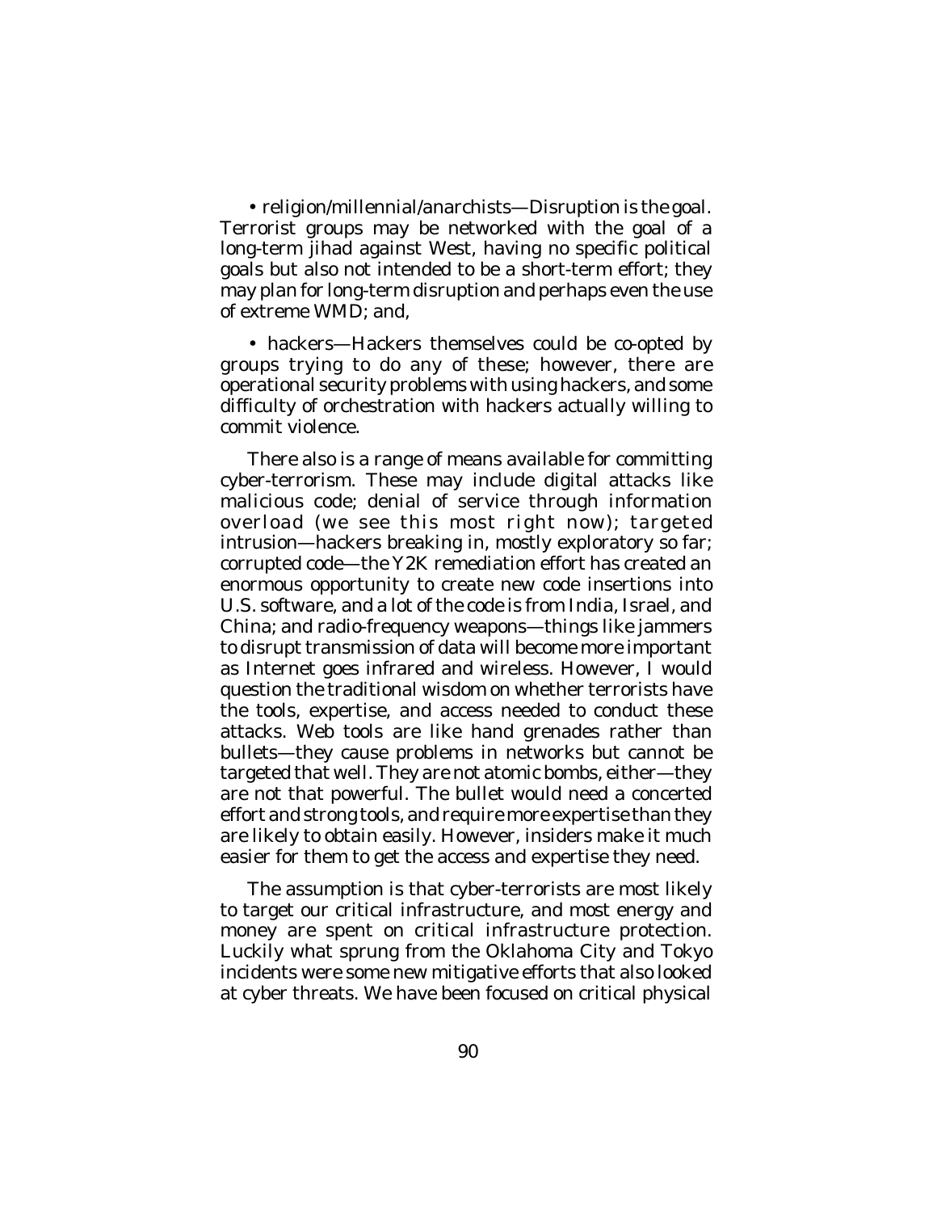- religion/millennial/anarchists—Disruption is the goal. Terrorist groups may be networked with the goal of a long-term jihad against West, having no specific political goals but also not intended to be a short-term effort; they may plan for long-term disruption and perhaps even the use of extreme WMD; and,

- hackers—Hackers themselves could be co-opted by groups trying to do any of these; however, there are operational security problems with using hackers, and some difficulty of orchestration with hackers actually willing to commit violence.

There also is a range of means available for committing cyber-terrorism. These may include digital attacks like malicious code; denial of service through information overload (we see this most right now); targeted intrusion—hackers breaking in, mostly exploratory so far; corrupted code—the Y2K remediation effort has created an enormous opportunity to create new code insertions into U.S. software, and a lot of the code is from India, Israel, and China; and radio-frequency weapons—things like jammers to disrupt transmission of data will become more important as Internet goes infrared and wireless. However, I would question the traditional wisdom on whether terrorists have the tools, expertise, and access needed to conduct these attacks. Web tools are like hand grenades rather than bullets—they cause problems in networks but cannot be targeted that well. They are not atomic bombs, either—they are not that powerful. The bullet would need a concerted effort and strong tools, and require more expertise than they are likely to obtain easily. However, insiders make it much easier for them to get the access and expertise they need.

The assumption is that cyber-terrorists are most likely to target our critical infrastructure, and most energy and money are spent on critical infrastructure protection. Luckily what sprung from the Oklahoma City and Tokyo incidents were some new mitigative efforts that also looked at cyber threats. We have been focused on critical physical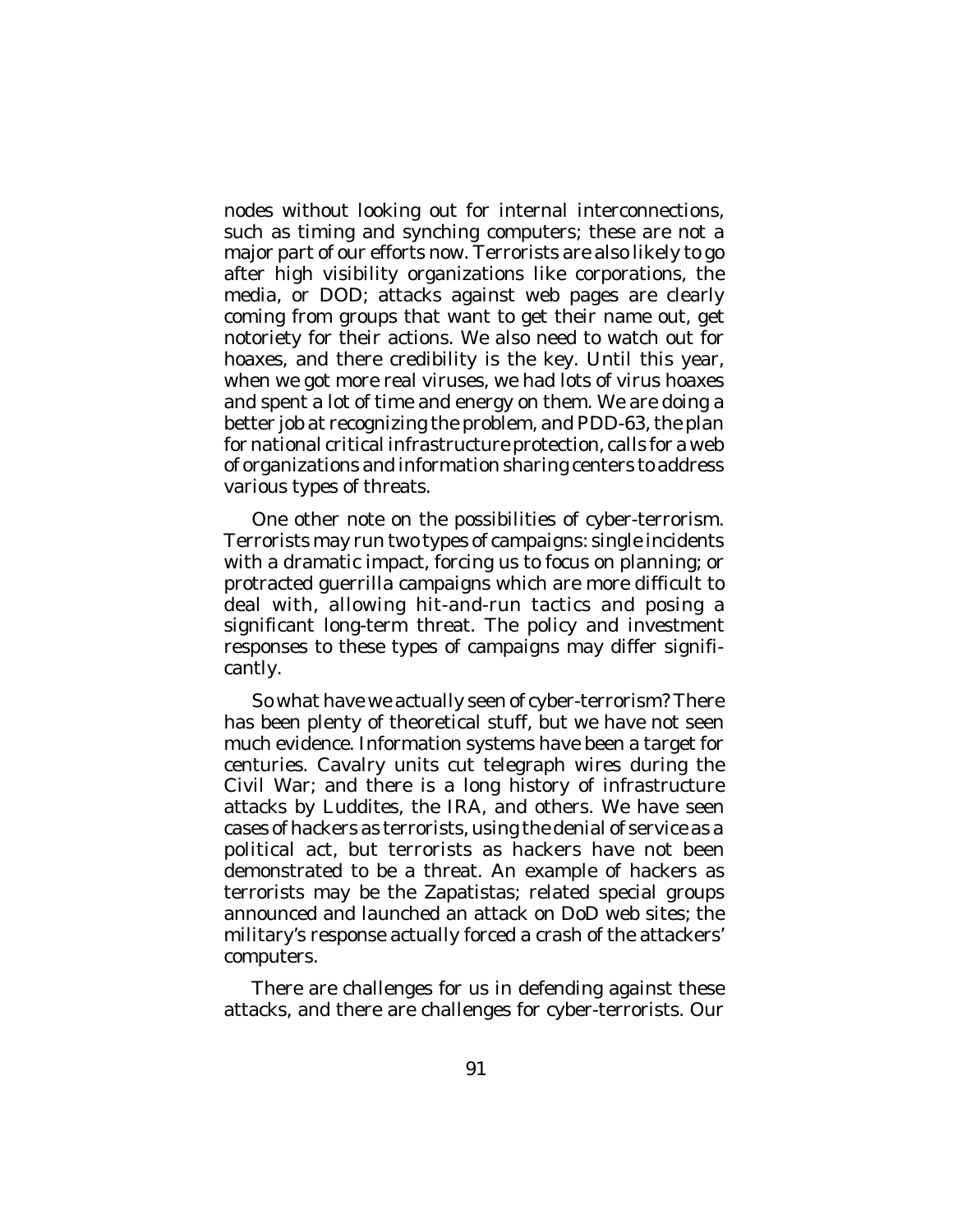nodes without looking out for internal interconnections, such as timing and synching computers; these are not a major part of our efforts now. Terrorists are also likely to go after high visibility organizations like corporations, the media, or DOD; attacks against web pages are clearly coming from groups that want to get their name out, get notoriety for their actions. We also need to watch out for hoaxes, and there credibility is the key. Until this year, when we got more real viruses, we had lots of virus hoaxes and spent a lot of time and energy on them. We are doing a better job at recognizing the problem, and PDD-63, the plan for national critical infrastructure protection, calls for a web of organizations and information sharing centers to address various types of threats.

One other note on the possibilities of cyber-terrorism. Terrorists may run two types of campaigns: single incidents with a dramatic impact, forcing us to focus on planning; or protracted guerrilla campaigns which are more difficult to deal with, allowing hit-and-run tactics and posing a significant long-term threat. The policy and investment responses to these types of campaigns may differ significantly.

So what have we actually seen of cyber-terrorism? There has been plenty of theoretical stuff, but we have not seen much evidence. Information systems have been a target for centuries. Cavalry units cut telegraph wires during the Civil War; and there is a long history of infrastructure attacks by Luddites, the IRA, and others. We have seen cases of hackers as terrorists, using the denial of service as a political act, but terrorists as hackers have not been demonstrated to be a threat. An example of hackers as terrorists may be the Zapatistas; related special groups announced and launched an attack on DoD web sites; the military's response actually forced a crash of the attackers' computers.

There are challenges for us in defending against these attacks, and there are challenges for cyber-terrorists. Our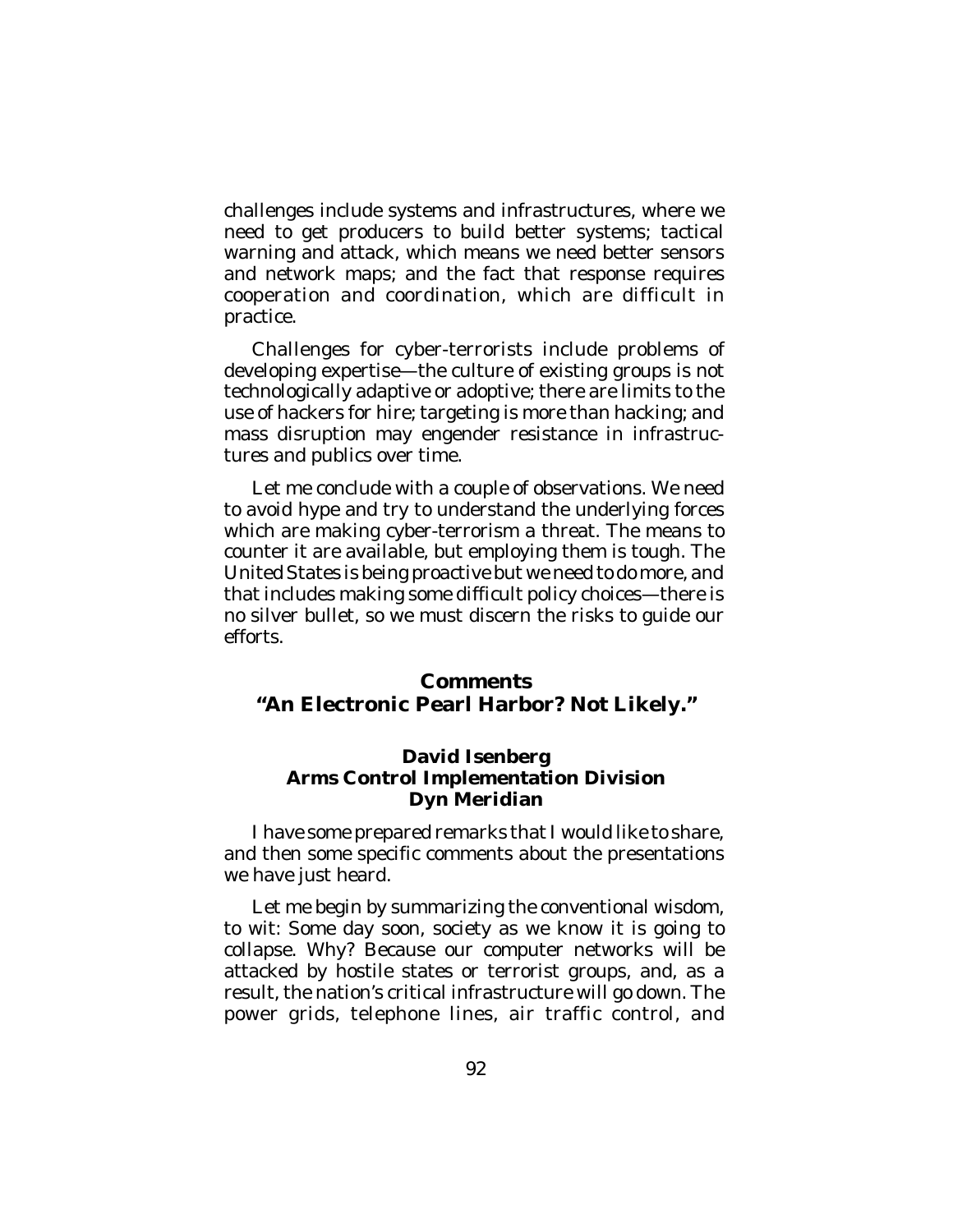challenges include systems and infrastructures, where we need to get producers to build better systems; tactical warning and attack, which means we need better sensors and network maps; and the fact that response requires cooperation and coordination, which are difficult in practice.

Challenges for cyber-terrorists include problems of developing expertise—the culture of existing groups is not technologically adaptive or adoptive; there are limits to the use of hackers for hire; targeting is more than hacking; and mass disruption may engender resistance in infrastructures and publics over time.

Let me conclude with a couple of observations. We need to avoid hype and try to understand the underlying forces which are making cyber-terrorism a threat. The means to counter it are available, but employing them is tough. The United States is being proactive but we need to do more, and that includes making some difficult policy choices—there is no silver bullet, so we must discern the risks to guide our efforts.

## Comments
## "An Electronic Pearl Harbor? Not Likely."

**David Isenberg**
**Arms Control Implementation Division**
**Dyn Meridian**

I have some prepared remarks that I would like to share, and then some specific comments about the presentations we have just heard.

Let me begin by summarizing the conventional wisdom, to wit: Some day soon, society as we know it is going to collapse. Why? Because our computer networks will be attacked by hostile states or terrorist groups, and, as a result, the nation's critical infrastructure will go down. The power grids, telephone lines, air traffic control, and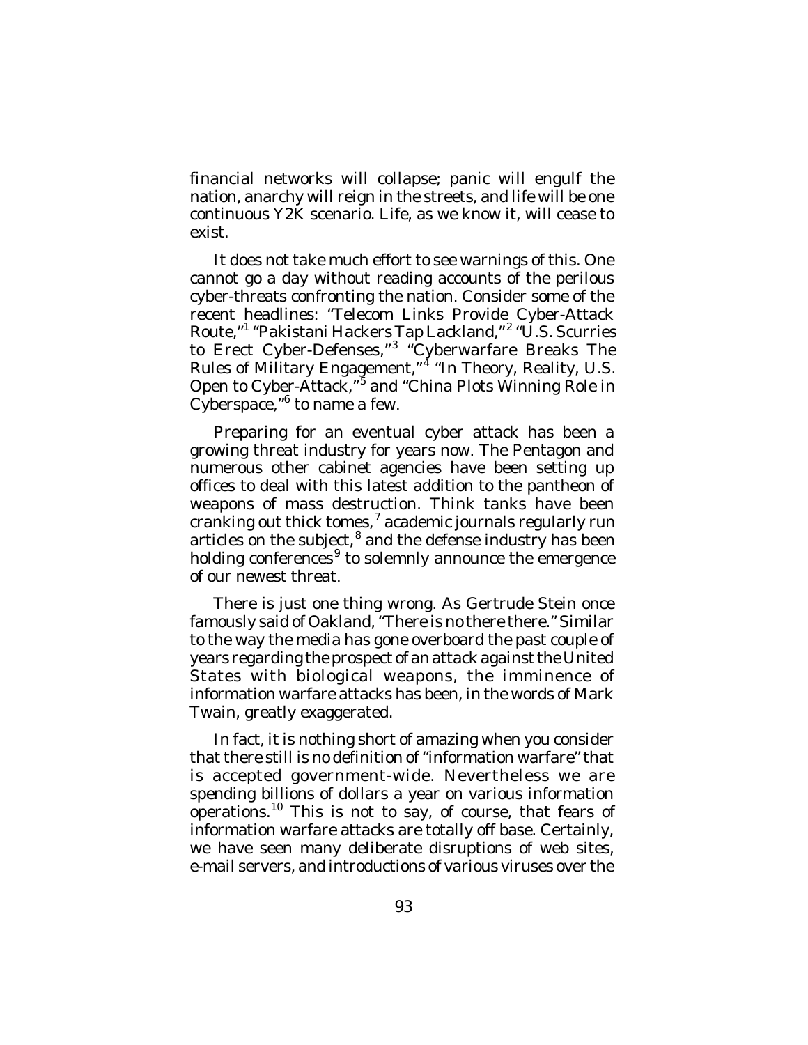financial networks will collapse; panic will engulf the nation, anarchy will reign in the streets, and life will be one continuous Y2K scenario. Life, as we know it, will cease to exist.

It does not take much effort to see warnings of this. One cannot go a day without reading accounts of the perilous cyber-threats confronting the nation. Consider some of the recent headlines: "Telecom Links Provide Cyber-Attack Route,"[1] "Pakistani Hackers Tap Lackland,"[2] "U.S. Scurries to Erect Cyber-Defenses,"[3] "Cyberwarfare Breaks The Rules of Military Engagement,"[4] "In Theory, Reality, U.S. Open to Cyber-Attack,"[5] and "China Plots Winning Role in Cyberspace,"[6] to name a few.

Preparing for an eventual cyber attack has been a growing threat industry for years now. The Pentagon and numerous other cabinet agencies have been setting up offices to deal with this latest addition to the pantheon of weapons of mass destruction. Think tanks have been cranking out thick tomes,[7] academic journals regularly run articles on the subject,[8] and the defense industry has been holding conferences[9] to solemnly announce the emergence of our newest threat.

There is just one thing wrong. As Gertrude Stein once famously said of Oakland, "There is no there there." Similar to the way the media has gone overboard the past couple of years regarding the prospect of an attack against the United States with biological weapons, the imminence of information warfare attacks has been, in the words of Mark Twain, greatly exaggerated.

In fact, it is nothing short of amazing when you consider that there still is no definition of "information warfare" that is accepted government-wide. Nevertheless we are spending billions of dollars a year on various information operations.[10] This is not to say, of course, that fears of information warfare attacks are totally off base. Certainly, we have seen many deliberate disruptions of web sites, e-mail servers, and introductions of various viruses over the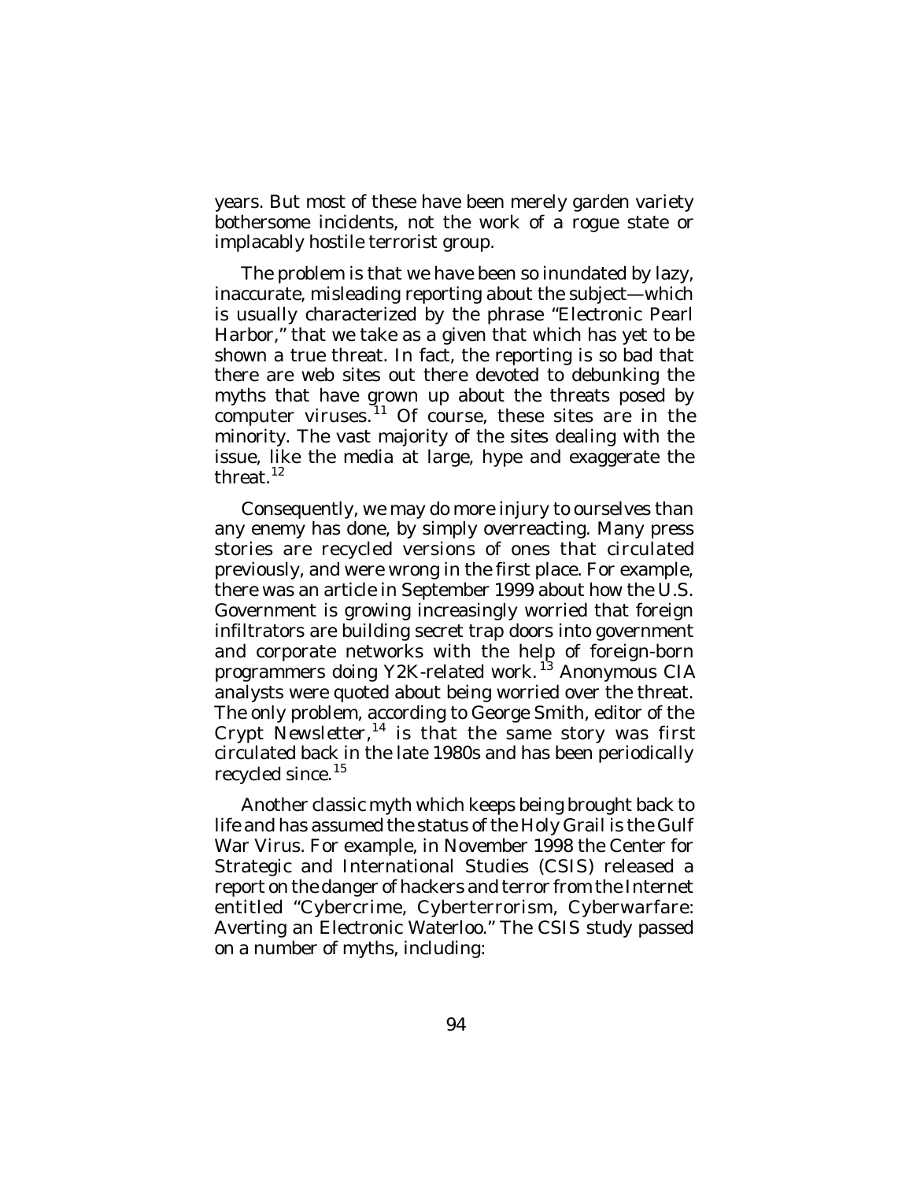years. But most of these have been merely garden variety bothersome incidents, not the work of a rogue state or implacably hostile terrorist group.

The problem is that we have been so inundated by lazy, inaccurate, misleading reporting about the subject—which is usually characterized by the phrase "Electronic Pearl Harbor," that we take as a given that which has yet to be shown a true threat. In fact, the reporting is so bad that there are web sites out there devoted to debunking the myths that have grown up about the threats posed by computer viruses.[11] Of course, these sites are in the minority. The vast majority of the sites dealing with the issue, like the media at large, hype and exaggerate the threat.[12]

Consequently, we may do more injury to ourselves than any enemy has done, by simply overreacting. Many press stories are recycled versions of ones that circulated previously, and were wrong in the first place. For example, there was an article in September 1999 about how the U.S. Government is growing increasingly worried that foreign infiltrators are building secret trap doors into government and corporate networks with the help of foreign-born programmers doing Y2K-related work.[13] Anonymous CIA analysts were quoted about being worried over the threat. The only problem, according to George Smith, editor of the *Crypt Newsletter*,[14] is that the same story was first circulated back in the late 1980s and has been periodically recycled since.[15]

Another classic myth which keeps being brought back to life and has assumed the status of the Holy Grail is the Gulf War Virus. For example, in November 1998 the Center for Strategic and International Studies (CSIS) released a report on the danger of hackers and terror from the Internet entitled "Cybercrime, Cyberterrorism, Cyberwarfare: Averting an Electronic Waterloo." The CSIS study passed on a number of myths, including: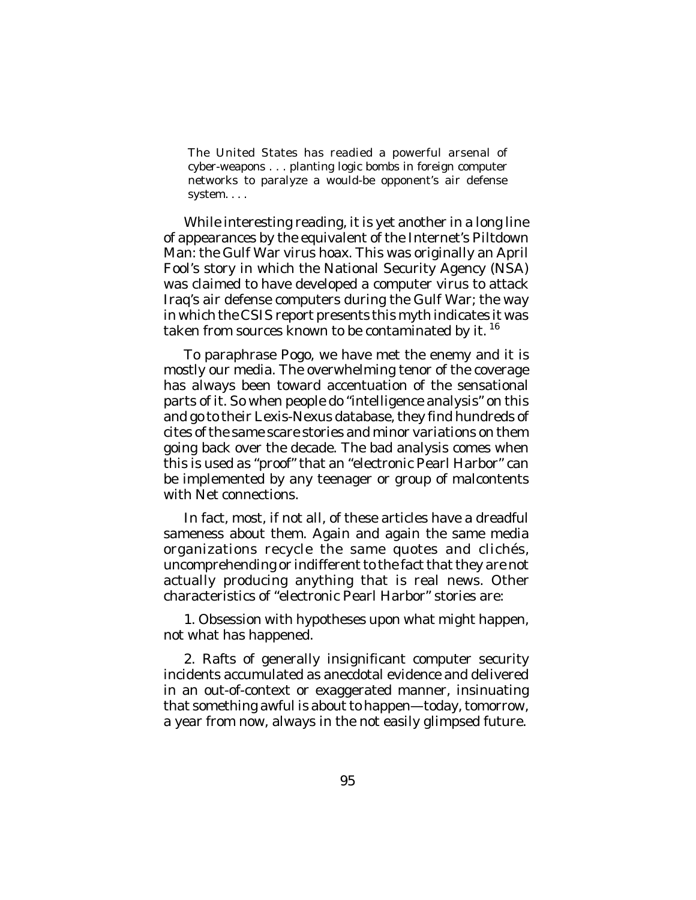> The United States has readied a powerful arsenal of cyber-weapons . . . planting logic bombs in foreign computer networks to paralyze a would-be opponent's air defense system. . . .

While interesting reading, it is yet another in a long line of appearances by the equivalent of the Internet's Piltdown Man: the Gulf War virus hoax. This was originally an April Fool's story in which the National Security Agency (NSA) was claimed to have developed a computer virus to attack Iraq's air defense computers during the Gulf War; the way in which the CSIS report presents this myth indicates it was taken from sources known to be contaminated by it.[16]

To paraphrase Pogo, we have met the enemy and it is mostly our media. The overwhelming tenor of the coverage has always been toward accentuation of the sensational parts of it. So when people do "intelligence analysis" on this and go to their Lexis-Nexus database, they find hundreds of cites of the same scare stories and minor variations on them going back over the decade. The bad analysis comes when this is used as "proof" that an "electronic Pearl Harbor" can be implemented by any teenager or group of malcontents with Net connections.

In fact, most, if not all, of these articles have a dreadful sameness about them. Again and again the same media organizations recycle the same quotes and clichés, uncomprehending or indifferent to the fact that they are not actually producing anything that is real news. Other characteristics of "electronic Pearl Harbor" stories are:

1. Obsession with hypotheses upon what might happen, not what has happened.

2. Rafts of generally insignificant computer security incidents accumulated as anecdotal evidence and delivered in an out-of-context or exaggerated manner, insinuating that something awful is about to happen—today, tomorrow, a year from now, always in the not easily glimpsed future.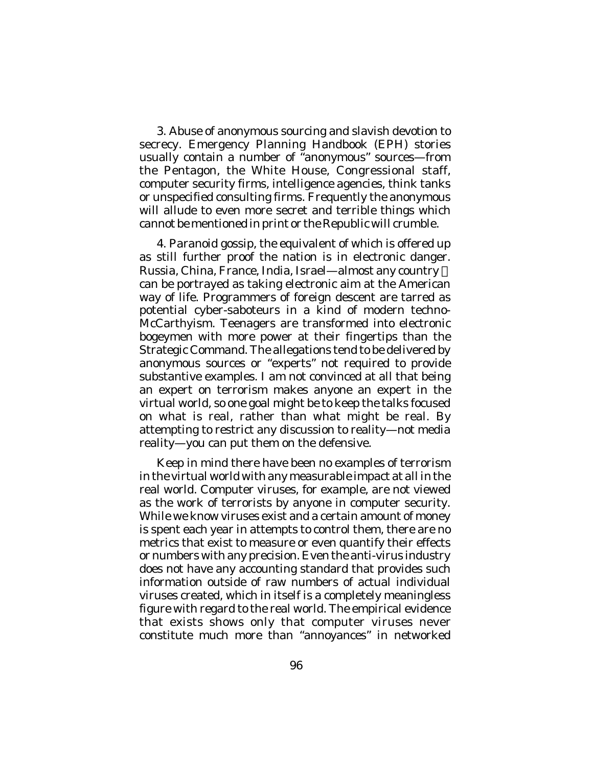3. Abuse of anonymous sourcing and slavish devotion to secrecy. Emergency Planning Handbook (EPH) stories usually contain a number of "anonymous" sources—from the Pentagon, the White House, Congressional staff, computer security firms, intelligence agencies, think tanks or unspecified consulting firms. Frequently the anonymous will allude to even more secret and terrible things which cannot be mentioned in print or the Republic will crumble.

4. Paranoid gossip, the equivalent of which is offered up as still further proof the nation is in electronic danger. Russia, China, France, India, Israel—almost any country can be portrayed as taking electronic aim at the American way of life. Programmers of foreign descent are tarred as potential cyber-saboteurs in a kind of modern techno-McCarthyism. Teenagers are transformed into electronic bogeymen with more power at their fingertips than the Strategic Command. The allegations tend to be delivered by anonymous sources or "experts" not required to provide substantive examples. I am not convinced at all that being an expert on terrorism makes anyone an expert in the virtual world, so one goal might be to keep the talks focused on what is real, rather than what might be real. By attempting to restrict any discussion to reality—not media reality—you can put them on the defensive.

Keep in mind there have been no examples of terrorism in the virtual world with any measurable impact at all in the real world. Computer viruses, for example, are not viewed as the work of terrorists by anyone in computer security. While we know viruses exist and a certain amount of money is spent each year in attempts to control them, there are no metrics that exist to measure or even quantify their effects or numbers with any precision. Even the anti-virus industry does not have any accounting standard that provides such information outside of raw numbers of actual individual viruses created, which in itself is a completely meaningless figure with regard to the real world. The empirical evidence that exists shows only that computer viruses never constitute much more than "annoyances" in networked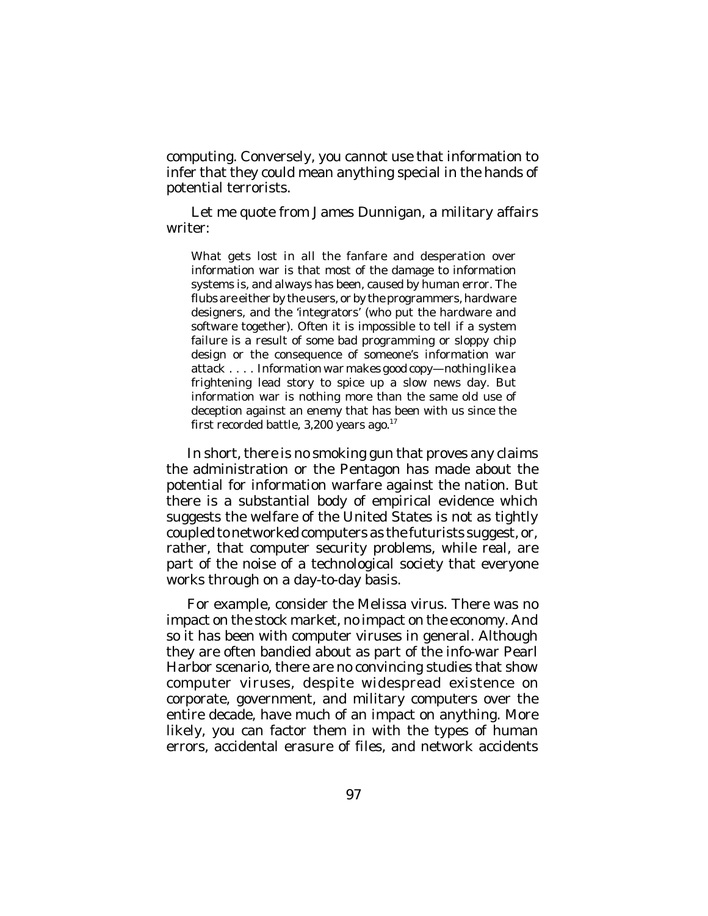computing. Conversely, you cannot use that information to infer that they could mean anything special in the hands of potential terrorists.

Let me quote from James Dunnigan, a military affairs writer:

> What gets lost in all the fanfare and desperation over information war is that most of the damage to information systems is, and always has been, caused by human error. The flubs are either by the users, or by the programmers, hardware designers, and the 'integrators' (who put the hardware and software together). Often it is impossible to tell if a system failure is a result of some bad programming or sloppy chip design or the consequence of someone's information war attack . . . . Information war makes good copy—nothing like a frightening lead story to spice up a slow news day. But information war is nothing more than the same old use of deception against an enemy that has been with us since the first recorded battle, 3,200 years ago.[17]

In short, there is no smoking gun that proves any claims the administration or the Pentagon has made about the potential for information warfare against the nation. But there is a substantial body of empirical evidence which suggests the welfare of the United States is not as tightly coupled to networked computers as the futurists suggest, or, rather, that computer security problems, while real, are part of the noise of a technological society that everyone works through on a day-to-day basis.

For example, consider the Melissa virus. There was no impact on the stock market, no impact on the economy. And so it has been with computer viruses in general. Although they are often bandied about as part of the info-war Pearl Harbor scenario, there are no convincing studies that show computer viruses, despite widespread existence on corporate, government, and military computers over the entire decade, have much of an impact on anything. More likely, you can factor them in with the types of human errors, accidental erasure of files, and network accidents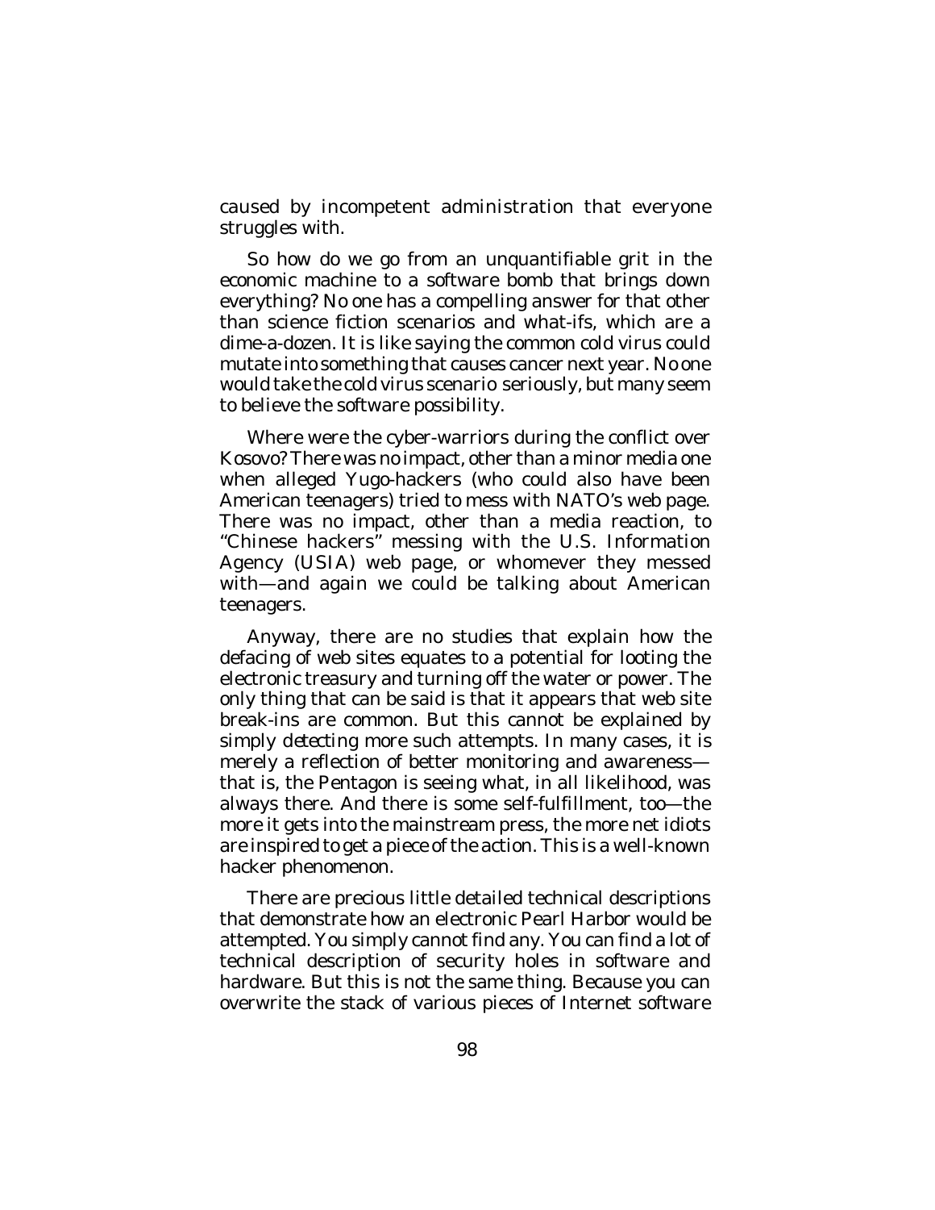caused by incompetent administration that everyone struggles with.

So how do we go from an unquantifiable grit in the economic machine to a software bomb that brings down everything? No one has a compelling answer for that other than science fiction scenarios and what-ifs, which are a dime-a-dozen. It is like saying the common cold virus could mutate into something that causes cancer next year. No one would take the cold virus scenario seriously, but many seem to believe the software possibility.

Where were the cyber-warriors during the conflict over Kosovo? There was no impact, other than a minor media one when alleged Yugo-hackers (who could also have been American teenagers) tried to mess with NATO's web page. There was no impact, other than a media reaction, to "Chinese hackers" messing with the U.S. Information Agency (USIA) web page, or whomever they messed with—and again we could be talking about American teenagers.

Anyway, there are no studies that explain how the defacing of web sites equates to a potential for looting the electronic treasury and turning off the water or power. The only thing that can be said is that it appears that web site break-ins are common. But this cannot be explained by simply detecting more such attempts. In many cases, it is merely a reflection of better monitoring and awareness—that is, the Pentagon is seeing what, in all likelihood, was always there. And there is some self-fulfillment, too—the more it gets into the mainstream press, the more net idiots are inspired to get a piece of the action. This is a well-known hacker phenomenon.

There are precious little detailed technical descriptions that demonstrate how an electronic Pearl Harbor would be attempted. You simply cannot find any. You can find a lot of technical description of security holes in software and hardware. But this is not the same thing. Because you can overwrite the stack of various pieces of Internet software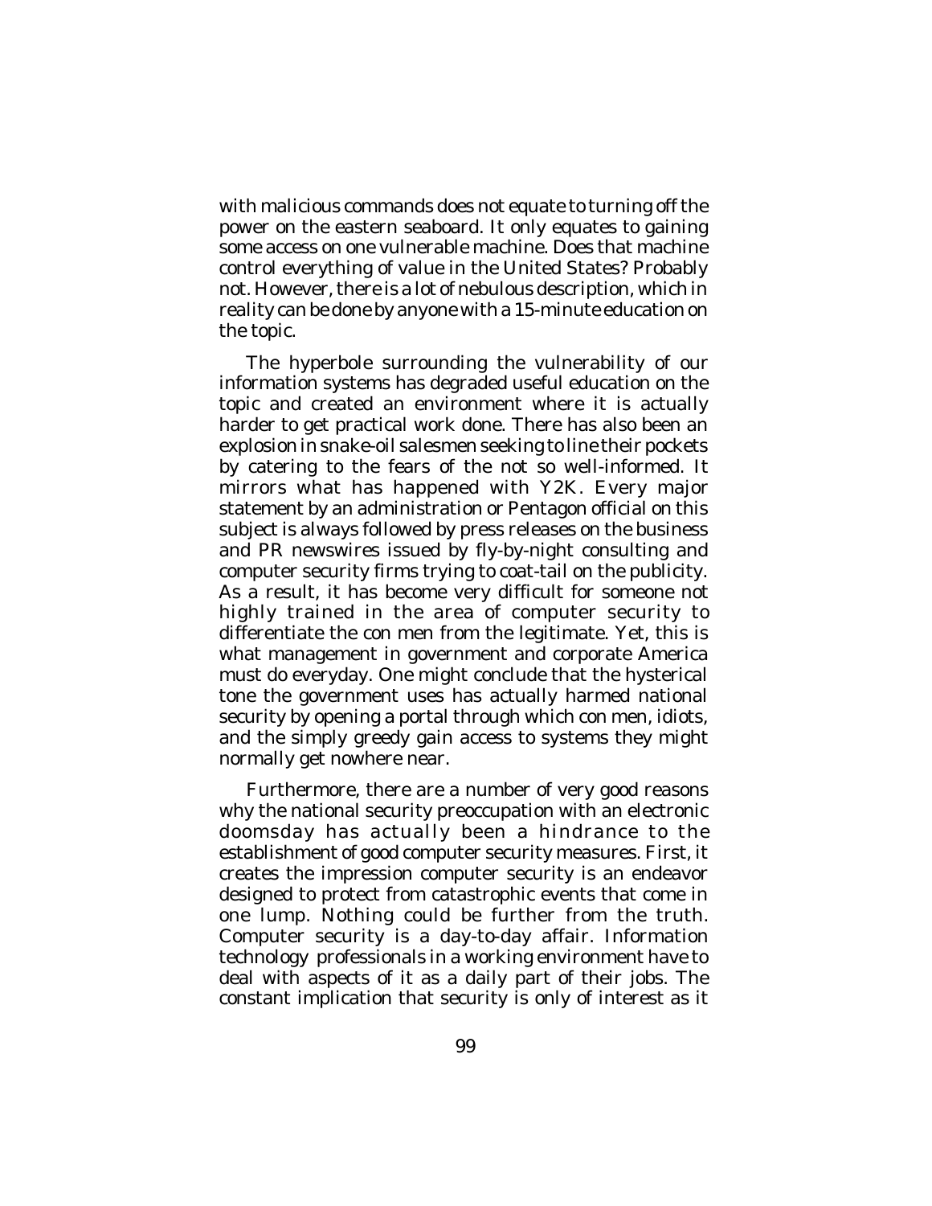with malicious commands does not equate to turning off the power on the eastern seaboard. It only equates to gaining some access on one vulnerable machine. Does that machine control everything of value in the United States? Probably not. However, there is a lot of nebulous description, which in reality can be done by anyone with a 15-minute education on the topic.

The hyperbole surrounding the vulnerability of our information systems has degraded useful education on the topic and created an environment where it is actually harder to get practical work done. There has also been an explosion in snake-oil salesmen seeking to line their pockets by catering to the fears of the not so well-informed. It mirrors what has happened with Y2K. Every major statement by an administration or Pentagon official on this subject is always followed by press releases on the business and PR newswires issued by fly-by-night consulting and computer security firms trying to coat-tail on the publicity. As a result, it has become very difficult for someone not highly trained in the area of computer security to differentiate the con men from the legitimate. Yet, this is what management in government and corporate America must do everyday. One might conclude that the hysterical tone the government uses has actually harmed national security by opening a portal through which con men, idiots, and the simply greedy gain access to systems they might normally get nowhere near.

Furthermore, there are a number of very good reasons why the national security preoccupation with an electronic doomsday has actually been a hindrance to the establishment of good computer security measures. First, it creates the impression computer security is an endeavor designed to protect from catastrophic events that come in one lump. Nothing could be further from the truth. Computer security is a day-to-day affair. Information technology professionals in a working environment have to deal with aspects of it as a daily part of their jobs. The constant implication that security is only of interest as it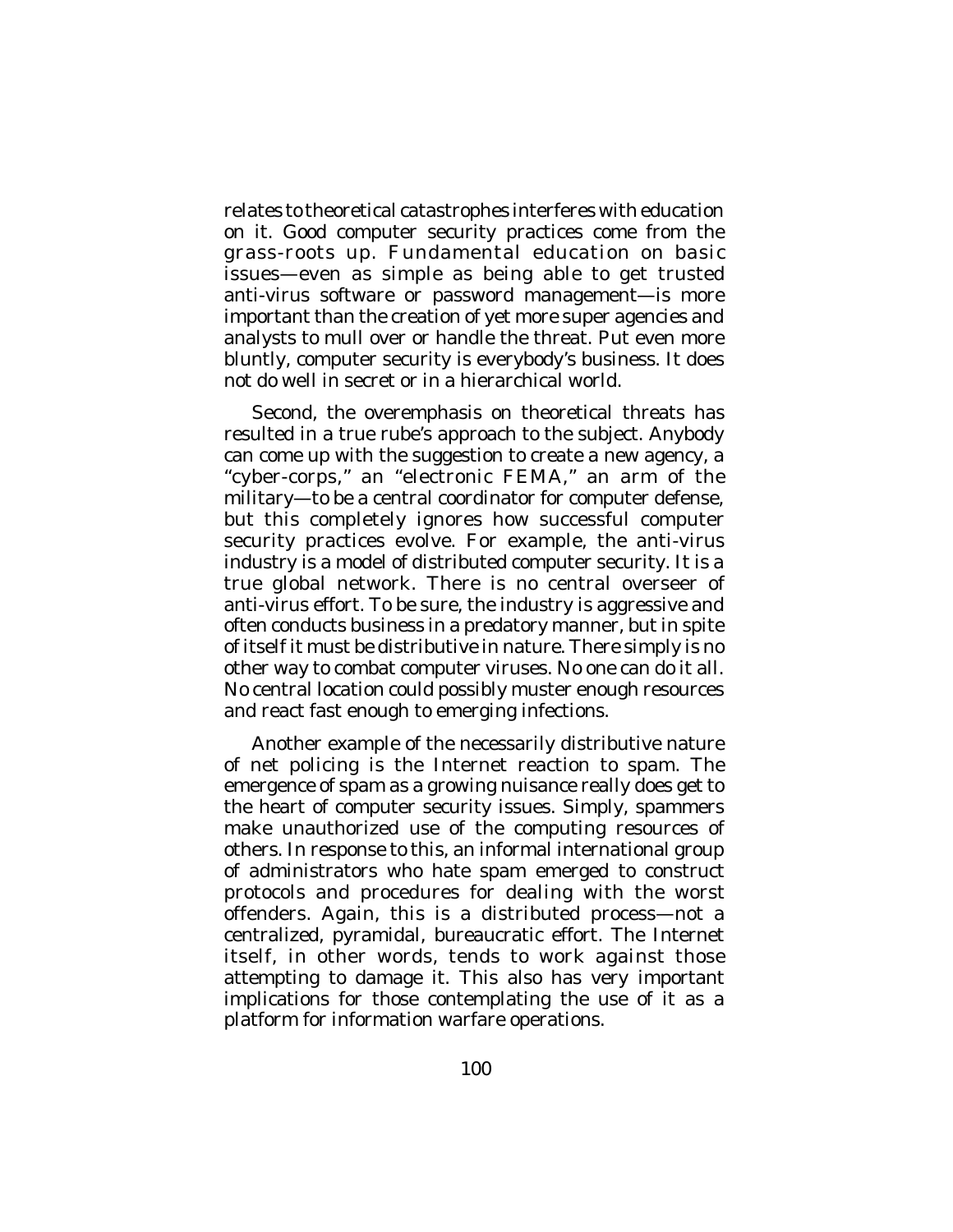relates to theoretical catastrophes interferes with education on it. Good computer security practices come from the grass-roots up. Fundamental education on basic issues—even as simple as being able to get trusted anti-virus software or password management—is more important than the creation of yet more super agencies and analysts to mull over or handle the threat. Put even more bluntly, computer security is everybody's business. It does not do well in secret or in a hierarchical world.

Second, the overemphasis on theoretical threats has resulted in a true rube's approach to the subject. Anybody can come up with the suggestion to create a new agency, a "cyber-corps," an "electronic FEMA," an arm of the military—to be a central coordinator for computer defense, but this completely ignores how successful computer security practices evolve. For example, the anti-virus industry is a model of distributed computer security. It is a true global network. There is no central overseer of anti-virus effort. To be sure, the industry is aggressive and often conducts business in a predatory manner, but in spite of itself it must be distributive in nature. There simply is no other way to combat computer viruses. No one can do it all. No central location could possibly muster enough resources and react fast enough to emerging infections.

Another example of the necessarily distributive nature of net policing is the Internet reaction to spam. The emergence of spam as a growing nuisance really does get to the heart of computer security issues. Simply, spammers make unauthorized use of the computing resources of others. In response to this, an informal international group of administrators who hate spam emerged to construct protocols and procedures for dealing with the worst offenders. Again, this is a distributed process—not a centralized, pyramidal, bureaucratic effort. The Internet itself, in other words, tends to work against those attempting to damage it. This also has very important implications for those contemplating the use of it as a platform for information warfare operations.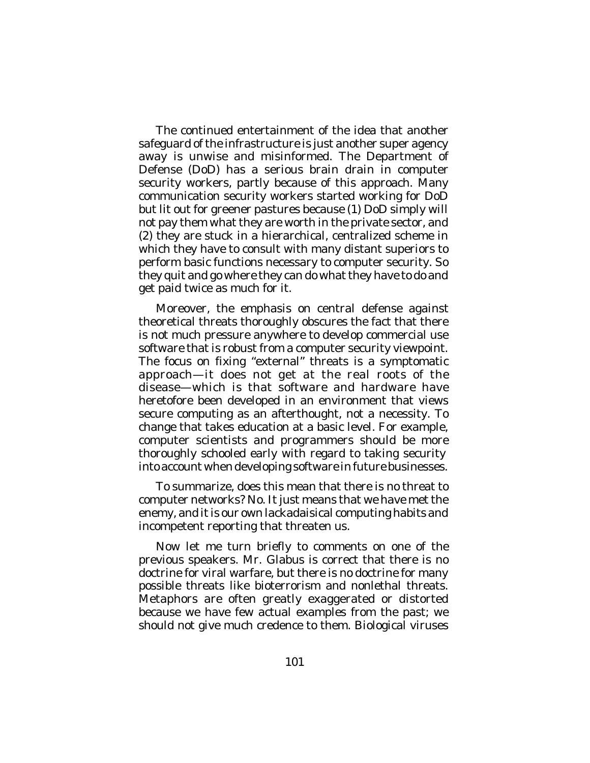The continued entertainment of the idea that another safeguard of the infrastructure is just another super agency away is unwise and misinformed. The Department of Defense (DoD) has a serious brain drain in computer security workers, partly because of this approach. Many communication security workers started working for DoD but lit out for greener pastures because (1) DoD simply will not pay them what they are worth in the private sector, and (2) they are stuck in a hierarchical, centralized scheme in which they have to consult with many distant superiors to perform basic functions necessary to computer security. So they quit and go where they can do what they have to do and get paid twice as much for it.

Moreover, the emphasis on central defense against theoretical threats thoroughly obscures the fact that there is not much pressure anywhere to develop commercial use software that is robust from a computer security viewpoint. The focus on fixing "external" threats is a symptomatic approach—it does not get at the real roots of the disease—which is that software and hardware have heretofore been developed in an environment that views secure computing as an afterthought, not a necessity. To change that takes education at a basic level. For example, computer scientists and programmers should be more thoroughly schooled early with regard to taking security into account when developing software in future businesses.

To summarize, does this mean that there is no threat to computer networks? No. It just means that we have met the enemy, and it is our own lackadaisical computing habits and incompetent reporting that threaten us.

Now let me turn briefly to comments on one of the previous speakers. Mr. Glabus is correct that there is no doctrine for viral warfare, but there is no doctrine for many possible threats like bioterrorism and nonlethal threats. Metaphors are often greatly exaggerated or distorted because we have few actual examples from the past; we should not give much credence to them. Biological viruses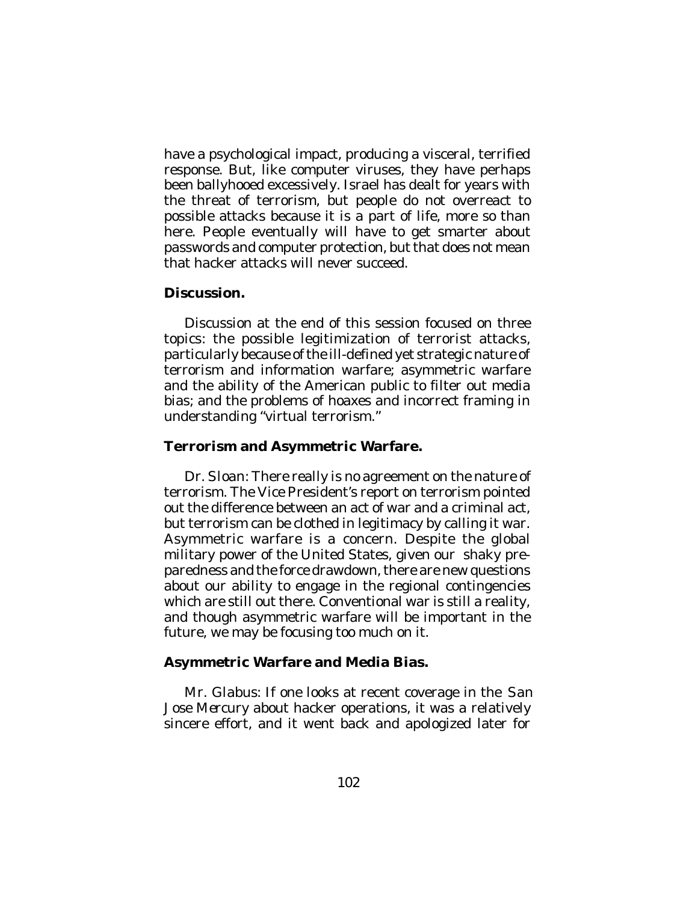have a psychological impact, producing a visceral, terrified response. But, like computer viruses, they have perhaps been ballyhooed excessively. Israel has dealt for years with the threat of terrorism, but people do not overreact to possible attacks because it is a part of life, more so than here. People eventually will have to get smarter about passwords and computer protection, but that does not mean that hacker attacks will never succeed.

**Discussion.**

Discussion at the end of this session focused on three topics: the possible legitimization of terrorist attacks, particularly because of the ill-defined yet strategic nature of terrorism and information warfare; asymmetric warfare and the ability of the American public to filter out media bias; and the problems of hoaxes and incorrect framing in understanding "virtual terrorism."

**Terrorism and Asymmetric Warfare.**

Dr. Sloan: There really is no agreement on the nature of terrorism. The Vice President's report on terrorism pointed out the difference between an act of war and a criminal act, but terrorism can be clothed in legitimacy by calling it war. Asymmetric warfare is a concern. Despite the global military power of the United States, given our shaky preparedness and the force drawdown, there are new questions about our ability to engage in the regional contingencies which are still out there. Conventional war is still a reality, and though asymmetric warfare will be important in the future, we may be focusing too much on it.

**Asymmetric Warfare and Media Bias.**

Mr. Glabus: If one looks at recent coverage in the *San Jose Mercury* about hacker operations, it was a relatively sincere effort, and it went back and apologized later for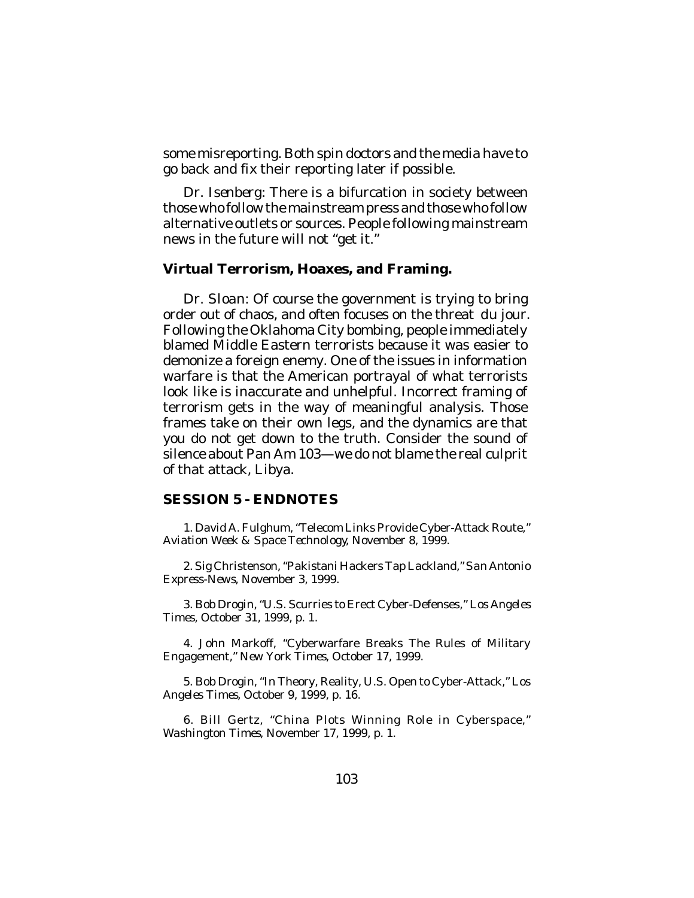some misreporting. Both spin doctors and the media have to go back and fix their reporting later if possible.

*Dr. Isenberg*: There is a bifurcation in society between those who follow the mainstream press and those who follow alternative outlets or sources. People following mainstream news in the future will not "get it."

**Virtual Terrorism, Hoaxes, and Framing.**

*Dr. Sloan*: Of course the government is trying to bring order out of chaos, and often focuses on the threat *du jour*. Following the Oklahoma City bombing, people immediately blamed Middle Eastern terrorists because it was easier to demonize a foreign enemy. One of the issues in information warfare is that the American portrayal of what terrorists look like is inaccurate and unhelpful. Incorrect framing of terrorism gets in the way of meaningful analysis. Those frames take on their own legs, and the dynamics are that you do not get down to the truth. Consider the sound of silence about Pan Am 103—we do not blame the real culprit of that attack, Libya.

## SESSION 5 - ENDNOTES

1. David A. Fulghum, "Telecom Links Provide Cyber-Attack Route," *Aviation Week & Space Technology*, November 8, 1999.

2. Sig Christenson, "Pakistani Hackers Tap Lackland," *San Antonio Express-News*, November 3, 1999.

3. Bob Drogin, "U.S. Scurries to Erect Cyber-Defenses," *Los Angeles Times*, October 31, 1999, p. 1.

4. John Markoff, "Cyberwarfare Breaks The Rules of Military Engagement," *New York Times*, October 17, 1999.

5. Bob Drogin, "In Theory, Reality, U.S. Open to Cyber-Attack," *Los Angeles Times*, October 9, 1999, p. 16.

6. Bill Gertz, "China Plots Winning Role in Cyberspace," *Washington Times*, November 17, 1999, p. 1.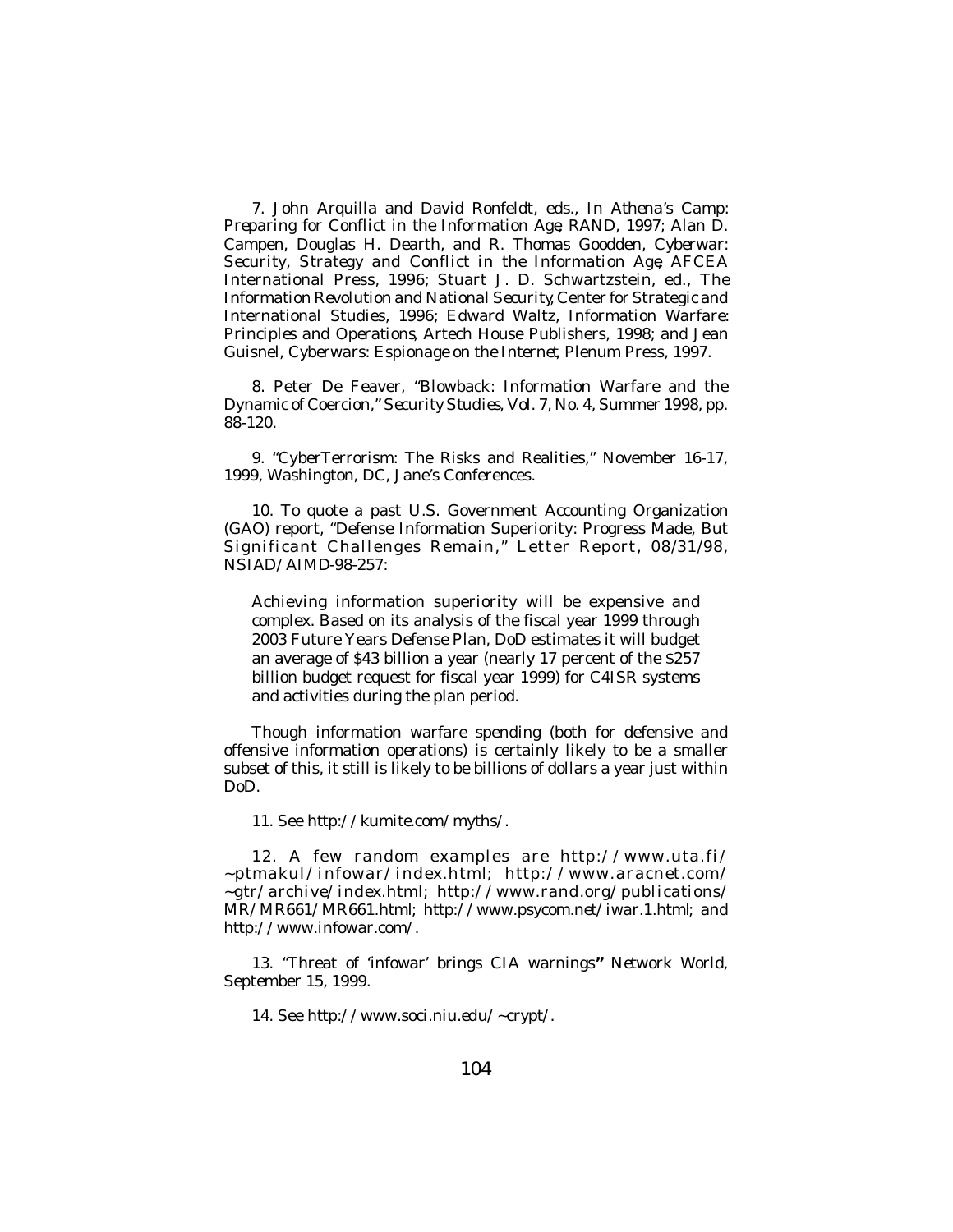7. John Arquilla and David Ronfeldt, eds., *In Athena's Camp: Preparing for Conflict in the Information Age*, RAND, 1997; Alan D. Campen, Douglas H. Dearth, and R. Thomas Goodden, *Cyberwar: Security, Strategy and Conflict in the Information Age*, AFCEA International Press, 1996; Stuart J. D. Schwartzstein, ed., *The Information Revolution and National Security*, Center for Strategic and International Studies, 1996; Edward Waltz, *Information Warfare: Principles and Operations*, Artech House Publishers, 1998; and Jean Guisnel, *Cyberwars: Espionage on the Internet*, Plenum Press, 1997.

8. Peter De Feaver, "Blowback: Information Warfare and the Dynamic of Coercion," *Security Studies*, Vol. 7, No. 4, Summer 1998, pp. 88-120.

9. "CyberTerrorism: The Risks and Realities," November 16-17, 1999, Washington, DC, Jane's Conferences.

10. To quote a past U.S. Government Accounting Organization (GAO) report, "Defense Information Superiority: Progress Made, But Significant Challenges Remain," Letter Report, 08/31/98, NSIAD/AIMD-98-257:

> Achieving information superiority will be expensive and complex. Based on its analysis of the fiscal year 1999 through 2003 Future Years Defense Plan, DoD estimates it will budget an average of $43 billion a year (nearly 17 percent of the $257 billion budget request for fiscal year 1999) for C4ISR systems and activities during the plan period.

Though information warfare spending (both for defensive and offensive information operations) is certainly likely to be a smaller subset of this, it still is likely to be billions of dollars a year just within DoD.

11. See http://kumite.com/myths/.

12. A few random examples are http://www.uta.fi/~ptmakul/infowar/index.html; http://www.aracnet.com/~gtr/archive/index.html; http://www.rand.org/publications/MR/MR661/MR661.html; http://www.psycom.net/iwar.1.html; and http://www.infowar.com/.

13. "Threat of 'infowar' brings CIA warnings**"** *Network World*, September 15, 1999.

14. See http://www.soci.niu.edu/~crypt/.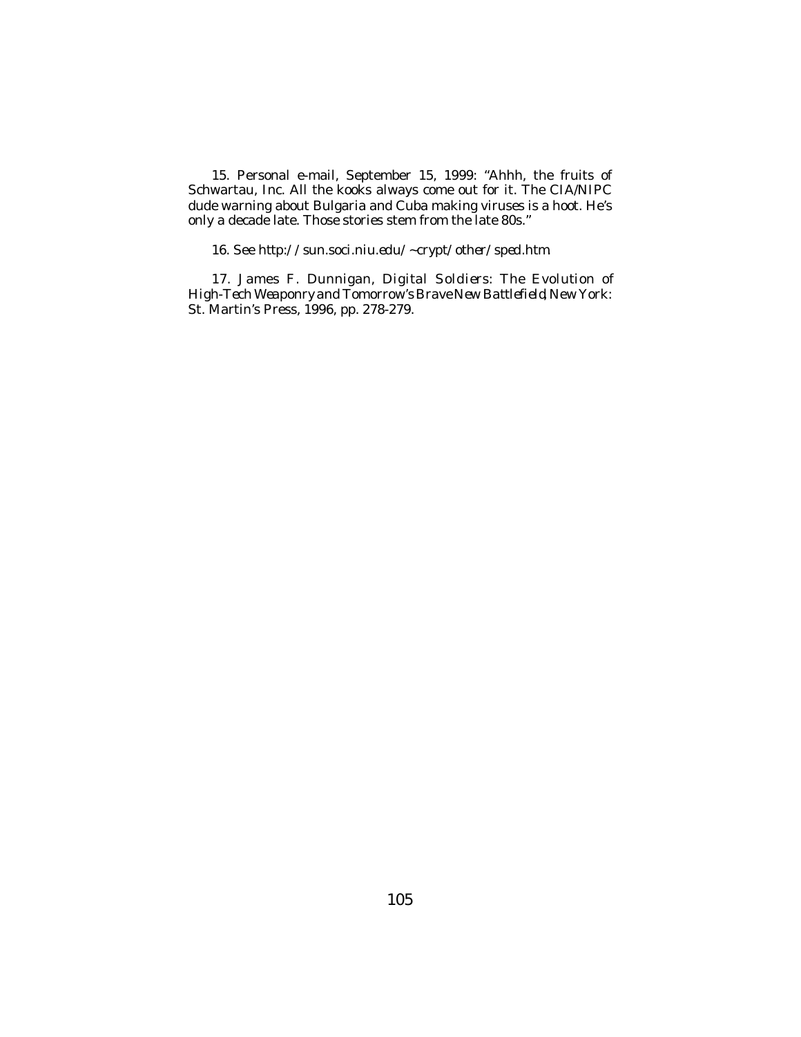15. Personal e-mail, September 15, 1999: "Ahhh, the fruits of Schwartau, Inc. All the kooks always come out for it. The CIA/NIPC dude warning about Bulgaria and Cuba making viruses is a hoot. He's only a decade late. Those stories stem from the late 80s."

16. See http://sun.soci.niu.edu/~crypt/other/sped.htm.

17. James F. Dunnigan, *Digital Soldiers: The Evolution of High-Tech Weaponry and Tomorrow's Brave New Battlefield*, New York: St. Martin's Press, 1996, pp. 278-279.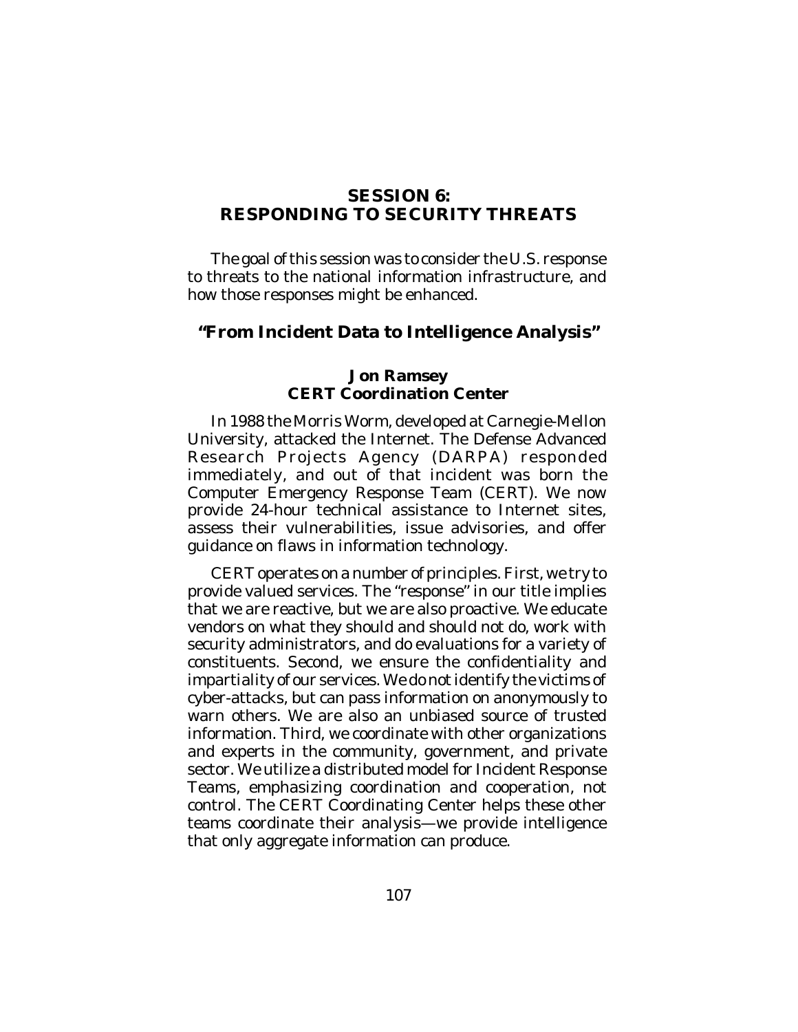# SESSION 6: RESPONDING TO SECURITY THREATS

The goal of this session was to consider the U.S. response to threats to the national information infrastructure, and how those responses might be enhanced.

## "From Incident Data to Intelligence Analysis"

### Jon Ramsey
### CERT Coordination Center

In 1988 the Morris Worm, developed at Carnegie-Mellon University, attacked the Internet. The Defense Advanced Research Projects Agency (DARPA) responded immediately, and out of that incident was born the Computer Emergency Response Team (CERT). We now provide 24-hour technical assistance to Internet sites, assess their vulnerabilities, issue advisories, and offer guidance on flaws in information technology.

CERT operates on a number of principles. First, we try to provide valued services. The "response" in our title implies that we are reactive, but we are also proactive. We educate vendors on what they should and should not do, work with security administrators, and do evaluations for a variety of constituents. Second, we ensure the confidentiality and impartiality of our services. We do not identify the victims of cyber-attacks, but can pass information on anonymously to warn others. We are also an unbiased source of trusted information. Third, we coordinate with other organizations and experts in the community, government, and private sector. We utilize a distributed model for Incident Response Teams, emphasizing coordination and cooperation, not control. The CERT Coordinating Center helps these other teams coordinate their analysis—we provide intelligence that only aggregate information can produce.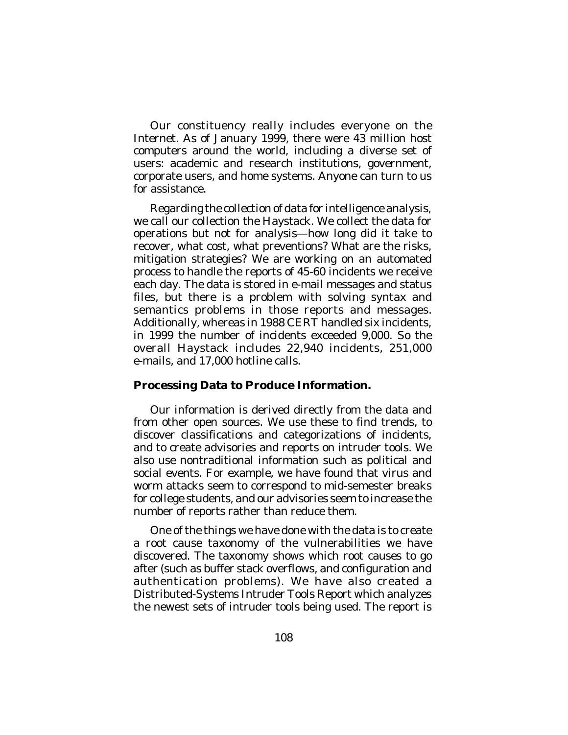Our constituency really includes everyone on the Internet. As of January 1999, there were 43 million host computers around the world, including a diverse set of users: academic and research institutions, government, corporate users, and home systems. Anyone can turn to us for assistance.

Regarding the collection of data for intelligence analysis, we call our collection the Haystack. We collect the data for operations but not for analysis—how long did it take to recover, what cost, what preventions? What are the risks, mitigation strategies? We are working on an automated process to handle the reports of 45-60 incidents we receive each day. The data is stored in e-mail messages and status files, but there is a problem with solving syntax and semantics problems in those reports and messages. Additionally, whereas in 1988 CERT handled six incidents, in 1999 the number of incidents exceeded 9,000. So the overall Haystack includes 22,940 incidents, 251,000 e-mails, and 17,000 hotline calls.

**Processing Data to Produce Information.**

Our information is derived directly from the data and from other open sources. We use these to find trends, to discover classifications and categorizations of incidents, and to create advisories and reports on intruder tools. We also use nontraditional information such as political and social events. For example, we have found that virus and worm attacks seem to correspond to mid-semester breaks for college students, and our advisories seem to increase the number of reports rather than reduce them.

One of the things we have done with the data is to create a root cause taxonomy of the vulnerabilities we have discovered. The taxonomy shows which root causes to go after (such as buffer stack overflows, and configuration and authentication problems). We have also created a Distributed-Systems Intruder Tools Report which analyzes the newest sets of intruder tools being used. The report is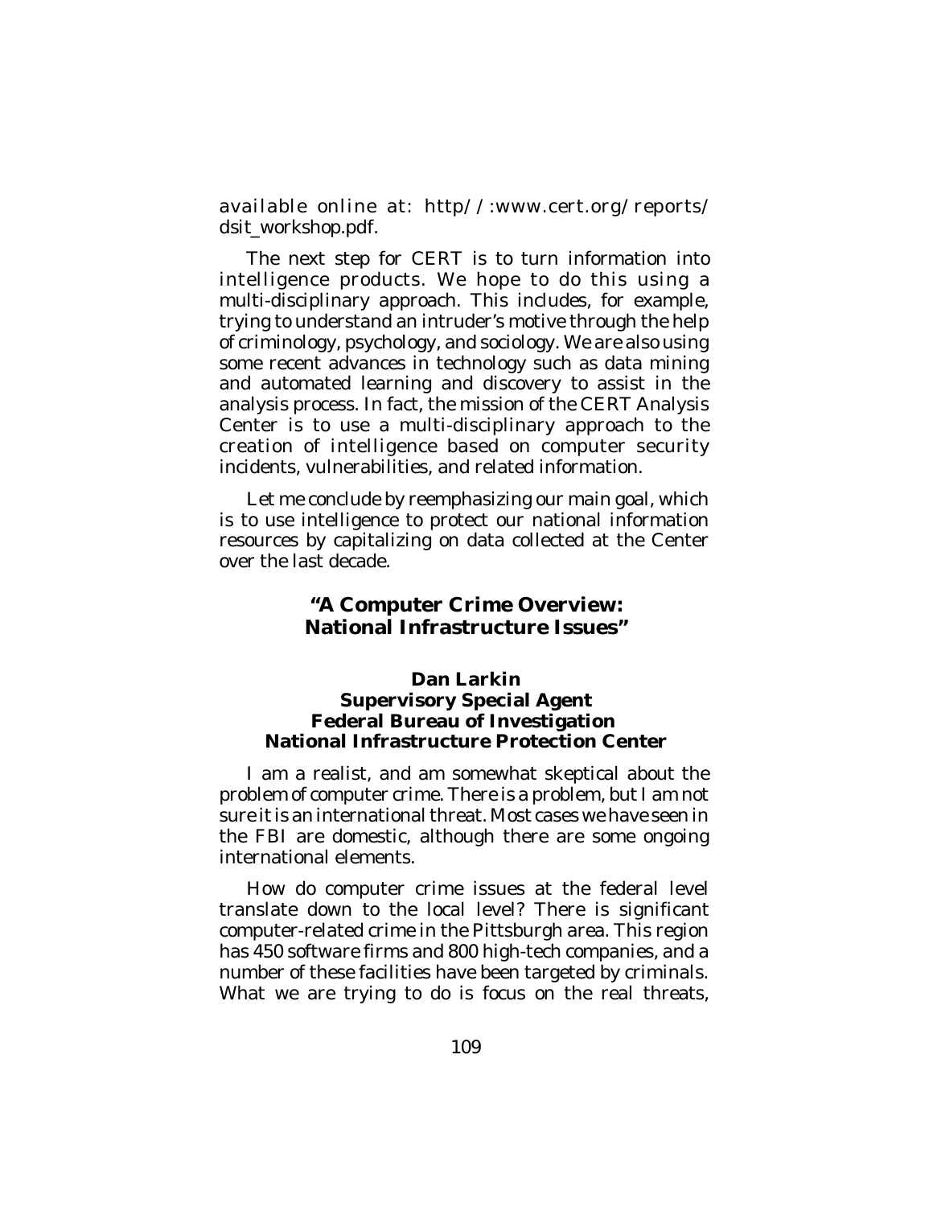available online at: http//:www.cert.org/reports/dsit_workshop.pdf.

The next step for CERT is to turn information into intelligence products. We hope to do this using a multi-disciplinary approach. This includes, for example, trying to understand an intruder's motive through the help of criminology, psychology, and sociology. We are also using some recent advances in technology such as data mining and automated learning and discovery to assist in the analysis process. In fact, the mission of the CERT Analysis Center is to use a multi-disciplinary approach to the creation of intelligence based on computer security incidents, vulnerabilities, and related information.

Let me conclude by reemphasizing our main goal, which is to use intelligence to protect our national information resources by capitalizing on data collected at the Center over the last decade.

## "A Computer Crime Overview: National Infrastructure Issues"

**Dan Larkin**
**Supervisory Special Agent**
**Federal Bureau of Investigation**
**National Infrastructure Protection Center**

I am a realist, and am somewhat skeptical about the problem of computer crime. There is a problem, but I am not sure it is an international threat. Most cases we have seen in the FBI are domestic, although there are some ongoing international elements.

How do computer crime issues at the federal level translate down to the local level? There is significant computer-related crime in the Pittsburgh area. This region has 450 software firms and 800 high-tech companies, and a number of these facilities have been targeted by criminals. What we are trying to do is focus on the real threats,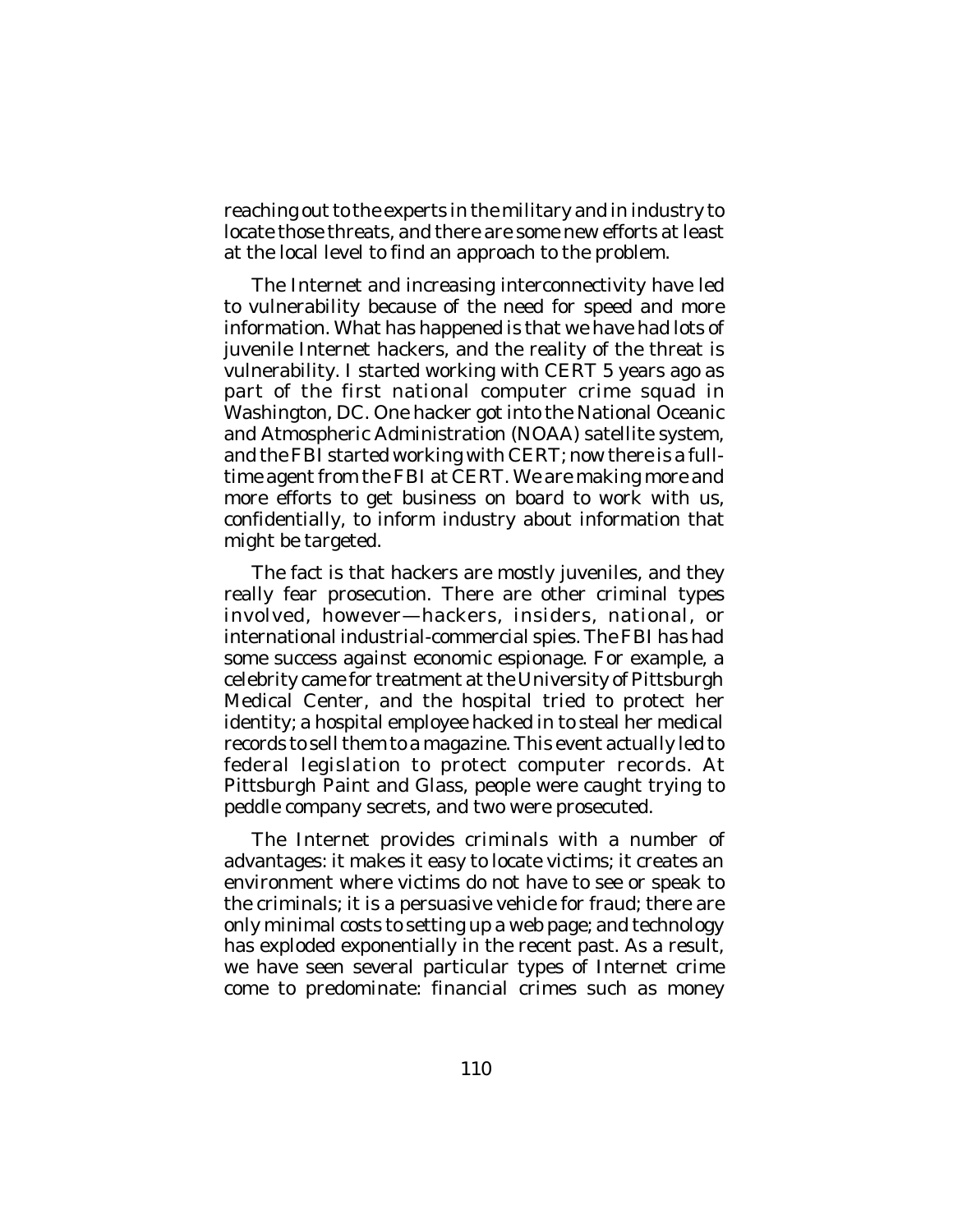reaching out to the experts in the military and in industry to locate those threats, and there are some new efforts at least at the local level to find an approach to the problem.

The Internet and increasing interconnectivity have led to vulnerability because of the need for speed and more information. What has happened is that we have had lots of juvenile Internet hackers, and the reality of the threat is vulnerability. I started working with CERT 5 years ago as part of the first national computer crime squad in Washington, DC. One hacker got into the National Oceanic and Atmospheric Administration (NOAA) satellite system, and the FBI started working with CERT; now there is a full-time agent from the FBI at CERT. We are making more and more efforts to get business on board to work with us, confidentially, to inform industry about information that might be targeted.

The fact is that hackers are mostly juveniles, and they really fear prosecution. There are other criminal types involved, however—hackers, insiders, national, or international industrial-commercial spies. The FBI has had some success against economic espionage. For example, a celebrity came for treatment at the University of Pittsburgh Medical Center, and the hospital tried to protect her identity; a hospital employee hacked in to steal her medical records to sell them to a magazine. This event actually led to federal legislation to protect computer records. At Pittsburgh Paint and Glass, people were caught trying to peddle company secrets, and two were prosecuted.

The Internet provides criminals with a number of advantages: it makes it easy to locate victims; it creates an environment where victims do not have to see or speak to the criminals; it is a persuasive vehicle for fraud; there are only minimal costs to setting up a web page; and technology has exploded exponentially in the recent past. As a result, we have seen several particular types of Internet crime come to predominate: financial crimes such as money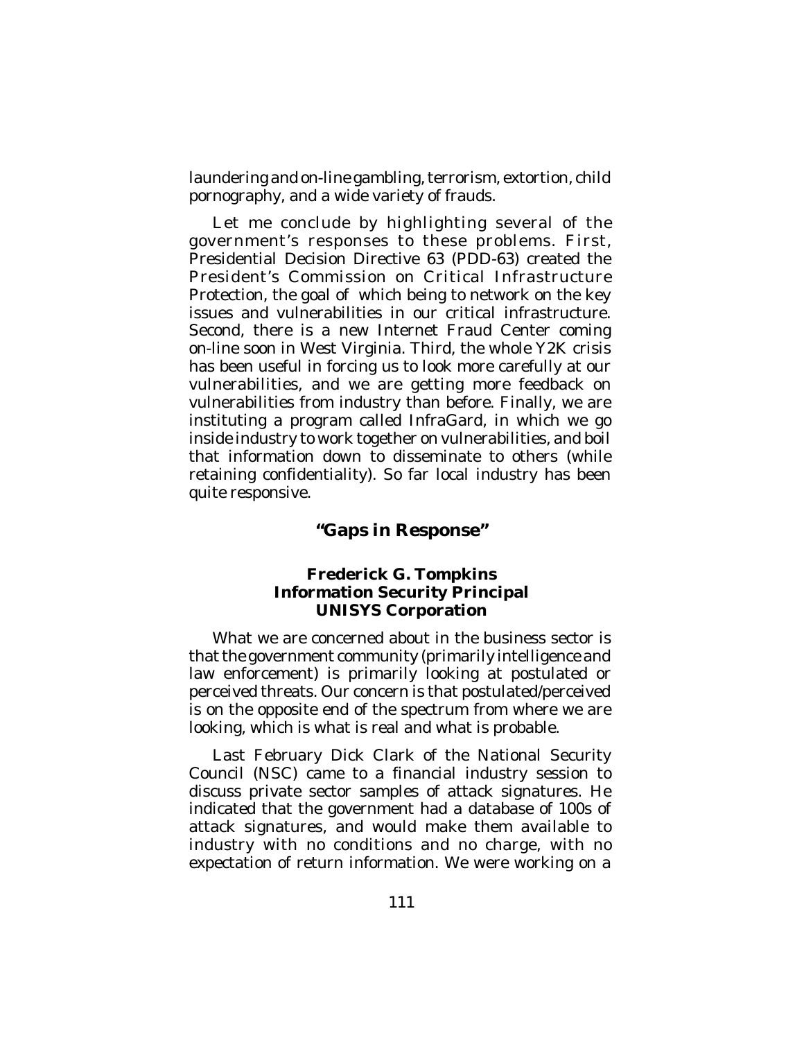laundering and on-line gambling, terrorism, extortion, child pornography, and a wide variety of frauds.

Let me conclude by highlighting several of the government's responses to these problems. First, Presidential Decision Directive 63 (PDD-63) created the President's Commission on Critical Infrastructure Protection, the goal of which being to network on the key issues and vulnerabilities in our critical infrastructure. Second, there is a new Internet Fraud Center coming on-line soon in West Virginia. Third, the whole Y2K crisis has been useful in forcing us to look more carefully at our vulnerabilities, and we are getting more feedback on vulnerabilities from industry than before. Finally, we are instituting a program called InfraGard, in which we go inside industry to work together on vulnerabilities, and boil that information down to disseminate to others (while retaining confidentiality). So far local industry has been quite responsive.

## "Gaps in Response"

### Frederick G. Tompkins
### Information Security Principal
### UNISYS Corporation

What we are concerned about in the business sector is that the government community (primarily intelligence and law enforcement) is primarily looking at postulated or perceived threats. Our concern is that postulated/perceived is on the opposite end of the spectrum from where we are looking, which is what is real and what is probable.

Last February Dick Clark of the National Security Council (NSC) came to a financial industry session to discuss private sector samples of attack signatures. He indicated that the government had a database of 100s of attack signatures, and would make them available to industry with no conditions and no charge, with no expectation of return information. We were working on a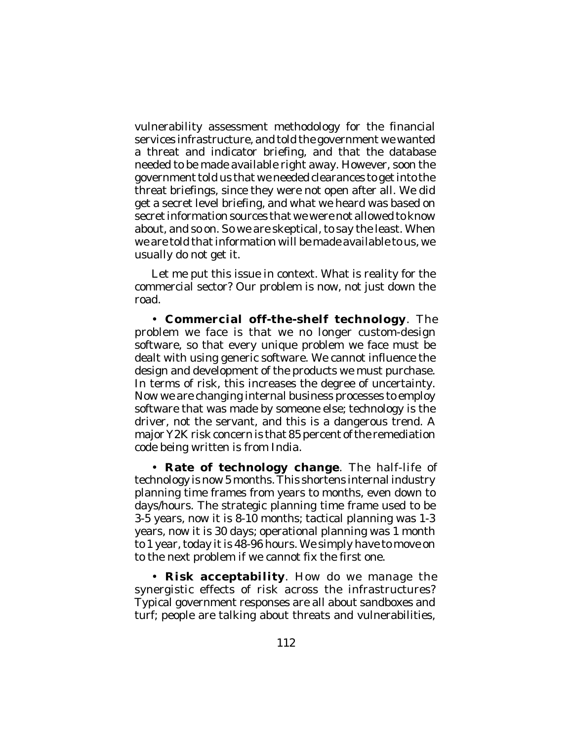vulnerability assessment methodology for the financial services infrastructure, and told the government we wanted a threat and indicator briefing, and that the database needed to be made available right away. However, soon the government told us that we needed clearances to get into the threat briefings, since they were not open after all. We did get a secret level briefing, and what we heard was based on secret information sources that we were not allowed to know about, and so on. So we are skeptical, to say the least. When we are told that information will be made available to us, we usually do not get it.

Let me put this issue in context. What is reality for the commercial sector? Our problem is now, not just down the road.

- **Commercial off-the-shelf technology**. The problem we face is that we no longer custom-design software, so that every unique problem we face must be dealt with using generic software. We cannot influence the design and development of the products we must purchase. In terms of risk, this increases the degree of uncertainty. Now we are changing internal business processes to employ software that was made by someone else; technology is the driver, not the servant, and this is a dangerous trend. A major Y2K risk concern is that 85 percent of the remediation code being written is from India.

- **Rate of technology change**. The half-life of technology is now 5 months. This shortens internal industry planning time frames from years to months, even down to days/hours. The strategic planning time frame used to be 3-5 years, now it is 8-10 months; tactical planning was 1-3 years, now it is 30 days; operational planning was 1 month to 1 year, today it is 48-96 hours. We simply have to move on to the next problem if we cannot fix the first one.

- **Risk acceptability**. How do we manage the synergistic effects of risk across the infrastructures? Typical government responses are all about sandboxes and turf; people are talking about threats and vulnerabilities,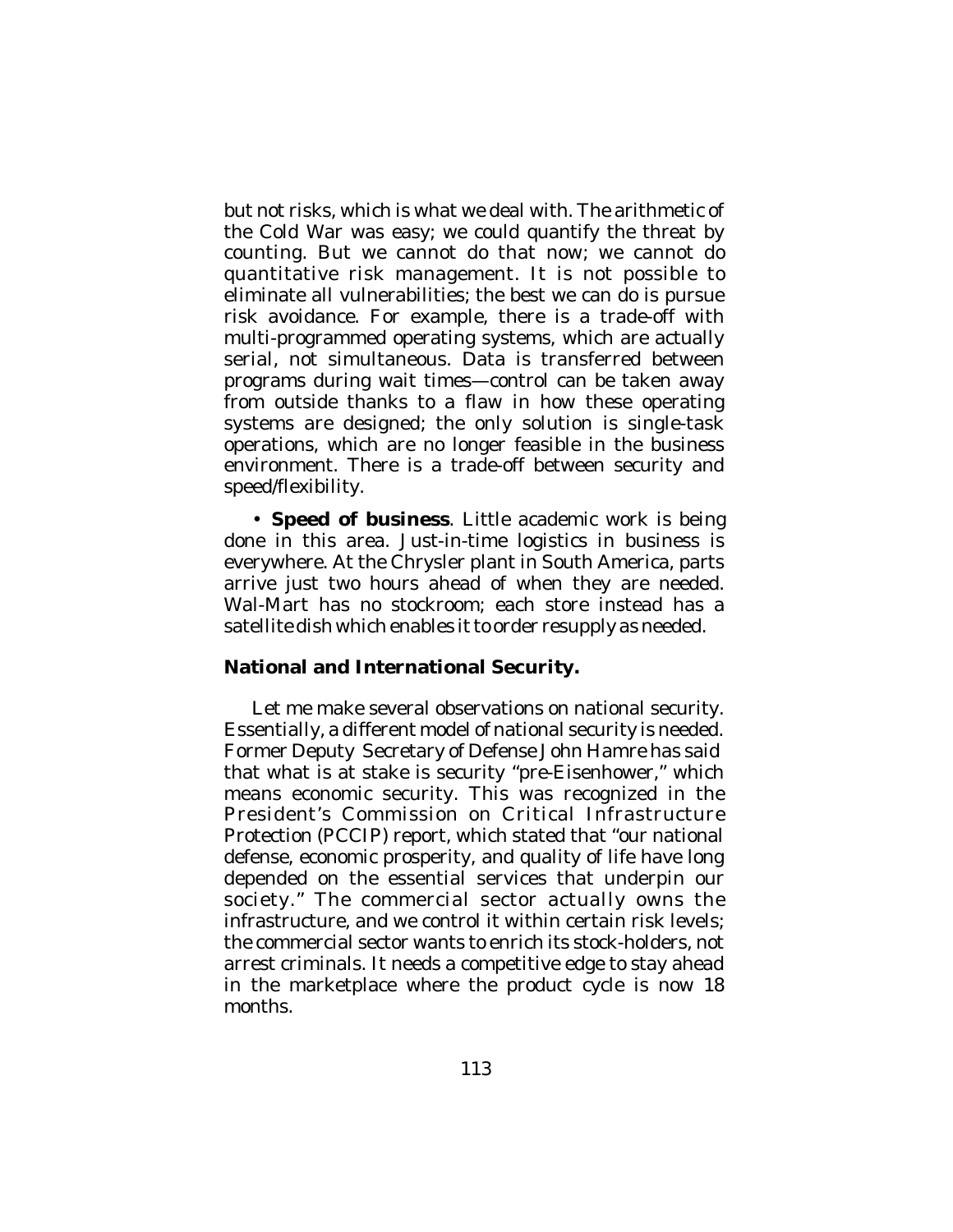but not risks, which is what we deal with. The arithmetic of the Cold War was easy; we could quantify the threat by counting. But we cannot do that now; we cannot do quantitative risk management. It is not possible to eliminate all vulnerabilities; the best we can do is pursue risk avoidance. For example, there is a trade-off with multi-programmed operating systems, which are actually serial, not simultaneous. Data is transferred between programs during wait times—control can be taken away from outside thanks to a flaw in how these operating systems are designed; the only solution is single-task operations, which are no longer feasible in the business environment. There is a trade-off between security and speed/flexibility.

• **Speed of business**. Little academic work is being done in this area. Just-in-time logistics in business is everywhere. At the Chrysler plant in South America, parts arrive just two hours ahead of when they are needed. Wal-Mart has no stockroom; each store instead has a satellite dish which enables it to order resupply as needed.

**National and International Security.**

Let me make several observations on national security. Essentially, a different model of national security is needed. Former Deputy Secretary of Defense John Hamre has said that what is at stake is security "pre-Eisenhower," which means economic security. This was recognized in the President's Commission on Critical Infrastructure Protection (PCCIP) report, which stated that "our national defense, economic prosperity, and quality of life have long depended on the essential services that underpin our society." The commercial sector actually owns the infrastructure, and we control it within certain risk levels; the commercial sector wants to enrich its stock-holders, not arrest criminals. It needs a competitive edge to stay ahead in the marketplace where the product cycle is now 18 months.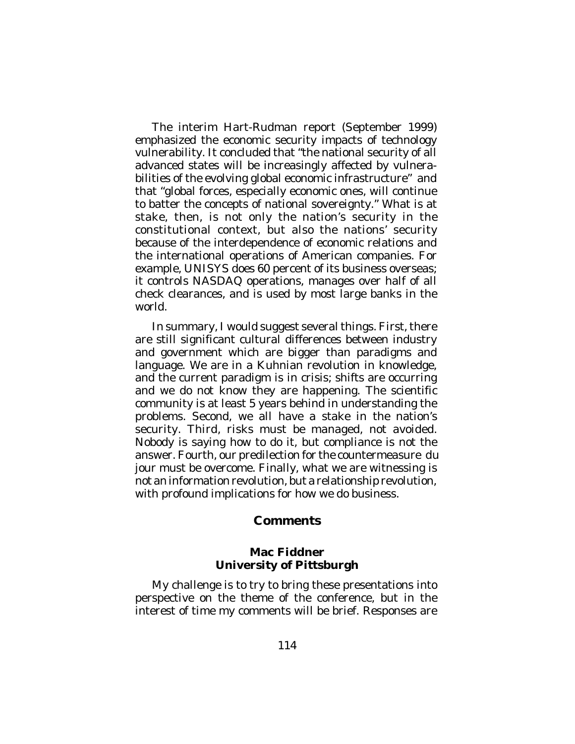The interim Hart-Rudman report (September 1999) emphasized the economic security impacts of technology vulnerability. It concluded that "the national security of all advanced states will be increasingly affected by vulnerabilities of the evolving global economic infrastructure" and that "global forces, especially economic ones, will continue to batter the concepts of national sovereignty." What is at stake, then, is not only the nation's security in the constitutional context, but also the nations' security because of the interdependence of economic relations and the international operations of American companies. For example, UNISYS does 60 percent of its business overseas; it controls NASDAQ operations, manages over half of all check clearances, and is used by most large banks in the world.

In summary, I would suggest several things. First, there are still significant cultural differences between industry and government which are bigger than paradigms and language. We are in a Kuhnian revolution in knowledge, and the current paradigm is in crisis; shifts are occurring and we do not know they are happening. The scientific community is at least 5 years behind in understanding the problems. Second, we all have a stake in the nation's security. Third, risks must be managed, not avoided. Nobody is saying how to do it, but compliance is not the answer. Fourth, our predilection for the countermeasure du jour must be overcome. Finally, what we are witnessing is not an information revolution, but a relationship revolution, with profound implications for how we do business.

## Comments

### Mac Fiddner
### University of Pittsburgh

My challenge is to try to bring these presentations into perspective on the theme of the conference, but in the interest of time my comments will be brief. Responses are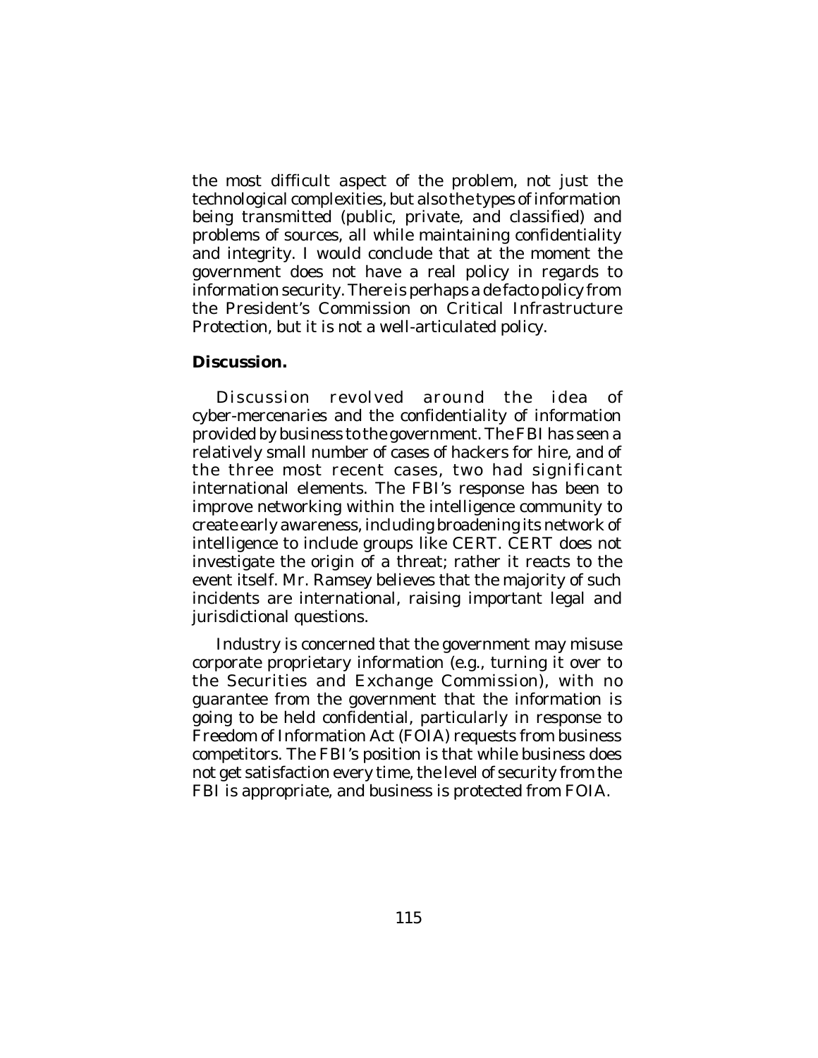the most difficult aspect of the problem, not just the technological complexities, but also the types of information being transmitted (public, private, and classified) and problems of sources, all while maintaining confidentiality and integrity. I would conclude that at the moment the government does not have a real policy in regards to information security. There is perhaps a de facto policy from the President's Commission on Critical Infrastructure Protection, but it is not a well-articulated policy.

**Discussion.**

Discussion revolved around the idea of cyber-mercenaries and the confidentiality of information provided by business to the government. The FBI has seen a relatively small number of cases of hackers for hire, and of the three most recent cases, two had significant international elements. The FBI's response has been to improve networking within the intelligence community to create early awareness, including broadening its network of intelligence to include groups like CERT. CERT does not investigate the origin of a threat; rather it reacts to the event itself. Mr. Ramsey believes that the majority of such incidents are international, raising important legal and jurisdictional questions.

Industry is concerned that the government may misuse corporate proprietary information (e.g., turning it over to the Securities and Exchange Commission), with no guarantee from the government that the information is going to be held confidential, particularly in response to Freedom of Information Act (FOIA) requests from business competitors. The FBI's position is that while business does not get satisfaction every time, the level of security from the FBI is appropriate, and business is protected from FOIA.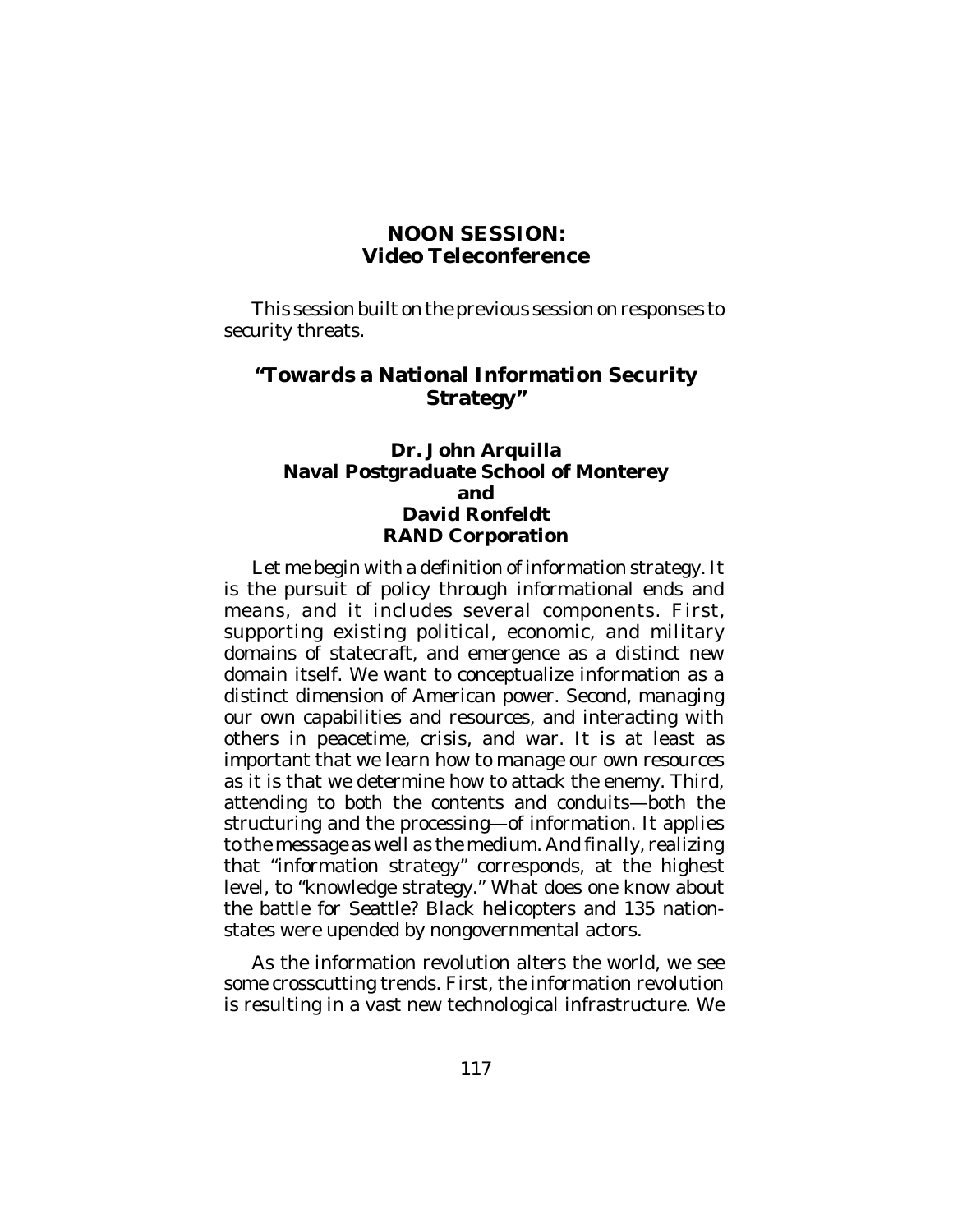## NOON SESSION: Video Teleconference

This session built on the previous session on responses to security threats.

## "Towards a National Information Security Strategy"

### Dr. John Arquilla
### Naval Postgraduate School of Monterey
### and
### David Ronfeldt
### RAND Corporation

Let me begin with a definition of information strategy. It is the pursuit of policy through informational ends and means, and it includes several components. First, supporting existing political, economic, and military domains of statecraft, and emergence as a distinct new domain itself. We want to conceptualize information as a distinct dimension of American power. Second, managing our own capabilities and resources, and interacting with others in peacetime, crisis, and war. It is at least as important that we learn how to manage our own resources as it is that we determine how to attack the enemy. Third, attending to both the contents and conduits—both the structuring and the processing—of information. It applies to the message as well as the medium. And finally, realizing that "information strategy" corresponds, at the highest level, to "knowledge strategy." What does one know about the battle for Seattle? Black helicopters and 135 nation-states were upended by nongovernmental actors.

As the information revolution alters the world, we see some crosscutting trends. First, the information revolution is resulting in a vast new technological infrastructure. We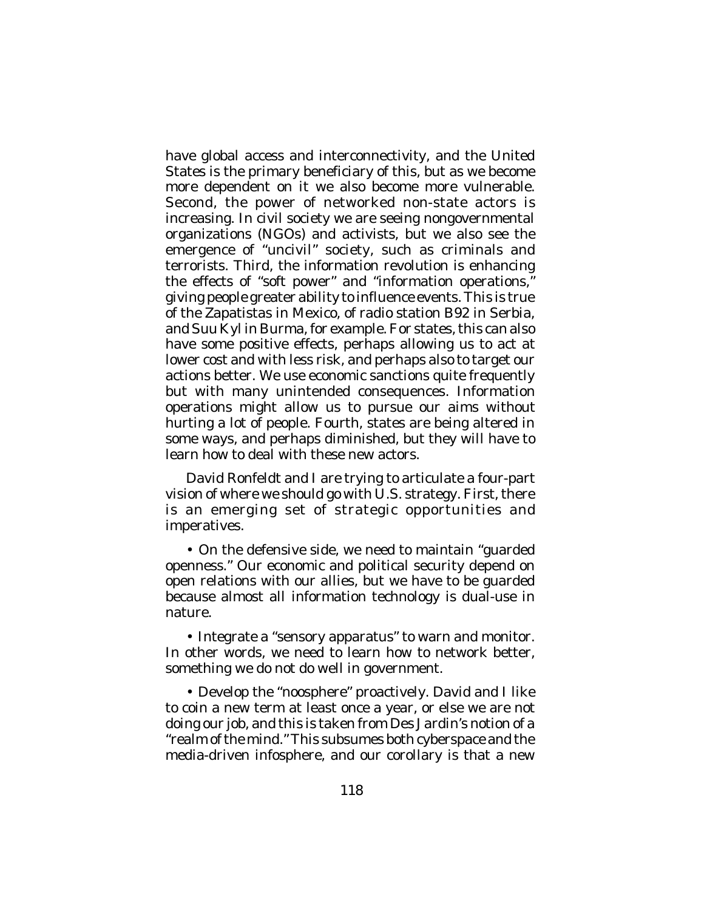have global access and interconnectivity, and the United States is the primary beneficiary of this, but as we become more dependent on it we also become more vulnerable. Second, the power of networked non-state actors is increasing. In civil society we are seeing nongovernmental organizations (NGOs) and activists, but we also see the emergence of "uncivil" society, such as criminals and terrorists. Third, the information revolution is enhancing the effects of "soft power" and "information operations," giving people greater ability to influence events. This is true of the Zapatistas in Mexico, of radio station B92 in Serbia, and Suu Kyl in Burma, for example. For states, this can also have some positive effects, perhaps allowing us to act at lower cost and with less risk, and perhaps also to target our actions better. We use economic sanctions quite frequently but with many unintended consequences. Information operations might allow us to pursue our aims without hurting a lot of people. Fourth, states are being altered in some ways, and perhaps diminished, but they will have to learn how to deal with these new actors.

David Ronfeldt and I are trying to articulate a four-part vision of where we should go with U.S. strategy. First, there is an emerging set of strategic opportunities and imperatives.

- On the defensive side, we need to maintain "guarded openness." Our economic and political security depend on open relations with our allies, but we have to be guarded because almost all information technology is dual-use in nature.

- Integrate a "sensory apparatus" to warn and monitor. In other words, we need to learn how to network better, something we do not do well in government.

- Develop the "noosphere" proactively. David and I like to coin a new term at least once a year, or else we are not doing our job, and this is taken from Des Jardin's notion of a "realm of the mind." This subsumes both cyberspace and the media-driven infosphere, and our corollary is that a new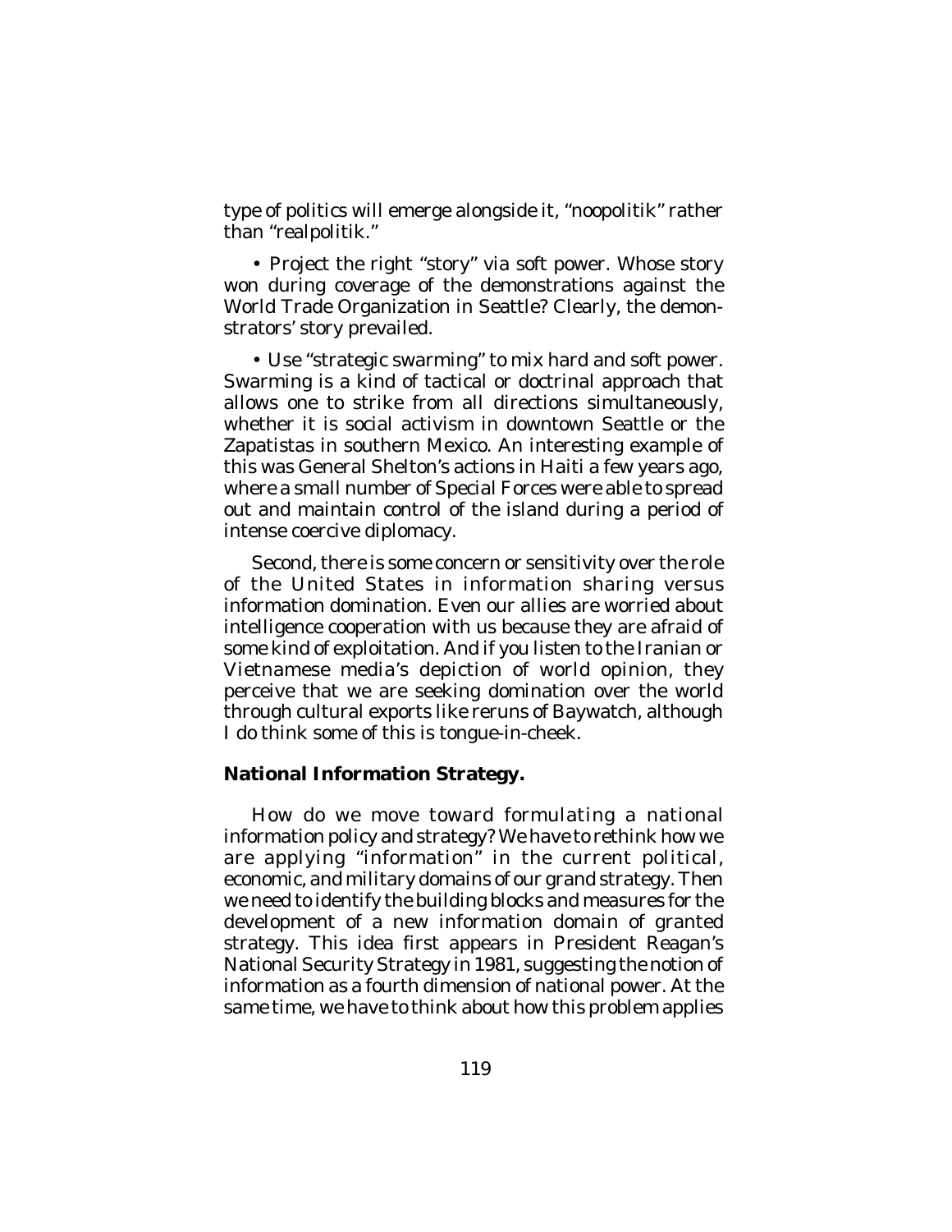type of politics will emerge alongside it, "noopolitik" rather than "realpolitik."

- Project the right "story" via soft power. Whose story won during coverage of the demonstrations against the World Trade Organization in Seattle? Clearly, the demonstrators' story prevailed.

- Use "strategic swarming" to mix hard and soft power. Swarming is a kind of tactical or doctrinal approach that allows one to strike from all directions simultaneously, whether it is social activism in downtown Seattle or the Zapatistas in southern Mexico. An interesting example of this was General Shelton's actions in Haiti a few years ago, where a small number of Special Forces were able to spread out and maintain control of the island during a period of intense coercive diplomacy.

Second, there is some concern or sensitivity over the role of the United States in information sharing versus information domination. Even our allies are worried about intelligence cooperation with us because they are afraid of some kind of exploitation. And if you listen to the Iranian or Vietnamese media's depiction of world opinion, they perceive that we are seeking domination over the world through cultural exports like reruns of Baywatch, although I do think some of this is tongue-in-cheek.

**National Information Strategy.**

How do we move toward formulating a national information policy and strategy? We have to rethink how we are applying "information" in the current political, economic, and military domains of our grand strategy. Then we need to identify the building blocks and measures for the development of a new information domain of granted strategy. This idea first appears in President Reagan's National Security Strategy in 1981, suggesting the notion of information as a fourth dimension of national power. At the same time, we have to think about how this problem applies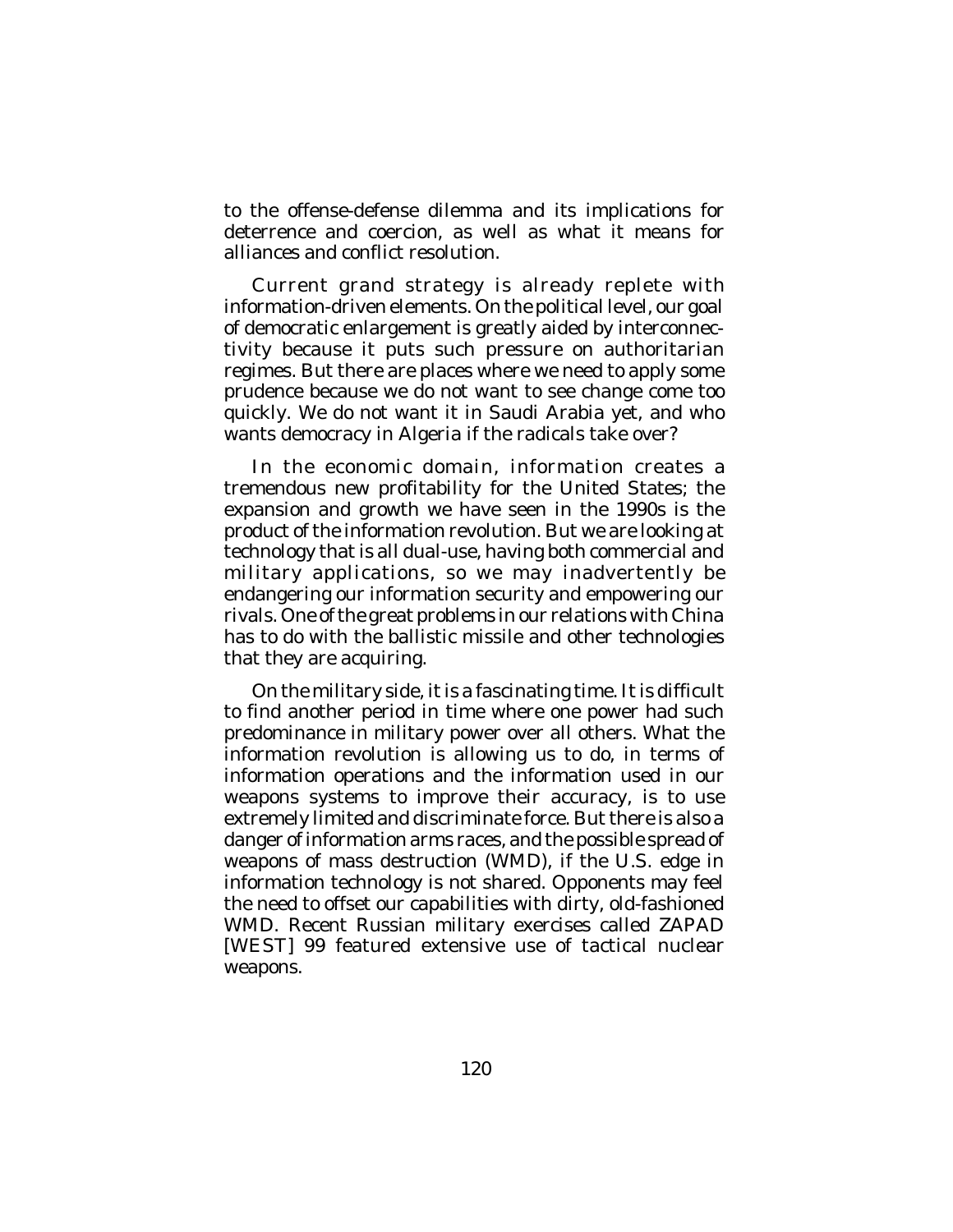to the offense-defense dilemma and its implications for deterrence and coercion, as well as what it means for alliances and conflict resolution.

Current grand strategy is already replete with information-driven elements. On the political level, our goal of democratic enlargement is greatly aided by interconnectivity because it puts such pressure on authoritarian regimes. But there are places where we need to apply some prudence because we do not want to see change come too quickly. We do not want it in Saudi Arabia yet, and who wants democracy in Algeria if the radicals take over?

In the economic domain, information creates a tremendous new profitability for the United States; the expansion and growth we have seen in the 1990s is the product of the information revolution. But we are looking at technology that is all dual-use, having both commercial and military applications, so we may inadvertently be endangering our information security and empowering our rivals. One of the great problems in our relations with China has to do with the ballistic missile and other technologies that they are acquiring.

On the military side, it is a fascinating time. It is difficult to find another period in time where one power had such predominance in military power over all others. What the information revolution is allowing us to do, in terms of information operations and the information used in our weapons systems to improve their accuracy, is to use extremely limited and discriminate force. But there is also a danger of information arms races, and the possible spread of weapons of mass destruction (WMD), if the U.S. edge in information technology is not shared. Opponents may feel the need to offset our capabilities with dirty, old-fashioned WMD. Recent Russian military exercises called ZAPAD [WEST] 99 featured extensive use of tactical nuclear weapons.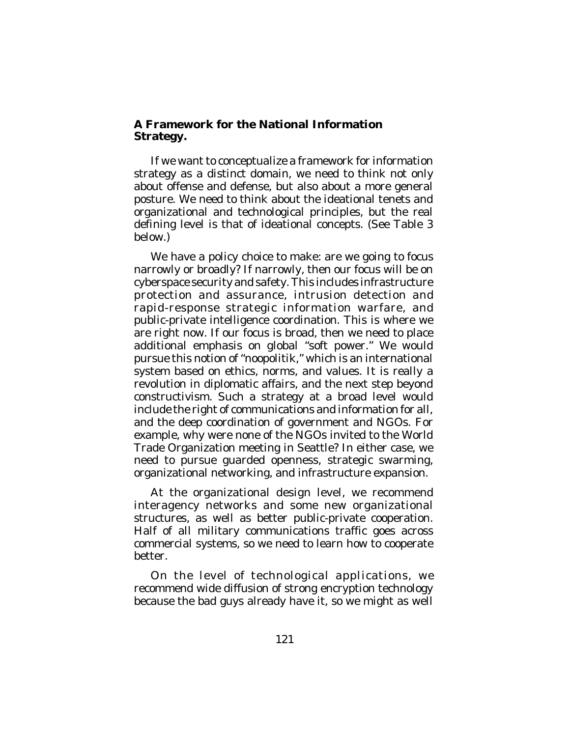**A Framework for the National Information Strategy.**

If we want to conceptualize a framework for information strategy as a distinct domain, we need to think not only about offense and defense, but also about a more general posture. We need to think about the ideational tenets and organizational and technological principles, but the real defining level is that of ideational concepts. (See Table 3 below.)

We have a policy choice to make: are we going to focus narrowly or broadly? If narrowly, then our focus will be on cyberspace security and safety. This includes infrastructure protection and assurance, intrusion detection and rapid-response strategic information warfare, and public-private intelligence coordination. This is where we are right now. If our focus is broad, then we need to place additional emphasis on global "soft power." We would pursue this notion of "noopolitik," which is an international system based on ethics, norms, and values. It is really a revolution in diplomatic affairs, and the next step beyond constructivism. Such a strategy at a broad level would include the right of communications and information for all, and the deep coordination of government and NGOs. For example, why were none of the NGOs invited to the World Trade Organization meeting in Seattle? In either case, we need to pursue guarded openness, strategic swarming, organizational networking, and infrastructure expansion.

At the organizational design level, we recommend interagency networks and some new organizational structures, as well as better public-private cooperation. Half of all military communications traffic goes across commercial systems, so we need to learn how to cooperate better.

On the level of technological applications, we recommend wide diffusion of strong encryption technology because the bad guys already have it, so we might as well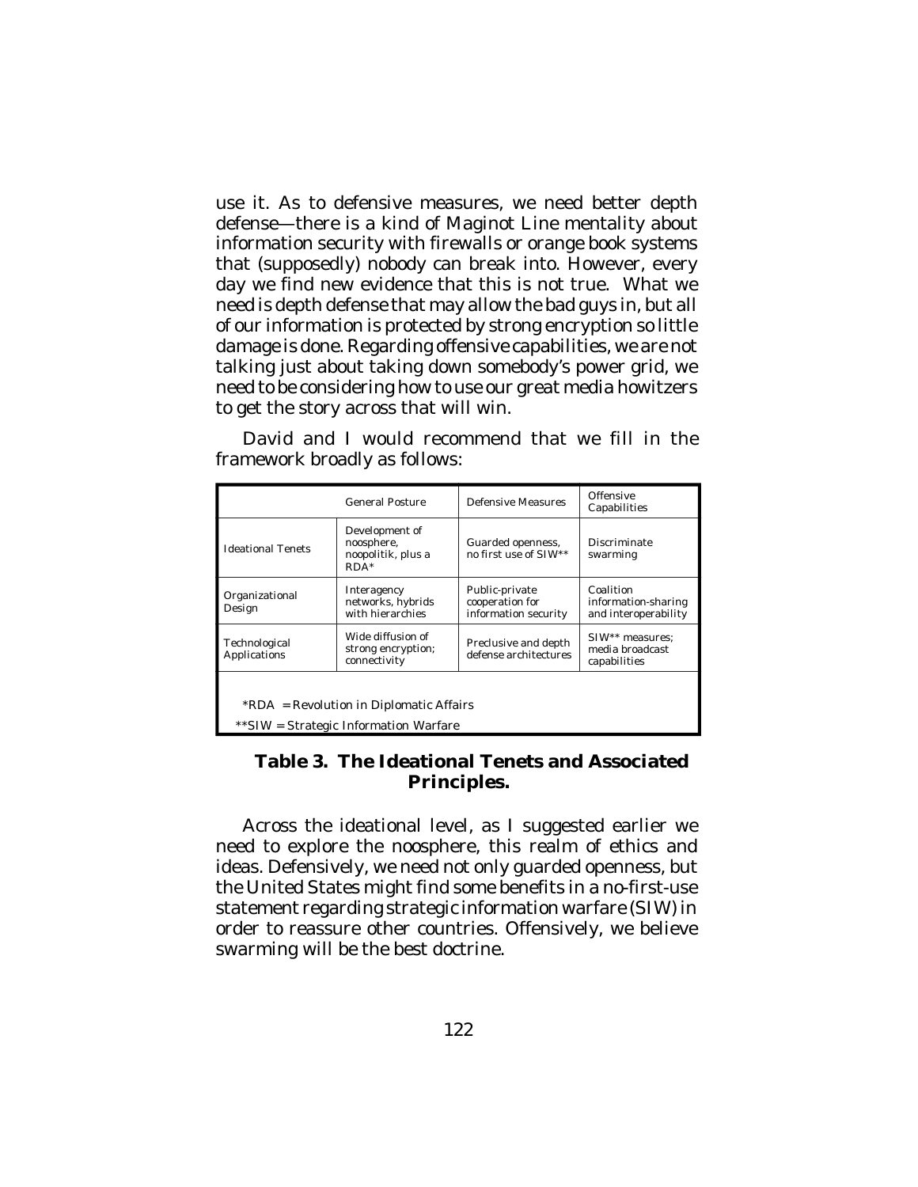use it. As to defensive measures, we need better depth defense—there is a kind of Maginot Line mentality about information security with firewalls or orange book systems that (supposedly) nobody can break into. However, every day we find new evidence that this is not true. What we need is depth defense that may allow the bad guys in, but all of our information is protected by strong encryption so little damage is done. Regarding offensive capabilities, we are not talking just about taking down somebody's power grid, we need to be considering how to use our great media howitzers to get the story across that will win.

David and I would recommend that we fill in the framework broadly as follows:

| | General Posture | Defensive Measures | Offensive Capabilities |
|---|---|---|---|
| Ideational Tenets | Development of noosphere, noopolitik, plus a RDA* | Guarded openness, no first use of SIW** | Discriminate swarming |
| Organizational Design | Interagency networks, hybrids with hierarchies | Public-private cooperation for information security | Coalition information-sharing and interoperability |
| Technological Applications | Wide diffusion of strong encryption; connectivity | Preclusive and depth defense architectures | SIW** measures; media broadcast capabilities |

*RDA = Revolution in Diplomatic Affairs

**SIW = Strategic Information Warfare

**Table 3. The Ideational Tenets and Associated Principles.**

Across the ideational level, as I suggested earlier we need to explore the noosphere, this realm of ethics and ideas. Defensively, we need not only guarded openness, but the United States might find some benefits in a no-first-use statement regarding strategic information warfare (SIW) in order to reassure other countries. Offensively, we believe swarming will be the best doctrine.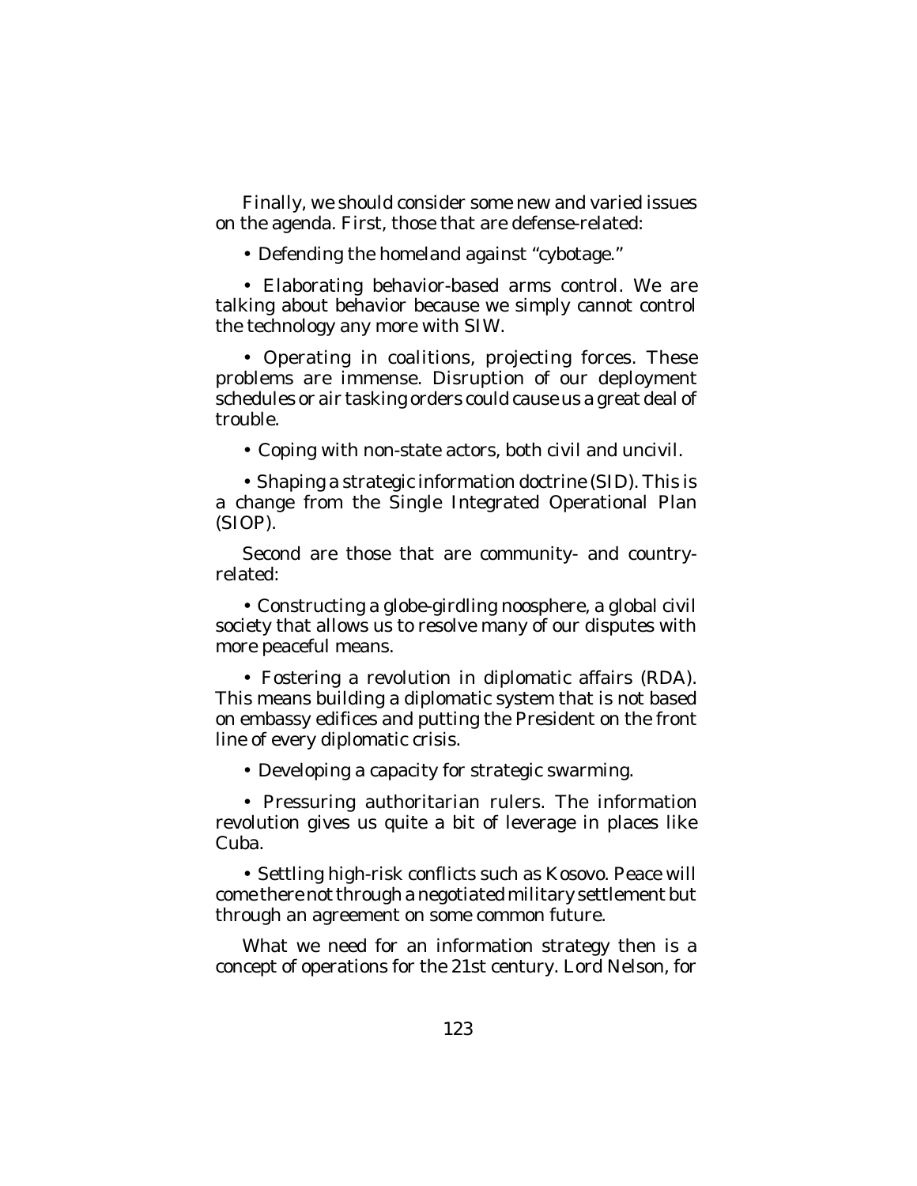Finally, we should consider some new and varied issues on the agenda. First, those that are defense-related:

- Defending the homeland against "cybotage."

- Elaborating behavior-based arms control. We are talking about behavior because we simply cannot control the technology any more with SIW.

- Operating in coalitions, projecting forces. These problems are immense. Disruption of our deployment schedules or air tasking orders could cause us a great deal of trouble.

- Coping with non-state actors, both civil and uncivil.

- Shaping a strategic information doctrine (SID). This is a change from the Single Integrated Operational Plan (SIOP).

Second are those that are community- and country-related:

- Constructing a globe-girdling noosphere, a global civil society that allows us to resolve many of our disputes with more peaceful means.

- Fostering a revolution in diplomatic affairs (RDA). This means building a diplomatic system that is not based on embassy edifices and putting the President on the front line of every diplomatic crisis.

- Developing a capacity for strategic swarming.

- Pressuring authoritarian rulers. The information revolution gives us quite a bit of leverage in places like Cuba.

- Settling high-risk conflicts such as Kosovo. Peace will come there not through a negotiated military settlement but through an agreement on some common future.

What we need for an information strategy then is a concept of operations for the 21st century. Lord Nelson, for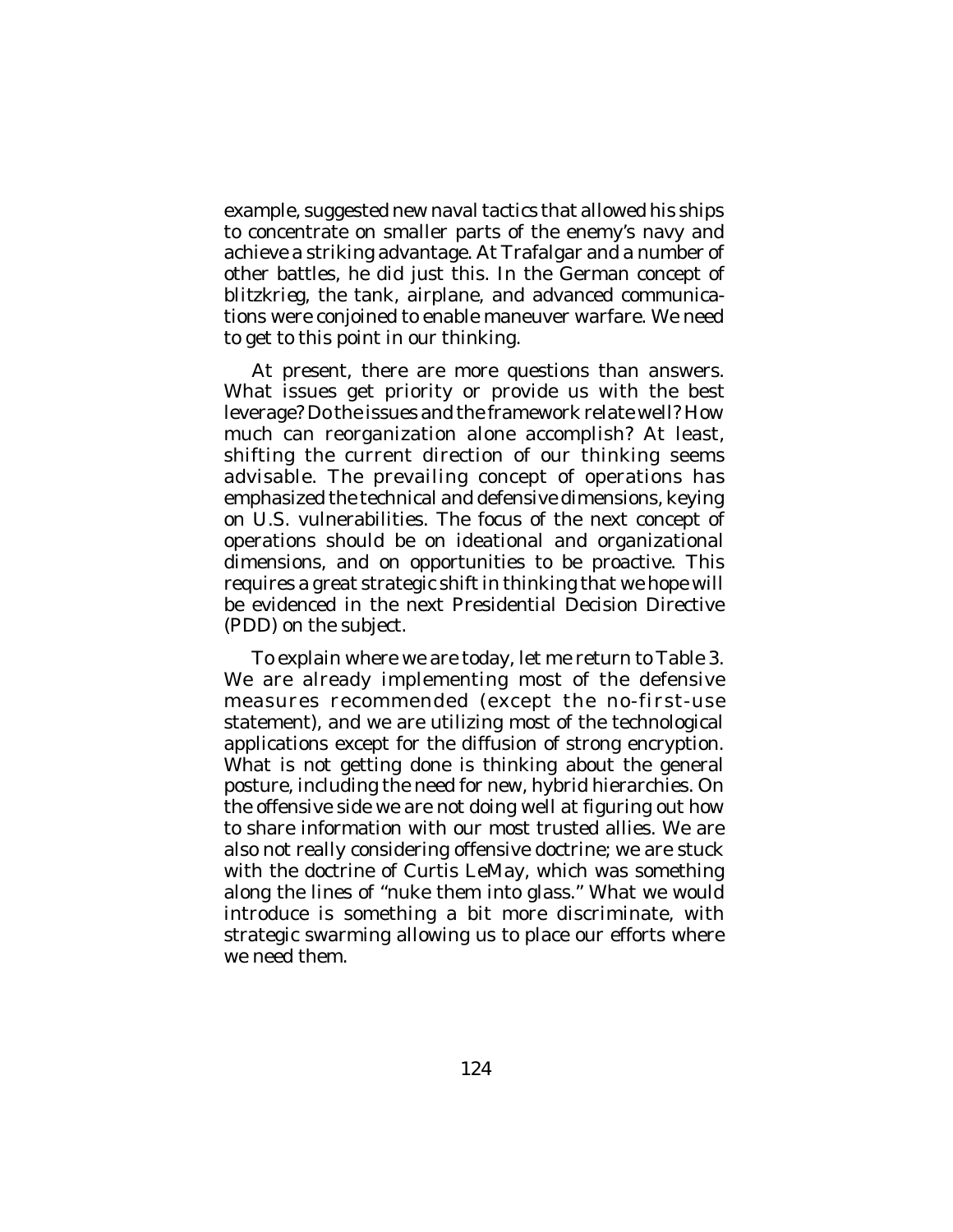example, suggested new naval tactics that allowed his ships to concentrate on smaller parts of the enemy's navy and achieve a striking advantage. At Trafalgar and a number of other battles, he did just this. In the German concept of *blitzkrieg*, the tank, airplane, and advanced communications were conjoined to enable maneuver warfare. We need to get to this point in our thinking.

At present, there are more questions than answers. What issues get priority or provide us with the best leverage? Do the issues and the framework relate well? How much can reorganization alone accomplish? At least, shifting the current direction of our thinking seems advisable. The prevailing concept of operations has emphasized the technical and defensive dimensions, keying on U.S. vulnerabilities. The focus of the next concept of operations should be on ideational and organizational dimensions, and on opportunities to be proactive. This requires a great strategic shift in thinking that we hope will be evidenced in the next Presidential Decision Directive (PDD) on the subject.

To explain where we are today, let me return to Table 3. We are already implementing most of the defensive measures recommended (except the no-first-use statement), and we are utilizing most of the technological applications except for the diffusion of strong encryption. What is not getting done is thinking about the general posture, including the need for new, hybrid hierarchies. On the offensive side we are not doing well at figuring out how to share information with our most trusted allies. We are also not really considering offensive doctrine; we are stuck with the doctrine of Curtis LeMay, which was something along the lines of "nuke them into glass." What we would introduce is something a bit more discriminate, with strategic swarming allowing us to place our efforts where we need them.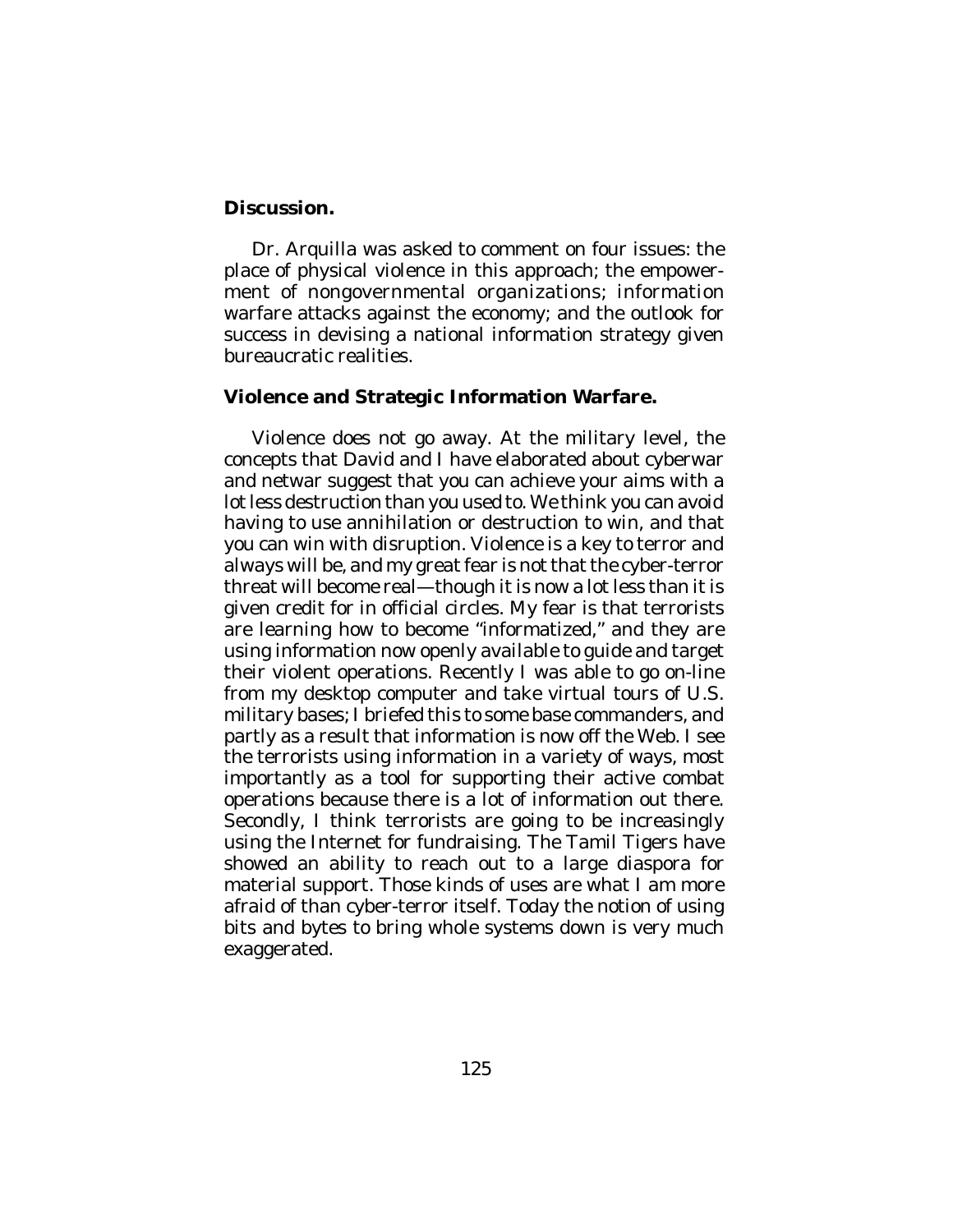**Discussion.**

Dr. Arquilla was asked to comment on four issues: the place of physical violence in this approach; the empowerment of nongovernmental organizations; information warfare attacks against the economy; and the outlook for success in devising a national information strategy given bureaucratic realities.

**Violence and Strategic Information Warfare.**

Violence does not go away. At the military level, the concepts that David and I have elaborated about cyberwar and netwar suggest that you can achieve your aims with a lot less destruction than you used to. We think you can avoid having to use annihilation or destruction to win, and that you can win with disruption. Violence is a key to terror and always will be, and my great fear is not that the cyber-terror threat will become real—though it is now a lot less than it is given credit for in official circles. My fear is that terrorists are learning how to become "informatized," and they are using information now openly available to guide and target their violent operations. Recently I was able to go on-line from my desktop computer and take virtual tours of U.S. military bases; I briefed this to some base commanders, and partly as a result that information is now off the Web. I see the terrorists using information in a variety of ways, most importantly as a tool for supporting their active combat operations because there is a lot of information out there. Secondly, I think terrorists are going to be increasingly using the Internet for fundraising. The Tamil Tigers have showed an ability to reach out to a large diaspora for material support. Those kinds of uses are what I am more afraid of than cyber-terror itself. Today the notion of using bits and bytes to bring whole systems down is very much exaggerated.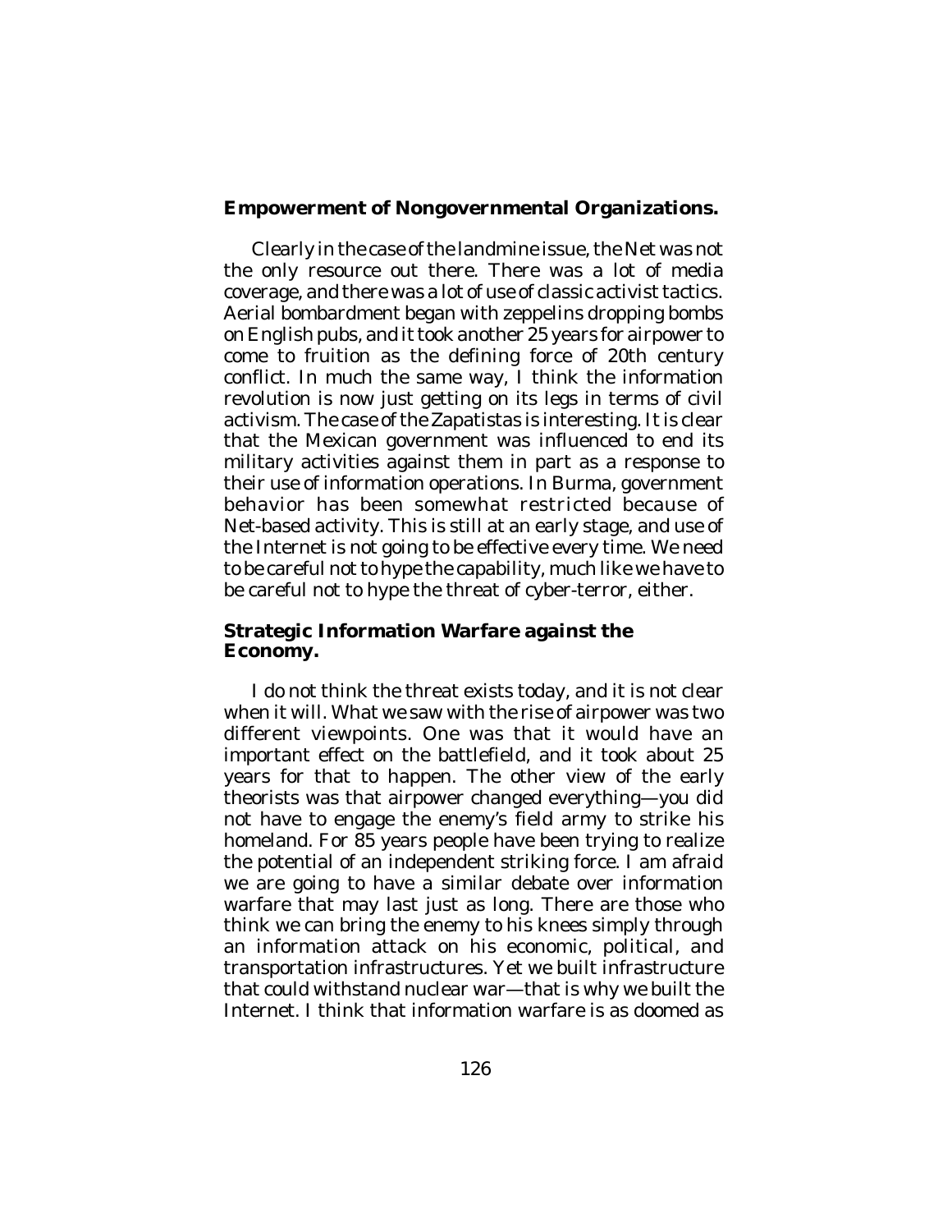**Empowerment of Nongovernmental Organizations.**

Clearly in the case of the landmine issue, the Net was not the only resource out there. There was a lot of media coverage, and there was a lot of use of classic activist tactics. Aerial bombardment began with zeppelins dropping bombs on English pubs, and it took another 25 years for airpower to come to fruition as the defining force of 20th century conflict. In much the same way, I think the information revolution is now just getting on its legs in terms of civil activism. The case of the Zapatistas is interesting. It is clear that the Mexican government was influenced to end its military activities against them in part as a response to their use of information operations. In Burma, government behavior has been somewhat restricted because of Net-based activity. This is still at an early stage, and use of the Internet is not going to be effective every time. We need to be careful not to hype the capability, much like we have to be careful not to hype the threat of cyber-terror, either.

**Strategic Information Warfare against the Economy.**

I do not think the threat exists today, and it is not clear when it will. What we saw with the rise of airpower was two different viewpoints. One was that it would have an important effect on the battlefield, and it took about 25 years for that to happen. The other view of the early theorists was that airpower changed everything—you did not have to engage the enemy's field army to strike his homeland. For 85 years people have been trying to realize the potential of an independent striking force. I am afraid we are going to have a similar debate over information warfare that may last just as long. There are those who think we can bring the enemy to his knees simply through an information attack on his economic, political, and transportation infrastructures. Yet we built infrastructure that could withstand nuclear war—that is why we built the Internet. I think that information warfare is as doomed as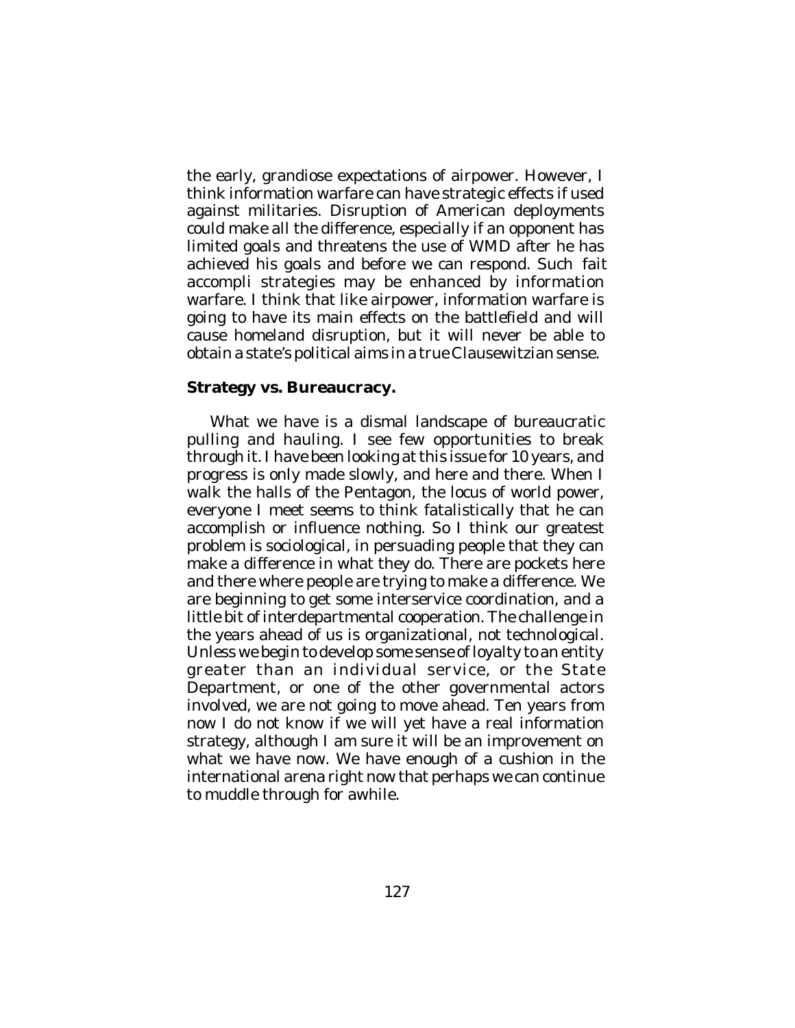the early, grandiose expectations of airpower. However, I think information warfare can have strategic effects if used against militaries. Disruption of American deployments could make all the difference, especially if an opponent has limited goals and threatens the use of WMD after he has achieved his goals and before we can respond. Such fait accompli strategies may be enhanced by information warfare. I think that like airpower, information warfare is going to have its main effects on the battlefield and will cause homeland disruption, but it will never be able to obtain a state's political aims in a true Clausewitzian sense.

**Strategy vs. Bureaucracy.**

What we have is a dismal landscape of bureaucratic pulling and hauling. I see few opportunities to break through it. I have been looking at this issue for 10 years, and progress is only made slowly, and here and there. When I walk the halls of the Pentagon, the locus of world power, everyone I meet seems to think fatalistically that he can accomplish or influence nothing. So I think our greatest problem is sociological, in persuading people that they can make a difference in what they do. There are pockets here and there where people are trying to make a difference. We are beginning to get some interservice coordination, and a little bit of interdepartmental cooperation. The challenge in the years ahead of us is organizational, not technological. Unless we begin to develop some sense of loyalty to an entity greater than an individual service, or the State Department, or one of the other governmental actors involved, we are not going to move ahead. Ten years from now I do not know if we will yet have a real information strategy, although I am sure it will be an improvement on what we have now. We have enough of a cushion in the international arena right now that perhaps we can continue to muddle through for awhile.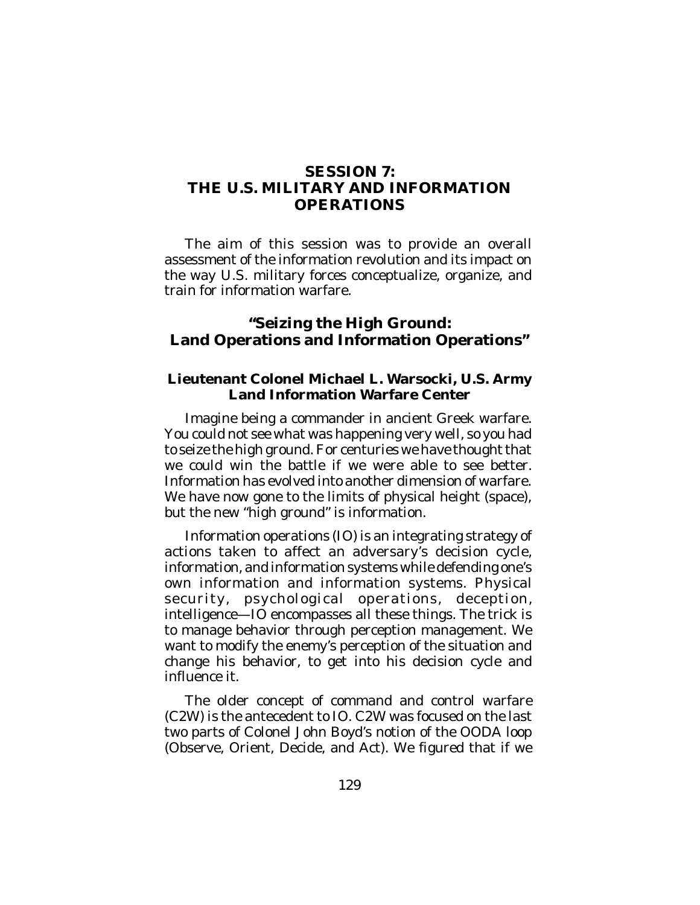# SESSION 7: THE U.S. MILITARY AND INFORMATION OPERATIONS

The aim of this session was to provide an overall assessment of the information revolution and its impact on the way U.S. military forces conceptualize, organize, and train for information warfare.

## "Seizing the High Ground: Land Operations and Information Operations"

### Lieutenant Colonel Michael L. Warsocki, U.S. Army Land Information Warfare Center

Imagine being a commander in ancient Greek warfare. You could not see what was happening very well, so you had to seize the high ground. For centuries we have thought that we could win the battle if we were able to see better. Information has evolved into another dimension of warfare. We have now gone to the limits of physical height (space), but the new "high ground" is information.

Information operations (IO) is an integrating strategy of actions taken to affect an adversary's decision cycle, information, and information systems while defending one's own information and information systems. Physical security, psychological operations, deception, intelligence—IO encompasses all these things. The trick is to manage behavior through perception management. We want to modify the enemy's perception of the situation and change his behavior, to get into his decision cycle and influence it.

The older concept of command and control warfare (C2W) is the antecedent to IO. C2W was focused on the last two parts of Colonel John Boyd's notion of the OODA loop (Observe, Orient, Decide, and Act). We figured that if we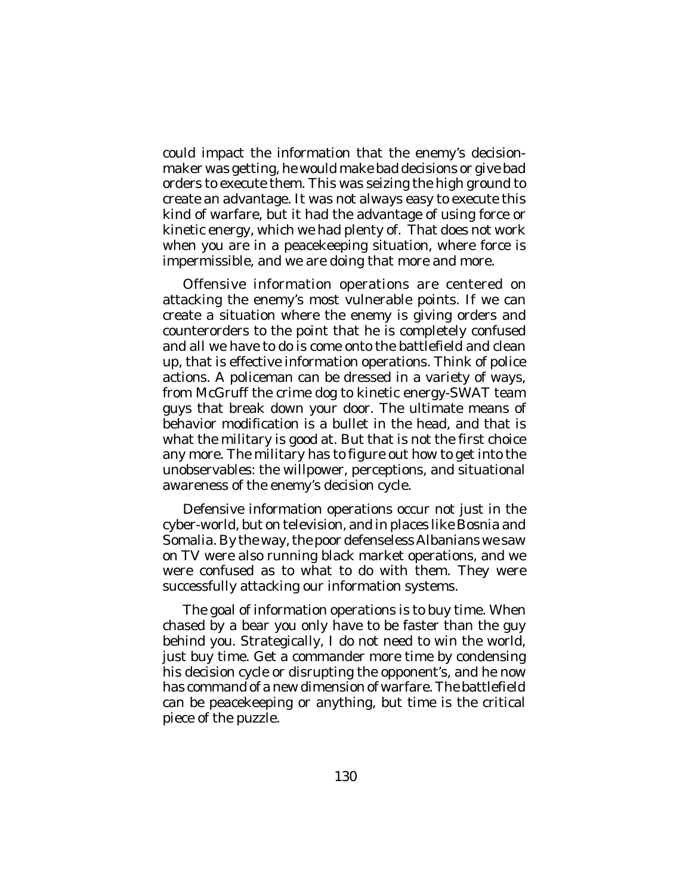could impact the information that the enemy's decision-maker was getting, he would make bad decisions or give bad orders to execute them. This was seizing the high ground to create an advantage. It was not always easy to execute this kind of warfare, but it had the advantage of using force or kinetic energy, which we had plenty of. That does not work when you are in a peacekeeping situation, where force is impermissible, and we are doing that more and more.

Offensive information operations are centered on attacking the enemy's most vulnerable points. If we can create a situation where the enemy is giving orders and counterorders to the point that he is completely confused and all we have to do is come onto the battlefield and clean up, that is effective information operations. Think of police actions. A policeman can be dressed in a variety of ways, from McGruff the crime dog to kinetic energy-SWAT team guys that break down your door. The ultimate means of behavior modification is a bullet in the head, and that is what the military is good at. But that is not the first choice any more. The military has to figure out how to get into the unobservables: the willpower, perceptions, and situational awareness of the enemy's decision cycle.

Defensive information operations occur not just in the cyber-world, but on television, and in places like Bosnia and Somalia. By the way, the poor defenseless Albanians we saw on TV were also running black market operations, and we were confused as to what to do with them. They were successfully attacking our information systems.

The goal of information operations is to buy time. When chased by a bear you only have to be faster than the guy behind you. Strategically, I do not need to win the world, just buy time. Get a commander more time by condensing his decision cycle or disrupting the opponent's, and he now has command of a new dimension of warfare. The battlefield can be peacekeeping or anything, but time is the critical piece of the puzzle.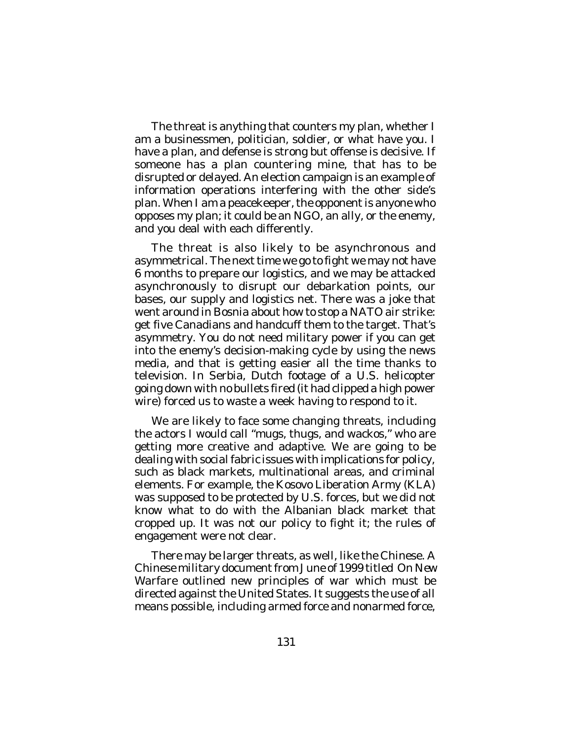The threat is anything that counters my plan, whether I am a businessmen, politician, soldier, or what have you. I have a plan, and defense is strong but offense is decisive. If someone has a plan countering mine, that has to be disrupted or delayed. An election campaign is an example of information operations interfering with the other side's plan. When I am a peacekeeper, the opponent is anyone who opposes my plan; it could be an NGO, an ally, or the enemy, and you deal with each differently.

The threat is also likely to be asynchronous and asymmetrical. The next time we go to fight we may not have 6 months to prepare our logistics, and we may be attacked asynchronously to disrupt our debarkation points, our bases, our supply and logistics net. There was a joke that went around in Bosnia about how to stop a NATO air strike: get five Canadians and handcuff them to the target. That's asymmetry. You do not need military power if you can get into the enemy's decision-making cycle by using the news media, and that is getting easier all the time thanks to television. In Serbia, Dutch footage of a U.S. helicopter going down with no bullets fired (it had clipped a high power wire) forced us to waste a week having to respond to it.

We are likely to face some changing threats, including the actors I would call "mugs, thugs, and wackos," who are getting more creative and adaptive. We are going to be dealing with social fabric issues with implications for policy, such as black markets, multinational areas, and criminal elements. For example, the Kosovo Liberation Army (KLA) was supposed to be protected by U.S. forces, but we did not know what to do with the Albanian black market that cropped up. It was not our policy to fight it; the rules of engagement were not clear.

There may be larger threats, as well, like the Chinese. A Chinese military document from June of 1999 titled *On New Warfare* outlined new principles of war which must be directed against the United States. It suggests the use of all means possible, including armed force and nonarmed force,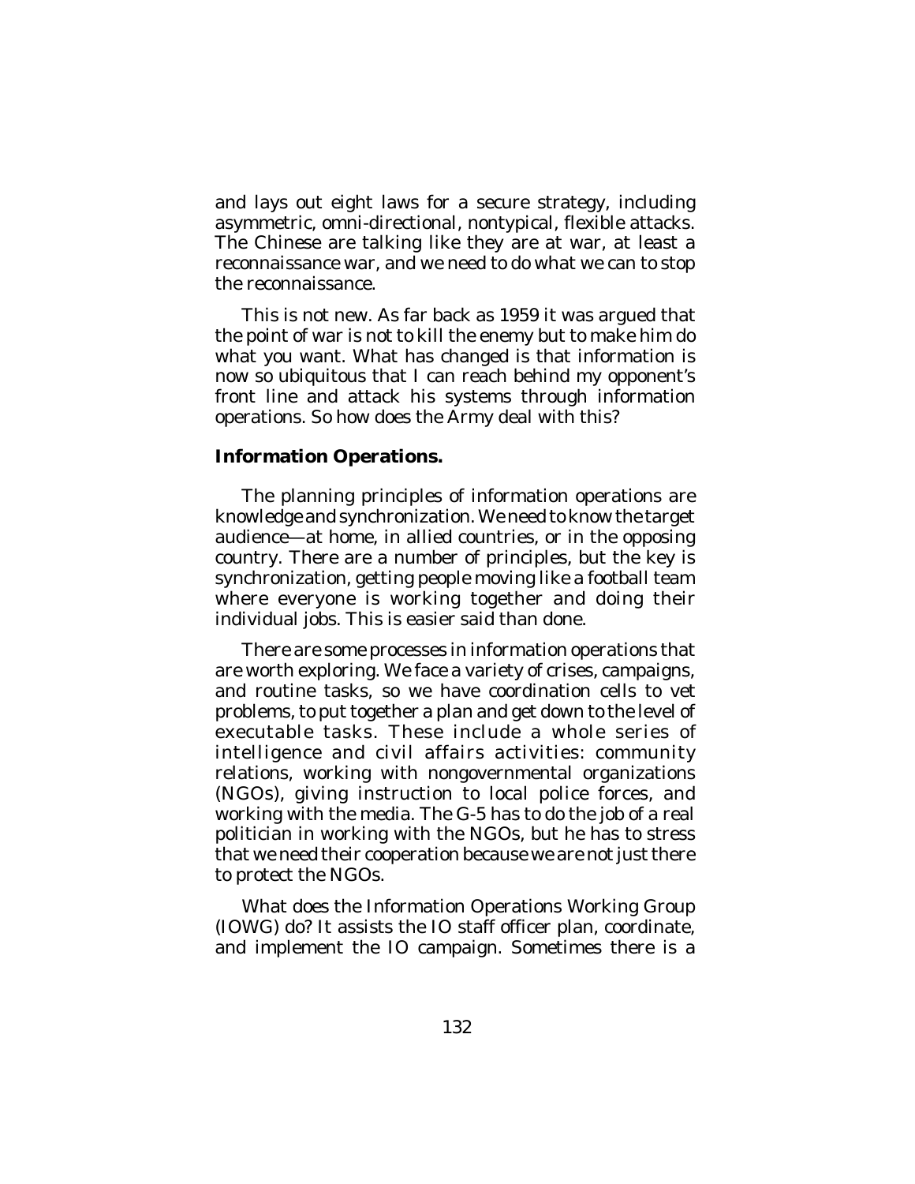and lays out eight laws for a secure strategy, including asymmetric, omni-directional, nontypical, flexible attacks. The Chinese are talking like they are at war, at least a reconnaissance war, and we need to do what we can to stop the reconnaissance.

This is not new. As far back as 1959 it was argued that the point of war is not to kill the enemy but to make him do what you want. What has changed is that information is now so ubiquitous that I can reach behind my opponent's front line and attack his systems through information operations. So how does the Army deal with this?

**Information Operations.**

The planning principles of information operations are knowledge and synchronization. We need to know the target audience—at home, in allied countries, or in the opposing country. There are a number of principles, but the key is synchronization, getting people moving like a football team where everyone is working together and doing their individual jobs. This is easier said than done.

There are some processes in information operations that are worth exploring. We face a variety of crises, campaigns, and routine tasks, so we have coordination cells to vet problems, to put together a plan and get down to the level of executable tasks. These include a whole series of intelligence and civil affairs activities: community relations, working with nongovernmental organizations (NGOs), giving instruction to local police forces, and working with the media. The G-5 has to do the job of a real politician in working with the NGOs, but he has to stress that we need their cooperation because we are not just there to protect the NGOs.

What does the Information Operations Working Group (IOWG) do? It assists the IO staff officer plan, coordinate, and implement the IO campaign. Sometimes there is a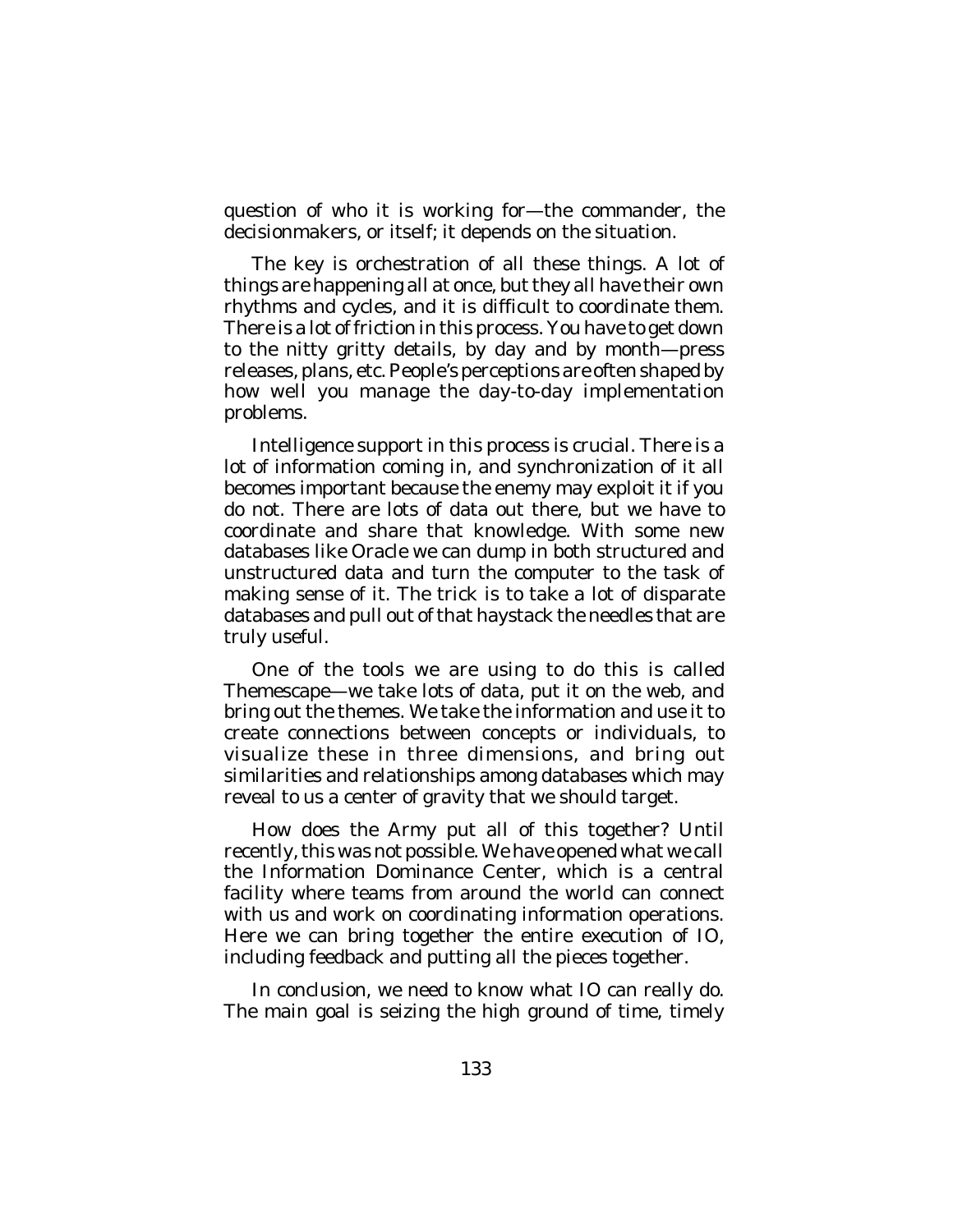question of who it is working for—the commander, the decisionmakers, or itself; it depends on the situation.

The key is orchestration of all these things. A lot of things are happening all at once, but they all have their own rhythms and cycles, and it is difficult to coordinate them. There is a lot of friction in this process. You have to get down to the nitty gritty details, by day and by month—press releases, plans, etc. People's perceptions are often shaped by how well you manage the day-to-day implementation problems.

Intelligence support in this process is crucial. There is a lot of information coming in, and synchronization of it all becomes important because the enemy may exploit it if you do not. There are lots of data out there, but we have to coordinate and share that knowledge. With some new databases like Oracle we can dump in both structured and unstructured data and turn the computer to the task of making sense of it. The trick is to take a lot of disparate databases and pull out of that haystack the needles that are truly useful.

One of the tools we are using to do this is called Themescape—we take lots of data, put it on the web, and bring out the themes. We take the information and use it to create connections between concepts or individuals, to visualize these in three dimensions, and bring out similarities and relationships among databases which may reveal to us a center of gravity that we should target.

How does the Army put all of this together? Until recently, this was not possible. We have opened what we call the Information Dominance Center, which is a central facility where teams from around the world can connect with us and work on coordinating information operations. Here we can bring together the entire execution of IO, including feedback and putting all the pieces together.

In conclusion, we need to know what IO can really do. The main goal is seizing the high ground of time, timely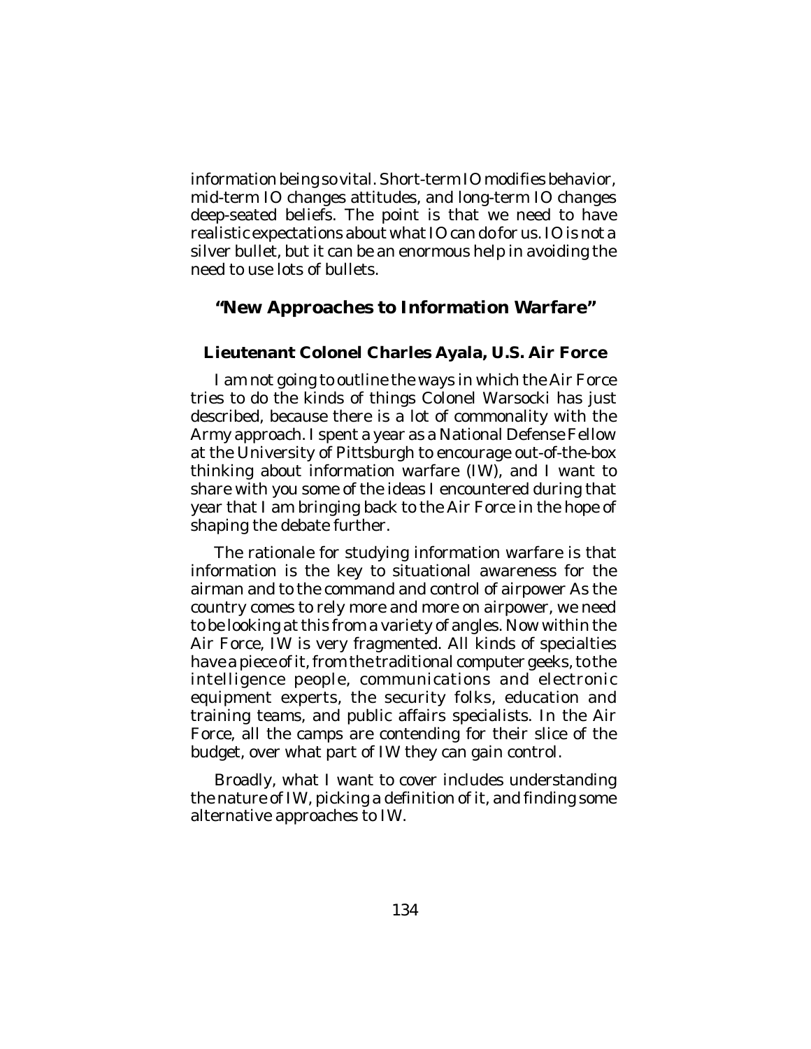information being so vital. Short-term IO modifies behavior, mid-term IO changes attitudes, and long-term IO changes deep-seated beliefs. The point is that we need to have realistic expectations about what IO can do for us. IO is not a silver bullet, but it can be an enormous help in avoiding the need to use lots of bullets.

## "New Approaches to Information Warfare"

### Lieutenant Colonel Charles Ayala, U.S. Air Force

I am not going to outline the ways in which the Air Force tries to do the kinds of things Colonel Warsocki has just described, because there is a lot of commonality with the Army approach. I spent a year as a National Defense Fellow at the University of Pittsburgh to encourage out-of-the-box thinking about information warfare (IW), and I want to share with you some of the ideas I encountered during that year that I am bringing back to the Air Force in the hope of shaping the debate further.

The rationale for studying information warfare is that information is the key to situational awareness for the airman and to the command and control of airpower As the country comes to rely more and more on airpower, we need to be looking at this from a variety of angles. Now within the Air Force, IW is very fragmented. All kinds of specialties have a piece of it, from the traditional computer geeks, to the intelligence people, communications and electronic equipment experts, the security folks, education and training teams, and public affairs specialists. In the Air Force, all the camps are contending for their slice of the budget, over what part of IW they can gain control.

Broadly, what I want to cover includes understanding the nature of IW, picking a definition of it, and finding some alternative approaches to IW.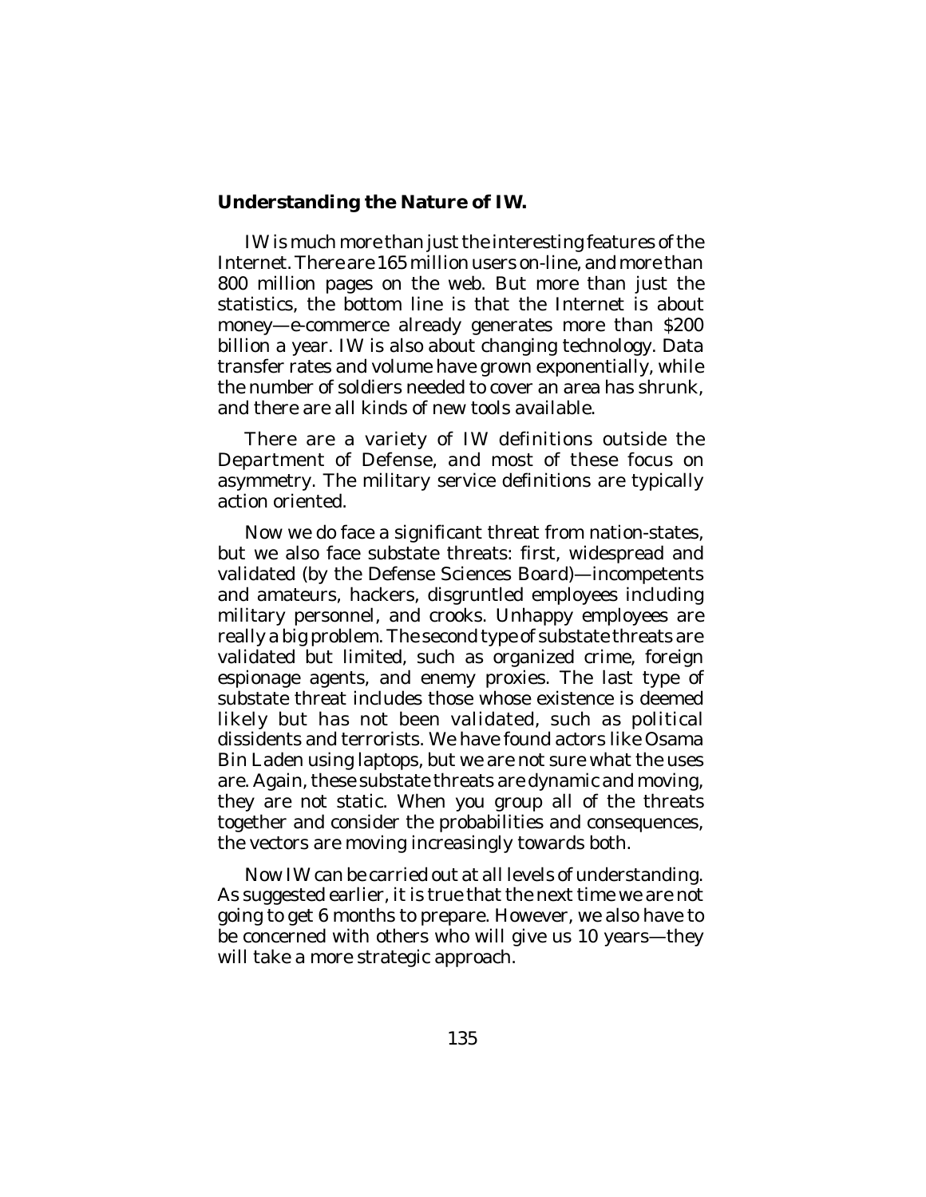### Understanding the Nature of IW.

IW is much more than just the interesting features of the Internet. There are 165 million users on-line, and more than 800 million pages on the web. But more than just the statistics, the bottom line is that the Internet is about money—e-commerce already generates more than $200 billion a year. IW is also about changing technology. Data transfer rates and volume have grown exponentially, while the number of soldiers needed to cover an area has shrunk, and there are all kinds of new tools available.

There are a variety of IW definitions outside the Department of Defense, and most of these focus on asymmetry. The military service definitions are typically action oriented.

Now we do face a significant threat from nation-states, but we also face substate threats: first, widespread and validated (by the Defense Sciences Board)—incompetents and amateurs, hackers, disgruntled employees including military personnel, and crooks. Unhappy employees are really a big problem. The second type of substate threats are validated but limited, such as organized crime, foreign espionage agents, and enemy proxies. The last type of substate threat includes those whose existence is deemed likely but has not been validated, such as political dissidents and terrorists. We have found actors like Osama Bin Laden using laptops, but we are not sure what the uses are. Again, these substate threats are dynamic and moving, they are not static. When you group all of the threats together and consider the probabilities and consequences, the vectors are moving increasingly towards both.

Now IW can be carried out at all levels of understanding. As suggested earlier, it is true that the next time we are not going to get 6 months to prepare. However, we also have to be concerned with others who will give us 10 years—they will take a more strategic approach.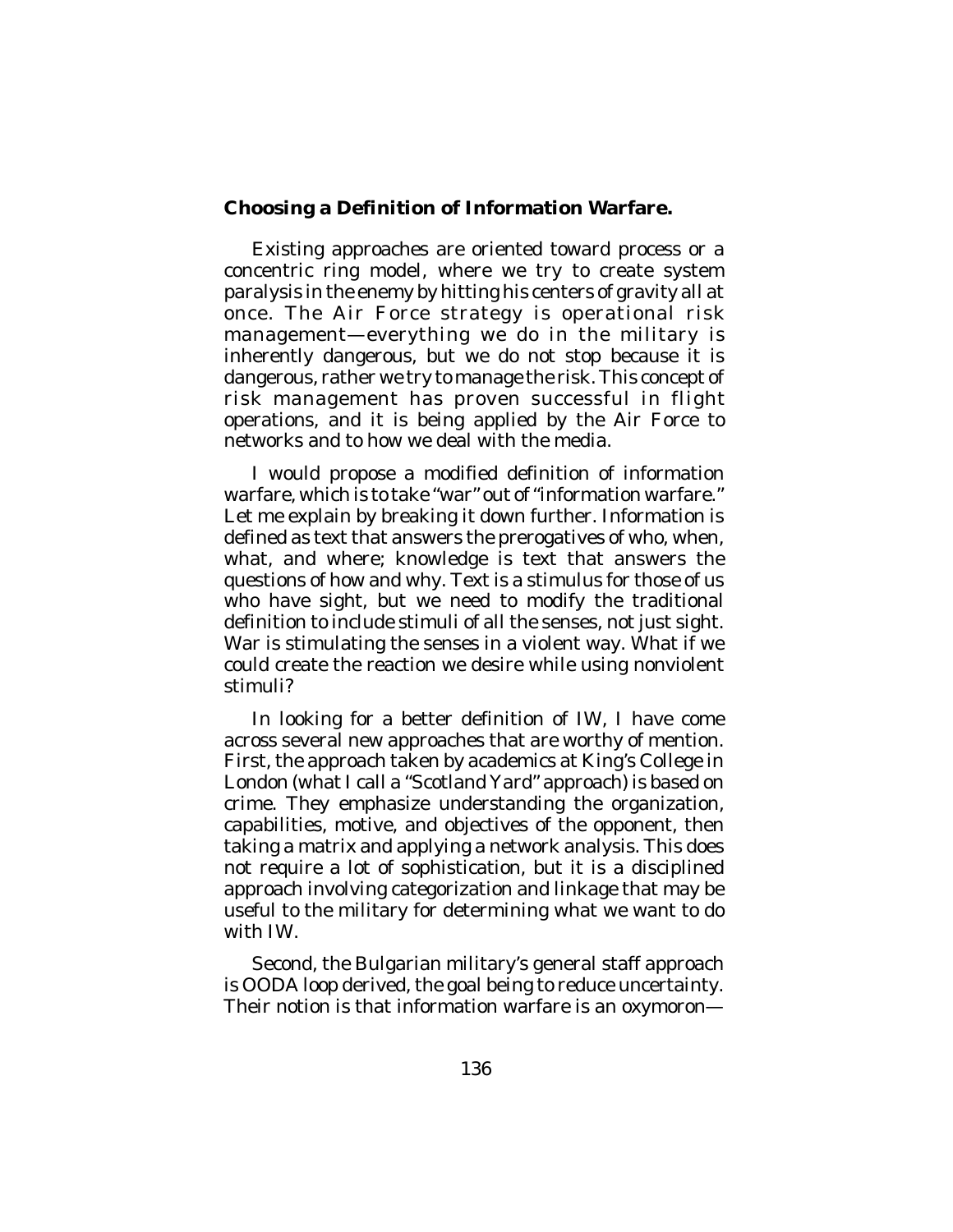**Choosing a Definition of Information Warfare.**

Existing approaches are oriented toward process or a concentric ring model, where we try to create system paralysis in the enemy by hitting his centers of gravity all at once. The Air Force strategy is operational risk management—everything we do in the military is inherently dangerous, but we do not stop because it is dangerous, rather we try to manage the risk. This concept of risk management has proven successful in flight operations, and it is being applied by the Air Force to networks and to how we deal with the media.

I would propose a modified definition of information warfare, which is to take "war" out of "information warfare." Let me explain by breaking it down further. Information is defined as text that answers the prerogatives of who, when, what, and where; knowledge is text that answers the questions of how and why. Text is a stimulus for those of us who have sight, but we need to modify the traditional definition to include stimuli of all the senses, not just sight. War is stimulating the senses in a violent way. What if we could create the reaction we desire while using nonviolent stimuli?

In looking for a better definition of IW, I have come across several new approaches that are worthy of mention. First, the approach taken by academics at King's College in London (what I call a "Scotland Yard" approach) is based on crime. They emphasize understanding the organization, capabilities, motive, and objectives of the opponent, then taking a matrix and applying a network analysis. This does not require a lot of sophistication, but it is a disciplined approach involving categorization and linkage that may be useful to the military for determining what we want to do with IW.

Second, the Bulgarian military's general staff approach is OODA loop derived, the goal being to reduce uncertainty. Their notion is that information warfare is an oxymoron—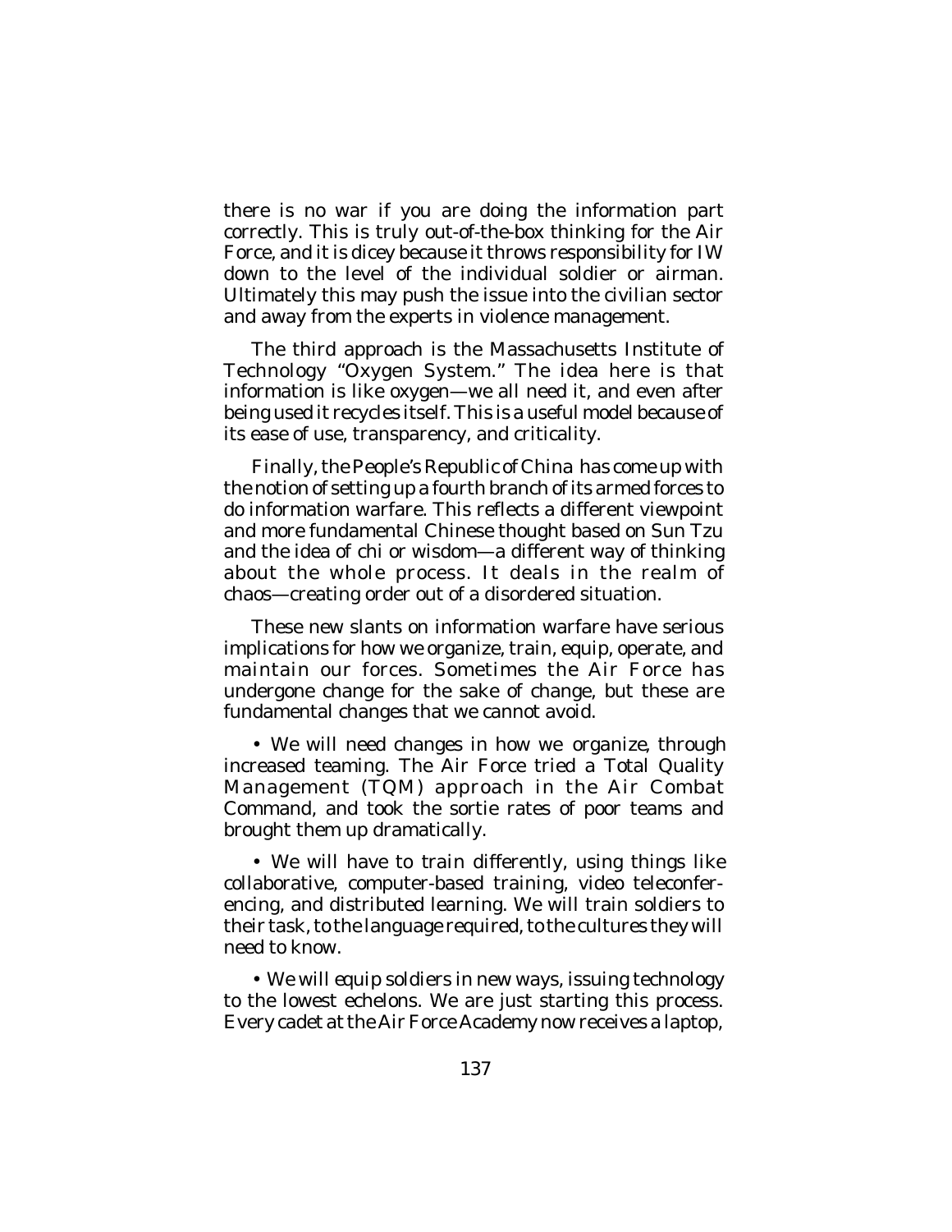there is no war if you are doing the information part correctly. This is truly out-of-the-box thinking for the Air Force, and it is dicey because it throws responsibility for IW down to the level of the individual soldier or airman. Ultimately this may push the issue into the civilian sector and away from the experts in violence management.

The third approach is the Massachusetts Institute of Technology "Oxygen System." The idea here is that information is like oxygen—we all need it, and even after being used it recycles itself. This is a useful model because of its ease of use, transparency, and criticality.

Finally, the People's Republic of China has come up with the notion of setting up a fourth branch of its armed forces to do information warfare. This reflects a different viewpoint and more fundamental Chinese thought based on Sun Tzu and the idea of chi or wisdom—a different way of thinking about the whole process. It deals in the realm of chaos—creating order out of a disordered situation.

These new slants on information warfare have serious implications for how we organize, train, equip, operate, and maintain our forces. Sometimes the Air Force has undergone change for the sake of change, but these are fundamental changes that we cannot avoid.

- We will need changes in how we organize, through increased teaming. The Air Force tried a Total Quality Management (TQM) approach in the Air Combat Command, and took the sortie rates of poor teams and brought them up dramatically.

- We will have to train differently, using things like collaborative, computer-based training, video teleconferencing, and distributed learning. We will train soldiers to their task, to the language required, to the cultures they will need to know.

- We will equip soldiers in new ways, issuing technology to the lowest echelons. We are just starting this process. Every cadet at the Air Force Academy now receives a laptop,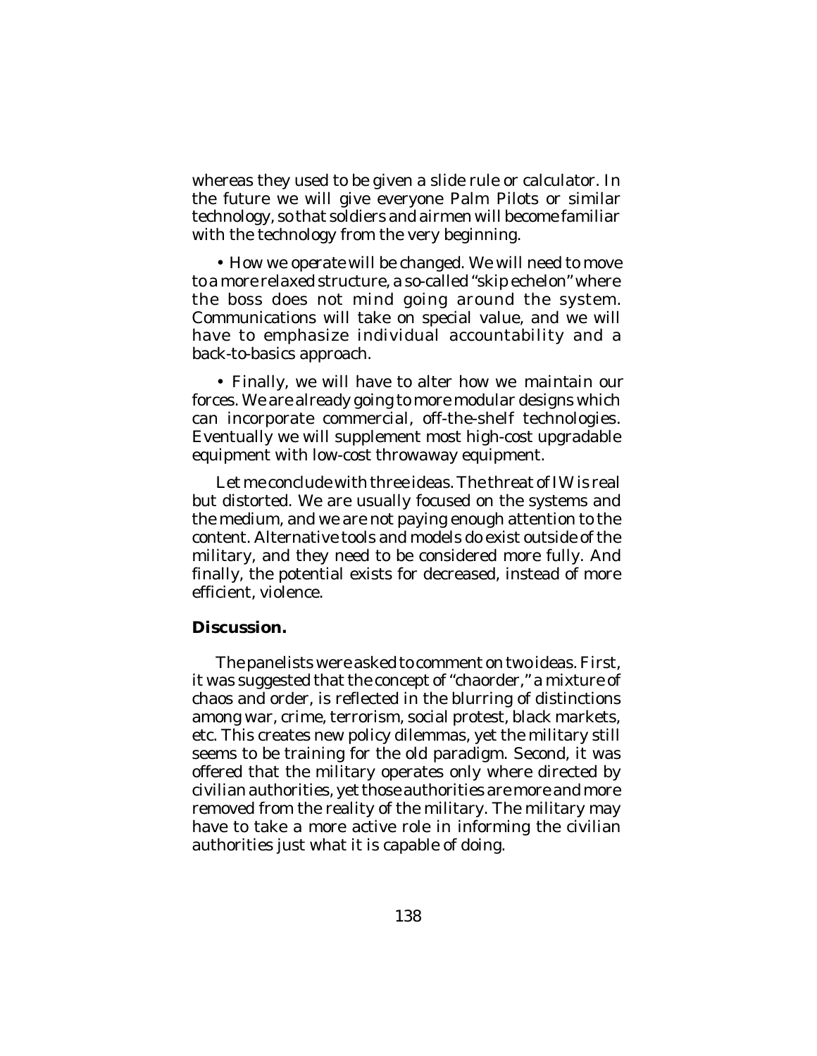whereas they used to be given a slide rule or calculator. In the future we will give everyone Palm Pilots or similar technology, so that soldiers and airmen will become familiar with the technology from the very beginning.

- How we operate will be changed. We will need to move to a more relaxed structure, a so-called "skip echelon" where the boss does not mind going around the system. Communications will take on special value, and we will have to emphasize individual accountability and a back-to-basics approach.

- Finally, we will have to alter how we maintain our forces. We are already going to more modular designs which can incorporate commercial, off-the-shelf technologies. Eventually we will supplement most high-cost upgradable equipment with low-cost throwaway equipment.

Let me conclude with three ideas. The threat of IW is real but distorted. We are usually focused on the systems and the medium, and we are not paying enough attention to the content. Alternative tools and models do exist outside of the military, and they need to be considered more fully. And finally, the potential exists for decreased, instead of more efficient, violence.

**Discussion.**

The panelists were asked to comment on two ideas. First, it was suggested that the concept of "chaorder," a mixture of chaos and order, is reflected in the blurring of distinctions among war, crime, terrorism, social protest, black markets, etc. This creates new policy dilemmas, yet the military still seems to be training for the old paradigm. Second, it was offered that the military operates only where directed by civilian authorities, yet those authorities are more and more removed from the reality of the military. The military may have to take a more active role in informing the civilian authorities just what it is capable of doing.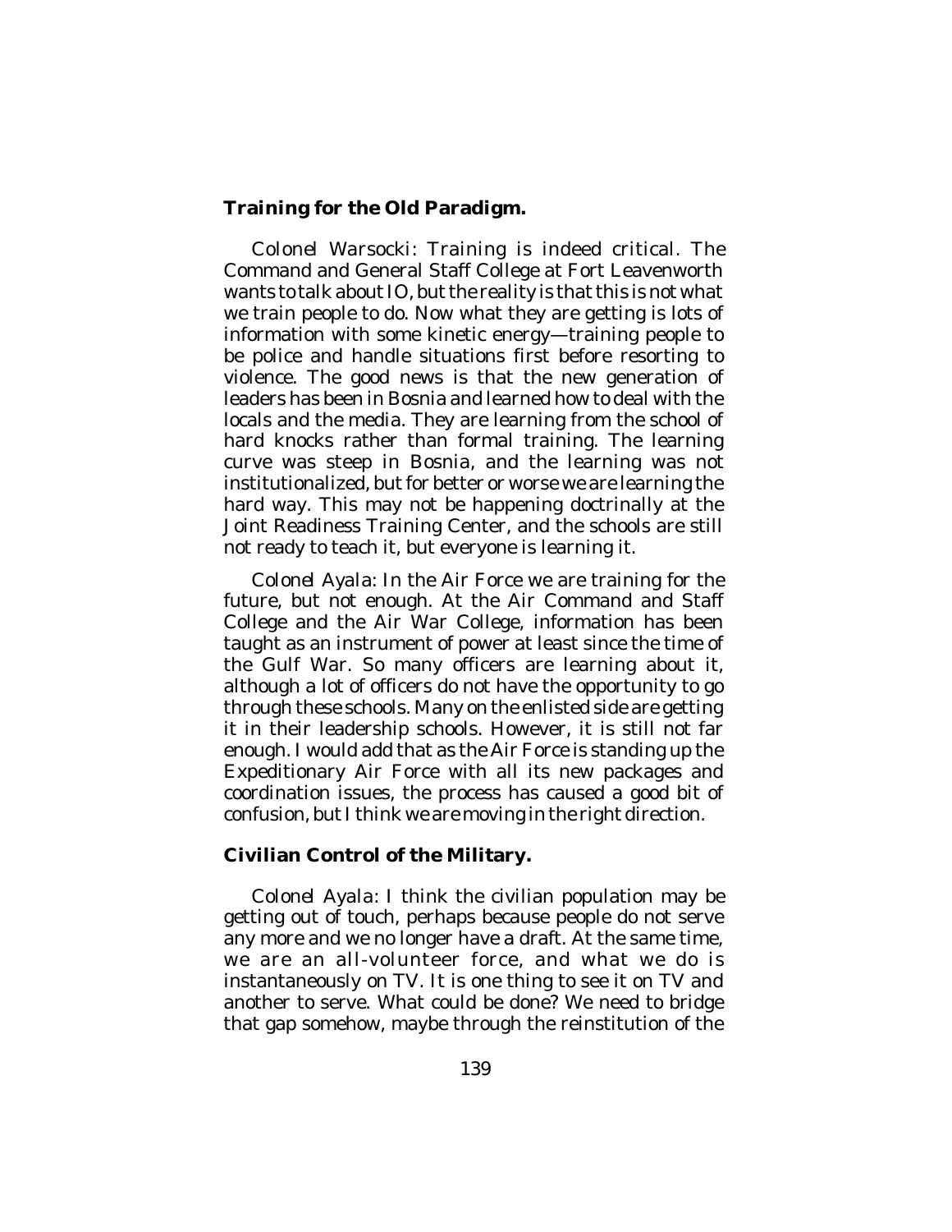### Training for the Old Paradigm.

*Colonel Warsocki*: Training is indeed critical. The Command and General Staff College at Fort Leavenworth wants to talk about IO, but the reality is that this is not what we train people to do. Now what they are getting is lots of information with some kinetic energy—training people to be police and handle situations first before resorting to violence. The good news is that the new generation of leaders has been in Bosnia and learned how to deal with the locals and the media. They are learning from the school of hard knocks rather than formal training. The learning curve was steep in Bosnia, and the learning was not institutionalized, but for better or worse we are learning the hard way. This may not be happening doctrinally at the Joint Readiness Training Center, and the schools are still not ready to teach it, but everyone is learning it.

*Colonel Ayala*: In the Air Force we are training for the future, but not enough. At the Air Command and Staff College and the Air War College, information has been taught as an instrument of power at least since the time of the Gulf War. So many officers are learning about it, although a lot of officers do not have the opportunity to go through these schools. Many on the enlisted side are getting it in their leadership schools. However, it is still not far enough. I would add that as the Air Force is standing up the Expeditionary Air Force with all its new packages and coordination issues, the process has caused a good bit of confusion, but I think we are moving in the right direction.

### Civilian Control of the Military.

*Colonel Ayala*: I think the civilian population may be getting out of touch, perhaps because people do not serve any more and we no longer have a draft. At the same time, we are an all-volunteer force, and what we do is instantaneously on TV. It is one thing to see it on TV and another to serve. What could be done? We need to bridge that gap somehow, maybe through the reinstitution of the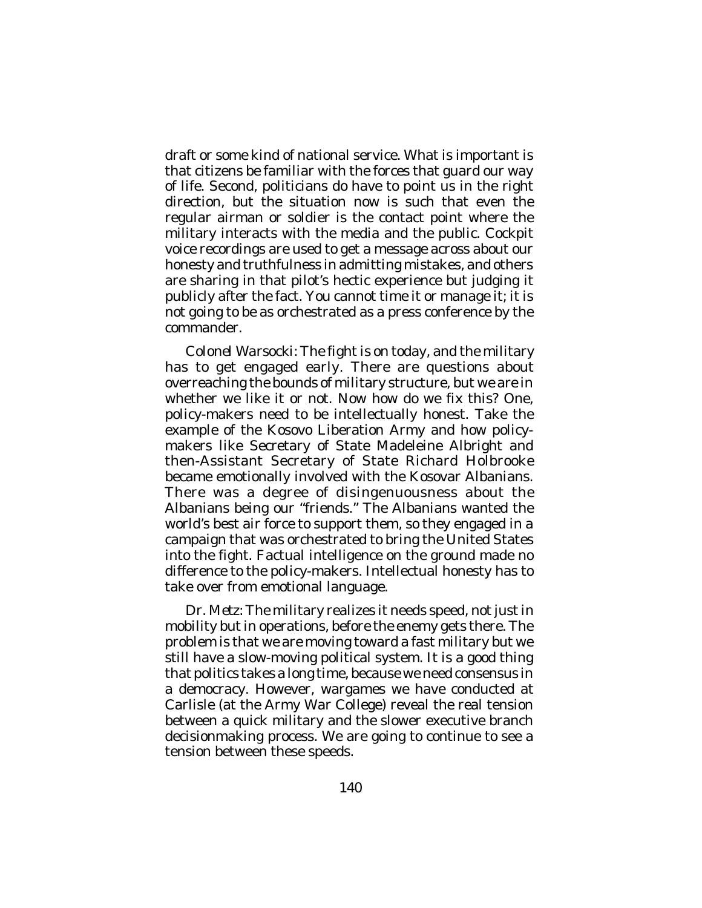draft or some kind of national service. What is important is that citizens be familiar with the forces that guard our way of life. Second, politicians do have to point us in the right direction, but the situation now is such that even the regular airman or soldier is the contact point where the military interacts with the media and the public. Cockpit voice recordings are used to get a message across about our honesty and truthfulness in admitting mistakes, and others are sharing in that pilot's hectic experience but judging it publicly after the fact. You cannot time it or manage it; it is not going to be as orchestrated as a press conference by the commander.

Colonel Warsocki: The fight is on today, and the military has to get engaged early. There are questions about overreaching the bounds of military structure, but we are in whether we like it or not. Now how do we fix this? One, policy-makers need to be intellectually honest. Take the example of the Kosovo Liberation Army and how policy-makers like Secretary of State Madeleine Albright and then-Assistant Secretary of State Richard Holbrooke became emotionally involved with the Kosovar Albanians. There was a degree of disingenuousness about the Albanians being our "friends." The Albanians wanted the world's best air force to support them, so they engaged in a campaign that was orchestrated to bring the United States into the fight. Factual intelligence on the ground made no difference to the policy-makers. Intellectual honesty has to take over from emotional language.

Dr. Metz: The military realizes it needs speed, not just in mobility but in operations, before the enemy gets there. The problem is that we are moving toward a fast military but we still have a slow-moving political system. It is a good thing that politics takes a long time, because we need consensus in a democracy. However, wargames we have conducted at Carlisle (at the Army War College) reveal the real tension between a quick military and the slower executive branch decisionmaking process. We are going to continue to see a tension between these speeds.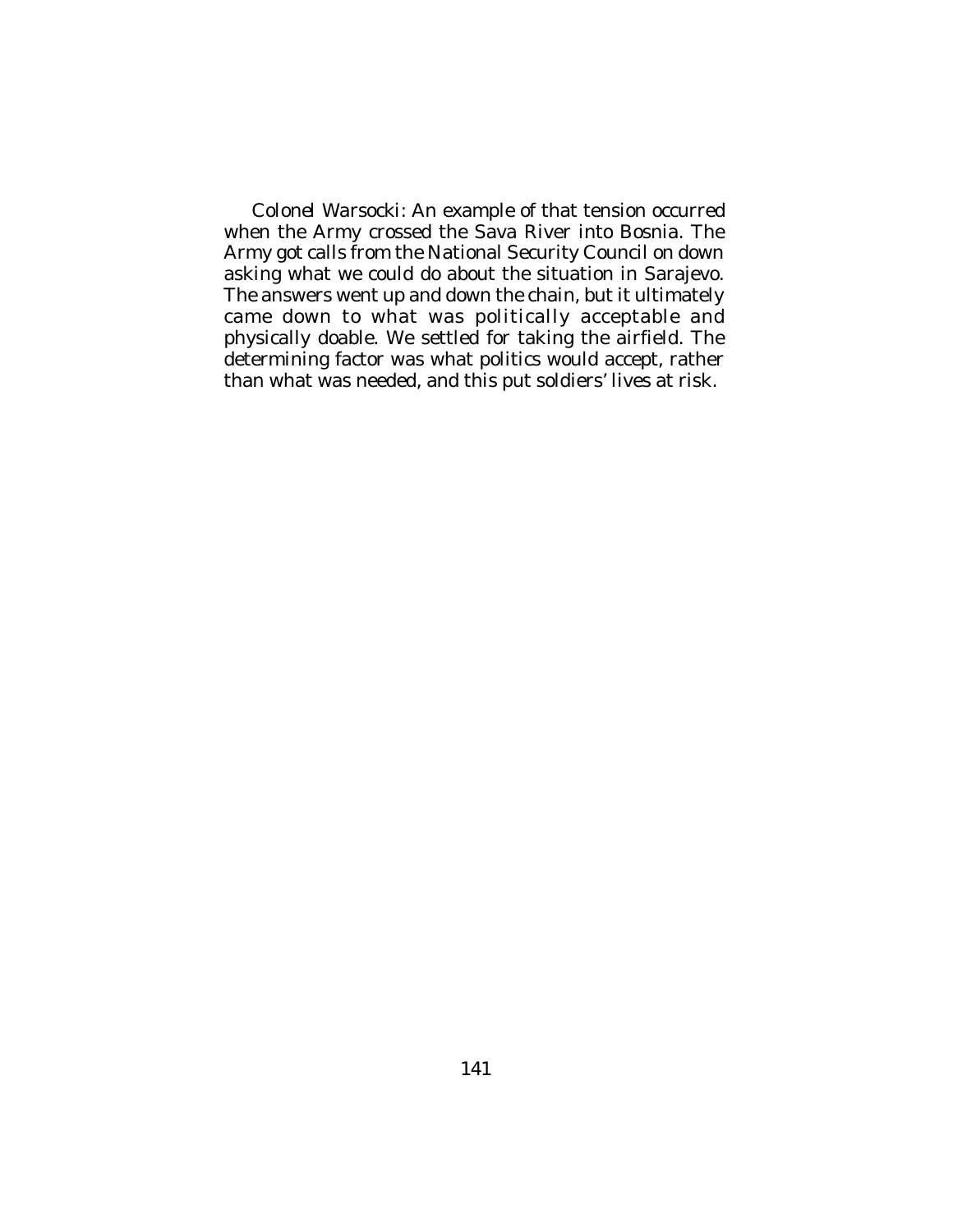Colonel Warsocki: An example of that tension occurred when the Army crossed the Sava River into Bosnia. The Army got calls from the National Security Council on down asking what we could do about the situation in Sarajevo. The answers went up and down the chain, but it ultimately came down to what was politically acceptable and physically doable. We settled for taking the airfield. The determining factor was what politics would accept, rather than what was needed, and this put soldiers' lives at risk.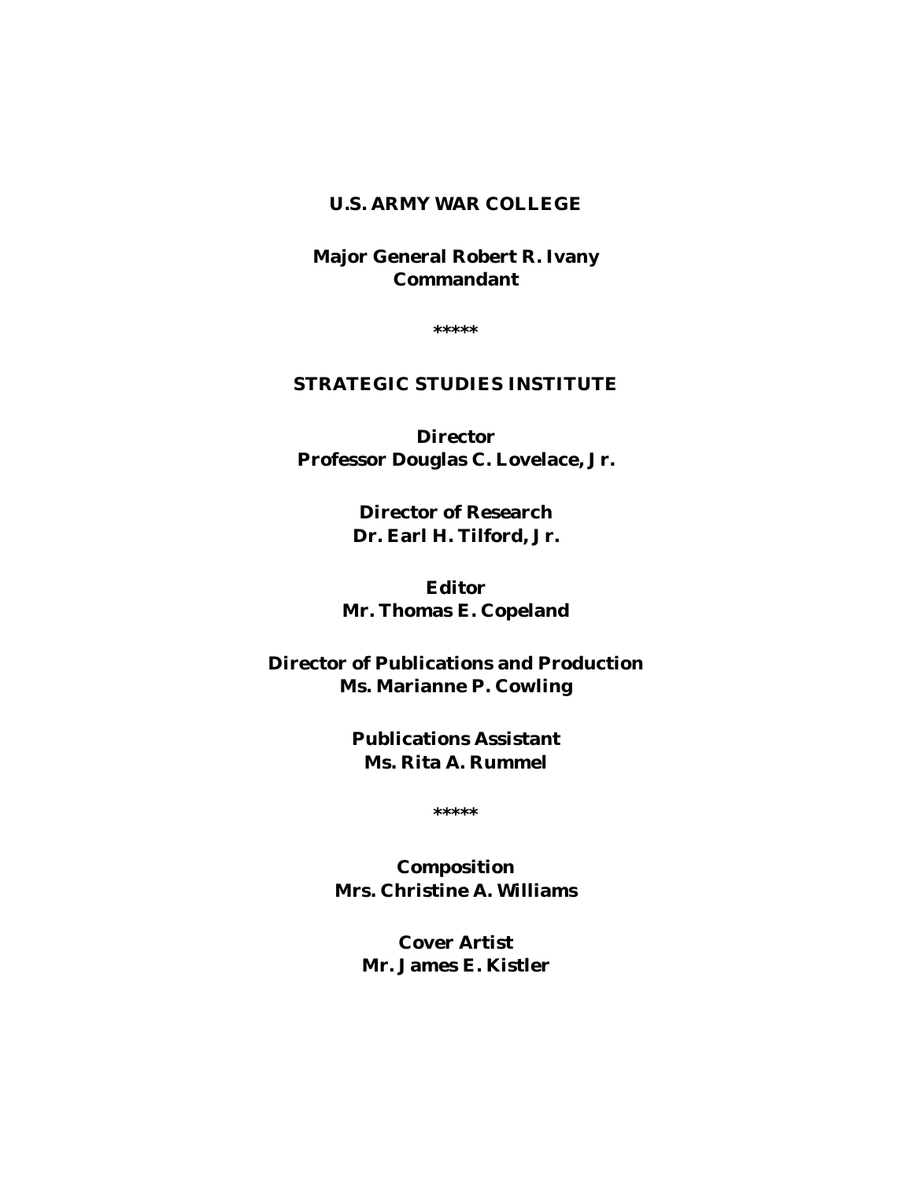**U.S. ARMY WAR COLLEGE**

**Major General Robert R. Ivany**
**Commandant**

*****

**STRATEGIC STUDIES INSTITUTE**

**Director**
**Professor Douglas C. Lovelace, Jr.**

**Director of Research**
**Dr. Earl H. Tilford, Jr.**

**Editor**
**Mr. Thomas E. Copeland**

**Director of Publications and Production**
**Ms. Marianne P. Cowling**

**Publications Assistant**
**Ms. Rita A. Rummel**

*****

**Composition**
**Mrs. Christine A. Williams**

**Cover Artist**
**Mr. James E. Kistler**